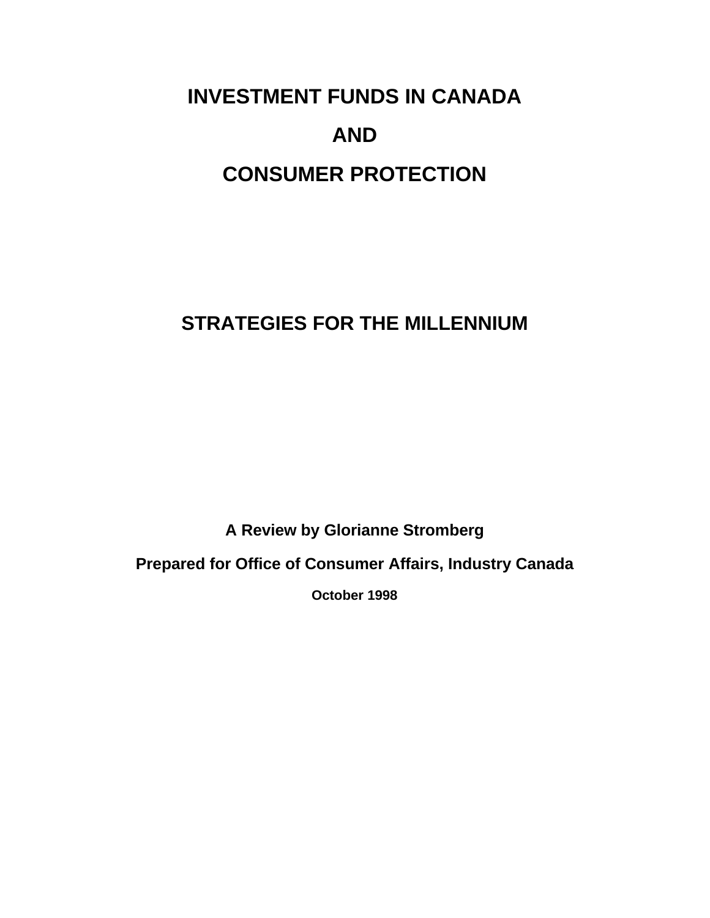# INVESTMENT FUNDS IN CANADA

# AND

# CONSUMER PROTECTION

## STRATEGIES FOR THE MILLENNIUM

**A Review by Glorianne Stromberg**

**Prepared for Office of Consumer Affairs, Industry Canada**

**October 1998**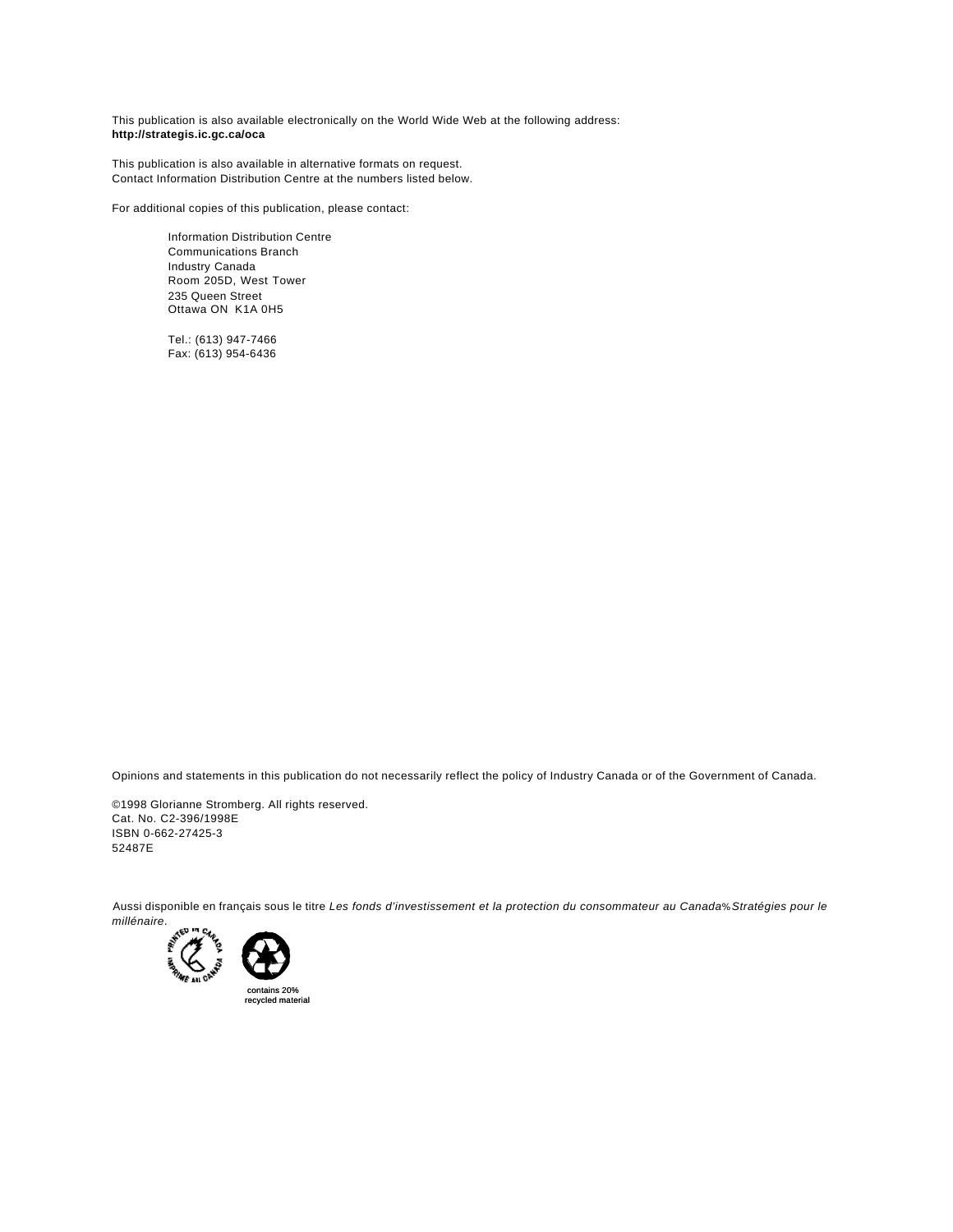This publication is also available electronically on the World Wide Web at the following address:
**http://strategis.ic.gc.ca/oca**

This publication is also available in alternative formats on request.
Contact Information Distribution Centre at the numbers listed below.

For additional copies of this publication, please contact:

Information Distribution Centre
Communications Branch
Industry Canada
Room 205D, West Tower
235 Queen Street
Ottawa ON K1A 0H5

Tel.: (613) 947-7466
Fax: (613) 954-6436

Opinions and statements in this publication do not necessarily reflect the policy of Industry Canada or of the Government of Canada.

©1998 Glorianne Stromberg. All rights reserved.
Cat. No. C2-396/1998E
ISBN 0-662-27425-3
52487E

Aussi disponible en français sous le titre *Les fonds d'investissement et la protection du consommateur au Canada% Stratégies pour le millénaire*.

contains 20% recycled material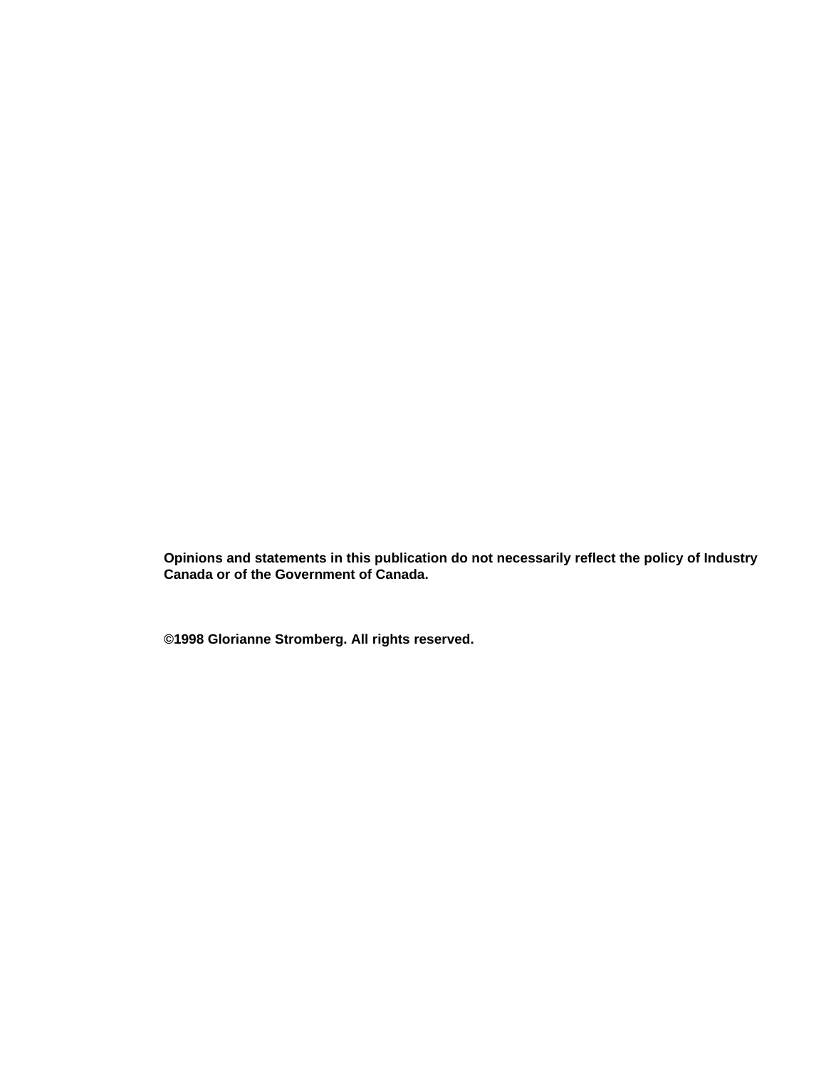**Opinions and statements in this publication do not necessarily reflect the policy of Industry Canada or of the Government of Canada.**

**©1998 Glorianne Stromberg. All rights reserved.**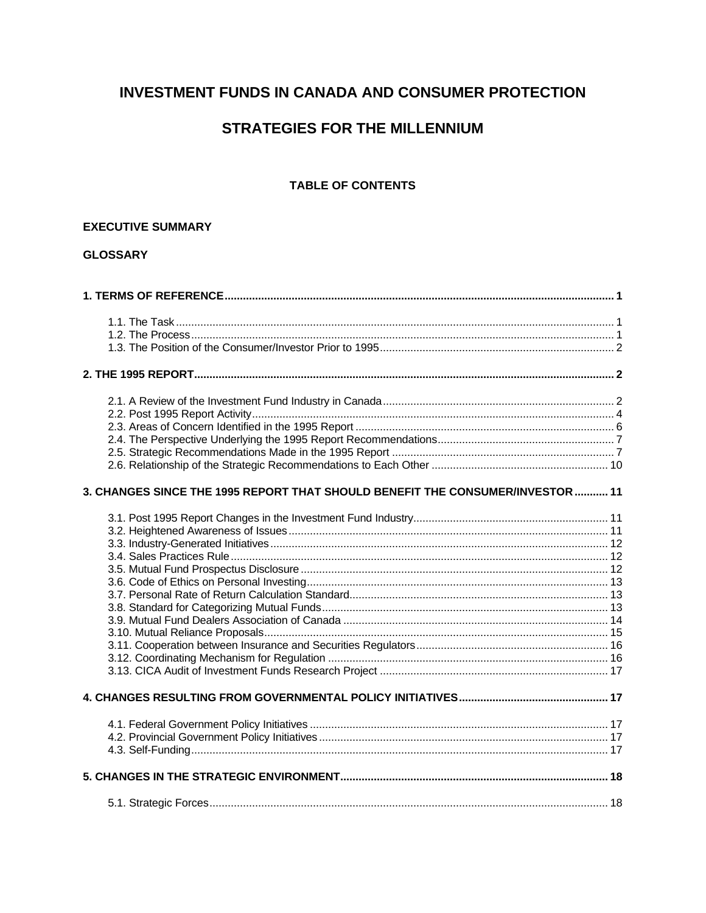# INVESTMENT FUNDS IN CANADA AND CONSUMER PROTECTION

# STRATEGIES FOR THE MILLENNIUM

## TABLE OF CONTENTS

**EXECUTIVE SUMMARY**

**GLOSSARY**

**1. TERMS OF REFERENCE .............................................................. 1**

- 1.1. The Task .............................................................. 1
- 1.2. The Process .............................................................. 1
- 1.3. The Position of the Consumer/Investor Prior to 1995 .............................................................. 2

**2. THE 1995 REPORT .............................................................. 2**

- 2.1. A Review of the Investment Fund Industry in Canada .............................................................. 2
- 2.2. Post 1995 Report Activity .............................................................. 4
- 2.3. Areas of Concern Identified in the 1995 Report .............................................................. 6
- 2.4. The Perspective Underlying the 1995 Report Recommendations .............................................................. 7
- 2.5. Strategic Recommendations Made in the 1995 Report .............................................................. 7
- 2.6. Relationship of the Strategic Recommendations to Each Other .............................................................. 10

**3. CHANGES SINCE THE 1995 REPORT THAT SHOULD BENEFIT THE CONSUMER/INVESTOR .......... 11**

- 3.1. Post 1995 Report Changes in the Investment Fund Industry .............................................................. 11
- 3.2. Heightened Awareness of Issues .............................................................. 11
- 3.3. Industry-Generated Initiatives .............................................................. 12
- 3.4. Sales Practices Rule .............................................................. 12
- 3.5. Mutual Fund Prospectus Disclosure .............................................................. 12
- 3.6. Code of Ethics on Personal Investing .............................................................. 13
- 3.7. Personal Rate of Return Calculation Standard .............................................................. 13
- 3.8. Standard for Categorizing Mutual Funds .............................................................. 13
- 3.9. Mutual Fund Dealers Association of Canada .............................................................. 14
- 3.10. Mutual Reliance Proposals .............................................................. 15
- 3.11. Cooperation between Insurance and Securities Regulators .............................................................. 16
- 3.12. Coordinating Mechanism for Regulation .............................................................. 16
- 3.13. CICA Audit of Investment Funds Research Project .............................................................. 17

**4. CHANGES RESULTING FROM GOVERNMENTAL POLICY INITIATIVES .............................................................. 17**

- 4.1. Federal Government Policy Initiatives .............................................................. 17
- 4.2. Provincial Government Policy Initiatives .............................................................. 17
- 4.3. Self-Funding .............................................................. 17

**5. CHANGES IN THE STRATEGIC ENVIRONMENT .............................................................. 18**

- 5.1. Strategic Forces .............................................................. 18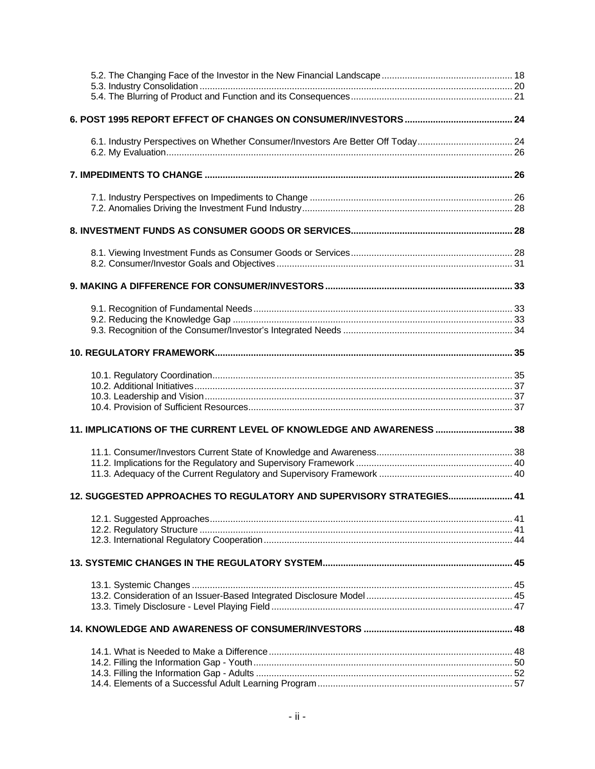5.2. The Changing Face of the Investor in the New Financial Landscape .......... 18
5.3. Industry Consolidation .......... 20
5.4. The Blurring of Product and Function and its Consequences .......... 21

**6. POST 1995 REPORT EFFECT OF CHANGES ON CONSUMER/INVESTORS .......... 24**

6.1. Industry Perspectives on Whether Consumer/Investors Are Better Off Today .......... 24
6.2. My Evaluation .......... 26

**7. IMPEDIMENTS TO CHANGE .......... 26**

7.1. Industry Perspectives on Impediments to Change .......... 26
7.2. Anomalies Driving the Investment Fund Industry .......... 28

**8. INVESTMENT FUNDS AS CONSUMER GOODS OR SERVICES .......... 28**

8.1. Viewing Investment Funds as Consumer Goods or Services .......... 28
8.2. Consumer/Investor Goals and Objectives .......... 31

**9. MAKING A DIFFERENCE FOR CONSUMER/INVESTORS .......... 33**

9.1. Recognition of Fundamental Needs .......... 33
9.2. Reducing the Knowledge Gap .......... 33
9.3. Recognition of the Consumer/Investor's Integrated Needs .......... 34

**10. REGULATORY FRAMEWORK .......... 35**

10.1. Regulatory Coordination .......... 35
10.2. Additional Initiatives .......... 37
10.3. Leadership and Vision .......... 37
10.4. Provision of Sufficient Resources .......... 37

**11. IMPLICATIONS OF THE CURRENT LEVEL OF KNOWLEDGE AND AWARENESS .......... 38**

11.1. Consumer/Investors Current State of Knowledge and Awareness .......... 38
11.2. Implications for the Regulatory and Supervisory Framework .......... 40
11.3. Adequacy of the Current Regulatory and Supervisory Framework .......... 40

**12. SUGGESTED APPROACHES TO REGULATORY AND SUPERVISORY STRATEGIES .......... 41**

12.1. Suggested Approaches .......... 41
12.2. Regulatory Structure .......... 41
12.3. International Regulatory Cooperation .......... 44

**13. SYSTEMIC CHANGES IN THE REGULATORY SYSTEM .......... 45**

13.1. Systemic Changes .......... 45
13.2. Consideration of an Issuer-Based Integrated Disclosure Model .......... 45
13.3. Timely Disclosure - Level Playing Field .......... 47

**14. KNOWLEDGE AND AWARENESS OF CONSUMER/INVESTORS .......... 48**

14.1. What is Needed to Make a Difference .......... 48
14.2. Filling the Information Gap - Youth .......... 50
14.3. Filling the Information Gap - Adults .......... 52
14.4. Elements of a Successful Adult Learning Program .......... 57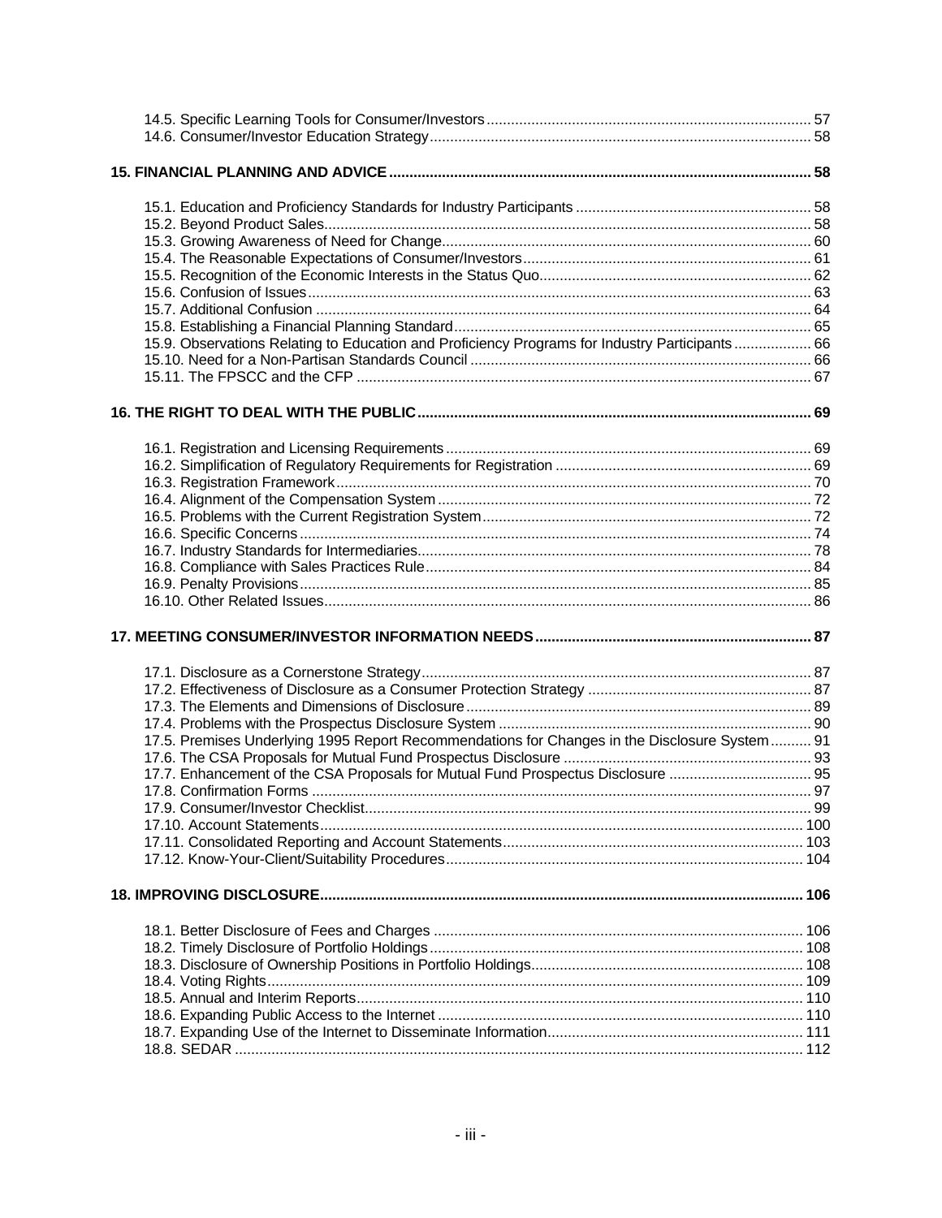14.5. Specific Learning Tools for Consumer/Investors ... 57
14.6. Consumer/Investor Education Strategy ... 58

**15. FINANCIAL PLANNING AND ADVICE ... 58**

15.1. Education and Proficiency Standards for Industry Participants ... 58
15.2. Beyond Product Sales ... 58
15.3. Growing Awareness of Need for Change ... 60
15.4. The Reasonable Expectations of Consumer/Investors ... 61
15.5. Recognition of the Economic Interests in the Status Quo ... 62
15.6. Confusion of Issues ... 63
15.7. Additional Confusion ... 64
15.8. Establishing a Financial Planning Standard ... 65
15.9. Observations Relating to Education and Proficiency Programs for Industry Participants ... 66
15.10. Need for a Non-Partisan Standards Council ... 66
15.11. The FPSCC and the CFP ... 67

**16. THE RIGHT TO DEAL WITH THE PUBLIC ... 69**

16.1. Registration and Licensing Requirements ... 69
16.2. Simplification of Regulatory Requirements for Registration ... 69
16.3. Registration Framework ... 70
16.4. Alignment of the Compensation System ... 72
16.5. Problems with the Current Registration System ... 72
16.6. Specific Concerns ... 74
16.7. Industry Standards for Intermediaries ... 78
16.8. Compliance with Sales Practices Rule ... 84
16.9. Penalty Provisions ... 85
16.10. Other Related Issues ... 86

**17. MEETING CONSUMER/INVESTOR INFORMATION NEEDS ... 87**

17.1. Disclosure as a Cornerstone Strategy ... 87
17.2. Effectiveness of Disclosure as a Consumer Protection Strategy ... 87
17.3. The Elements and Dimensions of Disclosure ... 89
17.4. Problems with the Prospectus Disclosure System ... 90
17.5. Premises Underlying 1995 Report Recommendations for Changes in the Disclosure System ... 91
17.6. The CSA Proposals for Mutual Fund Prospectus Disclosure ... 93
17.7. Enhancement of the CSA Proposals for Mutual Fund Prospectus Disclosure ... 95
17.8. Confirmation Forms ... 97
17.9. Consumer/Investor Checklist ... 99
17.10. Account Statements ... 100
17.11. Consolidated Reporting and Account Statements ... 103
17.12. Know-Your-Client/Suitability Procedures ... 104

**18. IMPROVING DISCLOSURE ... 106**

18.1. Better Disclosure of Fees and Charges ... 106
18.2. Timely Disclosure of Portfolio Holdings ... 108
18.3. Disclosure of Ownership Positions in Portfolio Holdings ... 108
18.4. Voting Rights ... 109
18.5. Annual and Interim Reports ... 110
18.6. Expanding Public Access to the Internet ... 110
18.7. Expanding Use of the Internet to Disseminate Information ... 111
18.8. SEDAR ... 112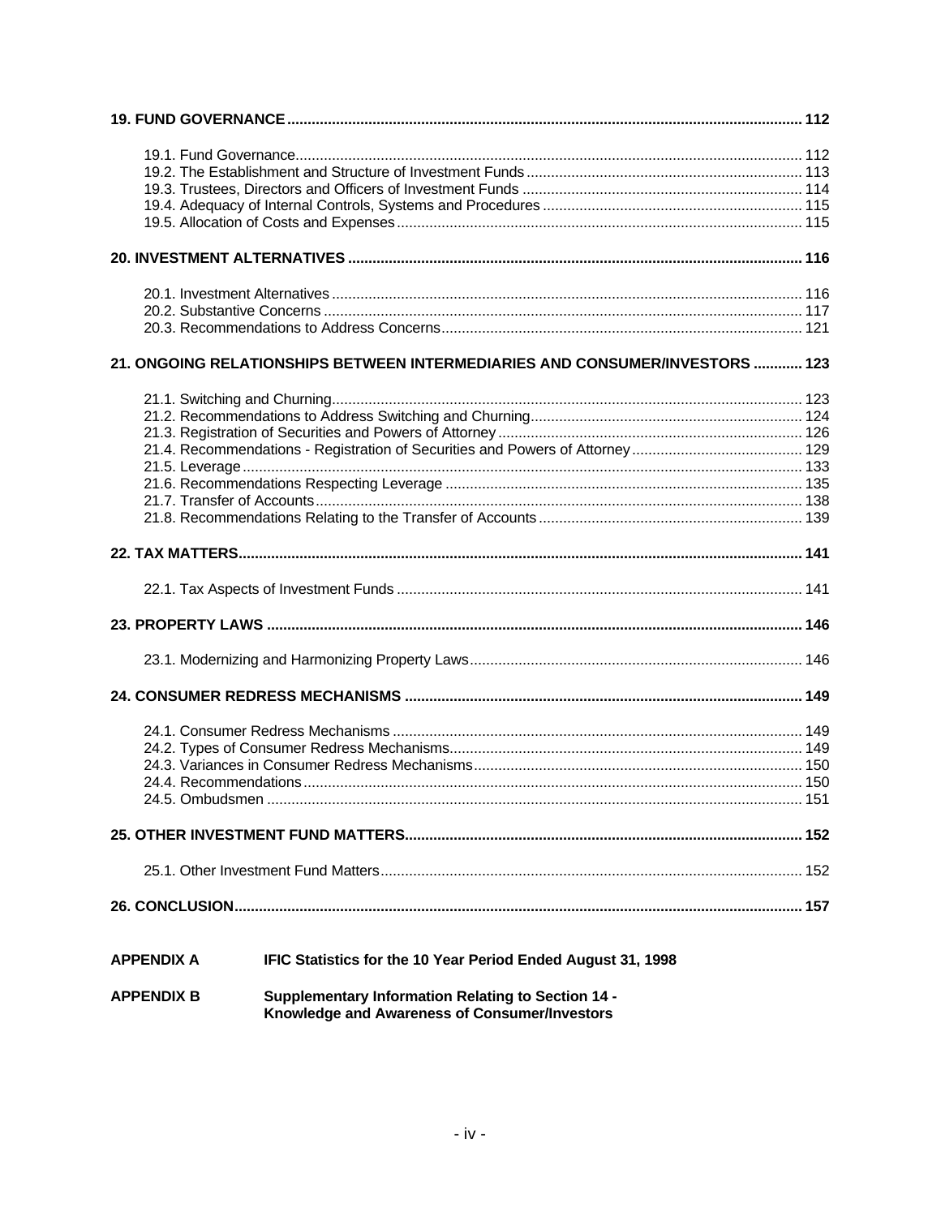**19. FUND GOVERNANCE** .......... 112

- 19.1. Fund Governance .......... 112
- 19.2. The Establishment and Structure of Investment Funds .......... 113
- 19.3. Trustees, Directors and Officers of Investment Funds .......... 114
- 19.4. Adequacy of Internal Controls, Systems and Procedures .......... 115
- 19.5. Allocation of Costs and Expenses .......... 115

**20. INVESTMENT ALTERNATIVES** .......... 116

- 20.1. Investment Alternatives .......... 116
- 20.2. Substantive Concerns .......... 117
- 20.3. Recommendations to Address Concerns .......... 121

**21. ONGOING RELATIONSHIPS BETWEEN INTERMEDIARIES AND CONSUMER/INVESTORS** .......... 123

- 21.1. Switching and Churning .......... 123
- 21.2. Recommendations to Address Switching and Churning .......... 124
- 21.3. Registration of Securities and Powers of Attorney .......... 126
- 21.4. Recommendations - Registration of Securities and Powers of Attorney .......... 129
- 21.5. Leverage .......... 133
- 21.6. Recommendations Respecting Leverage .......... 135
- 21.7. Transfer of Accounts .......... 138
- 21.8. Recommendations Relating to the Transfer of Accounts .......... 139

**22. TAX MATTERS** .......... 141

- 22.1. Tax Aspects of Investment Funds .......... 141

**23. PROPERTY LAWS** .......... 146

- 23.1. Modernizing and Harmonizing Property Laws .......... 146

**24. CONSUMER REDRESS MECHANISMS** .......... 149

- 24.1. Consumer Redress Mechanisms .......... 149
- 24.2. Types of Consumer Redress Mechanisms .......... 149
- 24.3. Variances in Consumer Redress Mechanisms .......... 150
- 24.4. Recommendations .......... 150
- 24.5. Ombudsmen .......... 151

**25. OTHER INVESTMENT FUND MATTERS** .......... 152

- 25.1. Other Investment Fund Matters .......... 152

**26. CONCLUSION** .......... 157

**APPENDIX A** IFIC Statistics for the 10 Year Period Ended August 31, 1998

**APPENDIX B** Supplementary Information Relating to Section 14 - Knowledge and Awareness of Consumer/Investors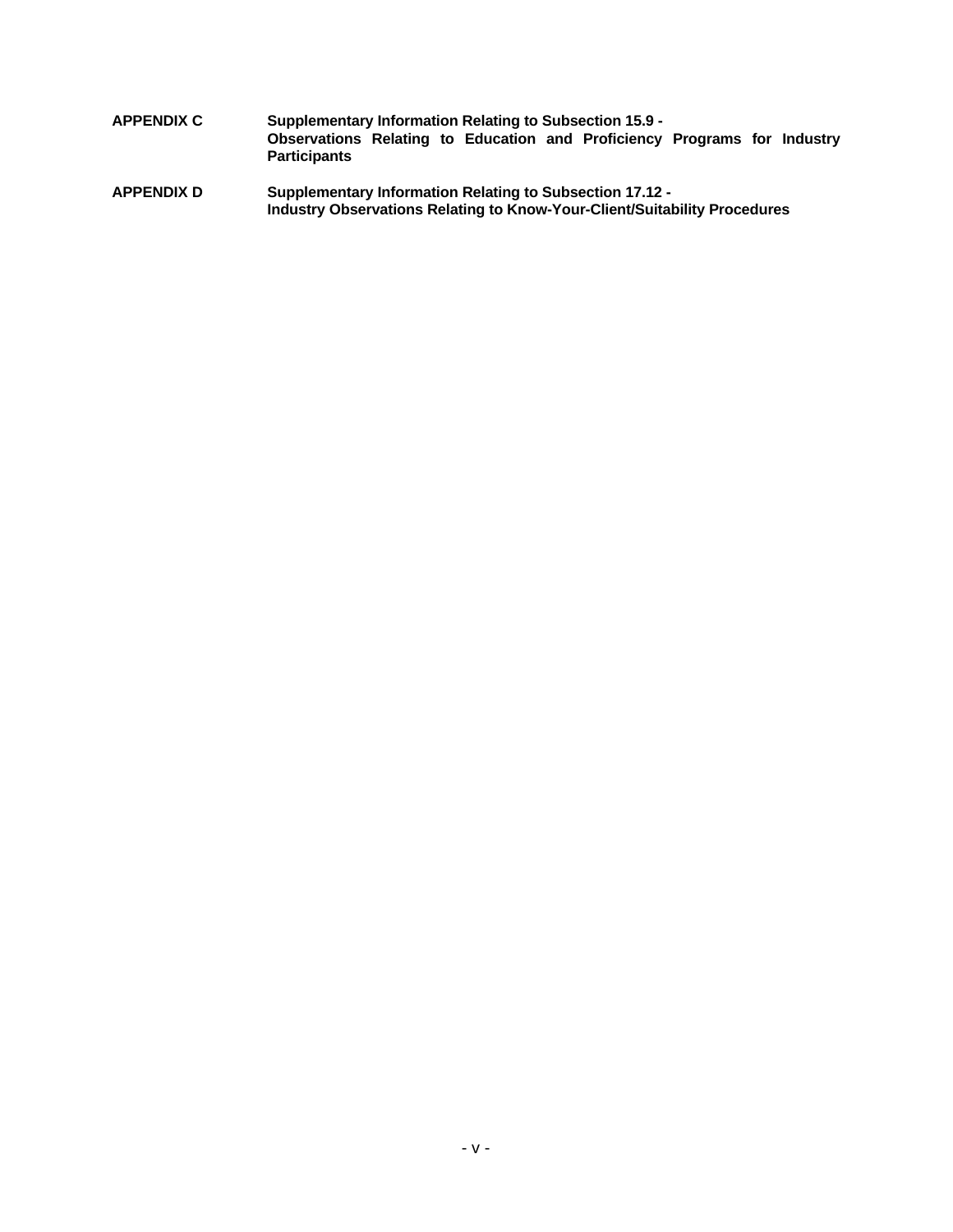**APPENDIX C** **Supplementary Information Relating to Subsection 15.9 - Observations Relating to Education and Proficiency Programs for Industry Participants**

**APPENDIX D** **Supplementary Information Relating to Subsection 17.12 - Industry Observations Relating to Know-Your-Client/Suitability Procedures**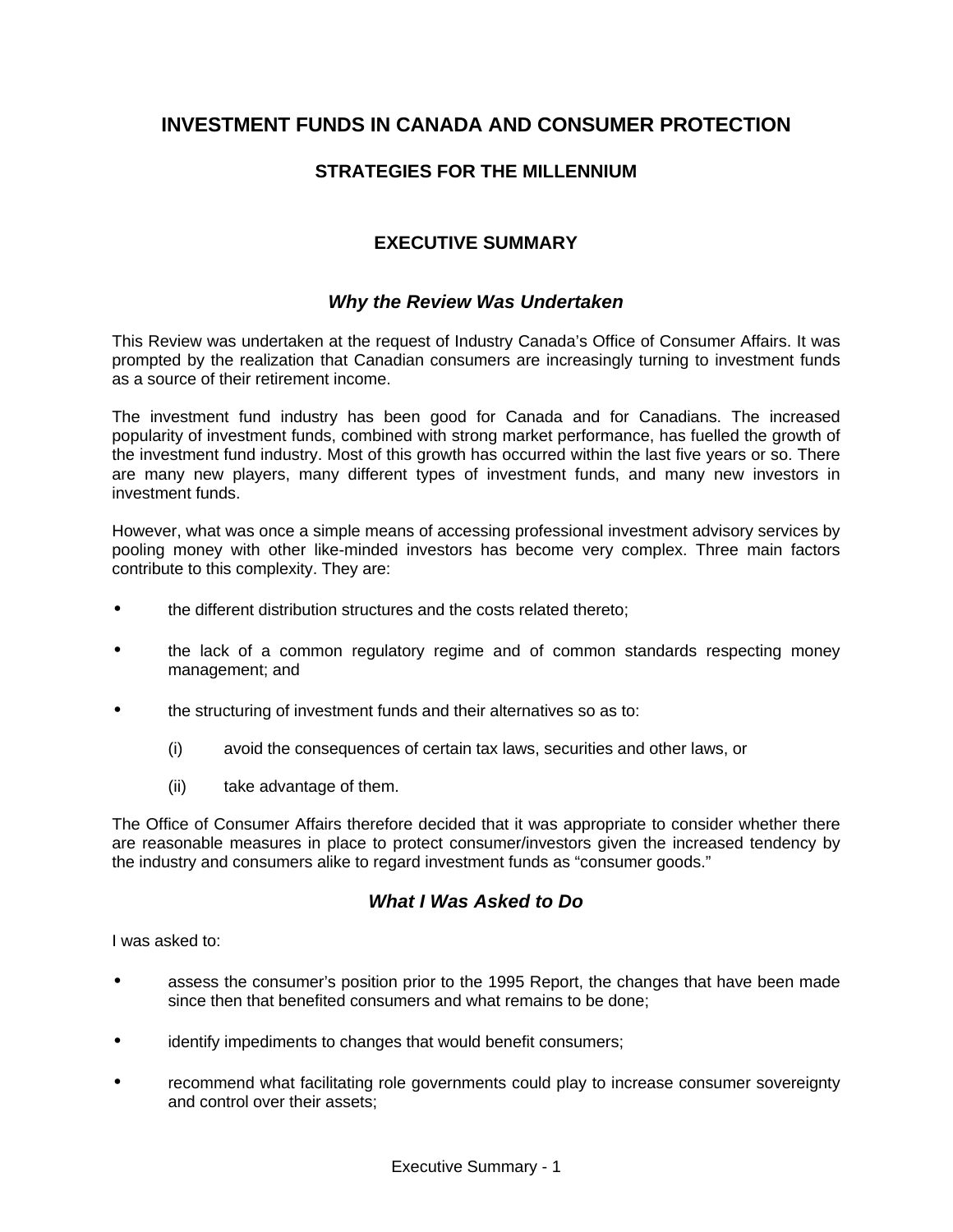# INVESTMENT FUNDS IN CANADA AND CONSUMER PROTECTION

## STRATEGIES FOR THE MILLENNIUM

## EXECUTIVE SUMMARY

### *Why the Review Was Undertaken*

This Review was undertaken at the request of Industry Canada's Office of Consumer Affairs. It was prompted by the realization that Canadian consumers are increasingly turning to investment funds as a source of their retirement income.

The investment fund industry has been good for Canada and for Canadians. The increased popularity of investment funds, combined with strong market performance, has fuelled the growth of the investment fund industry. Most of this growth has occurred within the last five years or so. There are many new players, many different types of investment funds, and many new investors in investment funds.

However, what was once a simple means of accessing professional investment advisory services by pooling money with other like-minded investors has become very complex. Three main factors contribute to this complexity. They are:

- the different distribution structures and the costs related thereto;
- the lack of a common regulatory regime and of common standards respecting money management; and
- the structuring of investment funds and their alternatives so as to:
  - (i) avoid the consequences of certain tax laws, securities and other laws, or
  - (ii) take advantage of them.

The Office of Consumer Affairs therefore decided that it was appropriate to consider whether there are reasonable measures in place to protect consumer/investors given the increased tendency by the industry and consumers alike to regard investment funds as "consumer goods."

### *What I Was Asked to Do*

I was asked to:

- assess the consumer's position prior to the 1995 Report, the changes that have been made since then that benefited consumers and what remains to be done;
- identify impediments to changes that would benefit consumers;
- recommend what facilitating role governments could play to increase consumer sovereignty and control over their assets;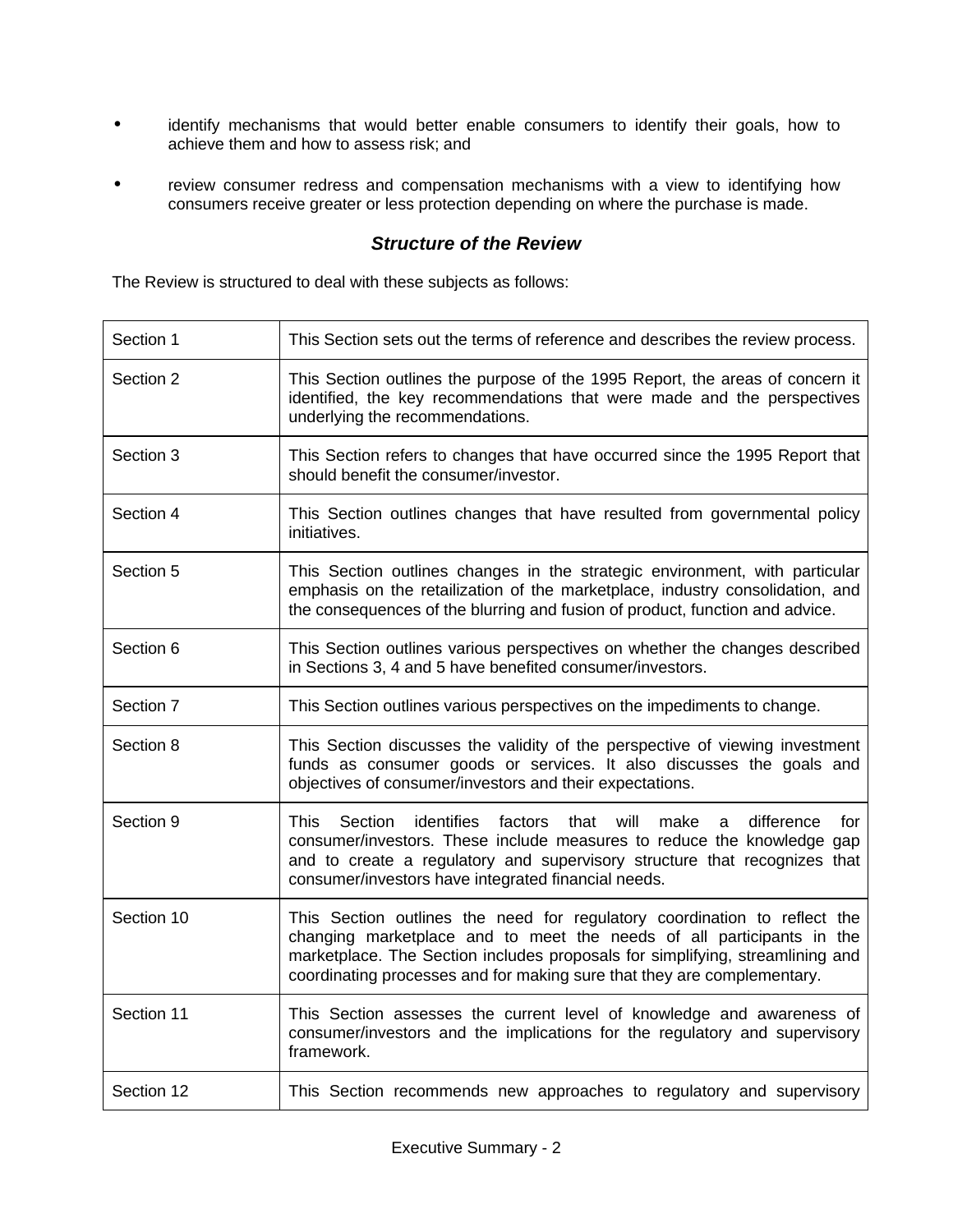- identify mechanisms that would better enable consumers to identify their goals, how to achieve them and how to assess risk; and

- review consumer redress and compensation mechanisms with a view to identifying how consumers receive greater or less protection depending on where the purchase is made.

### ***Structure of the Review***

The Review is structured to deal with these subjects as follows:

| | |
|---|---|
| Section 1 | This Section sets out the terms of reference and describes the review process. |
| Section 2 | This Section outlines the purpose of the 1995 Report, the areas of concern it identified, the key recommendations that were made and the perspectives underlying the recommendations. |
| Section 3 | This Section refers to changes that have occurred since the 1995 Report that should benefit the consumer/investor. |
| Section 4 | This Section outlines changes that have resulted from governmental policy initiatives. |
| Section 5 | This Section outlines changes in the strategic environment, with particular emphasis on the retailization of the marketplace, industry consolidation, and the consequences of the blurring and fusion of product, function and advice. |
| Section 6 | This Section outlines various perspectives on whether the changes described in Sections 3, 4 and 5 have benefited consumer/investors. |
| Section 7 | This Section outlines various perspectives on the impediments to change. |
| Section 8 | This Section discusses the validity of the perspective of viewing investment funds as consumer goods or services. It also discusses the goals and objectives of consumer/investors and their expectations. |
| Section 9 | This Section identifies factors that will make a difference for consumer/investors. These include measures to reduce the knowledge gap and to create a regulatory and supervisory structure that recognizes that consumer/investors have integrated financial needs. |
| Section 10 | This Section outlines the need for regulatory coordination to reflect the changing marketplace and to meet the needs of all participants in the marketplace. The Section includes proposals for simplifying, streamlining and coordinating processes and for making sure that they are complementary. |
| Section 11 | This Section assesses the current level of knowledge and awareness of consumer/investors and the implications for the regulatory and supervisory framework. |
| Section 12 | This Section recommends new approaches to regulatory and supervisory |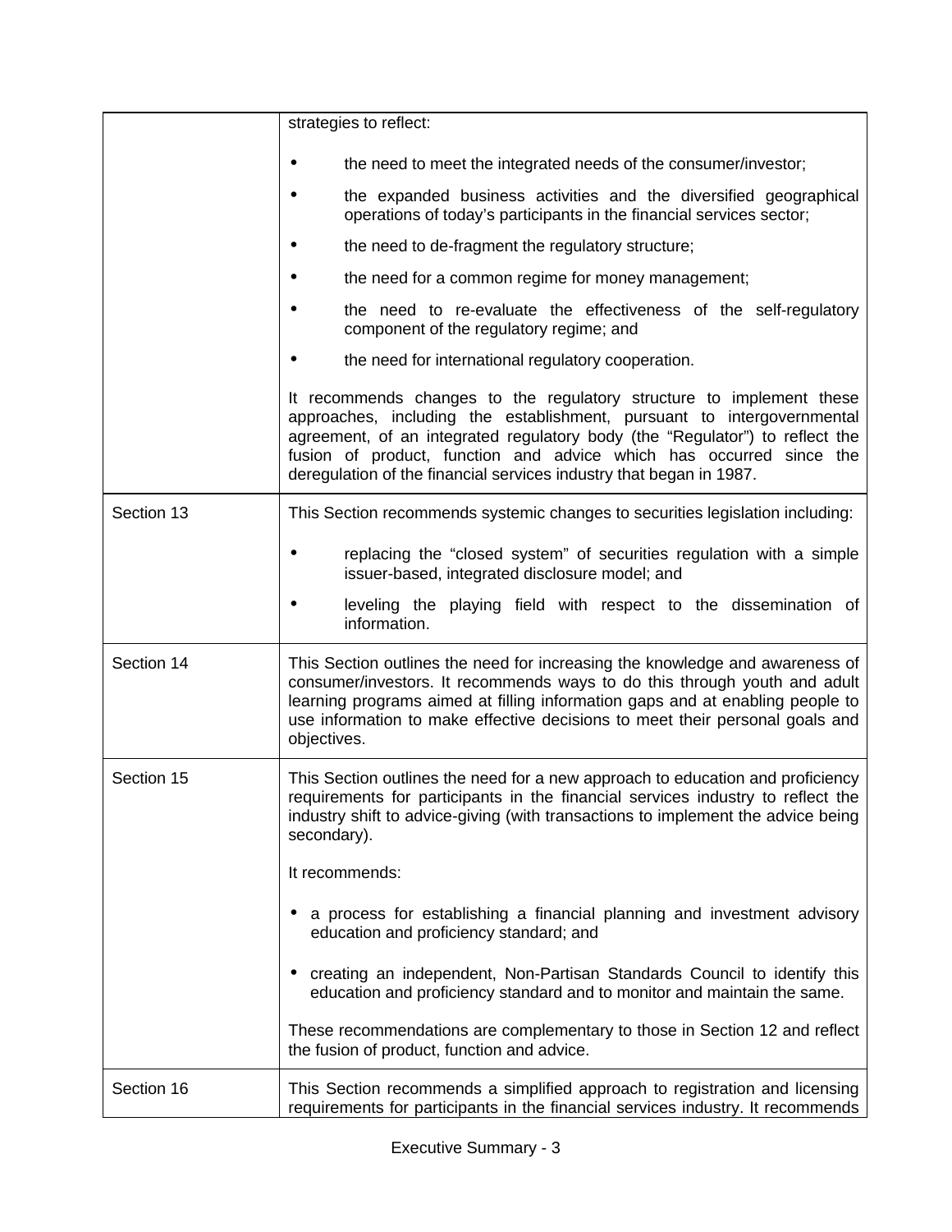| | |
|---|---|
| | strategies to reflect:<br><br>• the need to meet the integrated needs of the consumer/investor;<br>• the expanded business activities and the diversified geographical operations of today's participants in the financial services sector;<br>• the need to de-fragment the regulatory structure;<br>• the need for a common regime for money management;<br>• the need to re-evaluate the effectiveness of the self-regulatory component of the regulatory regime; and<br>• the need for international regulatory cooperation.<br><br>It recommends changes to the regulatory structure to implement these approaches, including the establishment, pursuant to intergovernmental agreement, of an integrated regulatory body (the "Regulator") to reflect the fusion of product, function and advice which has occurred since the deregulation of the financial services industry that began in 1987. |
| Section 13 | This Section recommends systemic changes to securities legislation including:<br><br>• replacing the "closed system" of securities regulation with a simple issuer-based, integrated disclosure model; and<br>• leveling the playing field with respect to the dissemination of information. |
| Section 14 | This Section outlines the need for increasing the knowledge and awareness of consumer/investors. It recommends ways to do this through youth and adult learning programs aimed at filling information gaps and at enabling people to use information to make effective decisions to meet their personal goals and objectives. |
| Section 15 | This Section outlines the need for a new approach to education and proficiency requirements for participants in the financial services industry to reflect the industry shift to advice-giving (with transactions to implement the advice being secondary).<br><br>It recommends:<br><br>• a process for establishing a financial planning and investment advisory education and proficiency standard; and<br>• creating an independent, Non-Partisan Standards Council to identify this education and proficiency standard and to monitor and maintain the same.<br><br>These recommendations are complementary to those in Section 12 and reflect the fusion of product, function and advice. |
| Section 16 | This Section recommends a simplified approach to registration and licensing requirements for participants in the financial services industry. It recommends |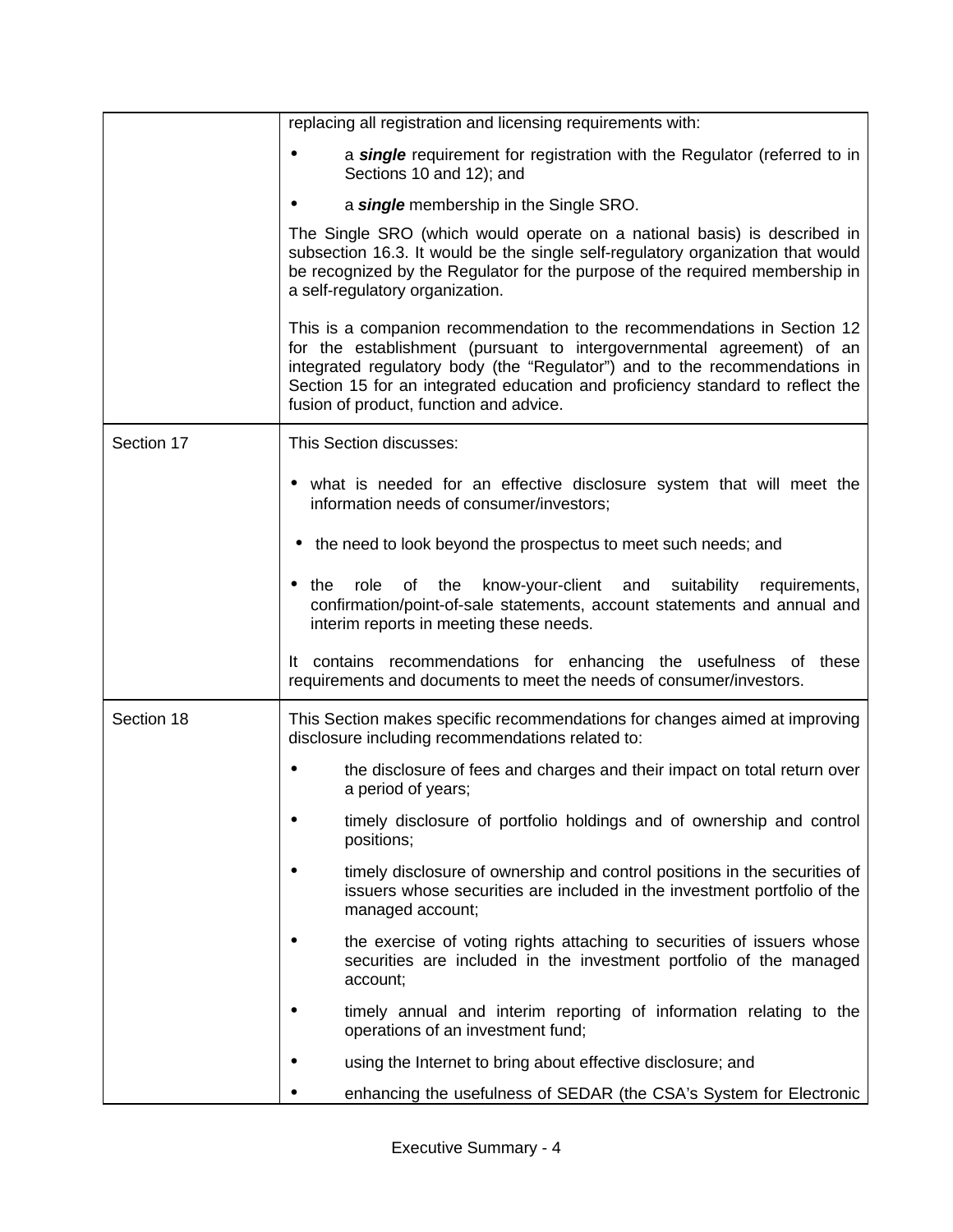| | |
|---|---|
| | replacing all registration and licensing requirements with:<br>• a ***single*** requirement for registration with the Regulator (referred to in Sections 10 and 12); and<br>• a ***single*** membership in the Single SRO.<br>The Single SRO (which would operate on a national basis) is described in subsection 16.3. It would be the single self-regulatory organization that would be recognized by the Regulator for the purpose of the required membership in a self-regulatory organization.<br>This is a companion recommendation to the recommendations in Section 12 for the establishment (pursuant to intergovernmental agreement) of an integrated regulatory body (the "Regulator") and to the recommendations in Section 15 for an integrated education and proficiency standard to reflect the fusion of product, function and advice. |
| Section 17 | This Section discusses:<br>• what is needed for an effective disclosure system that will meet the information needs of consumer/investors;<br>• the need to look beyond the prospectus to meet such needs; and<br>• the role of the know-your-client and suitability requirements, confirmation/point-of-sale statements, account statements and annual and interim reports in meeting these needs.<br>It contains recommendations for enhancing the usefulness of these requirements and documents to meet the needs of consumer/investors. |
| Section 18 | This Section makes specific recommendations for changes aimed at improving disclosure including recommendations related to:<br>• the disclosure of fees and charges and their impact on total return over a period of years;<br>• timely disclosure of portfolio holdings and of ownership and control positions;<br>• timely disclosure of ownership and control positions in the securities of issuers whose securities are included in the investment portfolio of the managed account;<br>• the exercise of voting rights attaching to securities of issuers whose securities are included in the investment portfolio of the managed account;<br>• timely annual and interim reporting of information relating to the operations of an investment fund;<br>• using the Internet to bring about effective disclosure; and<br>• enhancing the usefulness of SEDAR (the CSA's System for Electronic |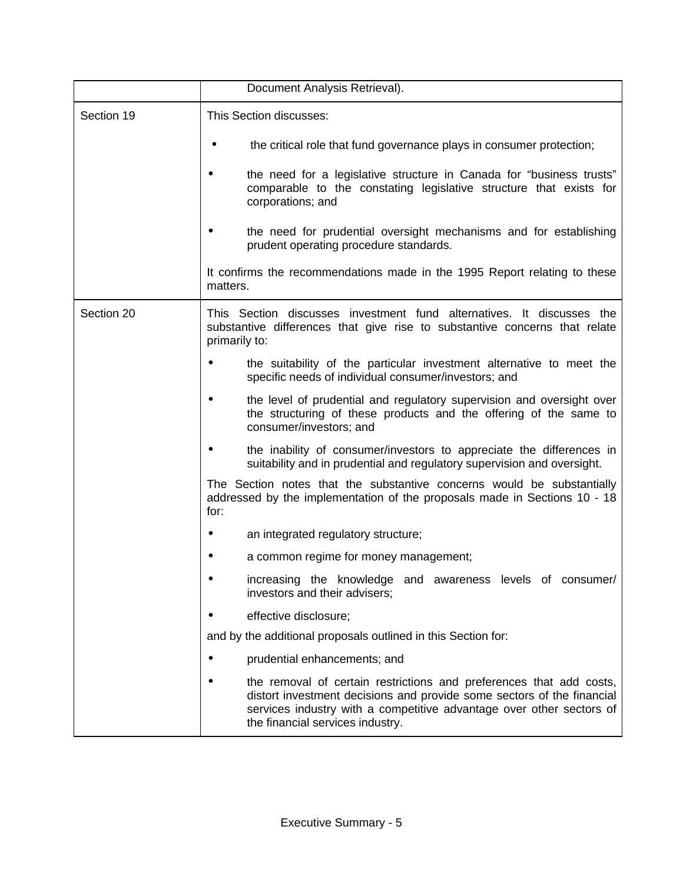| | |
|---|---|
| | Document Analysis Retrieval). |
| Section 19 | This Section discusses:<br>• the critical role that fund governance plays in consumer protection;<br>• the need for a legislative structure in Canada for "business trusts" comparable to the constating legislative structure that exists for corporations; and<br>• the need for prudential oversight mechanisms and for establishing prudent operating procedure standards.<br>It confirms the recommendations made in the 1995 Report relating to these matters. |
| Section 20 | This Section discusses investment fund alternatives. It discusses the substantive differences that give rise to substantive concerns that relate primarily to:<br>• the suitability of the particular investment alternative to meet the specific needs of individual consumer/investors; and<br>• the level of prudential and regulatory supervision and oversight over the structuring of these products and the offering of the same to consumer/investors; and<br>• the inability of consumer/investors to appreciate the differences in suitability and in prudential and regulatory supervision and oversight.<br>The Section notes that the substantive concerns would be substantially addressed by the implementation of the proposals made in Sections 10 - 18 for:<br>• an integrated regulatory structure;<br>• a common regime for money management;<br>• increasing the knowledge and awareness levels of consumer/ investors and their advisers;<br>• effective disclosure;<br>and by the additional proposals outlined in this Section for:<br>• prudential enhancements; and<br>• the removal of certain restrictions and preferences that add costs, distort investment decisions and provide some sectors of the financial services industry with a competitive advantage over other sectors of the financial services industry. |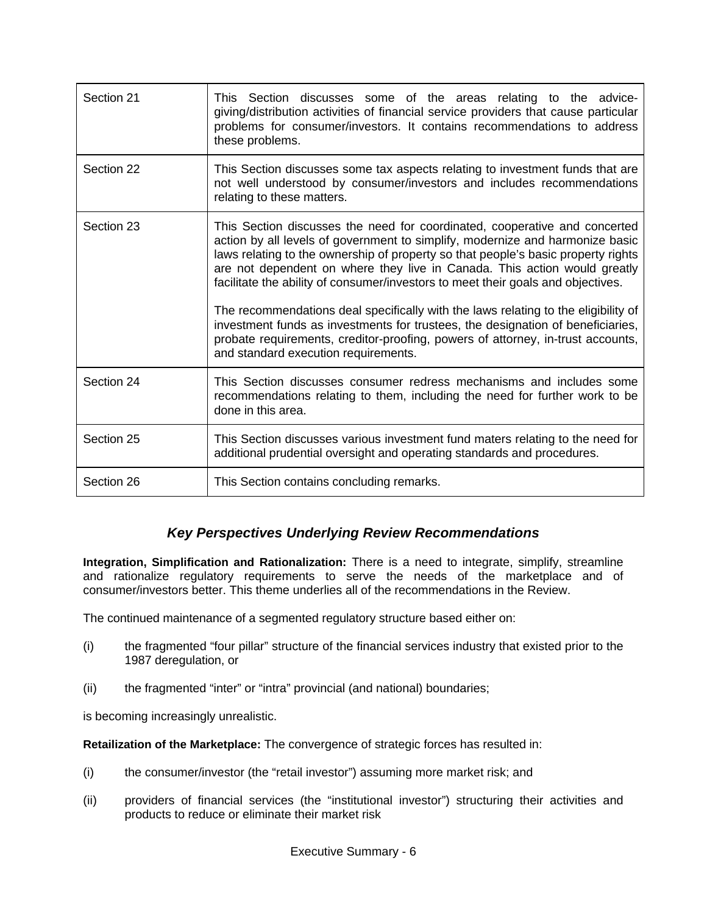| Section | Description |
|---|---|
| Section 21 | This Section discusses some of the areas relating to the advice-giving/distribution activities of financial service providers that cause particular problems for consumer/investors. It contains recommendations to address these problems. |
| Section 22 | This Section discusses some tax aspects relating to investment funds that are not well understood by consumer/investors and includes recommendations relating to these matters. |
| Section 23 | This Section discusses the need for coordinated, cooperative and concerted action by all levels of government to simplify, modernize and harmonize basic laws relating to the ownership of property so that people's basic property rights are not dependent on where they live in Canada. This action would greatly facilitate the ability of consumer/investors to meet their goals and objectives.<br><br>The recommendations deal specifically with the laws relating to the eligibility of investment funds as investments for trustees, the designation of beneficiaries, probate requirements, creditor-proofing, powers of attorney, in-trust accounts, and standard execution requirements. |
| Section 24 | This Section discusses consumer redress mechanisms and includes some recommendations relating to them, including the need for further work to be done in this area. |
| Section 25 | This Section discusses various investment fund maters relating to the need for additional prudential oversight and operating standards and procedures. |
| Section 26 | This Section contains concluding remarks. |

## *Key Perspectives Underlying Review Recommendations*

**Integration, Simplification and Rationalization:** There is a need to integrate, simplify, streamline and rationalize regulatory requirements to serve the needs of the marketplace and of consumer/investors better. This theme underlies all of the recommendations in the Review.

The continued maintenance of a segmented regulatory structure based either on:

(i) the fragmented "four pillar" structure of the financial services industry that existed prior to the 1987 deregulation, or

(ii) the fragmented "inter" or "intra" provincial (and national) boundaries;

is becoming increasingly unrealistic.

**Retailization of the Marketplace:** The convergence of strategic forces has resulted in:

(i) the consumer/investor (the "retail investor") assuming more market risk; and

(ii) providers of financial services (the "institutional investor") structuring their activities and products to reduce or eliminate their market risk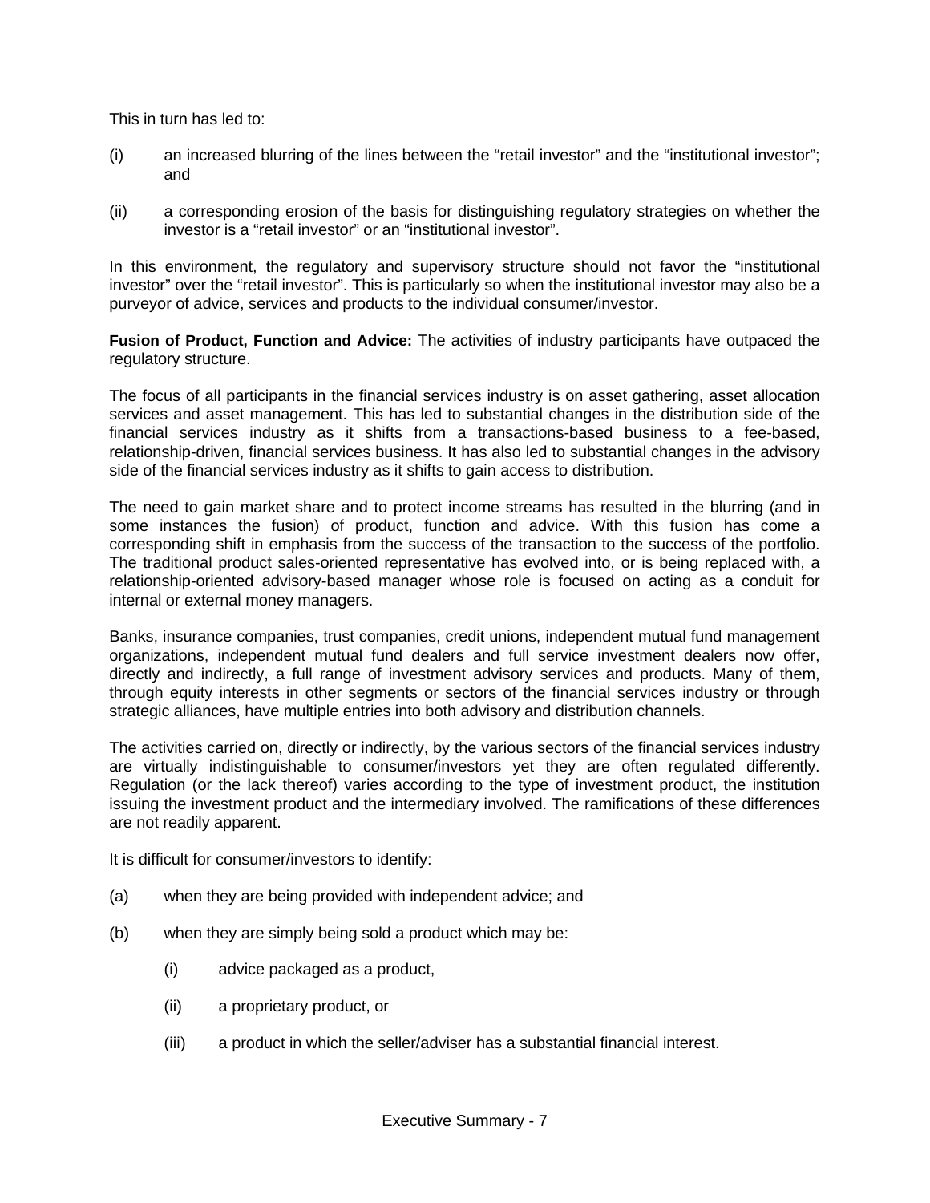This in turn has led to:

(i) an increased blurring of the lines between the “retail investor” and the “institutional investor”; and

(ii) a corresponding erosion of the basis for distinguishing regulatory strategies on whether the investor is a “retail investor” or an “institutional investor”.

In this environment, the regulatory and supervisory structure should not favor the “institutional investor” over the “retail investor”. This is particularly so when the institutional investor may also be a purveyor of advice, services and products to the individual consumer/investor.

**Fusion of Product, Function and Advice:** The activities of industry participants have outpaced the regulatory structure.

The focus of all participants in the financial services industry is on asset gathering, asset allocation services and asset management. This has led to substantial changes in the distribution side of the financial services industry as it shifts from a transactions-based business to a fee-based, relationship-driven, financial services business. It has also led to substantial changes in the advisory side of the financial services industry as it shifts to gain access to distribution.

The need to gain market share and to protect income streams has resulted in the blurring (and in some instances the fusion) of product, function and advice. With this fusion has come a corresponding shift in emphasis from the success of the transaction to the success of the portfolio. The traditional product sales-oriented representative has evolved into, or is being replaced with, a relationship-oriented advisory-based manager whose role is focused on acting as a conduit for internal or external money managers.

Banks, insurance companies, trust companies, credit unions, independent mutual fund management organizations, independent mutual fund dealers and full service investment dealers now offer, directly and indirectly, a full range of investment advisory services and products. Many of them, through equity interests in other segments or sectors of the financial services industry or through strategic alliances, have multiple entries into both advisory and distribution channels.

The activities carried on, directly or indirectly, by the various sectors of the financial services industry are virtually indistinguishable to consumer/investors yet they are often regulated differently. Regulation (or the lack thereof) varies according to the type of investment product, the institution issuing the investment product and the intermediary involved. The ramifications of these differences are not readily apparent.

It is difficult for consumer/investors to identify:

(a) when they are being provided with independent advice; and

(b) when they are simply being sold a product which may be:

  (i) advice packaged as a product,

  (ii) a proprietary product, or

  (iii) a product in which the seller/adviser has a substantial financial interest.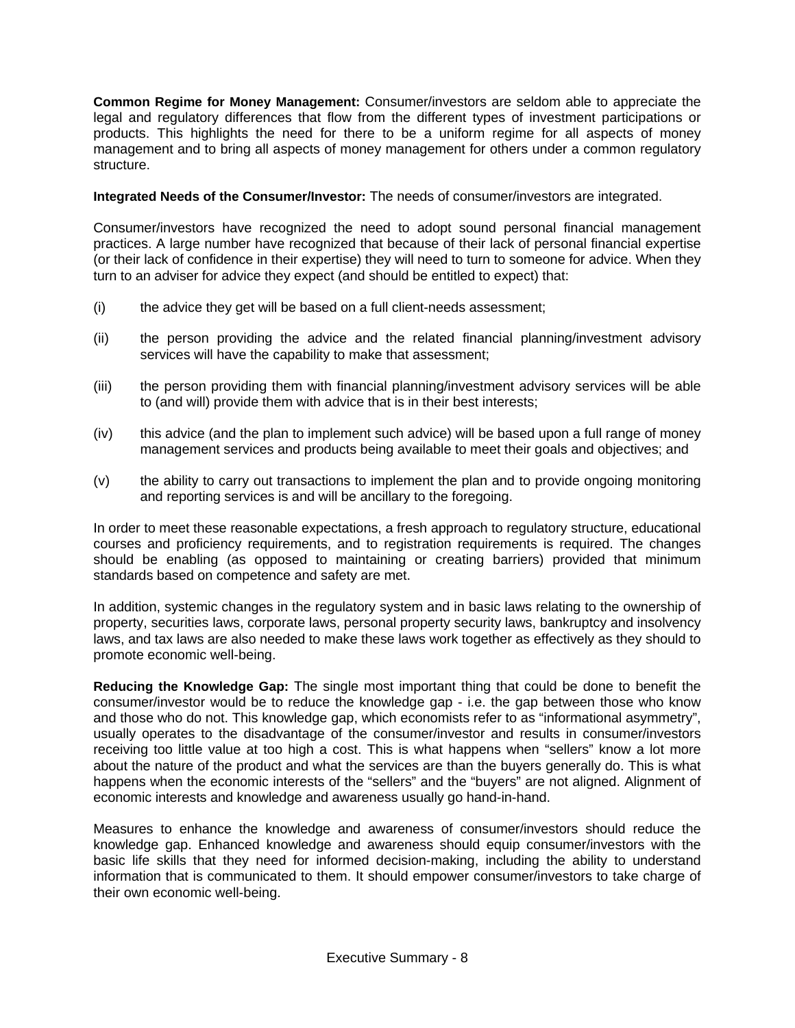**Common Regime for Money Management:** Consumer/investors are seldom able to appreciate the legal and regulatory differences that flow from the different types of investment participations or products. This highlights the need for there to be a uniform regime for all aspects of money management and to bring all aspects of money management for others under a common regulatory structure.

**Integrated Needs of the Consumer/Investor:** The needs of consumer/investors are integrated.

Consumer/investors have recognized the need to adopt sound personal financial management practices. A large number have recognized that because of their lack of personal financial expertise (or their lack of confidence in their expertise) they will need to turn to someone for advice. When they turn to an adviser for advice they expect (and should be entitled to expect) that:

(i) the advice they get will be based on a full client-needs assessment;

(ii) the person providing the advice and the related financial planning/investment advisory services will have the capability to make that assessment;

(iii) the person providing them with financial planning/investment advisory services will be able to (and will) provide them with advice that is in their best interests;

(iv) this advice (and the plan to implement such advice) will be based upon a full range of money management services and products being available to meet their goals and objectives; and

(v) the ability to carry out transactions to implement the plan and to provide ongoing monitoring and reporting services is and will be ancillary to the foregoing.

In order to meet these reasonable expectations, a fresh approach to regulatory structure, educational courses and proficiency requirements, and to registration requirements is required. The changes should be enabling (as opposed to maintaining or creating barriers) provided that minimum standards based on competence and safety are met.

In addition, systemic changes in the regulatory system and in basic laws relating to the ownership of property, securities laws, corporate laws, personal property security laws, bankruptcy and insolvency laws, and tax laws are also needed to make these laws work together as effectively as they should to promote economic well-being.

**Reducing the Knowledge Gap:** The single most important thing that could be done to benefit the consumer/investor would be to reduce the knowledge gap - i.e. the gap between those who know and those who do not. This knowledge gap, which economists refer to as "informational asymmetry", usually operates to the disadvantage of the consumer/investor and results in consumer/investors receiving too little value at too high a cost. This is what happens when "sellers" know a lot more about the nature of the product and what the services are than the buyers generally do. This is what happens when the economic interests of the "sellers" and the "buyers" are not aligned. Alignment of economic interests and knowledge and awareness usually go hand-in-hand.

Measures to enhance the knowledge and awareness of consumer/investors should reduce the knowledge gap. Enhanced knowledge and awareness should equip consumer/investors with the basic life skills that they need for informed decision-making, including the ability to understand information that is communicated to them. It should empower consumer/investors to take charge of their own economic well-being.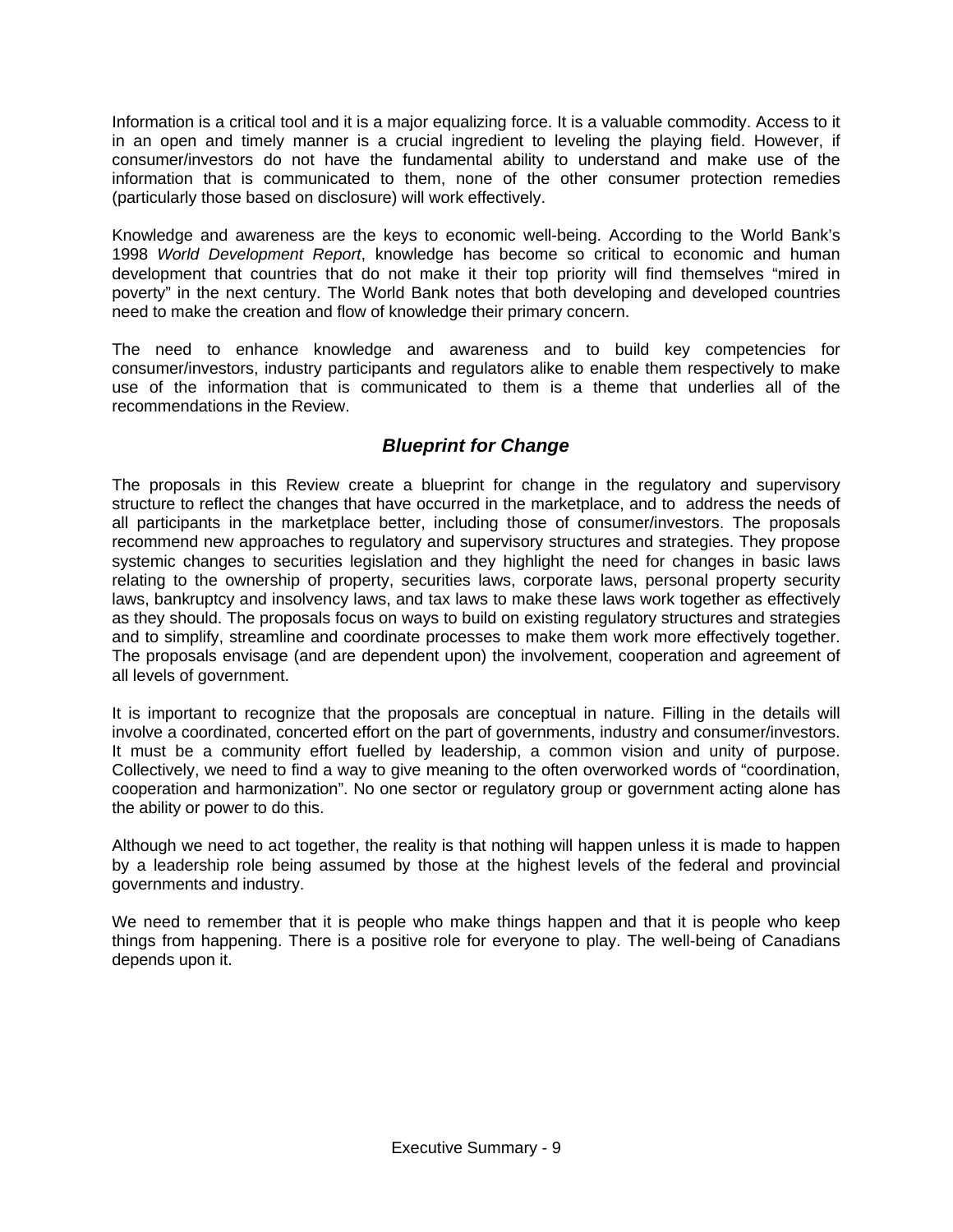Information is a critical tool and it is a major equalizing force. It is a valuable commodity. Access to it in an open and timely manner is a crucial ingredient to leveling the playing field. However, if consumer/investors do not have the fundamental ability to understand and make use of the information that is communicated to them, none of the other consumer protection remedies (particularly those based on disclosure) will work effectively.

Knowledge and awareness are the keys to economic well-being. According to the World Bank's 1998 *World Development Report*, knowledge has become so critical to economic and human development that countries that do not make it their top priority will find themselves "mired in poverty" in the next century. The World Bank notes that both developing and developed countries need to make the creation and flow of knowledge their primary concern.

The need to enhance knowledge and awareness and to build key competencies for consumer/investors, industry participants and regulators alike to enable them respectively to make use of the information that is communicated to them is a theme that underlies all of the recommendations in the Review.

## *Blueprint for Change*

The proposals in this Review create a blueprint for change in the regulatory and supervisory structure to reflect the changes that have occurred in the marketplace, and to address the needs of all participants in the marketplace better, including those of consumer/investors. The proposals recommend new approaches to regulatory and supervisory structures and strategies. They propose systemic changes to securities legislation and they highlight the need for changes in basic laws relating to the ownership of property, securities laws, corporate laws, personal property security laws, bankruptcy and insolvency laws, and tax laws to make these laws work together as effectively as they should. The proposals focus on ways to build on existing regulatory structures and strategies and to simplify, streamline and coordinate processes to make them work more effectively together. The proposals envisage (and are dependent upon) the involvement, cooperation and agreement of all levels of government.

It is important to recognize that the proposals are conceptual in nature. Filling in the details will involve a coordinated, concerted effort on the part of governments, industry and consumer/investors. It must be a community effort fuelled by leadership, a common vision and unity of purpose. Collectively, we need to find a way to give meaning to the often overworked words of "coordination, cooperation and harmonization". No one sector or regulatory group or government acting alone has the ability or power to do this.

Although we need to act together, the reality is that nothing will happen unless it is made to happen by a leadership role being assumed by those at the highest levels of the federal and provincial governments and industry.

We need to remember that it is people who make things happen and that it is people who keep things from happening. There is a positive role for everyone to play. The well-being of Canadians depends upon it.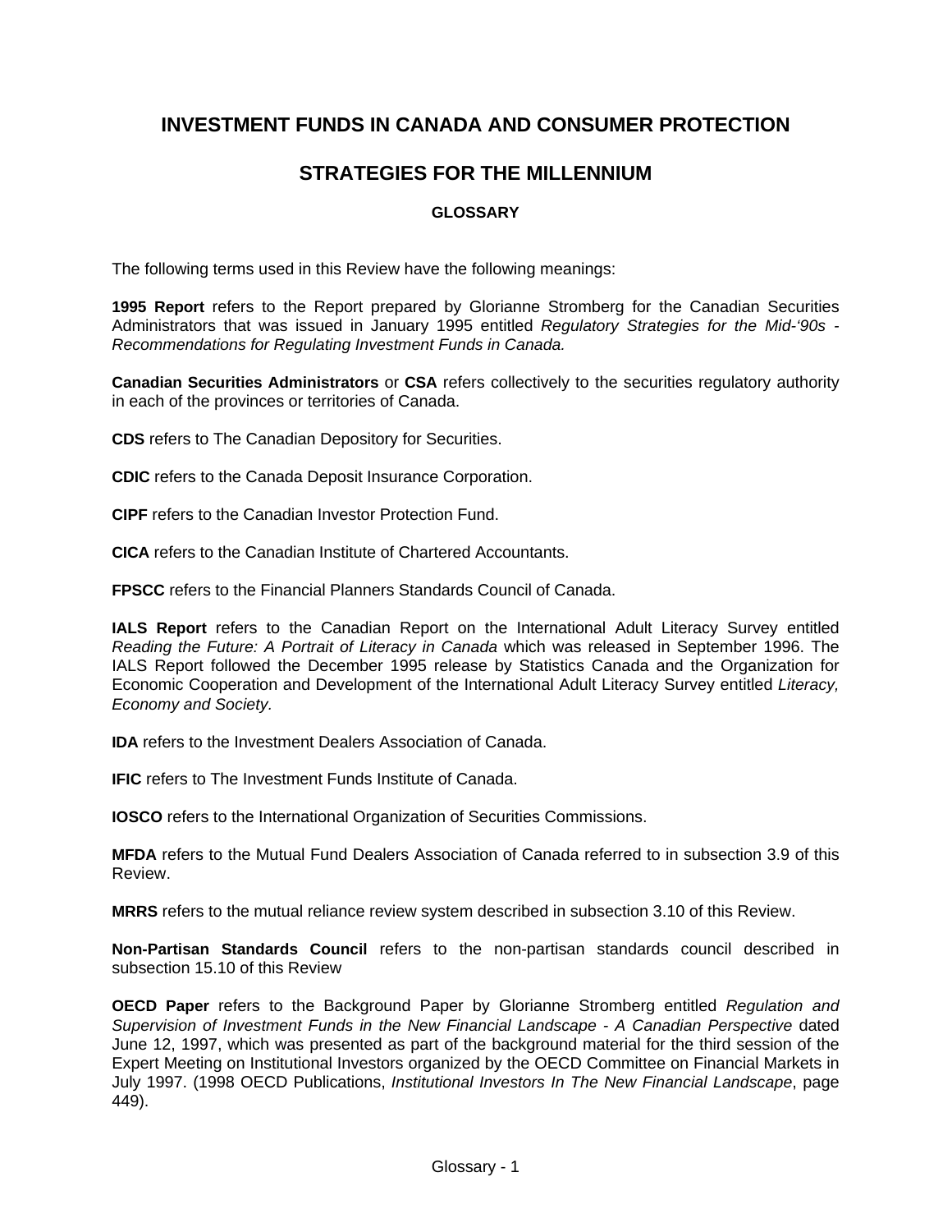# INVESTMENT FUNDS IN CANADA AND CONSUMER PROTECTION

## STRATEGIES FOR THE MILLENNIUM

### GLOSSARY

The following terms used in this Review have the following meanings:

**1995 Report** refers to the Report prepared by Glorianne Stromberg for the Canadian Securities Administrators that was issued in January 1995 entitled *Regulatory Strategies for the Mid-'90s - Recommendations for Regulating Investment Funds in Canada.*

**Canadian Securities Administrators** or **CSA** refers collectively to the securities regulatory authority in each of the provinces or territories of Canada.

**CDS** refers to The Canadian Depository for Securities.

**CDIC** refers to the Canada Deposit Insurance Corporation.

**CIPF** refers to the Canadian Investor Protection Fund.

**CICA** refers to the Canadian Institute of Chartered Accountants.

**FPSCC** refers to the Financial Planners Standards Council of Canada.

**IALS Report** refers to the Canadian Report on the International Adult Literacy Survey entitled *Reading the Future: A Portrait of Literacy in Canada* which was released in September 1996. The IALS Report followed the December 1995 release by Statistics Canada and the Organization for Economic Cooperation and Development of the International Adult Literacy Survey entitled *Literacy, Economy and Society.*

**IDA** refers to the Investment Dealers Association of Canada.

**IFIC** refers to The Investment Funds Institute of Canada.

**IOSCO** refers to the International Organization of Securities Commissions.

**MFDA** refers to the Mutual Fund Dealers Association of Canada referred to in subsection 3.9 of this Review.

**MRRS** refers to the mutual reliance review system described in subsection 3.10 of this Review.

**Non-Partisan Standards Council** refers to the non-partisan standards council described in subsection 15.10 of this Review

**OECD Paper** refers to the Background Paper by Glorianne Stromberg entitled *Regulation and Supervision of Investment Funds in the New Financial Landscape - A Canadian Perspective* dated June 12, 1997, which was presented as part of the background material for the third session of the Expert Meeting on Institutional Investors organized by the OECD Committee on Financial Markets in July 1997. (1998 OECD Publications, *Institutional Investors In The New Financial Landscape*, page 449).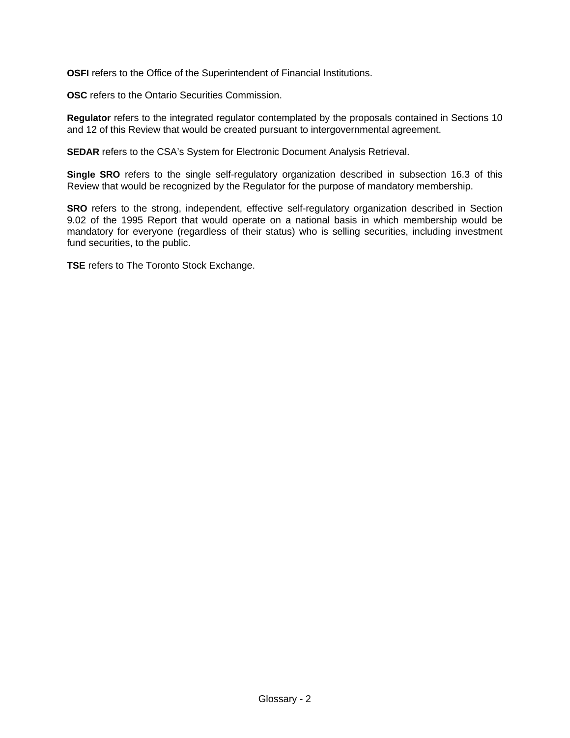**OSFI** refers to the Office of the Superintendent of Financial Institutions.

**OSC** refers to the Ontario Securities Commission.

**Regulator** refers to the integrated regulator contemplated by the proposals contained in Sections 10 and 12 of this Review that would be created pursuant to intergovernmental agreement.

**SEDAR** refers to the CSA's System for Electronic Document Analysis Retrieval.

**Single SRO** refers to the single self-regulatory organization described in subsection 16.3 of this Review that would be recognized by the Regulator for the purpose of mandatory membership.

**SRO** refers to the strong, independent, effective self-regulatory organization described in Section 9.02 of the 1995 Report that would operate on a national basis in which membership would be mandatory for everyone (regardless of their status) who is selling securities, including investment fund securities, to the public.

**TSE** refers to The Toronto Stock Exchange.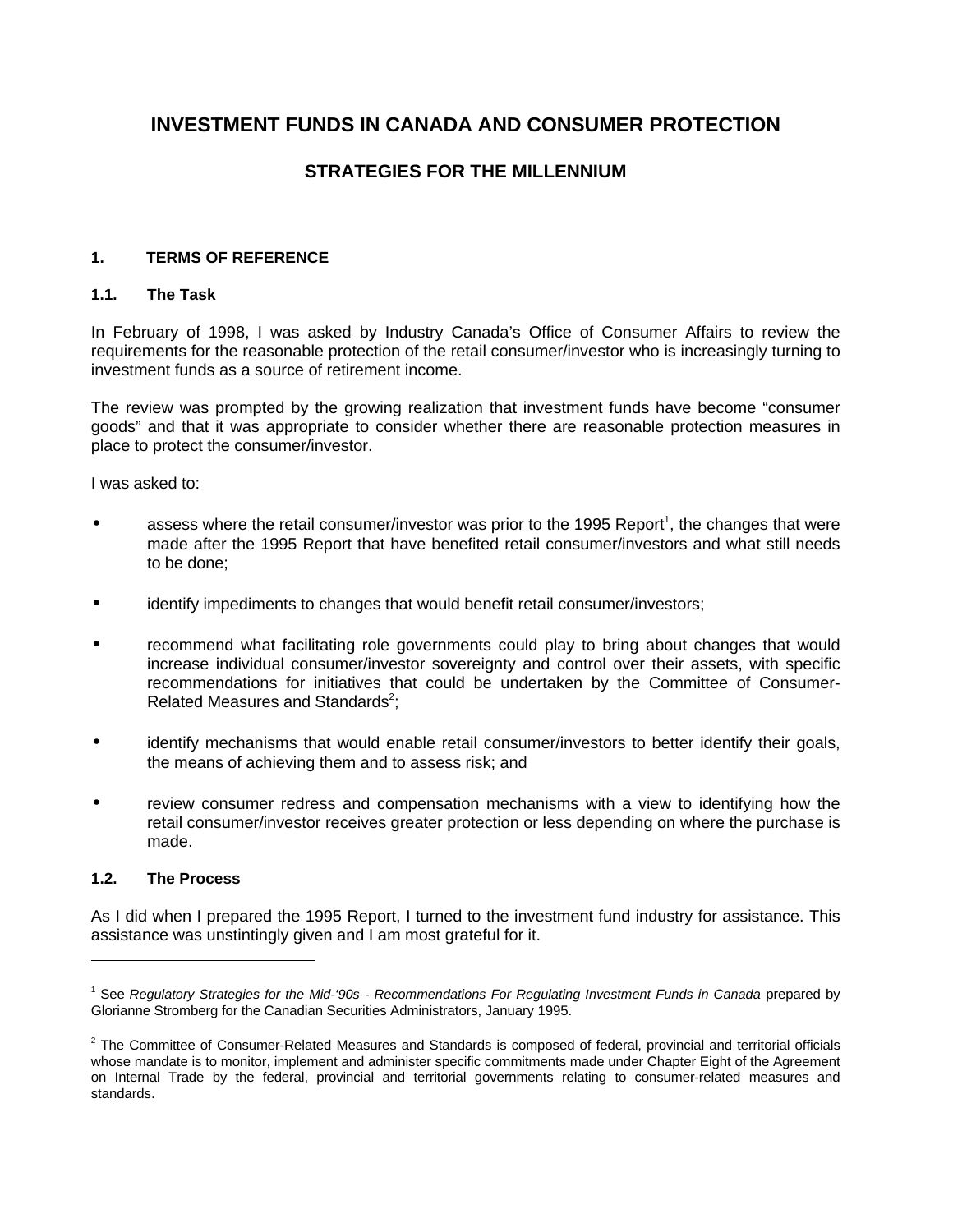# INVESTMENT FUNDS IN CANADA AND CONSUMER PROTECTION

## STRATEGIES FOR THE MILLENNIUM

### 1. TERMS OF REFERENCE

#### 1.1. The Task

In February of 1998, I was asked by Industry Canada's Office of Consumer Affairs to review the requirements for the reasonable protection of the retail consumer/investor who is increasingly turning to investment funds as a source of retirement income.

The review was prompted by the growing realization that investment funds have become "consumer goods" and that it was appropriate to consider whether there are reasonable protection measures in place to protect the consumer/investor.

I was asked to:

- assess where the retail consumer/investor was prior to the 1995 Report[1], the changes that were made after the 1995 Report that have benefited retail consumer/investors and what still needs to be done;
- identify impediments to changes that would benefit retail consumer/investors;
- recommend what facilitating role governments could play to bring about changes that would increase individual consumer/investor sovereignty and control over their assets, with specific recommendations for initiatives that could be undertaken by the Committee of Consumer-Related Measures and Standards[2];
- identify mechanisms that would enable retail consumer/investors to better identify their goals, the means of achieving them and to assess risk; and
- review consumer redress and compensation mechanisms with a view to identifying how the retail consumer/investor receives greater protection or less depending on where the purchase is made.

#### 1.2. The Process

As I did when I prepared the 1995 Report, I turned to the investment fund industry for assistance. This assistance was unstintingly given and I am most grateful for it.

---

[1] See *Regulatory Strategies for the Mid-'90s - Recommendations For Regulating Investment Funds in Canada* prepared by Glorianne Stromberg for the Canadian Securities Administrators, January 1995.

[2] The Committee of Consumer-Related Measures and Standards is composed of federal, provincial and territorial officials whose mandate is to monitor, implement and administer specific commitments made under Chapter Eight of the Agreement on Internal Trade by the federal, provincial and territorial governments relating to consumer-related measures and standards.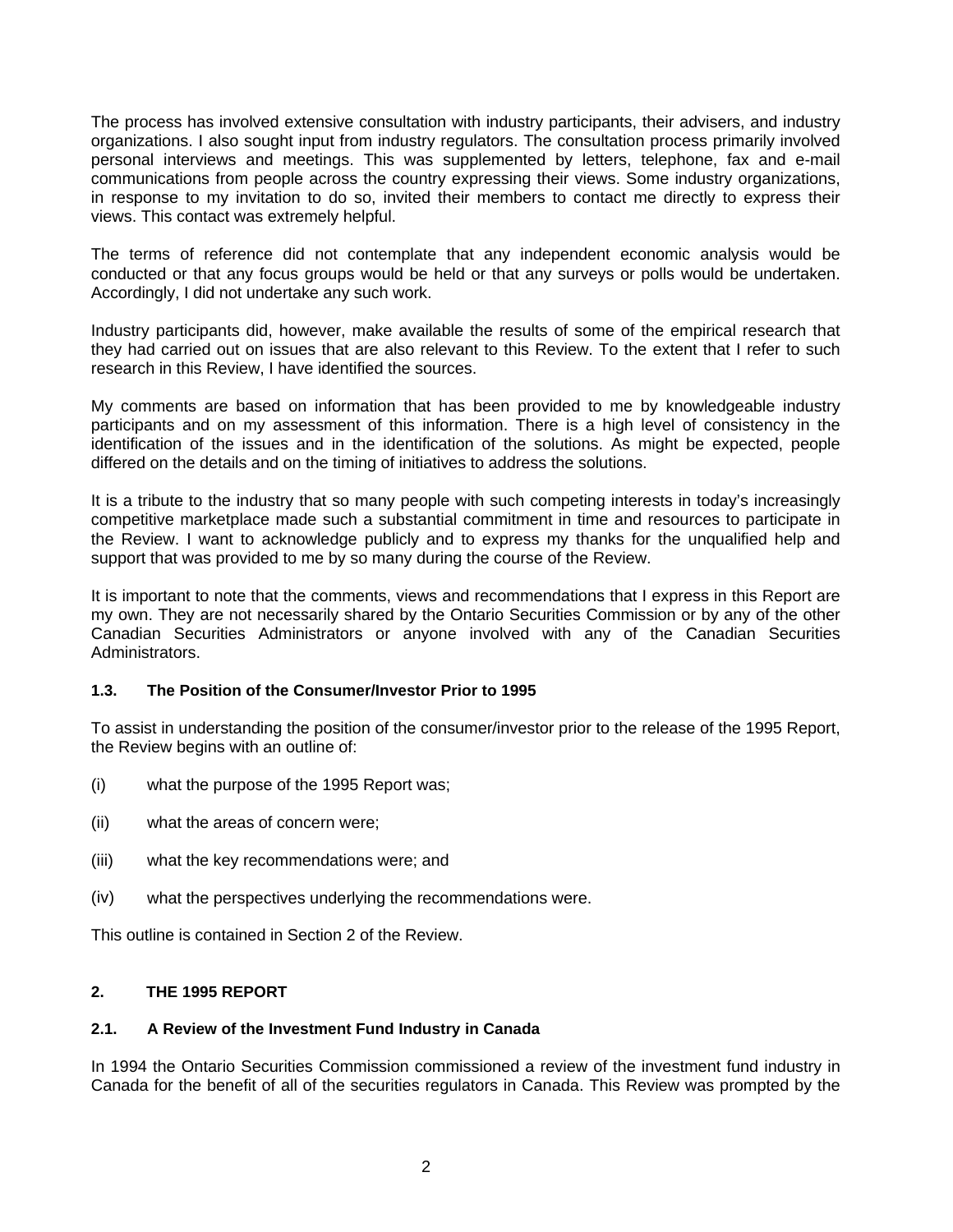The process has involved extensive consultation with industry participants, their advisers, and industry organizations. I also sought input from industry regulators. The consultation process primarily involved personal interviews and meetings. This was supplemented by letters, telephone, fax and e-mail communications from people across the country expressing their views. Some industry organizations, in response to my invitation to do so, invited their members to contact me directly to express their views. This contact was extremely helpful.

The terms of reference did not contemplate that any independent economic analysis would be conducted or that any focus groups would be held or that any surveys or polls would be undertaken. Accordingly, I did not undertake any such work.

Industry participants did, however, make available the results of some of the empirical research that they had carried out on issues that are also relevant to this Review. To the extent that I refer to such research in this Review, I have identified the sources.

My comments are based on information that has been provided to me by knowledgeable industry participants and on my assessment of this information. There is a high level of consistency in the identification of the issues and in the identification of the solutions. As might be expected, people differed on the details and on the timing of initiatives to address the solutions.

It is a tribute to the industry that so many people with such competing interests in today's increasingly competitive marketplace made such a substantial commitment in time and resources to participate in the Review. I want to acknowledge publicly and to express my thanks for the unqualified help and support that was provided to me by so many during the course of the Review.

It is important to note that the comments, views and recommendations that I express in this Report are my own. They are not necessarily shared by the Ontario Securities Commission or by any of the other Canadian Securities Administrators or anyone involved with any of the Canadian Securities Administrators.

### 1.3. The Position of the Consumer/Investor Prior to 1995

To assist in understanding the position of the consumer/investor prior to the release of the 1995 Report, the Review begins with an outline of:

(i) what the purpose of the 1995 Report was;

(ii) what the areas of concern were;

(iii) what the key recommendations were; and

(iv) what the perspectives underlying the recommendations were.

This outline is contained in Section 2 of the Review.

## 2. THE 1995 REPORT

### 2.1. A Review of the Investment Fund Industry in Canada

In 1994 the Ontario Securities Commission commissioned a review of the investment fund industry in Canada for the benefit of all of the securities regulators in Canada. This Review was prompted by the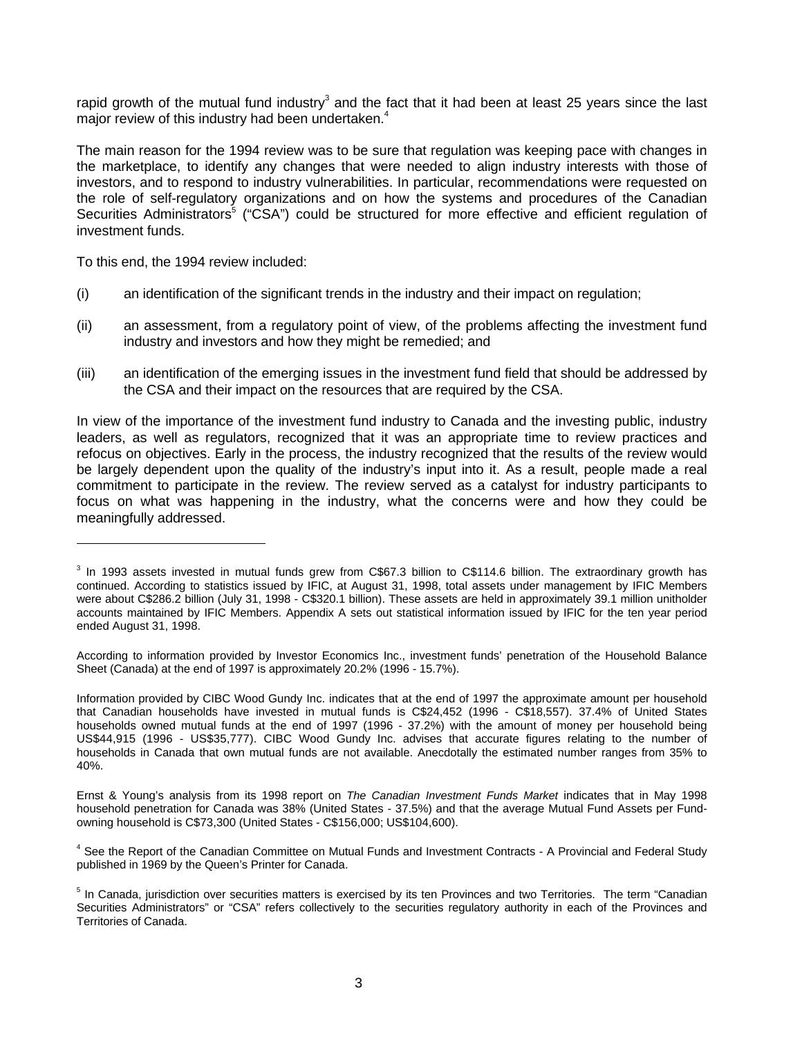rapid growth of the mutual fund industry[3] and the fact that it had been at least 25 years since the last major review of this industry had been undertaken.[4]

The main reason for the 1994 review was to be sure that regulation was keeping pace with changes in the marketplace, to identify any changes that were needed to align industry interests with those of investors, and to respond to industry vulnerabilities. In particular, recommendations were requested on the role of self-regulatory organizations and on how the systems and procedures of the Canadian Securities Administrators[5] ("CSA") could be structured for more effective and efficient regulation of investment funds.

To this end, the 1994 review included:

(i) an identification of the significant trends in the industry and their impact on regulation;

(ii) an assessment, from a regulatory point of view, of the problems affecting the investment fund industry and investors and how they might be remedied; and

(iii) an identification of the emerging issues in the investment fund field that should be addressed by the CSA and their impact on the resources that are required by the CSA.

In view of the importance of the investment fund industry to Canada and the investing public, industry leaders, as well as regulators, recognized that it was an appropriate time to review practices and refocus on objectives. Early in the process, the industry recognized that the results of the review would be largely dependent upon the quality of the industry's input into it. As a result, people made a real commitment to participate in the review. The review served as a catalyst for industry participants to focus on what was happening in the industry, what the concerns were and how they could be meaningfully addressed.

---

[3] In 1993 assets invested in mutual funds grew from C$67.3 billion to C$114.6 billion. The extraordinary growth has continued. According to statistics issued by IFIC, at August 31, 1998, total assets under management by IFIC Members were about C$286.2 billion (July 31, 1998 - C$320.1 billion). These assets are held in approximately 39.1 million unitholder accounts maintained by IFIC Members. Appendix A sets out statistical information issued by IFIC for the ten year period ended August 31, 1998.

According to information provided by Investor Economics Inc., investment funds' penetration of the Household Balance Sheet (Canada) at the end of 1997 is approximately 20.2% (1996 - 15.7%).

Information provided by CIBC Wood Gundy Inc. indicates that at the end of 1997 the approximate amount per household that Canadian households have invested in mutual funds is C$24,452 (1996 - C$18,557). 37.4% of United States households owned mutual funds at the end of 1997 (1996 - 37.2%) with the amount of money per household being US$44,915 (1996 - US$35,777). CIBC Wood Gundy Inc. advises that accurate figures relating to the number of households in Canada that own mutual funds are not available. Anecdotally the estimated number ranges from 35% to 40%.

Ernst & Young's analysis from its 1998 report on *The Canadian Investment Funds Market* indicates that in May 1998 household penetration for Canada was 38% (United States - 37.5%) and that the average Mutual Fund Assets per Fund-owning household is C$73,300 (United States - C$156,000; US$104,600).

[4] See the Report of the Canadian Committee on Mutual Funds and Investment Contracts - A Provincial and Federal Study published in 1969 by the Queen's Printer for Canada.

[5] In Canada, jurisdiction over securities matters is exercised by its ten Provinces and two Territories. The term "Canadian Securities Administrators" or "CSA" refers collectively to the securities regulatory authority in each of the Provinces and Territories of Canada.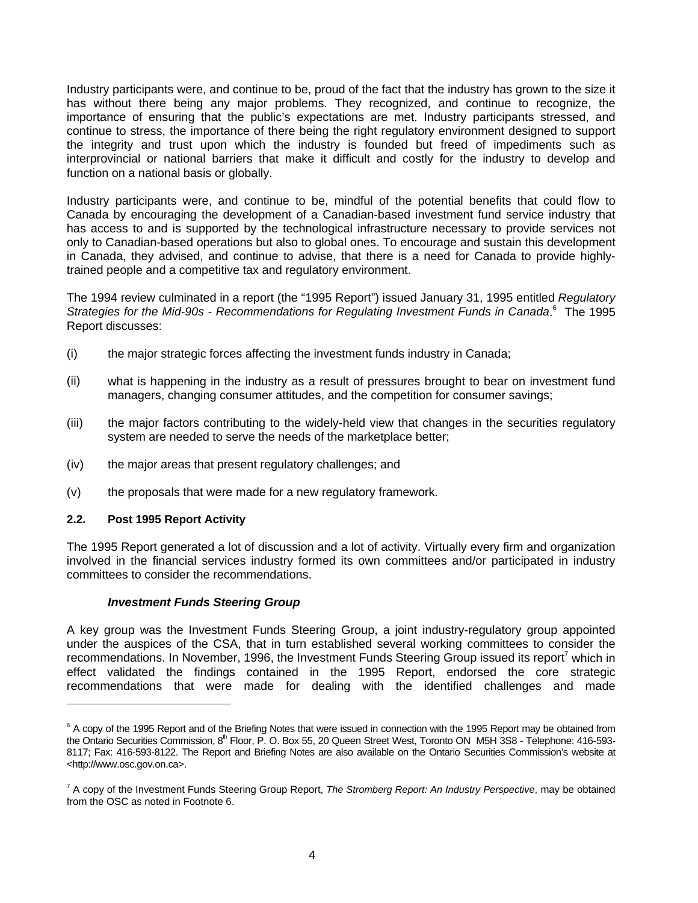Industry participants were, and continue to be, proud of the fact that the industry has grown to the size it has without there being any major problems. They recognized, and continue to recognize, the importance of ensuring that the public's expectations are met. Industry participants stressed, and continue to stress, the importance of there being the right regulatory environment designed to support the integrity and trust upon which the industry is founded but freed of impediments such as interprovincial or national barriers that make it difficult and costly for the industry to develop and function on a national basis or globally.

Industry participants were, and continue to be, mindful of the potential benefits that could flow to Canada by encouraging the development of a Canadian-based investment fund service industry that has access to and is supported by the technological infrastructure necessary to provide services not only to Canadian-based operations but also to global ones. To encourage and sustain this development in Canada, they advised, and continue to advise, that there is a need for Canada to provide highly-trained people and a competitive tax and regulatory environment.

The 1994 review culminated in a report (the "1995 Report") issued January 31, 1995 entitled *Regulatory Strategies for the Mid-90s - Recommendations for Regulating Investment Funds in Canada*.[6] The 1995 Report discusses:

(i) the major strategic forces affecting the investment funds industry in Canada;

(ii) what is happening in the industry as a result of pressures brought to bear on investment fund managers, changing consumer attitudes, and the competition for consumer savings;

(iii) the major factors contributing to the widely-held view that changes in the securities regulatory system are needed to serve the needs of the marketplace better;

(iv) the major areas that present regulatory challenges; and

(v) the proposals that were made for a new regulatory framework.

### 2.2. Post 1995 Report Activity

The 1995 Report generated a lot of discussion and a lot of activity. Virtually every firm and organization involved in the financial services industry formed its own committees and/or participated in industry committees to consider the recommendations.

#### *Investment Funds Steering Group*

A key group was the Investment Funds Steering Group, a joint industry-regulatory group appointed under the auspices of the CSA, that in turn established several working committees to consider the recommendations. In November, 1996, the Investment Funds Steering Group issued its report[7] which in effect validated the findings contained in the 1995 Report, endorsed the core strategic recommendations that were made for dealing with the identified challenges and made

---

[6] A copy of the 1995 Report and of the Briefing Notes that were issued in connection with the 1995 Report may be obtained from the Ontario Securities Commission, 8th Floor, P. O. Box 55, 20 Queen Street West, Toronto ON M5H 3S8 - Telephone: 416-593-8117; Fax: 416-593-8122. The Report and Briefing Notes are also available on the Ontario Securities Commission's website at <http://www.osc.gov.on.ca>.

[7] A copy of the Investment Funds Steering Group Report, *The Stromberg Report: An Industry Perspective*, may be obtained from the OSC as noted in Footnote 6.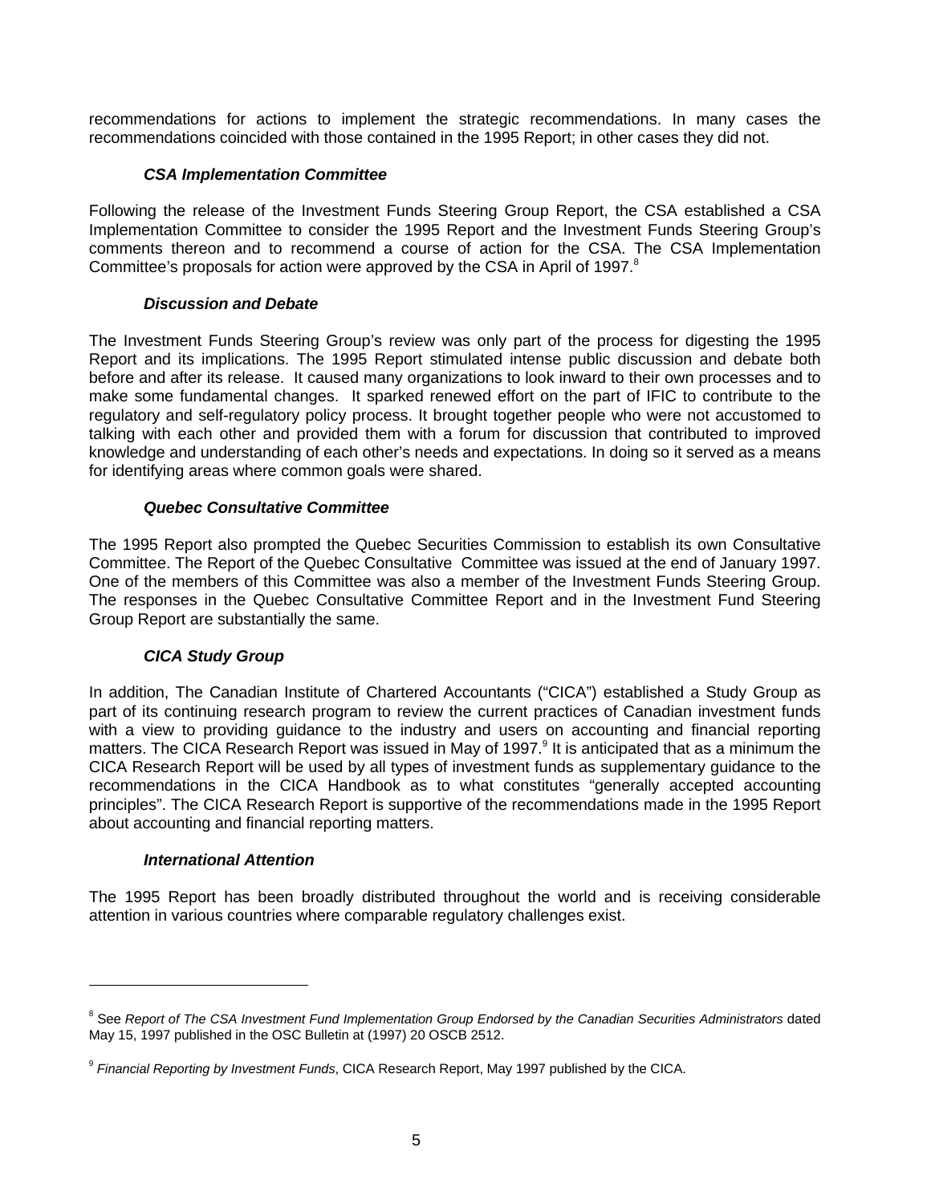recommendations for actions to implement the strategic recommendations. In many cases the recommendations coincided with those contained in the 1995 Report; in other cases they did not.

### *CSA Implementation Committee*

Following the release of the Investment Funds Steering Group Report, the CSA established a CSA Implementation Committee to consider the 1995 Report and the Investment Funds Steering Group's comments thereon and to recommend a course of action for the CSA. The CSA Implementation Committee's proposals for action were approved by the CSA in April of 1997.[8]

### *Discussion and Debate*

The Investment Funds Steering Group's review was only part of the process for digesting the 1995 Report and its implications. The 1995 Report stimulated intense public discussion and debate both before and after its release. It caused many organizations to look inward to their own processes and to make some fundamental changes. It sparked renewed effort on the part of IFIC to contribute to the regulatory and self-regulatory policy process. It brought together people who were not accustomed to talking with each other and provided them with a forum for discussion that contributed to improved knowledge and understanding of each other's needs and expectations. In doing so it served as a means for identifying areas where common goals were shared.

### *Quebec Consultative Committee*

The 1995 Report also prompted the Quebec Securities Commission to establish its own Consultative Committee. The Report of the Quebec Consultative Committee was issued at the end of January 1997. One of the members of this Committee was also a member of the Investment Funds Steering Group. The responses in the Quebec Consultative Committee Report and in the Investment Fund Steering Group Report are substantially the same.

### *CICA Study Group*

In addition, The Canadian Institute of Chartered Accountants ("CICA") established a Study Group as part of its continuing research program to review the current practices of Canadian investment funds with a view to providing guidance to the industry and users on accounting and financial reporting matters. The CICA Research Report was issued in May of 1997.[9] It is anticipated that as a minimum the CICA Research Report will be used by all types of investment funds as supplementary guidance to the recommendations in the CICA Handbook as to what constitutes "generally accepted accounting principles". The CICA Research Report is supportive of the recommendations made in the 1995 Report about accounting and financial reporting matters.

### *International Attention*

The 1995 Report has been broadly distributed throughout the world and is receiving considerable attention in various countries where comparable regulatory challenges exist.

---

[8] See *Report of The CSA Investment Fund Implementation Group Endorsed by the Canadian Securities Administrators* dated May 15, 1997 published in the OSC Bulletin at (1997) 20 OSCB 2512.

[9] *Financial Reporting by Investment Funds*, CICA Research Report, May 1997 published by the CICA.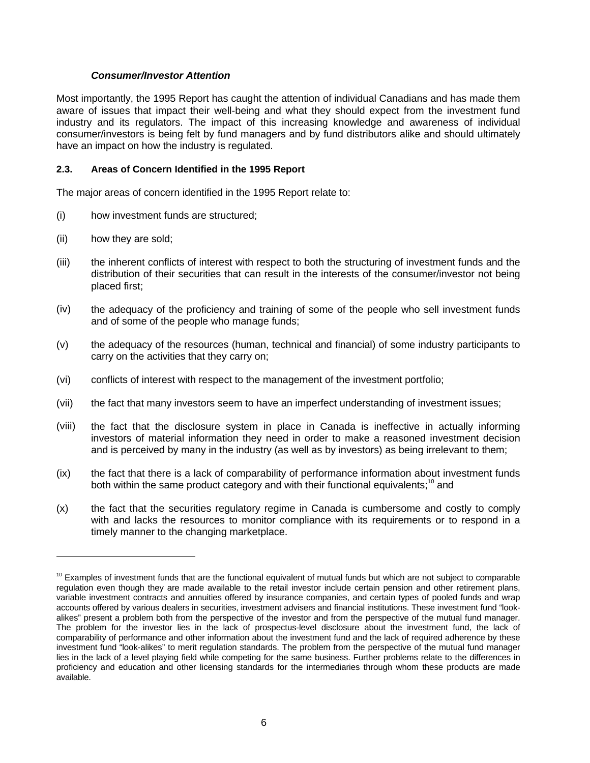***Consumer/Investor Attention***

Most importantly, the 1995 Report has caught the attention of individual Canadians and has made them aware of issues that impact their well-being and what they should expect from the investment fund industry and its regulators. The impact of this increasing knowledge and awareness of individual consumer/investors is being felt by fund managers and by fund distributors alike and should ultimately have an impact on how the industry is regulated.

### 2.3. Areas of Concern Identified in the 1995 Report

The major areas of concern identified in the 1995 Report relate to:

(i) how investment funds are structured;

(ii) how they are sold;

(iii) the inherent conflicts of interest with respect to both the structuring of investment funds and the distribution of their securities that can result in the interests of the consumer/investor not being placed first;

(iv) the adequacy of the proficiency and training of some of the people who sell investment funds and of some of the people who manage funds;

(v) the adequacy of the resources (human, technical and financial) of some industry participants to carry on the activities that they carry on;

(vi) conflicts of interest with respect to the management of the investment portfolio;

(vii) the fact that many investors seem to have an imperfect understanding of investment issues;

(viii) the fact that the disclosure system in place in Canada is ineffective in actually informing investors of material information they need in order to make a reasoned investment decision and is perceived by many in the industry (as well as by investors) as being irrelevant to them;

(ix) the fact that there is a lack of comparability of performance information about investment funds both within the same product category and with their functional equivalents;[10] and

(x) the fact that the securities regulatory regime in Canada is cumbersome and costly to comply with and lacks the resources to monitor compliance with its requirements or to respond in a timely manner to the changing marketplace.

---

[10] Examples of investment funds that are the functional equivalent of mutual funds but which are not subject to comparable regulation even though they are made available to the retail investor include certain pension and other retirement plans, variable investment contracts and annuities offered by insurance companies, and certain types of pooled funds and wrap accounts offered by various dealers in securities, investment advisers and financial institutions. These investment fund "look-alikes" present a problem both from the perspective of the investor and from the perspective of the mutual fund manager. The problem for the investor lies in the lack of prospectus-level disclosure about the investment fund, the lack of comparability of performance and other information about the investment fund and the lack of required adherence by these investment fund "look-alikes" to merit regulation standards. The problem from the perspective of the mutual fund manager lies in the lack of a level playing field while competing for the same business. Further problems relate to the differences in proficiency and education and other licensing standards for the intermediaries through whom these products are made available.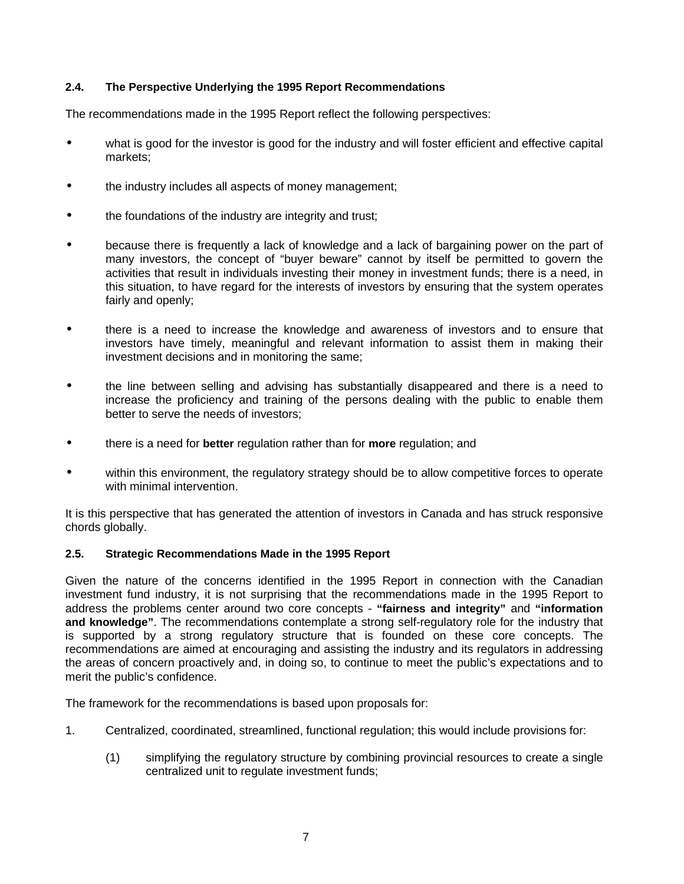### 2.4. The Perspective Underlying the 1995 Report Recommendations

The recommendations made in the 1995 Report reflect the following perspectives:

- what is good for the investor is good for the industry and will foster efficient and effective capital markets;
- the industry includes all aspects of money management;
- the foundations of the industry are integrity and trust;
- because there is frequently a lack of knowledge and a lack of bargaining power on the part of many investors, the concept of "buyer beware" cannot by itself be permitted to govern the activities that result in individuals investing their money in investment funds; there is a need, in this situation, to have regard for the interests of investors by ensuring that the system operates fairly and openly;
- there is a need to increase the knowledge and awareness of investors and to ensure that investors have timely, meaningful and relevant information to assist them in making their investment decisions and in monitoring the same;
- the line between selling and advising has substantially disappeared and there is a need to increase the proficiency and training of the persons dealing with the public to enable them better to serve the needs of investors;
- there is a need for **better** regulation rather than for **more** regulation; and
- within this environment, the regulatory strategy should be to allow competitive forces to operate with minimal intervention.

It is this perspective that has generated the attention of investors in Canada and has struck responsive chords globally.

### 2.5. Strategic Recommendations Made in the 1995 Report

Given the nature of the concerns identified in the 1995 Report in connection with the Canadian investment fund industry, it is not surprising that the recommendations made in the 1995 Report to address the problems center around two core concepts - **"fairness and integrity"** and **"information and knowledge"**. The recommendations contemplate a strong self-regulatory role for the industry that is supported by a strong regulatory structure that is founded on these core concepts. The recommendations are aimed at encouraging and assisting the industry and its regulators in addressing the areas of concern proactively and, in doing so, to continue to meet the public's expectations and to merit the public's confidence.

The framework for the recommendations is based upon proposals for:

1. Centralized, coordinated, streamlined, functional regulation; this would include provisions for:

   (1) simplifying the regulatory structure by combining provincial resources to create a single centralized unit to regulate investment funds;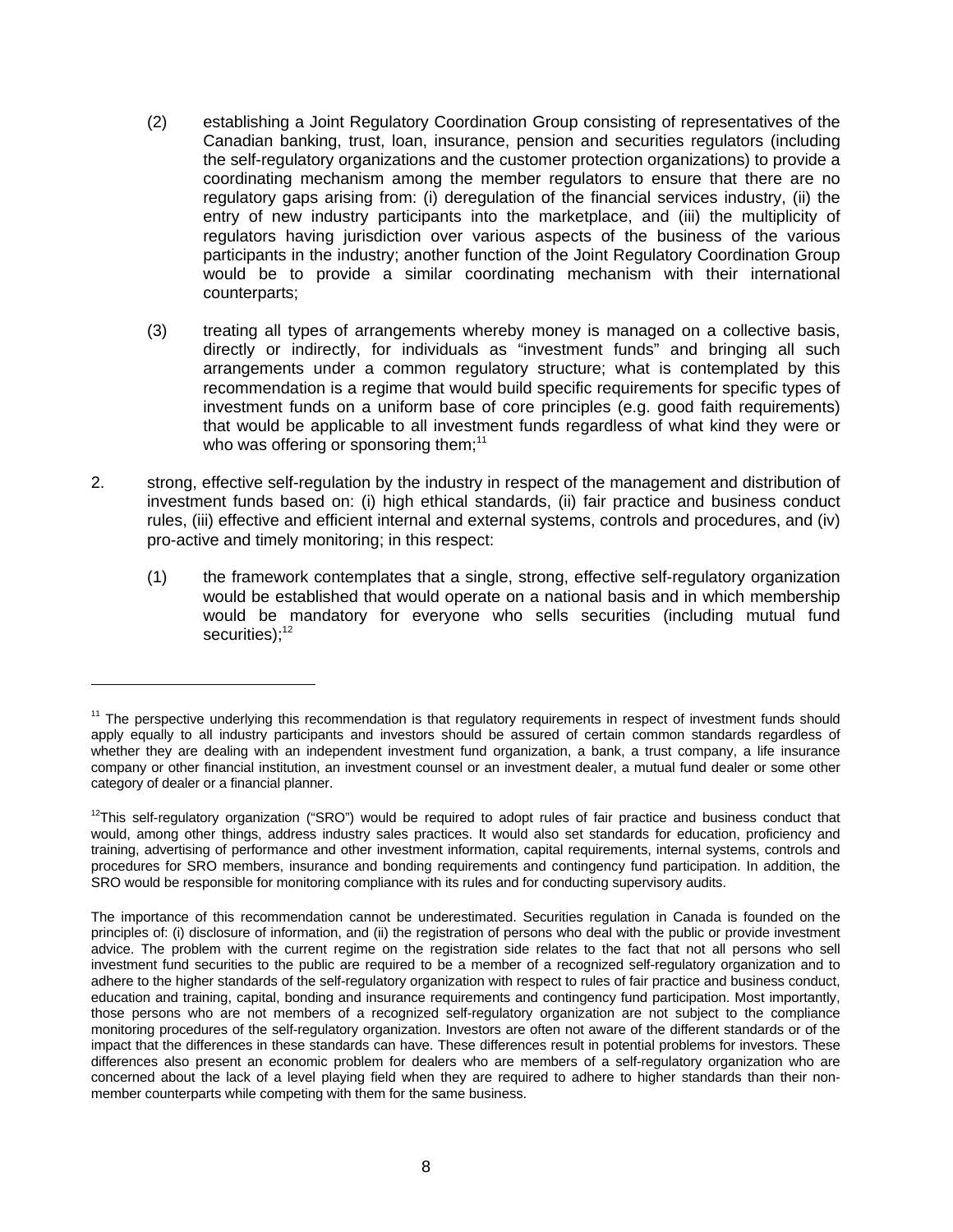(2) establishing a Joint Regulatory Coordination Group consisting of representatives of the Canadian banking, trust, loan, insurance, pension and securities regulators (including the self-regulatory organizations and the customer protection organizations) to provide a coordinating mechanism among the member regulators to ensure that there are no regulatory gaps arising from: (i) deregulation of the financial services industry, (ii) the entry of new industry participants into the marketplace, and (iii) the multiplicity of regulators having jurisdiction over various aspects of the business of the various participants in the industry; another function of the Joint Regulatory Coordination Group would be to provide a similar coordinating mechanism with their international counterparts;

(3) treating all types of arrangements whereby money is managed on a collective basis, directly or indirectly, for individuals as "investment funds" and bringing all such arrangements under a common regulatory structure; what is contemplated by this recommendation is a regime that would build specific requirements for specific types of investment funds on a uniform base of core principles (e.g. good faith requirements) that would be applicable to all investment funds regardless of what kind they were or who was offering or sponsoring them;[11]

2. strong, effective self-regulation by the industry in respect of the management and distribution of investment funds based on: (i) high ethical standards, (ii) fair practice and business conduct rules, (iii) effective and efficient internal and external systems, controls and procedures, and (iv) pro-active and timely monitoring; in this respect:

   (1) the framework contemplates that a single, strong, effective self-regulatory organization would be established that would operate on a national basis and in which membership would be mandatory for everyone who sells securities (including mutual fund securities);[12]

---

[11] The perspective underlying this recommendation is that regulatory requirements in respect of investment funds should apply equally to all industry participants and investors should be assured of certain common standards regardless of whether they are dealing with an independent investment fund organization, a bank, a trust company, a life insurance company or other financial institution, an investment counsel or an investment dealer, a mutual fund dealer or some other category of dealer or a financial planner.

[12] This self-regulatory organization ("SRO") would be required to adopt rules of fair practice and business conduct that would, among other things, address industry sales practices. It would also set standards for education, proficiency and training, advertising of performance and other investment information, capital requirements, internal systems, controls and procedures for SRO members, insurance and bonding requirements and contingency fund participation. In addition, the SRO would be responsible for monitoring compliance with its rules and for conducting supervisory audits.

The importance of this recommendation cannot be underestimated. Securities regulation in Canada is founded on the principles of: (i) disclosure of information, and (ii) the registration of persons who deal with the public or provide investment advice. The problem with the current regime on the registration side relates to the fact that not all persons who sell investment fund securities to the public are required to be a member of a recognized self-regulatory organization and to adhere to the higher standards of the self-regulatory organization with respect to rules of fair practice and business conduct, education and training, capital, bonding and insurance requirements and contingency fund participation. Most importantly, those persons who are not members of a recognized self-regulatory organization are not subject to the compliance monitoring procedures of the self-regulatory organization. Investors are often not aware of the different standards or of the impact that the differences in these standards can have. These differences result in potential problems for investors. These differences also present an economic problem for dealers who are members of a self-regulatory organization who are concerned about the lack of a level playing field when they are required to adhere to higher standards than their non-member counterparts while competing with them for the same business.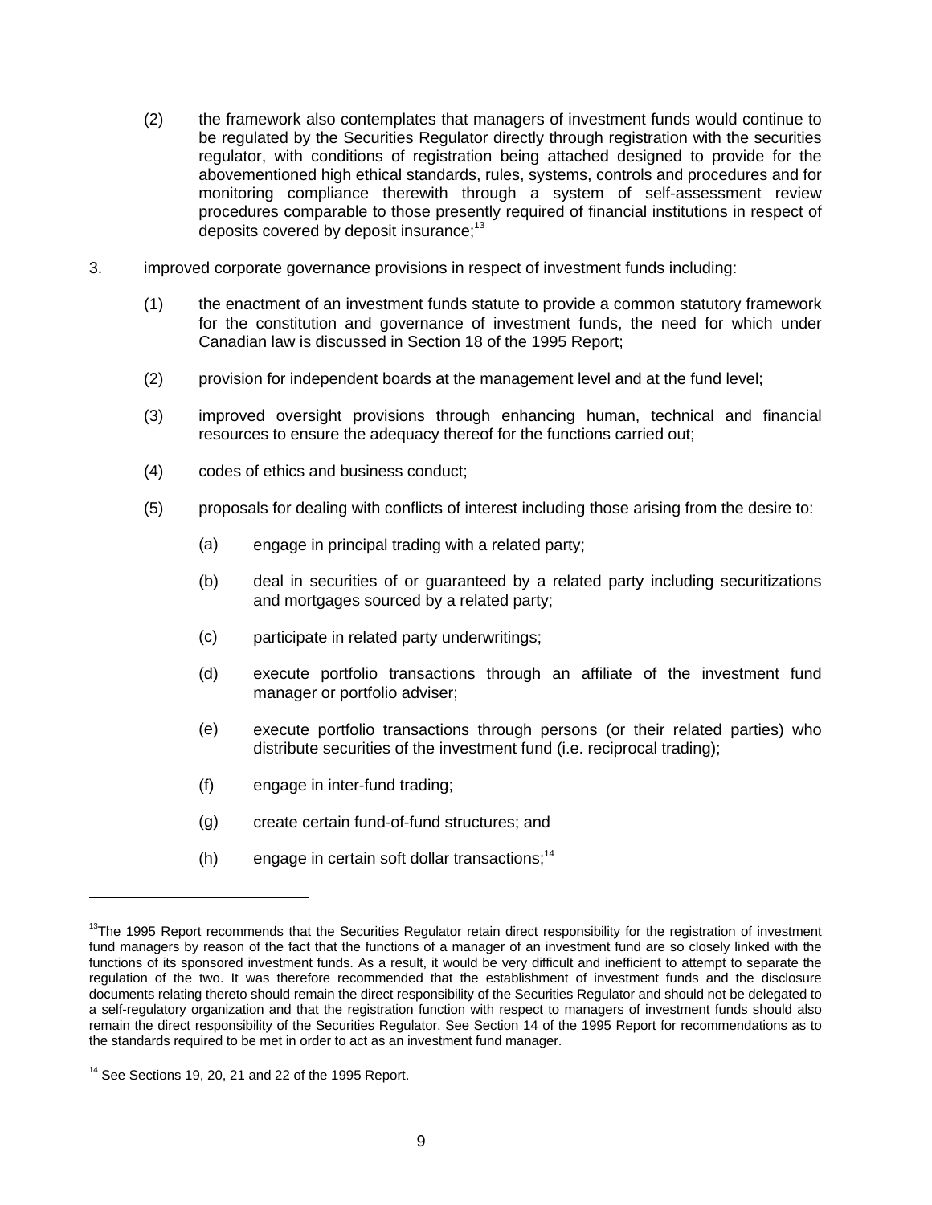(2) the framework also contemplates that managers of investment funds would continue to be regulated by the Securities Regulator directly through registration with the securities regulator, with conditions of registration being attached designed to provide for the abovementioned high ethical standards, rules, systems, controls and procedures and for monitoring compliance therewith through a system of self-assessment review procedures comparable to those presently required of financial institutions in respect of deposits covered by deposit insurance;[13]

3. improved corporate governance provisions in respect of investment funds including:

   (1) the enactment of an investment funds statute to provide a common statutory framework for the constitution and governance of investment funds, the need for which under Canadian law is discussed in Section 18 of the 1995 Report;

   (2) provision for independent boards at the management level and at the fund level;

   (3) improved oversight provisions through enhancing human, technical and financial resources to ensure the adequacy thereof for the functions carried out;

   (4) codes of ethics and business conduct;

   (5) proposals for dealing with conflicts of interest including those arising from the desire to:

      (a) engage in principal trading with a related party;

      (b) deal in securities of or guaranteed by a related party including securitizations and mortgages sourced by a related party;

      (c) participate in related party underwritings;

      (d) execute portfolio transactions through an affiliate of the investment fund manager or portfolio adviser;

      (e) execute portfolio transactions through persons (or their related parties) who distribute securities of the investment fund (i.e. reciprocal trading);

      (f) engage in inter-fund trading;

      (g) create certain fund-of-fund structures; and

      (h) engage in certain soft dollar transactions;[14]

---

[13] The 1995 Report recommends that the Securities Regulator retain direct responsibility for the registration of investment fund managers by reason of the fact that the functions of a manager of an investment fund are so closely linked with the functions of its sponsored investment funds. As a result, it would be very difficult and inefficient to attempt to separate the regulation of the two. It was therefore recommended that the establishment of investment funds and the disclosure documents relating thereto should remain the direct responsibility of the Securities Regulator and should not be delegated to a self-regulatory organization and that the registration function with respect to managers of investment funds should also remain the direct responsibility of the Securities Regulator. See Section 14 of the 1995 Report for recommendations as to the standards required to be met in order to act as an investment fund manager.

[14] See Sections 19, 20, 21 and 22 of the 1995 Report.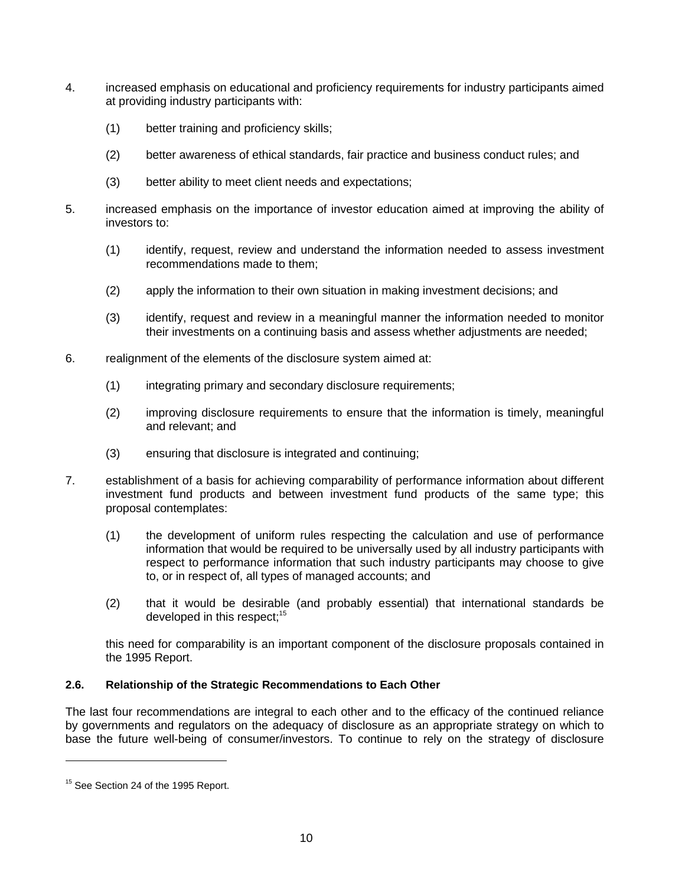4. increased emphasis on educational and proficiency requirements for industry participants aimed at providing industry participants with:

   (1) better training and proficiency skills;

   (2) better awareness of ethical standards, fair practice and business conduct rules; and

   (3) better ability to meet client needs and expectations;

5. increased emphasis on the importance of investor education aimed at improving the ability of investors to:

   (1) identify, request, review and understand the information needed to assess investment recommendations made to them;

   (2) apply the information to their own situation in making investment decisions; and

   (3) identify, request and review in a meaningful manner the information needed to monitor their investments on a continuing basis and assess whether adjustments are needed;

6. realignment of the elements of the disclosure system aimed at:

   (1) integrating primary and secondary disclosure requirements;

   (2) improving disclosure requirements to ensure that the information is timely, meaningful and relevant; and

   (3) ensuring that disclosure is integrated and continuing;

7. establishment of a basis for achieving comparability of performance information about different investment fund products and between investment fund products of the same type; this proposal contemplates:

   (1) the development of uniform rules respecting the calculation and use of performance information that would be required to be universally used by all industry participants with respect to performance information that such industry participants may choose to give to, or in respect of, all types of managed accounts; and

   (2) that it would be desirable (and probably essential) that international standards be developed in this respect;[15]

   this need for comparability is an important component of the disclosure proposals contained in the 1995 Report.

### 2.6. Relationship of the Strategic Recommendations to Each Other

The last four recommendations are integral to each other and to the efficacy of the continued reliance by governments and regulators on the adequacy of disclosure as an appropriate strategy on which to base the future well-being of consumer/investors. To continue to rely on the strategy of disclosure

[15] See Section 24 of the 1995 Report.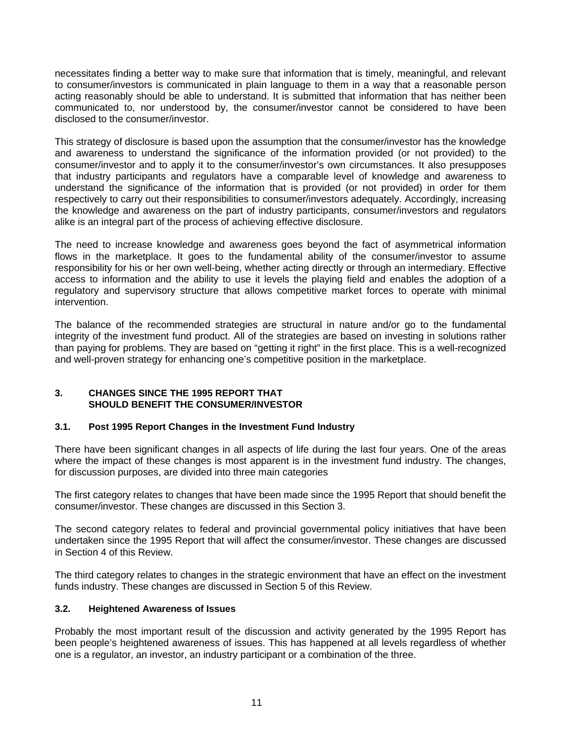necessitates finding a better way to make sure that information that is timely, meaningful, and relevant to consumer/investors is communicated in plain language to them in a way that a reasonable person acting reasonably should be able to understand. It is submitted that information that has neither been communicated to, nor understood by, the consumer/investor cannot be considered to have been disclosed to the consumer/investor.

This strategy of disclosure is based upon the assumption that the consumer/investor has the knowledge and awareness to understand the significance of the information provided (or not provided) to the consumer/investor and to apply it to the consumer/investor's own circumstances. It also presupposes that industry participants and regulators have a comparable level of knowledge and awareness to understand the significance of the information that is provided (or not provided) in order for them respectively to carry out their responsibilities to consumer/investors adequately. Accordingly, increasing the knowledge and awareness on the part of industry participants, consumer/investors and regulators alike is an integral part of the process of achieving effective disclosure.

The need to increase knowledge and awareness goes beyond the fact of asymmetrical information flows in the marketplace. It goes to the fundamental ability of the consumer/investor to assume responsibility for his or her own well-being, whether acting directly or through an intermediary. Effective access to information and the ability to use it levels the playing field and enables the adoption of a regulatory and supervisory structure that allows competitive market forces to operate with minimal intervention.

The balance of the recommended strategies are structural in nature and/or go to the fundamental integrity of the investment fund product. All of the strategies are based on investing in solutions rather than paying for problems. They are based on "getting it right" in the first place. This is a well-recognized and well-proven strategy for enhancing one's competitive position in the marketplace.

## 3. CHANGES SINCE THE 1995 REPORT THAT SHOULD BENEFIT THE CONSUMER/INVESTOR

### 3.1. Post 1995 Report Changes in the Investment Fund Industry

There have been significant changes in all aspects of life during the last four years. One of the areas where the impact of these changes is most apparent is in the investment fund industry. The changes, for discussion purposes, are divided into three main categories

The first category relates to changes that have been made since the 1995 Report that should benefit the consumer/investor. These changes are discussed in this Section 3.

The second category relates to federal and provincial governmental policy initiatives that have been undertaken since the 1995 Report that will affect the consumer/investor. These changes are discussed in Section 4 of this Review.

The third category relates to changes in the strategic environment that have an effect on the investment funds industry. These changes are discussed in Section 5 of this Review.

### 3.2. Heightened Awareness of Issues

Probably the most important result of the discussion and activity generated by the 1995 Report has been people's heightened awareness of issues. This has happened at all levels regardless of whether one is a regulator, an investor, an industry participant or a combination of the three.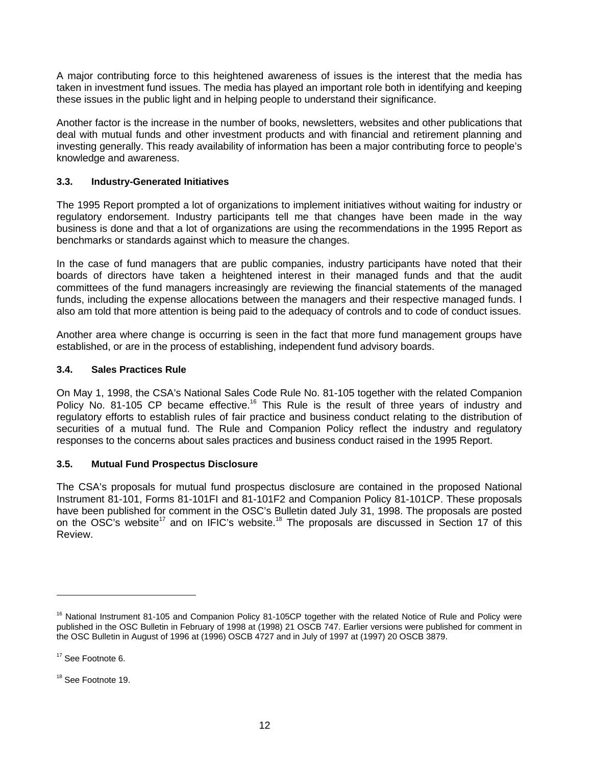A major contributing force to this heightened awareness of issues is the interest that the media has taken in investment fund issues. The media has played an important role both in identifying and keeping these issues in the public light and in helping people to understand their significance.

Another factor is the increase in the number of books, newsletters, websites and other publications that deal with mutual funds and other investment products and with financial and retirement planning and investing generally. This ready availability of information has been a major contributing force to people's knowledge and awareness.

### 3.3. Industry-Generated Initiatives

The 1995 Report prompted a lot of organizations to implement initiatives without waiting for industry or regulatory endorsement. Industry participants tell me that changes have been made in the way business is done and that a lot of organizations are using the recommendations in the 1995 Report as benchmarks or standards against which to measure the changes.

In the case of fund managers that are public companies, industry participants have noted that their boards of directors have taken a heightened interest in their managed funds and that the audit committees of the fund managers increasingly are reviewing the financial statements of the managed funds, including the expense allocations between the managers and their respective managed funds. I also am told that more attention is being paid to the adequacy of controls and to code of conduct issues.

Another area where change is occurring is seen in the fact that more fund management groups have established, or are in the process of establishing, independent fund advisory boards.

### 3.4. Sales Practices Rule

On May 1, 1998, the CSA's National Sales Code Rule No. 81-105 together with the related Companion Policy No. 81-105 CP became effective.[16] This Rule is the result of three years of industry and regulatory efforts to establish rules of fair practice and business conduct relating to the distribution of securities of a mutual fund. The Rule and Companion Policy reflect the industry and regulatory responses to the concerns about sales practices and business conduct raised in the 1995 Report.

### 3.5. Mutual Fund Prospectus Disclosure

The CSA's proposals for mutual fund prospectus disclosure are contained in the proposed National Instrument 81-101, Forms 81-101FI and 81-101F2 and Companion Policy 81-101CP. These proposals have been published for comment in the OSC's Bulletin dated July 31, 1998. The proposals are posted on the OSC's website[17] and on IFIC's website.[18] The proposals are discussed in Section 17 of this Review.

---

[16] National Instrument 81-105 and Companion Policy 81-105CP together with the related Notice of Rule and Policy were published in the OSC Bulletin in February of 1998 at (1998) 21 OSCB 747. Earlier versions were published for comment in the OSC Bulletin in August of 1996 at (1996) OSCB 4727 and in July of 1997 at (1997) 20 OSCB 3879.

[17] See Footnote 6.

[18] See Footnote 19.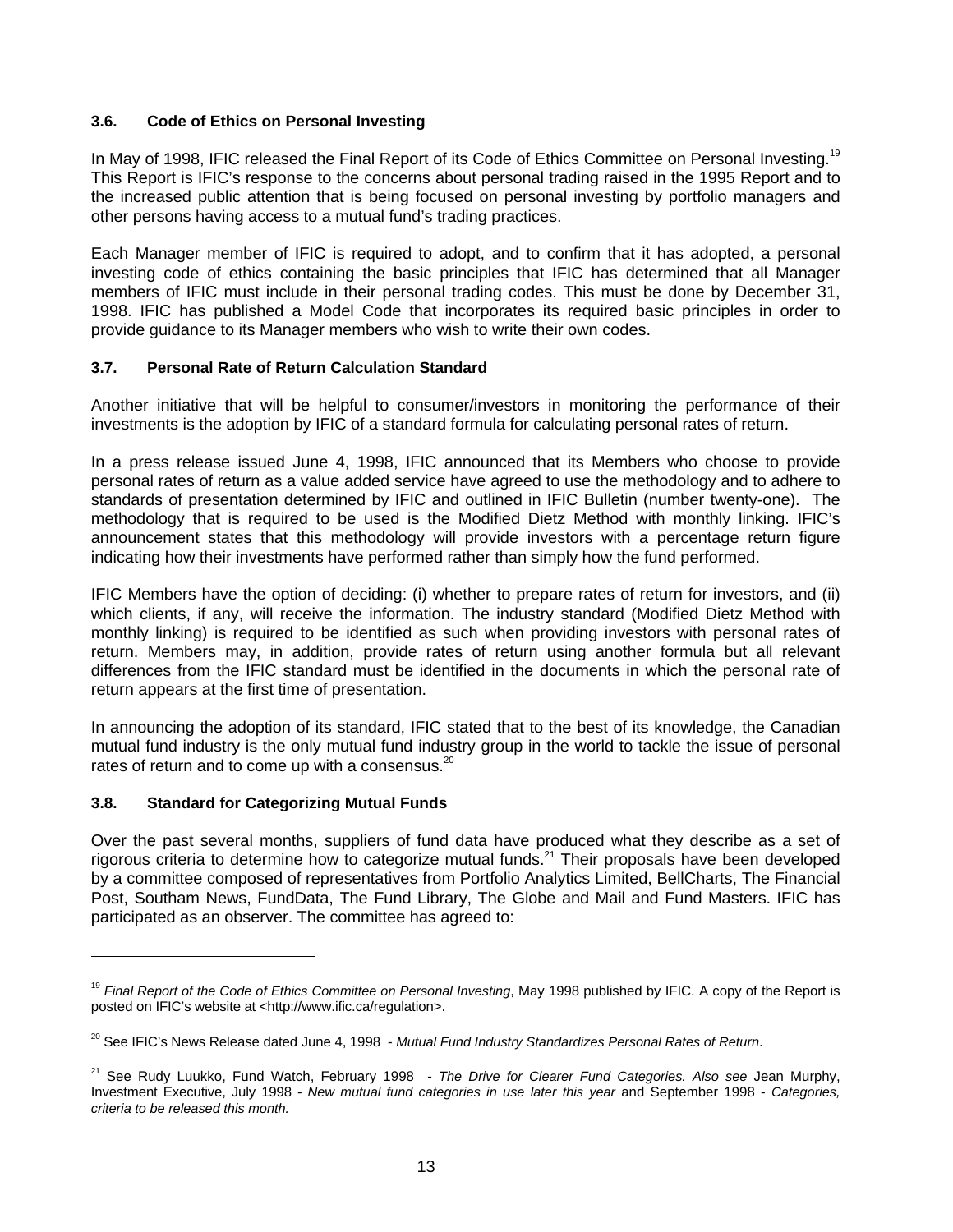### 3.6. Code of Ethics on Personal Investing

In May of 1998, IFIC released the Final Report of its Code of Ethics Committee on Personal Investing.[19] This Report is IFIC's response to the concerns about personal trading raised in the 1995 Report and to the increased public attention that is being focused on personal investing by portfolio managers and other persons having access to a mutual fund's trading practices.

Each Manager member of IFIC is required to adopt, and to confirm that it has adopted, a personal investing code of ethics containing the basic principles that IFIC has determined that all Manager members of IFIC must include in their personal trading codes. This must be done by December 31, 1998. IFIC has published a Model Code that incorporates its required basic principles in order to provide guidance to its Manager members who wish to write their own codes.

### 3.7. Personal Rate of Return Calculation Standard

Another initiative that will be helpful to consumer/investors in monitoring the performance of their investments is the adoption by IFIC of a standard formula for calculating personal rates of return.

In a press release issued June 4, 1998, IFIC announced that its Members who choose to provide personal rates of return as a value added service have agreed to use the methodology and to adhere to standards of presentation determined by IFIC and outlined in IFIC Bulletin (number twenty-one). The methodology that is required to be used is the Modified Dietz Method with monthly linking. IFIC's announcement states that this methodology will provide investors with a percentage return figure indicating how their investments have performed rather than simply how the fund performed.

IFIC Members have the option of deciding: (i) whether to prepare rates of return for investors, and (ii) which clients, if any, will receive the information. The industry standard (Modified Dietz Method with monthly linking) is required to be identified as such when providing investors with personal rates of return. Members may, in addition, provide rates of return using another formula but all relevant differences from the IFIC standard must be identified in the documents in which the personal rate of return appears at the first time of presentation.

In announcing the adoption of its standard, IFIC stated that to the best of its knowledge, the Canadian mutual fund industry is the only mutual fund industry group in the world to tackle the issue of personal rates of return and to come up with a consensus.[20]

### 3.8. Standard for Categorizing Mutual Funds

Over the past several months, suppliers of fund data have produced what they describe as a set of rigorous criteria to determine how to categorize mutual funds.[21] Their proposals have been developed by a committee composed of representatives from Portfolio Analytics Limited, BellCharts, The Financial Post, Southam News, FundData, The Fund Library, The Globe and Mail and Fund Masters. IFIC has participated as an observer. The committee has agreed to:

---

[19] *Final Report of the Code of Ethics Committee on Personal Investing*, May 1998 published by IFIC. A copy of the Report is posted on IFIC's website at <http://www.ific.ca/regulation>.

[20] See IFIC's News Release dated June 4, 1998 - *Mutual Fund Industry Standardizes Personal Rates of Return*.

[21] See Rudy Luukko, Fund Watch, February 1998 - *The Drive for Clearer Fund Categories. Also see* Jean Murphy, Investment Executive, July 1998 - *New mutual fund categories in use later this year* and September 1998 - *Categories, criteria to be released this month.*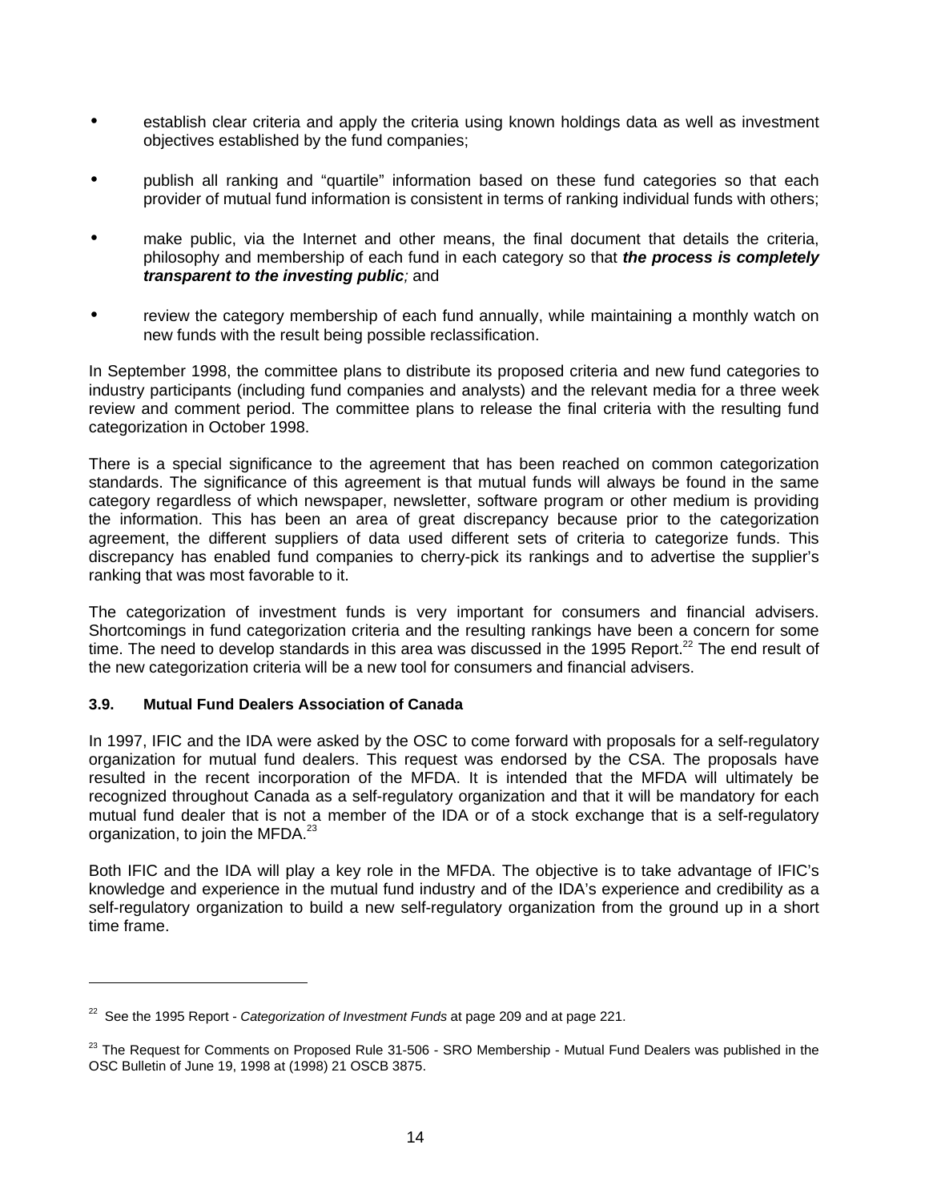- establish clear criteria and apply the criteria using known holdings data as well as investment objectives established by the fund companies;

- publish all ranking and "quartile" information based on these fund categories so that each provider of mutual fund information is consistent in terms of ranking individual funds with others;

- make public, via the Internet and other means, the final document that details the criteria, philosophy and membership of each fund in each category so that ***the process is completely transparent to the investing public****;* and

- review the category membership of each fund annually, while maintaining a monthly watch on new funds with the result being possible reclassification.

In September 1998, the committee plans to distribute its proposed criteria and new fund categories to industry participants (including fund companies and analysts) and the relevant media for a three week review and comment period. The committee plans to release the final criteria with the resulting fund categorization in October 1998.

There is a special significance to the agreement that has been reached on common categorization standards. The significance of this agreement is that mutual funds will always be found in the same category regardless of which newspaper, newsletter, software program or other medium is providing the information. This has been an area of great discrepancy because prior to the categorization agreement, the different suppliers of data used different sets of criteria to categorize funds. This discrepancy has enabled fund companies to cherry-pick its rankings and to advertise the supplier's ranking that was most favorable to it.

The categorization of investment funds is very important for consumers and financial advisers. Shortcomings in fund categorization criteria and the resulting rankings have been a concern for some time. The need to develop standards in this area was discussed in the 1995 Report.[22] The end result of the new categorization criteria will be a new tool for consumers and financial advisers.

### 3.9. Mutual Fund Dealers Association of Canada

In 1997, IFIC and the IDA were asked by the OSC to come forward with proposals for a self-regulatory organization for mutual fund dealers. This request was endorsed by the CSA. The proposals have resulted in the recent incorporation of the MFDA. It is intended that the MFDA will ultimately be recognized throughout Canada as a self-regulatory organization and that it will be mandatory for each mutual fund dealer that is not a member of the IDA or of a stock exchange that is a self-regulatory organization, to join the MFDA.[23]

Both IFIC and the IDA will play a key role in the MFDA. The objective is to take advantage of IFIC's knowledge and experience in the mutual fund industry and of the IDA's experience and credibility as a self-regulatory organization to build a new self-regulatory organization from the ground up in a short time frame.

---

[22] See the 1995 Report - *Categorization of Investment Funds* at page 209 and at page 221.

[23] The Request for Comments on Proposed Rule 31-506 - SRO Membership - Mutual Fund Dealers was published in the OSC Bulletin of June 19, 1998 at (1998) 21 OSCB 3875.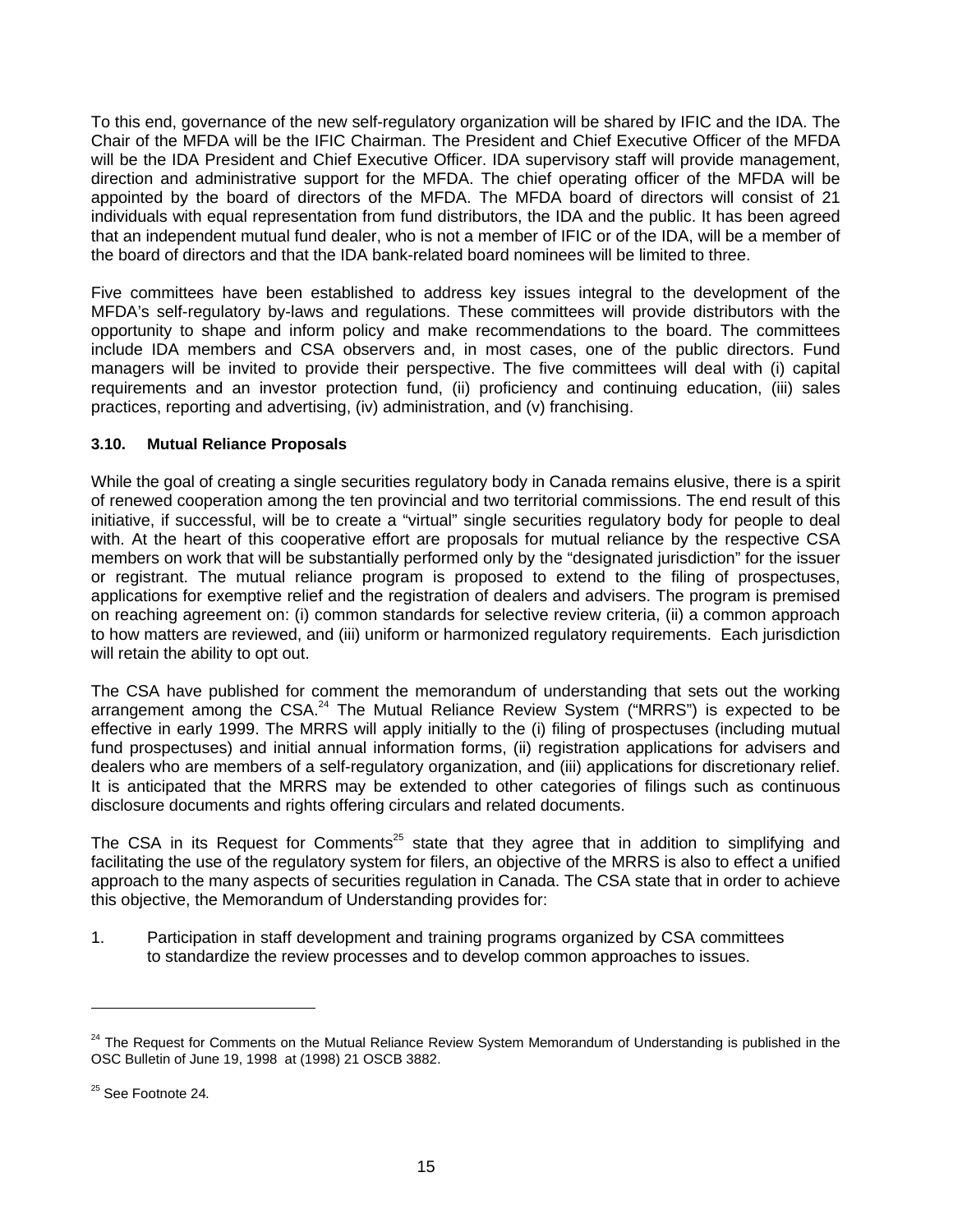To this end, governance of the new self-regulatory organization will be shared by IFIC and the IDA. The Chair of the MFDA will be the IFIC Chairman. The President and Chief Executive Officer of the MFDA will be the IDA President and Chief Executive Officer. IDA supervisory staff will provide management, direction and administrative support for the MFDA. The chief operating officer of the MFDA will be appointed by the board of directors of the MFDA. The MFDA board of directors will consist of 21 individuals with equal representation from fund distributors, the IDA and the public. It has been agreed that an independent mutual fund dealer, who is not a member of IFIC or of the IDA, will be a member of the board of directors and that the IDA bank-related board nominees will be limited to three.

Five committees have been established to address key issues integral to the development of the MFDA's self-regulatory by-laws and regulations. These committees will provide distributors with the opportunity to shape and inform policy and make recommendations to the board. The committees include IDA members and CSA observers and, in most cases, one of the public directors. Fund managers will be invited to provide their perspective. The five committees will deal with (i) capital requirements and an investor protection fund, (ii) proficiency and continuing education, (iii) sales practices, reporting and advertising, (iv) administration, and (v) franchising.

### 3.10. Mutual Reliance Proposals

While the goal of creating a single securities regulatory body in Canada remains elusive, there is a spirit of renewed cooperation among the ten provincial and two territorial commissions. The end result of this initiative, if successful, will be to create a "virtual" single securities regulatory body for people to deal with. At the heart of this cooperative effort are proposals for mutual reliance by the respective CSA members on work that will be substantially performed only by the "designated jurisdiction" for the issuer or registrant. The mutual reliance program is proposed to extend to the filing of prospectuses, applications for exemptive relief and the registration of dealers and advisers. The program is premised on reaching agreement on: (i) common standards for selective review criteria, (ii) a common approach to how matters are reviewed, and (iii) uniform or harmonized regulatory requirements. Each jurisdiction will retain the ability to opt out.

The CSA have published for comment the memorandum of understanding that sets out the working arrangement among the CSA.[24] The Mutual Reliance Review System ("MRRS") is expected to be effective in early 1999. The MRRS will apply initially to the (i) filing of prospectuses (including mutual fund prospectuses) and initial annual information forms, (ii) registration applications for advisers and dealers who are members of a self-regulatory organization, and (iii) applications for discretionary relief. It is anticipated that the MRRS may be extended to other categories of filings such as continuous disclosure documents and rights offering circulars and related documents.

The CSA in its Request for Comments[25] state that they agree that in addition to simplifying and facilitating the use of the regulatory system for filers, an objective of the MRRS is also to effect a unified approach to the many aspects of securities regulation in Canada. The CSA state that in order to achieve this objective, the Memorandum of Understanding provides for:

1. Participation in staff development and training programs organized by CSA committees to standardize the review processes and to develop common approaches to issues.

[24] The Request for Comments on the Mutual Reliance Review System Memorandum of Understanding is published in the OSC Bulletin of June 19, 1998 at (1998) 21 OSCB 3882.

[25] See Footnote 24.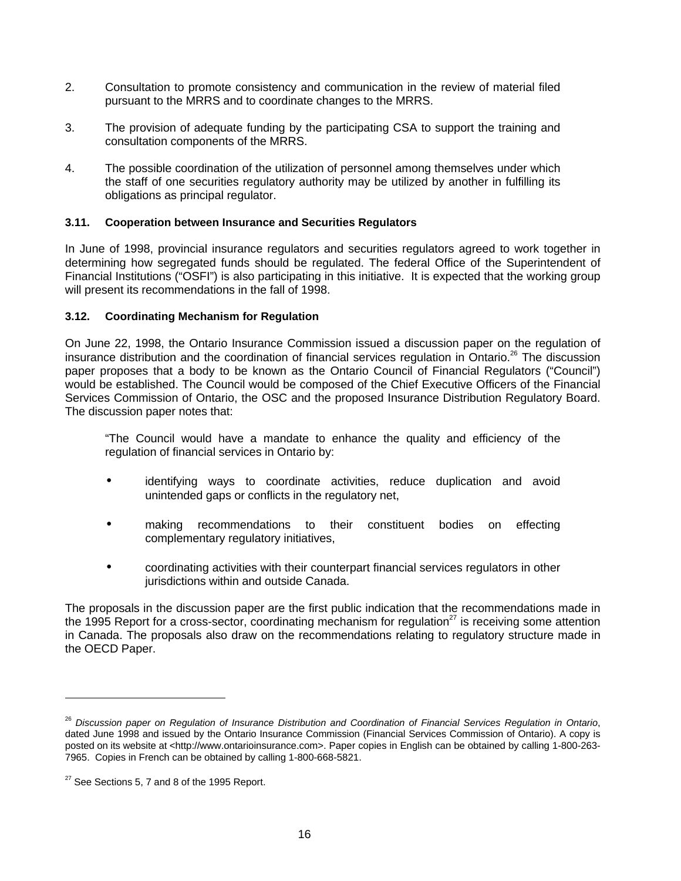2. Consultation to promote consistency and communication in the review of material filed pursuant to the MRRS and to coordinate changes to the MRRS.

3. The provision of adequate funding by the participating CSA to support the training and consultation components of the MRRS.

4. The possible coordination of the utilization of personnel among themselves under which the staff of one securities regulatory authority may be utilized by another in fulfilling its obligations as principal regulator.

### 3.11. Cooperation between Insurance and Securities Regulators

In June of 1998, provincial insurance regulators and securities regulators agreed to work together in determining how segregated funds should be regulated. The federal Office of the Superintendent of Financial Institutions ("OSFI") is also participating in this initiative. It is expected that the working group will present its recommendations in the fall of 1998.

### 3.12. Coordinating Mechanism for Regulation

On June 22, 1998, the Ontario Insurance Commission issued a discussion paper on the regulation of insurance distribution and the coordination of financial services regulation in Ontario.[26] The discussion paper proposes that a body to be known as the Ontario Council of Financial Regulators ("Council") would be established. The Council would be composed of the Chief Executive Officers of the Financial Services Commission of Ontario, the OSC and the proposed Insurance Distribution Regulatory Board. The discussion paper notes that:

> "The Council would have a mandate to enhance the quality and efficiency of the regulation of financial services in Ontario by:
>
> - identifying ways to coordinate activities, reduce duplication and avoid unintended gaps or conflicts in the regulatory net,
> - making recommendations to their constituent bodies on effecting complementary regulatory initiatives,
> - coordinating activities with their counterpart financial services regulators in other jurisdictions within and outside Canada.

The proposals in the discussion paper are the first public indication that the recommendations made in the 1995 Report for a cross-sector, coordinating mechanism for regulation[27] is receiving some attention in Canada. The proposals also draw on the recommendations relating to regulatory structure made in the OECD Paper.

---

[26] *Discussion paper on Regulation of Insurance Distribution and Coordination of Financial Services Regulation in Ontario*, dated June 1998 and issued by the Ontario Insurance Commission (Financial Services Commission of Ontario). A copy is posted on its website at <http://www.ontarioinsurance.com>. Paper copies in English can be obtained by calling 1-800-263-7965. Copies in French can be obtained by calling 1-800-668-5821.

[27] See Sections 5, 7 and 8 of the 1995 Report.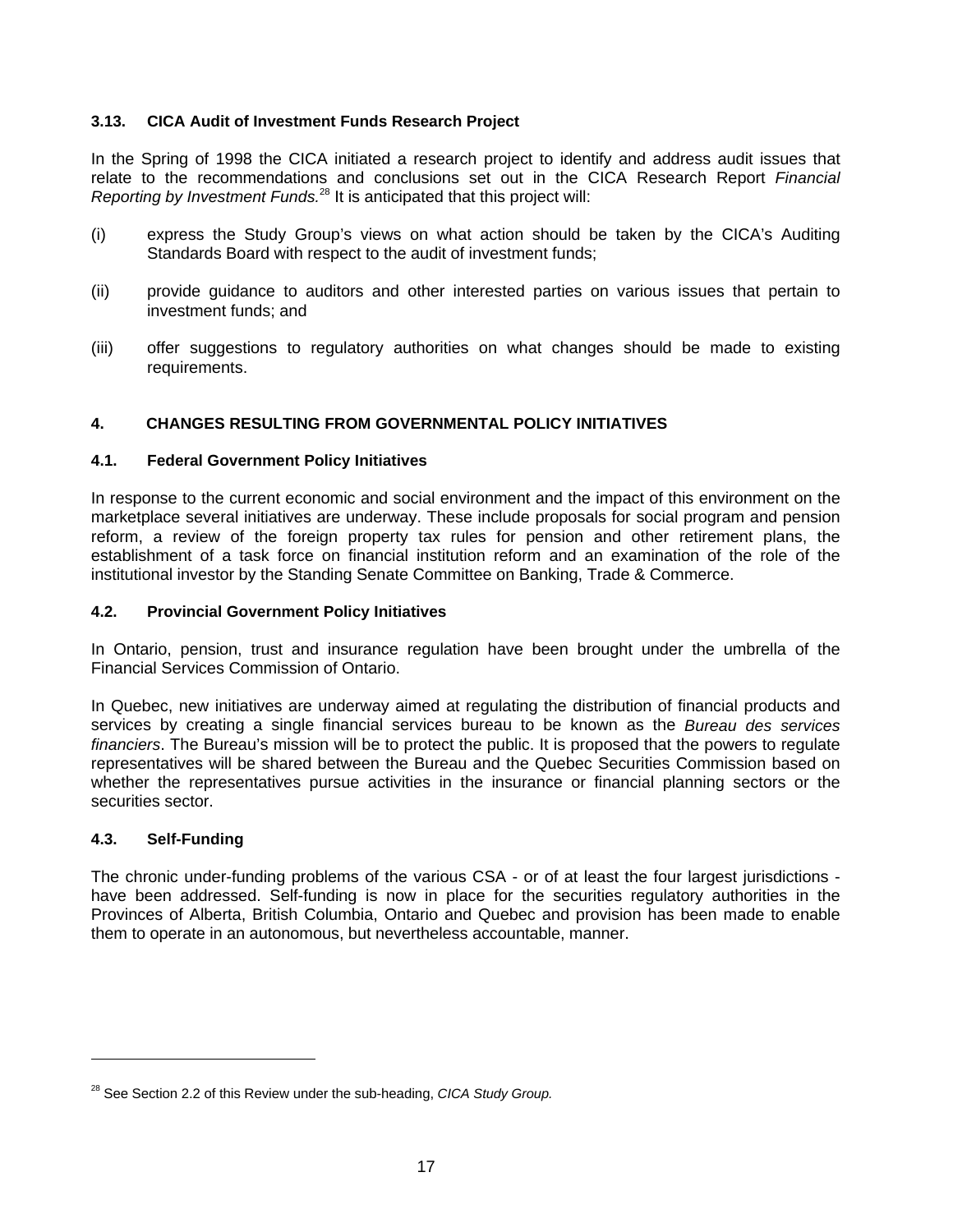### 3.13. CICA Audit of Investment Funds Research Project

In the Spring of 1998 the CICA initiated a research project to identify and address audit issues that relate to the recommendations and conclusions set out in the CICA Research Report *Financial Reporting by Investment Funds.*[28] It is anticipated that this project will:

(i) express the Study Group's views on what action should be taken by the CICA's Auditing Standards Board with respect to the audit of investment funds;

(ii) provide guidance to auditors and other interested parties on various issues that pertain to investment funds; and

(iii) offer suggestions to regulatory authorities on what changes should be made to existing requirements.

## 4. CHANGES RESULTING FROM GOVERNMENTAL POLICY INITIATIVES

### 4.1. Federal Government Policy Initiatives

In response to the current economic and social environment and the impact of this environment on the marketplace several initiatives are underway. These include proposals for social program and pension reform, a review of the foreign property tax rules for pension and other retirement plans, the establishment of a task force on financial institution reform and an examination of the role of the institutional investor by the Standing Senate Committee on Banking, Trade & Commerce.

### 4.2. Provincial Government Policy Initiatives

In Ontario, pension, trust and insurance regulation have been brought under the umbrella of the Financial Services Commission of Ontario.

In Quebec, new initiatives are underway aimed at regulating the distribution of financial products and services by creating a single financial services bureau to be known as the *Bureau des services financiers*. The Bureau's mission will be to protect the public. It is proposed that the powers to regulate representatives will be shared between the Bureau and the Quebec Securities Commission based on whether the representatives pursue activities in the insurance or financial planning sectors or the securities sector.

### 4.3. Self-Funding

The chronic under-funding problems of the various CSA - or of at least the four largest jurisdictions - have been addressed. Self-funding is now in place for the securities regulatory authorities in the Provinces of Alberta, British Columbia, Ontario and Quebec and provision has been made to enable them to operate in an autonomous, but nevertheless accountable, manner.

---

[28] See Section 2.2 of this Review under the sub-heading, *CICA Study Group.*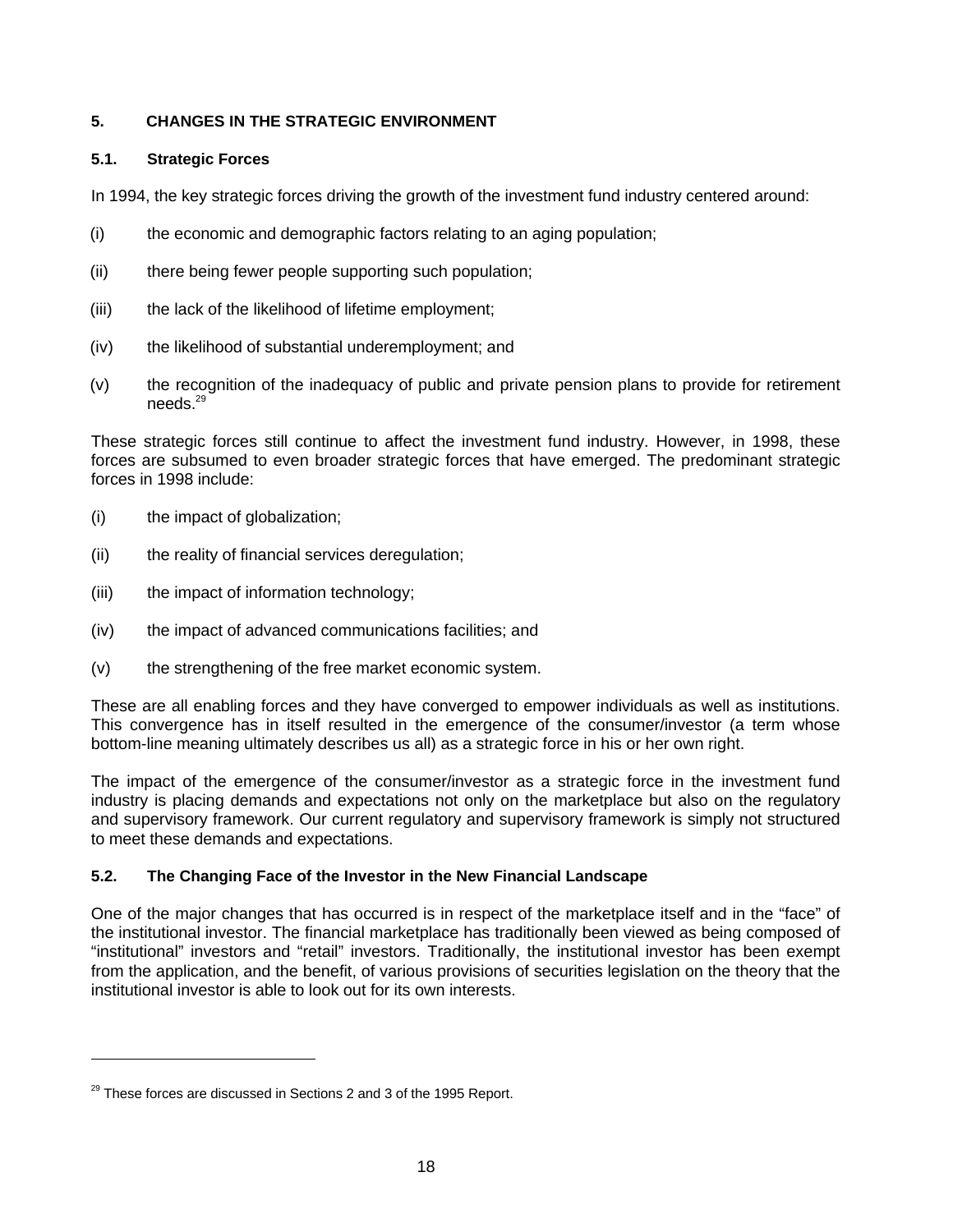## 5. CHANGES IN THE STRATEGIC ENVIRONMENT

### 5.1. Strategic Forces

In 1994, the key strategic forces driving the growth of the investment fund industry centered around:

(i) the economic and demographic factors relating to an aging population;

(ii) there being fewer people supporting such population;

(iii) the lack of the likelihood of lifetime employment;

(iv) the likelihood of substantial underemployment; and

(v) the recognition of the inadequacy of public and private pension plans to provide for retirement needs.[29]

These strategic forces still continue to affect the investment fund industry. However, in 1998, these forces are subsumed to even broader strategic forces that have emerged. The predominant strategic forces in 1998 include:

(i) the impact of globalization;

(ii) the reality of financial services deregulation;

(iii) the impact of information technology;

(iv) the impact of advanced communications facilities; and

(v) the strengthening of the free market economic system.

These are all enabling forces and they have converged to empower individuals as well as institutions. This convergence has in itself resulted in the emergence of the consumer/investor (a term whose bottom-line meaning ultimately describes us all) as a strategic force in his or her own right.

The impact of the emergence of the consumer/investor as a strategic force in the investment fund industry is placing demands and expectations not only on the marketplace but also on the regulatory and supervisory framework. Our current regulatory and supervisory framework is simply not structured to meet these demands and expectations.

### 5.2. The Changing Face of the Investor in the New Financial Landscape

One of the major changes that has occurred is in respect of the marketplace itself and in the "face" of the institutional investor. The financial marketplace has traditionally been viewed as being composed of "institutional" investors and "retail" investors. Traditionally, the institutional investor has been exempt from the application, and the benefit, of various provisions of securities legislation on the theory that the institutional investor is able to look out for its own interests.

[29] These forces are discussed in Sections 2 and 3 of the 1995 Report.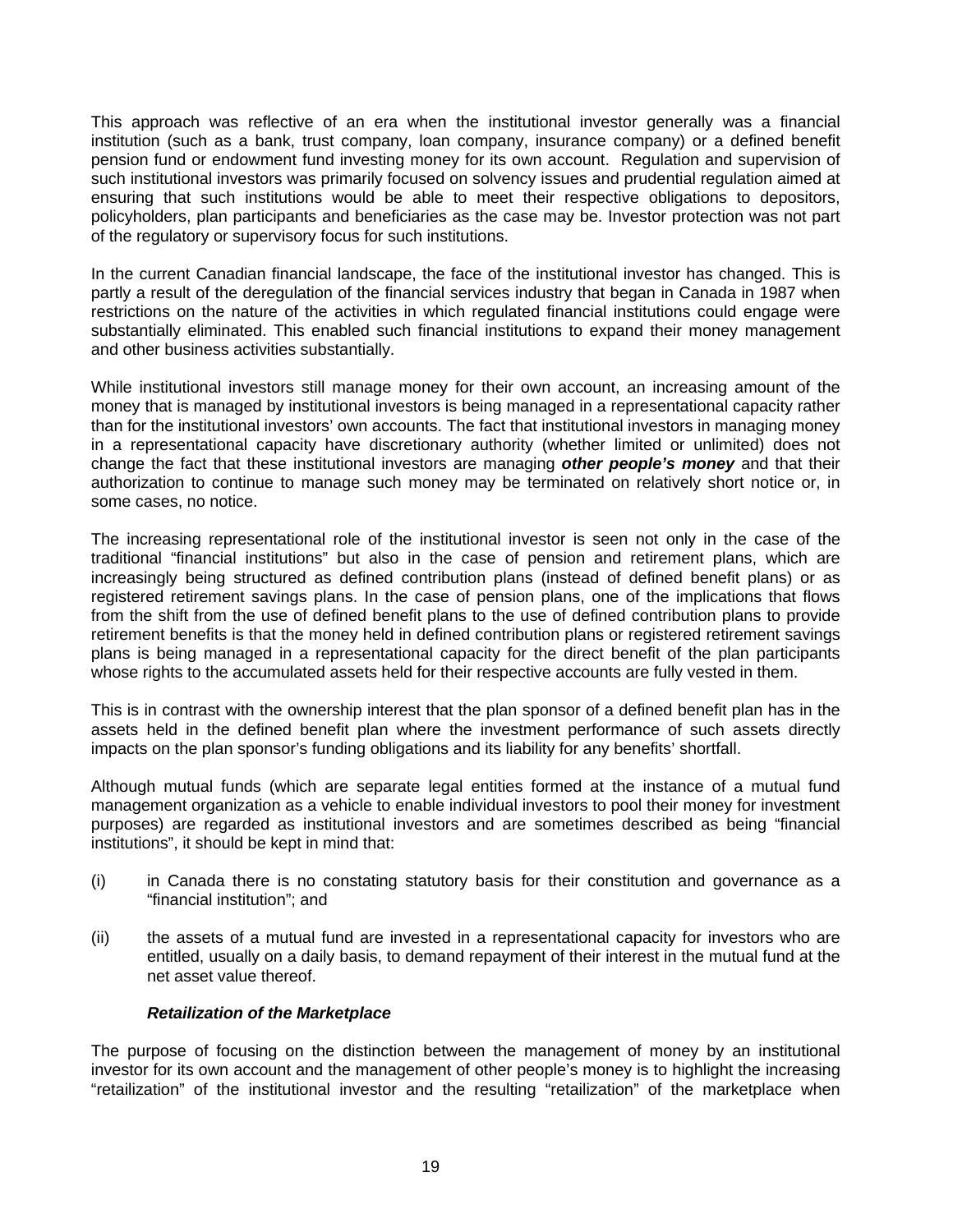This approach was reflective of an era when the institutional investor generally was a financial institution (such as a bank, trust company, loan company, insurance company) or a defined benefit pension fund or endowment fund investing money for its own account. Regulation and supervision of such institutional investors was primarily focused on solvency issues and prudential regulation aimed at ensuring that such institutions would be able to meet their respective obligations to depositors, policyholders, plan participants and beneficiaries as the case may be. Investor protection was not part of the regulatory or supervisory focus for such institutions.

In the current Canadian financial landscape, the face of the institutional investor has changed. This is partly a result of the deregulation of the financial services industry that began in Canada in 1987 when restrictions on the nature of the activities in which regulated financial institutions could engage were substantially eliminated. This enabled such financial institutions to expand their money management and other business activities substantially.

While institutional investors still manage money for their own account, an increasing amount of the money that is managed by institutional investors is being managed in a representational capacity rather than for the institutional investors' own accounts. The fact that institutional investors in managing money in a representational capacity have discretionary authority (whether limited or unlimited) does not change the fact that these institutional investors are managing ***other people's money*** and that their authorization to continue to manage such money may be terminated on relatively short notice or, in some cases, no notice.

The increasing representational role of the institutional investor is seen not only in the case of the traditional "financial institutions" but also in the case of pension and retirement plans, which are increasingly being structured as defined contribution plans (instead of defined benefit plans) or as registered retirement savings plans. In the case of pension plans, one of the implications that flows from the shift from the use of defined benefit plans to the use of defined contribution plans to provide retirement benefits is that the money held in defined contribution plans or registered retirement savings plans is being managed in a representational capacity for the direct benefit of the plan participants whose rights to the accumulated assets held for their respective accounts are fully vested in them.

This is in contrast with the ownership interest that the plan sponsor of a defined benefit plan has in the assets held in the defined benefit plan where the investment performance of such assets directly impacts on the plan sponsor's funding obligations and its liability for any benefits' shortfall.

Although mutual funds (which are separate legal entities formed at the instance of a mutual fund management organization as a vehicle to enable individual investors to pool their money for investment purposes) are regarded as institutional investors and are sometimes described as being "financial institutions", it should be kept in mind that:

(i) in Canada there is no constating statutory basis for their constitution and governance as a "financial institution"; and

(ii) the assets of a mutual fund are invested in a representational capacity for investors who are entitled, usually on a daily basis, to demand repayment of their interest in the mutual fund at the net asset value thereof.

***Retailization of the Marketplace***

The purpose of focusing on the distinction between the management of money by an institutional investor for its own account and the management of other people's money is to highlight the increasing "retailization" of the institutional investor and the resulting "retailization" of the marketplace when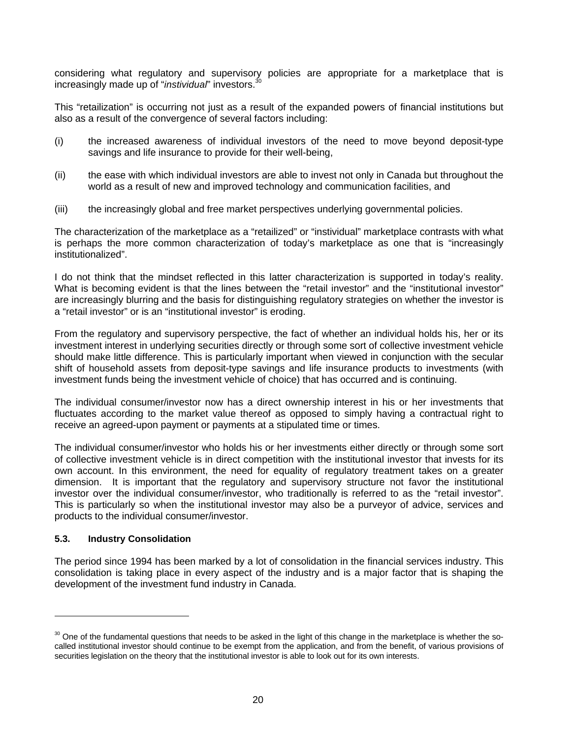considering what regulatory and supervisory policies are appropriate for a marketplace that is increasingly made up of "*instividual*" investors.[30]

This "retailization" is occurring not just as a result of the expanded powers of financial institutions but also as a result of the convergence of several factors including:

(i) the increased awareness of individual investors of the need to move beyond deposit-type savings and life insurance to provide for their well-being,

(ii) the ease with which individual investors are able to invest not only in Canada but throughout the world as a result of new and improved technology and communication facilities, and

(iii) the increasingly global and free market perspectives underlying governmental policies.

The characterization of the marketplace as a "retailized" or "instividual" marketplace contrasts with what is perhaps the more common characterization of today's marketplace as one that is "increasingly institutionalized".

I do not think that the mindset reflected in this latter characterization is supported in today's reality. What is becoming evident is that the lines between the "retail investor" and the "institutional investor" are increasingly blurring and the basis for distinguishing regulatory strategies on whether the investor is a "retail investor" or is an "institutional investor" is eroding.

From the regulatory and supervisory perspective, the fact of whether an individual holds his, her or its investment interest in underlying securities directly or through some sort of collective investment vehicle should make little difference. This is particularly important when viewed in conjunction with the secular shift of household assets from deposit-type savings and life insurance products to investments (with investment funds being the investment vehicle of choice) that has occurred and is continuing.

The individual consumer/investor now has a direct ownership interest in his or her investments that fluctuates according to the market value thereof as opposed to simply having a contractual right to receive an agreed-upon payment or payments at a stipulated time or times.

The individual consumer/investor who holds his or her investments either directly or through some sort of collective investment vehicle is in direct competition with the institutional investor that invests for its own account. In this environment, the need for equality of regulatory treatment takes on a greater dimension. It is important that the regulatory and supervisory structure not favor the institutional investor over the individual consumer/investor, who traditionally is referred to as the "retail investor". This is particularly so when the institutional investor may also be a purveyor of advice, services and products to the individual consumer/investor.

### 5.3. Industry Consolidation

The period since 1994 has been marked by a lot of consolidation in the financial services industry. This consolidation is taking place in every aspect of the industry and is a major factor that is shaping the development of the investment fund industry in Canada.

---

[30] One of the fundamental questions that needs to be asked in the light of this change in the marketplace is whether the so-called institutional investor should continue to be exempt from the application, and from the benefit, of various provisions of securities legislation on the theory that the institutional investor is able to look out for its own interests.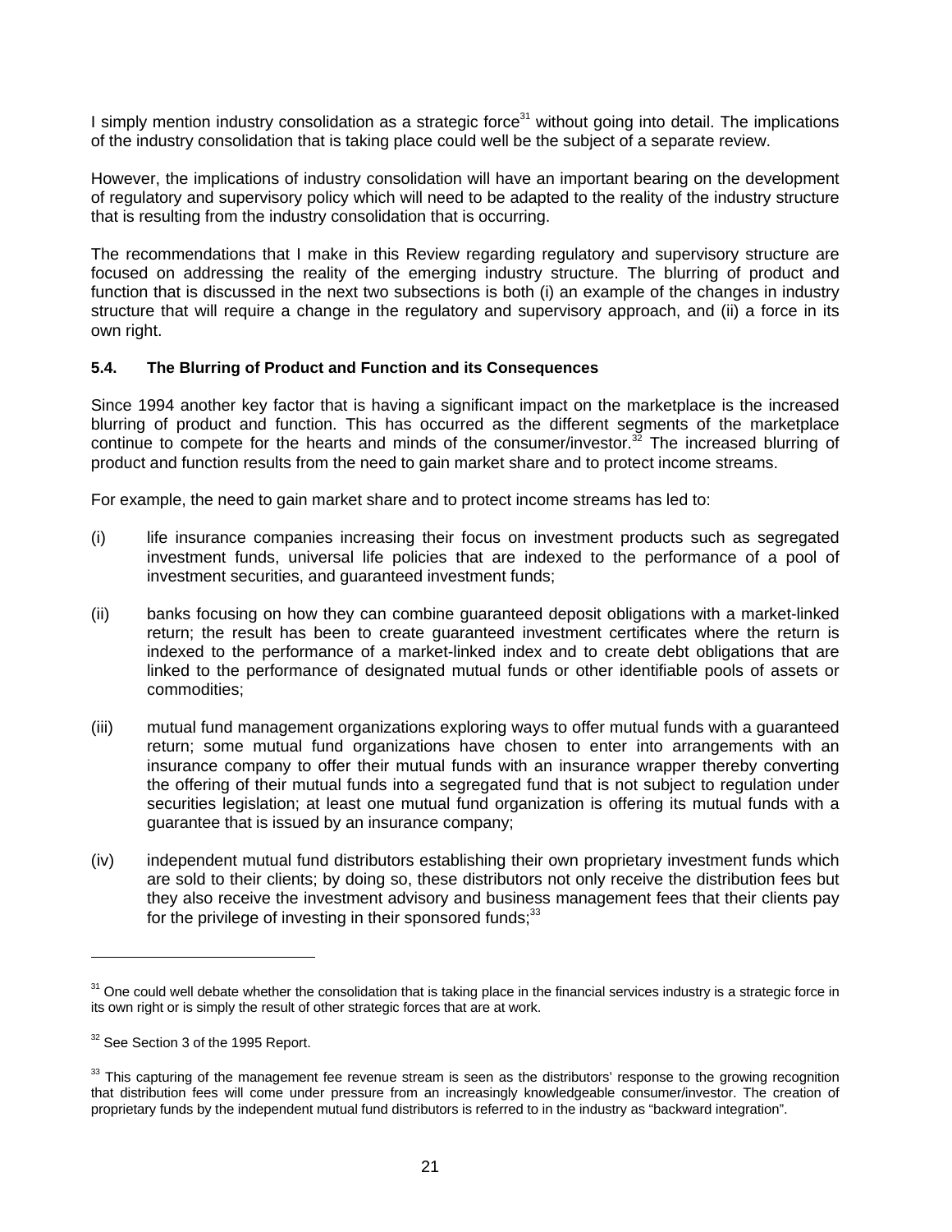I simply mention industry consolidation as a strategic force[31] without going into detail. The implications of the industry consolidation that is taking place could well be the subject of a separate review.

However, the implications of industry consolidation will have an important bearing on the development of regulatory and supervisory policy which will need to be adapted to the reality of the industry structure that is resulting from the industry consolidation that is occurring.

The recommendations that I make in this Review regarding regulatory and supervisory structure are focused on addressing the reality of the emerging industry structure. The blurring of product and function that is discussed in the next two subsections is both (i) an example of the changes in industry structure that will require a change in the regulatory and supervisory approach, and (ii) a force in its own right.

### 5.4. The Blurring of Product and Function and its Consequences

Since 1994 another key factor that is having a significant impact on the marketplace is the increased blurring of product and function. This has occurred as the different segments of the marketplace continue to compete for the hearts and minds of the consumer/investor.[32] The increased blurring of product and function results from the need to gain market share and to protect income streams.

For example, the need to gain market share and to protect income streams has led to:

(i) life insurance companies increasing their focus on investment products such as segregated investment funds, universal life policies that are indexed to the performance of a pool of investment securities, and guaranteed investment funds;

(ii) banks focusing on how they can combine guaranteed deposit obligations with a market-linked return; the result has been to create guaranteed investment certificates where the return is indexed to the performance of a market-linked index and to create debt obligations that are linked to the performance of designated mutual funds or other identifiable pools of assets or commodities;

(iii) mutual fund management organizations exploring ways to offer mutual funds with a guaranteed return; some mutual fund organizations have chosen to enter into arrangements with an insurance company to offer their mutual funds with an insurance wrapper thereby converting the offering of their mutual funds into a segregated fund that is not subject to regulation under securities legislation; at least one mutual fund organization is offering its mutual funds with a guarantee that is issued by an insurance company;

(iv) independent mutual fund distributors establishing their own proprietary investment funds which are sold to their clients; by doing so, these distributors not only receive the distribution fees but they also receive the investment advisory and business management fees that their clients pay for the privilege of investing in their sponsored funds;[33]

---

[31] One could well debate whether the consolidation that is taking place in the financial services industry is a strategic force in its own right or is simply the result of other strategic forces that are at work.

[32] See Section 3 of the 1995 Report.

[33] This capturing of the management fee revenue stream is seen as the distributors' response to the growing recognition that distribution fees will come under pressure from an increasingly knowledgeable consumer/investor. The creation of proprietary funds by the independent mutual fund distributors is referred to in the industry as "backward integration".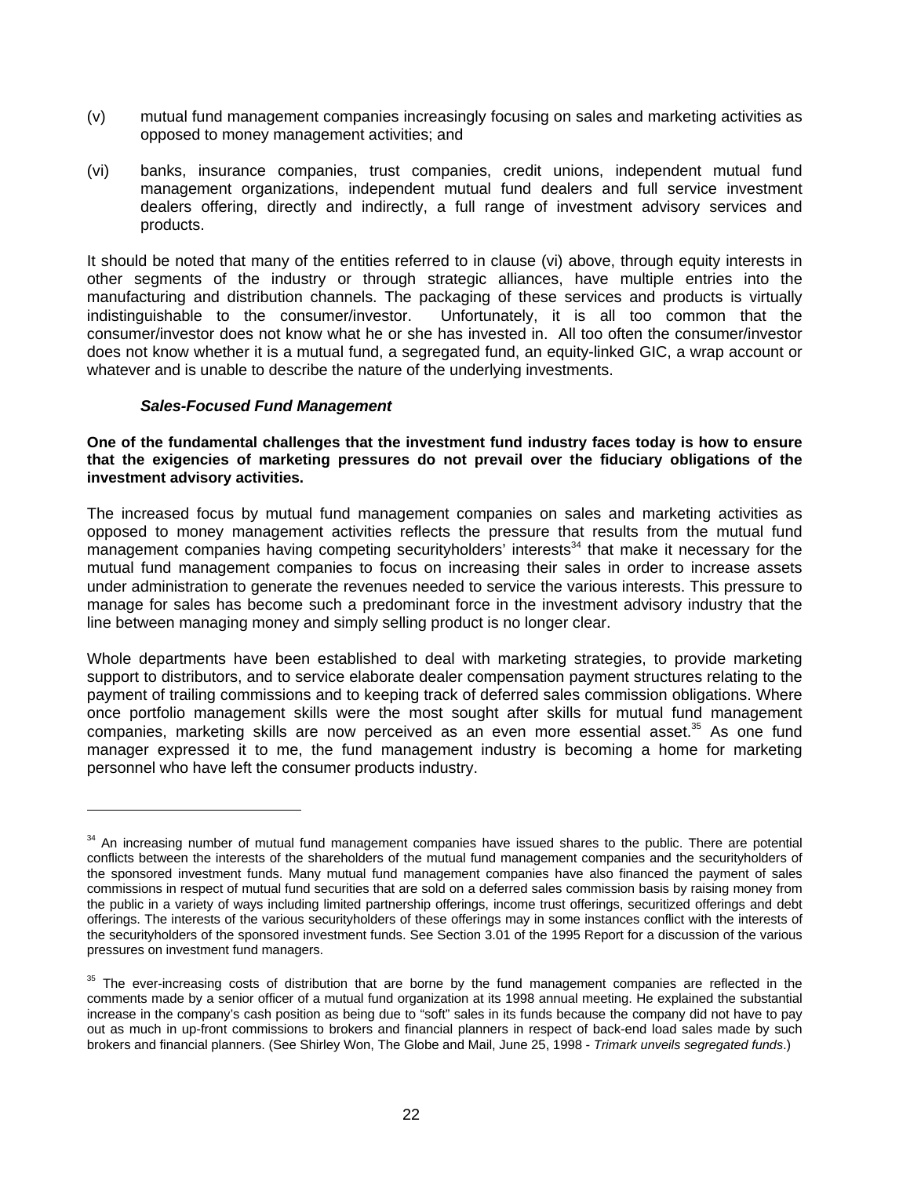(v) mutual fund management companies increasingly focusing on sales and marketing activities as opposed to money management activities; and

(vi) banks, insurance companies, trust companies, credit unions, independent mutual fund management organizations, independent mutual fund dealers and full service investment dealers offering, directly and indirectly, a full range of investment advisory services and products.

It should be noted that many of the entities referred to in clause (vi) above, through equity interests in other segments of the industry or through strategic alliances, have multiple entries into the manufacturing and distribution channels. The packaging of these services and products is virtually indistinguishable to the consumer/investor. Unfortunately, it is all too common that the consumer/investor does not know what he or she has invested in. All too often the consumer/investor does not know whether it is a mutual fund, a segregated fund, an equity-linked GIC, a wrap account or whatever and is unable to describe the nature of the underlying investments.

### *Sales-Focused Fund Management*

**One of the fundamental challenges that the investment fund industry faces today is how to ensure that the exigencies of marketing pressures do not prevail over the fiduciary obligations of the investment advisory activities.**

The increased focus by mutual fund management companies on sales and marketing activities as opposed to money management activities reflects the pressure that results from the mutual fund management companies having competing securityholders' interests[34] that make it necessary for the mutual fund management companies to focus on increasing their sales in order to increase assets under administration to generate the revenues needed to service the various interests. This pressure to manage for sales has become such a predominant force in the investment advisory industry that the line between managing money and simply selling product is no longer clear.

Whole departments have been established to deal with marketing strategies, to provide marketing support to distributors, and to service elaborate dealer compensation payment structures relating to the payment of trailing commissions and to keeping track of deferred sales commission obligations. Where once portfolio management skills were the most sought after skills for mutual fund management companies, marketing skills are now perceived as an even more essential asset.[35] As one fund manager expressed it to me, the fund management industry is becoming a home for marketing personnel who have left the consumer products industry.

---

[34] An increasing number of mutual fund management companies have issued shares to the public. There are potential conflicts between the interests of the shareholders of the mutual fund management companies and the securityholders of the sponsored investment funds. Many mutual fund management companies have also financed the payment of sales commissions in respect of mutual fund securities that are sold on a deferred sales commission basis by raising money from the public in a variety of ways including limited partnership offerings, income trust offerings, securitized offerings and debt offerings. The interests of the various securityholders of these offerings may in some instances conflict with the interests of the securityholders of the sponsored investment funds. See Section 3.01 of the 1995 Report for a discussion of the various pressures on investment fund managers.

[35] The ever-increasing costs of distribution that are borne by the fund management companies are reflected in the comments made by a senior officer of a mutual fund organization at its 1998 annual meeting. He explained the substantial increase in the company's cash position as being due to "soft" sales in its funds because the company did not have to pay out as much in up-front commissions to brokers and financial planners in respect of back-end load sales made by such brokers and financial planners. (See Shirley Won, The Globe and Mail, June 25, 1998 - *Trimark unveils segregated funds*.)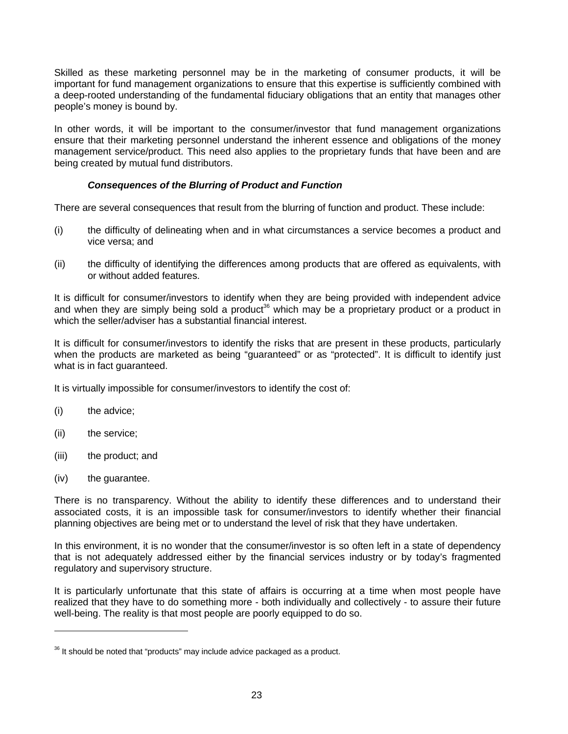Skilled as these marketing personnel may be in the marketing of consumer products, it will be important for fund management organizations to ensure that this expertise is sufficiently combined with a deep-rooted understanding of the fundamental fiduciary obligations that an entity that manages other people's money is bound by.

In other words, it will be important to the consumer/investor that fund management organizations ensure that their marketing personnel understand the inherent essence and obligations of the money management service/product. This need also applies to the proprietary funds that have been and are being created by mutual fund distributors.

***Consequences of the Blurring of Product and Function***

There are several consequences that result from the blurring of function and product. These include:

(i) the difficulty of delineating when and in what circumstances a service becomes a product and vice versa; and

(ii) the difficulty of identifying the differences among products that are offered as equivalents, with or without added features.

It is difficult for consumer/investors to identify when they are being provided with independent advice and when they are simply being sold a product[36] which may be a proprietary product or a product in which the seller/adviser has a substantial financial interest.

It is difficult for consumer/investors to identify the risks that are present in these products, particularly when the products are marketed as being "guaranteed" or as "protected". It is difficult to identify just what is in fact guaranteed.

It is virtually impossible for consumer/investors to identify the cost of:

(i) the advice;

(ii) the service;

(iii) the product; and

(iv) the guarantee.

There is no transparency. Without the ability to identify these differences and to understand their associated costs, it is an impossible task for consumer/investors to identify whether their financial planning objectives are being met or to understand the level of risk that they have undertaken.

In this environment, it is no wonder that the consumer/investor is so often left in a state of dependency that is not adequately addressed either by the financial services industry or by today's fragmented regulatory and supervisory structure.

It is particularly unfortunate that this state of affairs is occurring at a time when most people have realized that they have to do something more - both individually and collectively - to assure their future well-being. The reality is that most people are poorly equipped to do so.

---

[36] It should be noted that "products" may include advice packaged as a product.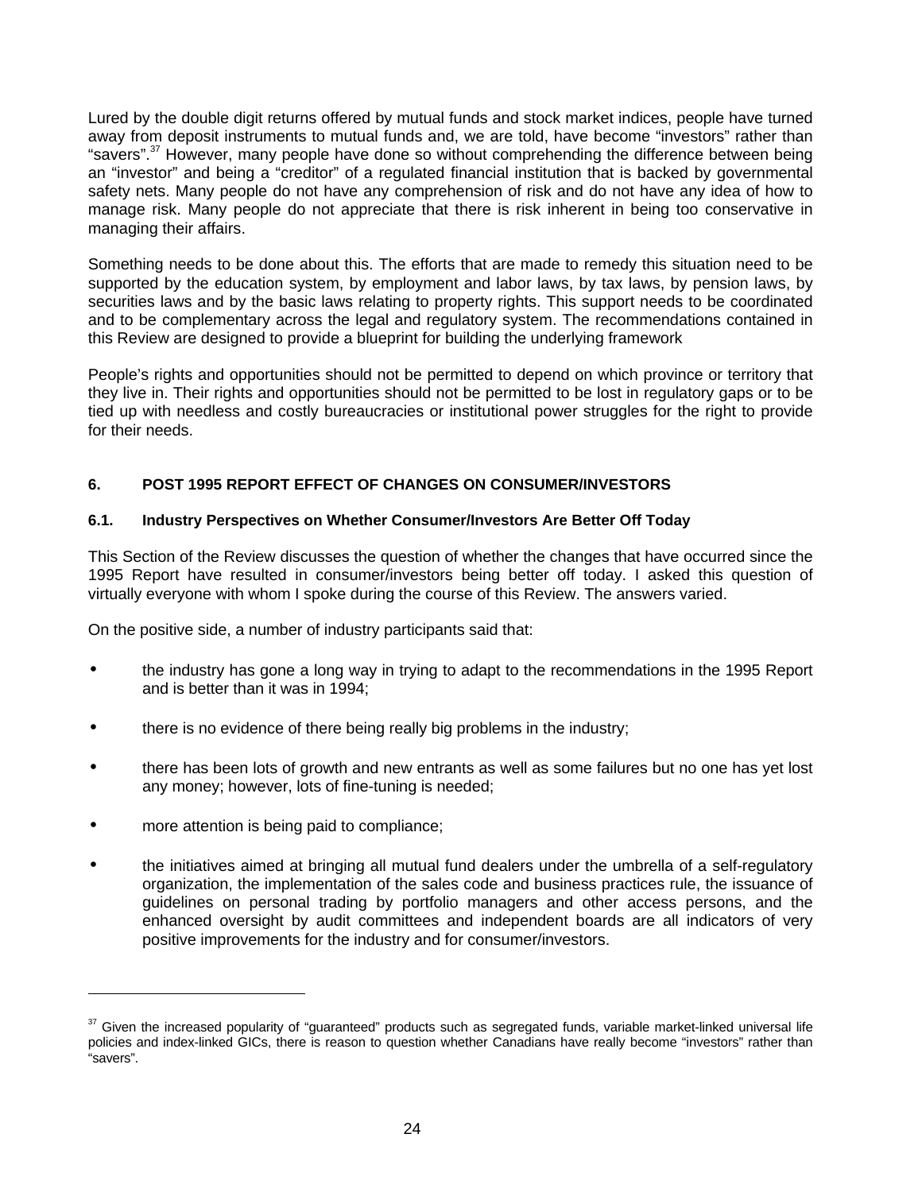Lured by the double digit returns offered by mutual funds and stock market indices, people have turned away from deposit instruments to mutual funds and, we are told, have become "investors" rather than "savers".[37] However, many people have done so without comprehending the difference between being an "investor" and being a "creditor" of a regulated financial institution that is backed by governmental safety nets. Many people do not have any comprehension of risk and do not have any idea of how to manage risk. Many people do not appreciate that there is risk inherent in being too conservative in managing their affairs.

Something needs to be done about this. The efforts that are made to remedy this situation need to be supported by the education system, by employment and labor laws, by tax laws, by pension laws, by securities laws and by the basic laws relating to property rights. This support needs to be coordinated and to be complementary across the legal and regulatory system. The recommendations contained in this Review are designed to provide a blueprint for building the underlying framework

People's rights and opportunities should not be permitted to depend on which province or territory that they live in. Their rights and opportunities should not be permitted to be lost in regulatory gaps or to be tied up with needless and costly bureaucracies or institutional power struggles for the right to provide for their needs.

## 6. POST 1995 REPORT EFFECT OF CHANGES ON CONSUMER/INVESTORS

### 6.1. Industry Perspectives on Whether Consumer/Investors Are Better Off Today

This Section of the Review discusses the question of whether the changes that have occurred since the 1995 Report have resulted in consumer/investors being better off today. I asked this question of virtually everyone with whom I spoke during the course of this Review. The answers varied.

On the positive side, a number of industry participants said that:

- the industry has gone a long way in trying to adapt to the recommendations in the 1995 Report and is better than it was in 1994;
- there is no evidence of there being really big problems in the industry;
- there has been lots of growth and new entrants as well as some failures but no one has yet lost any money; however, lots of fine-tuning is needed;
- more attention is being paid to compliance;
- the initiatives aimed at bringing all mutual fund dealers under the umbrella of a self-regulatory organization, the implementation of the sales code and business practices rule, the issuance of guidelines on personal trading by portfolio managers and other access persons, and the enhanced oversight by audit committees and independent boards are all indicators of very positive improvements for the industry and for consumer/investors.

---

[37] Given the increased popularity of "guaranteed" products such as segregated funds, variable market-linked universal life policies and index-linked GICs, there is reason to question whether Canadians have really become "investors" rather than "savers".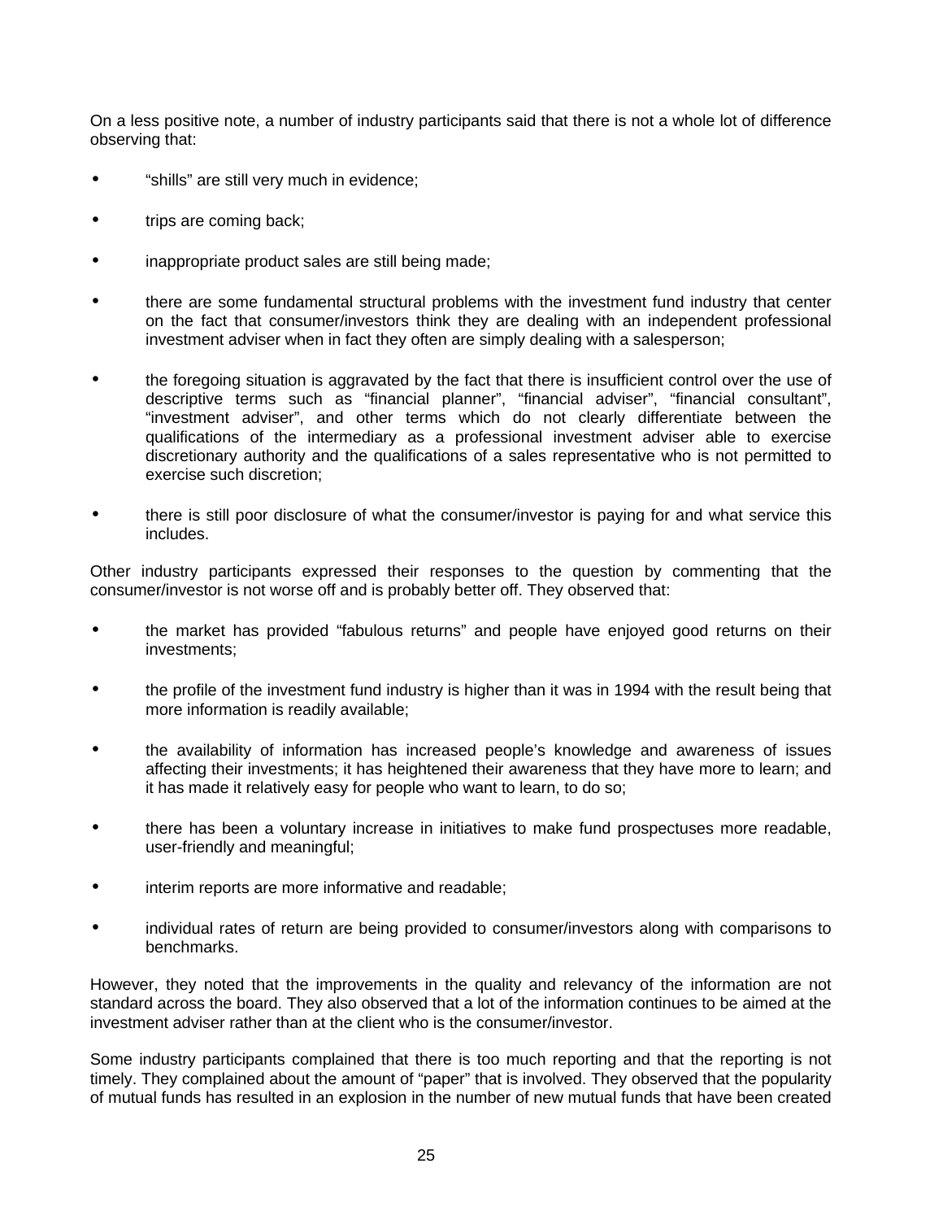On a less positive note, a number of industry participants said that there is not a whole lot of difference observing that:

- “shills” are still very much in evidence;
- trips are coming back;
- inappropriate product sales are still being made;
- there are some fundamental structural problems with the investment fund industry that center on the fact that consumer/investors think they are dealing with an independent professional investment adviser when in fact they often are simply dealing with a salesperson;
- the foregoing situation is aggravated by the fact that there is insufficient control over the use of descriptive terms such as “financial planner”, “financial adviser”, “financial consultant”, “investment adviser”, and other terms which do not clearly differentiate between the qualifications of the intermediary as a professional investment adviser able to exercise discretionary authority and the qualifications of a sales representative who is not permitted to exercise such discretion;
- there is still poor disclosure of what the consumer/investor is paying for and what service this includes.

Other industry participants expressed their responses to the question by commenting that the consumer/investor is not worse off and is probably better off. They observed that:

- the market has provided “fabulous returns” and people have enjoyed good returns on their investments;
- the profile of the investment fund industry is higher than it was in 1994 with the result being that more information is readily available;
- the availability of information has increased people’s knowledge and awareness of issues affecting their investments; it has heightened their awareness that they have more to learn; and it has made it relatively easy for people who want to learn, to do so;
- there has been a voluntary increase in initiatives to make fund prospectuses more readable, user-friendly and meaningful;
- interim reports are more informative and readable;
- individual rates of return are being provided to consumer/investors along with comparisons to benchmarks.

However, they noted that the improvements in the quality and relevancy of the information are not standard across the board. They also observed that a lot of the information continues to be aimed at the investment adviser rather than at the client who is the consumer/investor.

Some industry participants complained that there is too much reporting and that the reporting is not timely. They complained about the amount of “paper” that is involved. They observed that the popularity of mutual funds has resulted in an explosion in the number of new mutual funds that have been created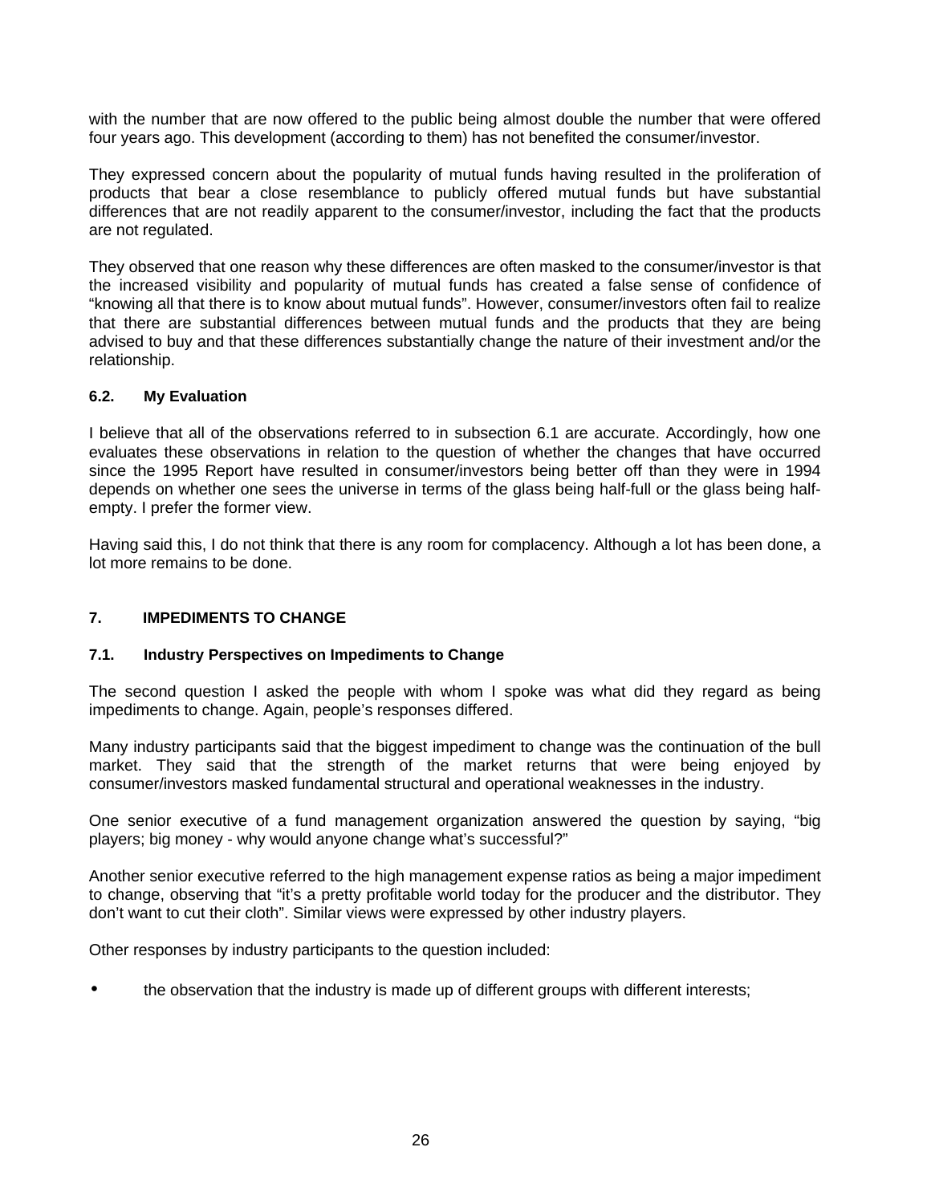with the number that are now offered to the public being almost double the number that were offered four years ago. This development (according to them) has not benefited the consumer/investor.

They expressed concern about the popularity of mutual funds having resulted in the proliferation of products that bear a close resemblance to publicly offered mutual funds but have substantial differences that are not readily apparent to the consumer/investor, including the fact that the products are not regulated.

They observed that one reason why these differences are often masked to the consumer/investor is that the increased visibility and popularity of mutual funds has created a false sense of confidence of "knowing all that there is to know about mutual funds". However, consumer/investors often fail to realize that there are substantial differences between mutual funds and the products that they are being advised to buy and that these differences substantially change the nature of their investment and/or the relationship.

### 6.2. My Evaluation

I believe that all of the observations referred to in subsection 6.1 are accurate. Accordingly, how one evaluates these observations in relation to the question of whether the changes that have occurred since the 1995 Report have resulted in consumer/investors being better off than they were in 1994 depends on whether one sees the universe in terms of the glass being half-full or the glass being half-empty. I prefer the former view.

Having said this, I do not think that there is any room for complacency. Although a lot has been done, a lot more remains to be done.

## 7. IMPEDIMENTS TO CHANGE

### 7.1. Industry Perspectives on Impediments to Change

The second question I asked the people with whom I spoke was what did they regard as being impediments to change. Again, people's responses differed.

Many industry participants said that the biggest impediment to change was the continuation of the bull market. They said that the strength of the market returns that were being enjoyed by consumer/investors masked fundamental structural and operational weaknesses in the industry.

One senior executive of a fund management organization answered the question by saying, "big players; big money - why would anyone change what's successful?"

Another senior executive referred to the high management expense ratios as being a major impediment to change, observing that "it's a pretty profitable world today for the producer and the distributor. They don't want to cut their cloth". Similar views were expressed by other industry players.

Other responses by industry participants to the question included:

- the observation that the industry is made up of different groups with different interests;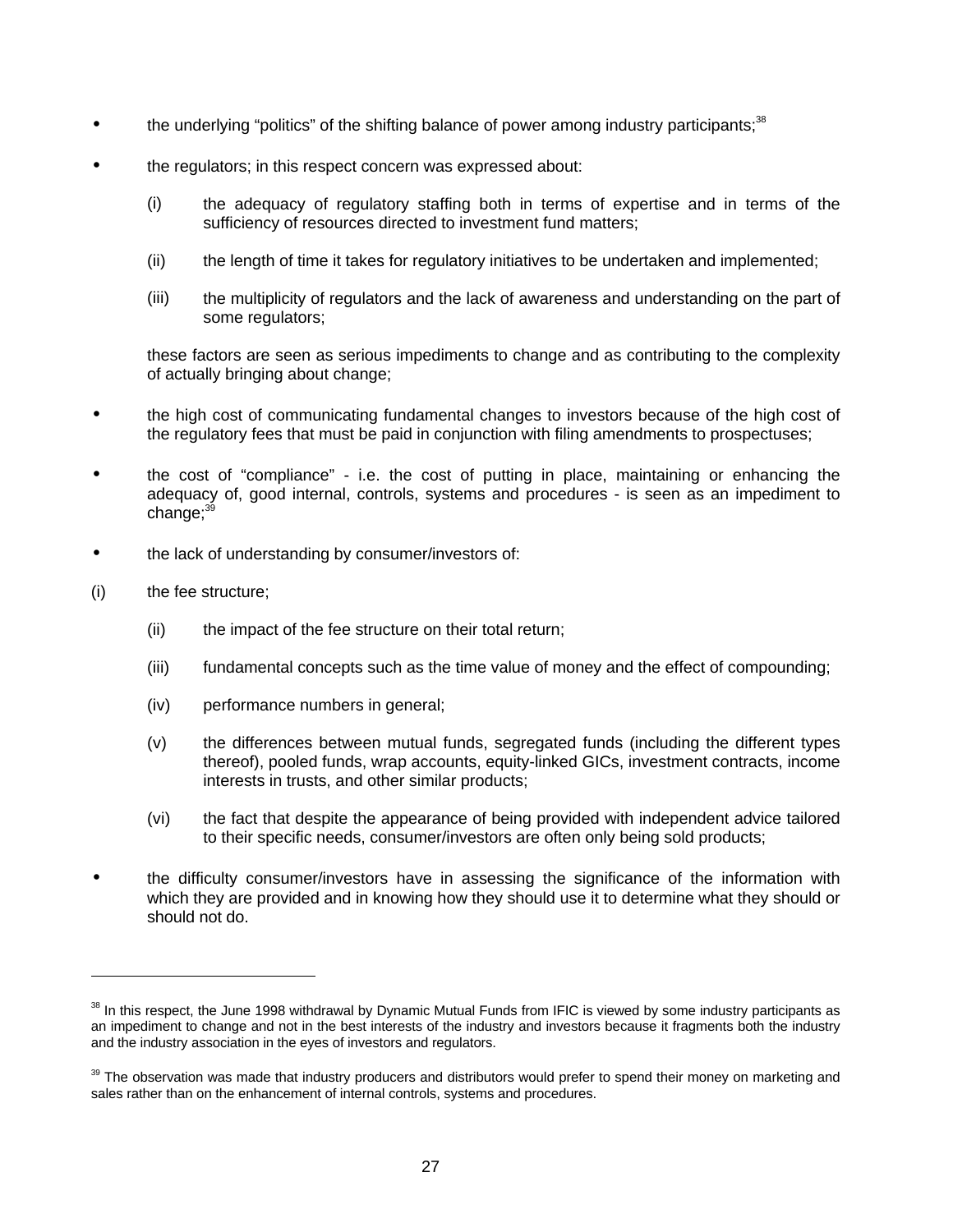- the underlying "politics" of the shifting balance of power among industry participants;[38]

- the regulators; in this respect concern was expressed about:

  (i) the adequacy of regulatory staffing both in terms of expertise and in terms of the sufficiency of resources directed to investment fund matters;

  (ii) the length of time it takes for regulatory initiatives to be undertaken and implemented;

  (iii) the multiplicity of regulators and the lack of awareness and understanding on the part of some regulators;

  these factors are seen as serious impediments to change and as contributing to the complexity of actually bringing about change;

- the high cost of communicating fundamental changes to investors because of the high cost of the regulatory fees that must be paid in conjunction with filing amendments to prospectuses;

- the cost of "compliance" - i.e. the cost of putting in place, maintaining or enhancing the adequacy of, good internal, controls, systems and procedures - is seen as an impediment to change;[39]

- the lack of understanding by consumer/investors of:

  (i) the fee structure;

  (ii) the impact of the fee structure on their total return;

  (iii) fundamental concepts such as the time value of money and the effect of compounding;

  (iv) performance numbers in general;

  (v) the differences between mutual funds, segregated funds (including the different types thereof), pooled funds, wrap accounts, equity-linked GICs, investment contracts, income interests in trusts, and other similar products;

  (vi) the fact that despite the appearance of being provided with independent advice tailored to their specific needs, consumer/investors are often only being sold products;

- the difficulty consumer/investors have in assessing the significance of the information with which they are provided and in knowing how they should use it to determine what they should or should not do.

---

[38] In this respect, the June 1998 withdrawal by Dynamic Mutual Funds from IFIC is viewed by some industry participants as an impediment to change and not in the best interests of the industry and investors because it fragments both the industry and the industry association in the eyes of investors and regulators.

[39] The observation was made that industry producers and distributors would prefer to spend their money on marketing and sales rather than on the enhancement of internal controls, systems and procedures.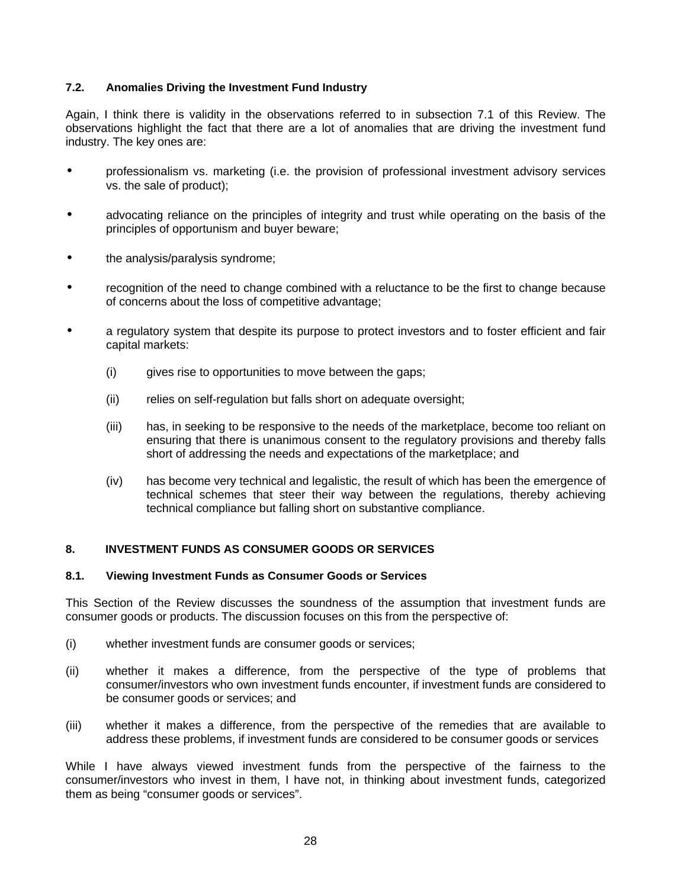### 7.2. Anomalies Driving the Investment Fund Industry

Again, I think there is validity in the observations referred to in subsection 7.1 of this Review. The observations highlight the fact that there are a lot of anomalies that are driving the investment fund industry. The key ones are:

- professionalism vs. marketing (i.e. the provision of professional investment advisory services vs. the sale of product);
- advocating reliance on the principles of integrity and trust while operating on the basis of the principles of opportunism and buyer beware;
- the analysis/paralysis syndrome;
- recognition of the need to change combined with a reluctance to be the first to change because of concerns about the loss of competitive advantage;
- a regulatory system that despite its purpose to protect investors and to foster efficient and fair capital markets:
  - (i) gives rise to opportunities to move between the gaps;
  - (ii) relies on self-regulation but falls short on adequate oversight;
  - (iii) has, in seeking to be responsive to the needs of the marketplace, become too reliant on ensuring that there is unanimous consent to the regulatory provisions and thereby falls short of addressing the needs and expectations of the marketplace; and
  - (iv) has become very technical and legalistic, the result of which has been the emergence of technical schemes that steer their way between the regulations, thereby achieving technical compliance but falling short on substantive compliance.

## 8. INVESTMENT FUNDS AS CONSUMER GOODS OR SERVICES

### 8.1. Viewing Investment Funds as Consumer Goods or Services

This Section of the Review discusses the soundness of the assumption that investment funds are consumer goods or products. The discussion focuses on this from the perspective of:

(i) whether investment funds are consumer goods or services;

(ii) whether it makes a difference, from the perspective of the type of problems that consumer/investors who own investment funds encounter, if investment funds are considered to be consumer goods or services; and

(iii) whether it makes a difference, from the perspective of the remedies that are available to address these problems, if investment funds are considered to be consumer goods or services

While I have always viewed investment funds from the perspective of the fairness to the consumer/investors who invest in them, I have not, in thinking about investment funds, categorized them as being "consumer goods or services".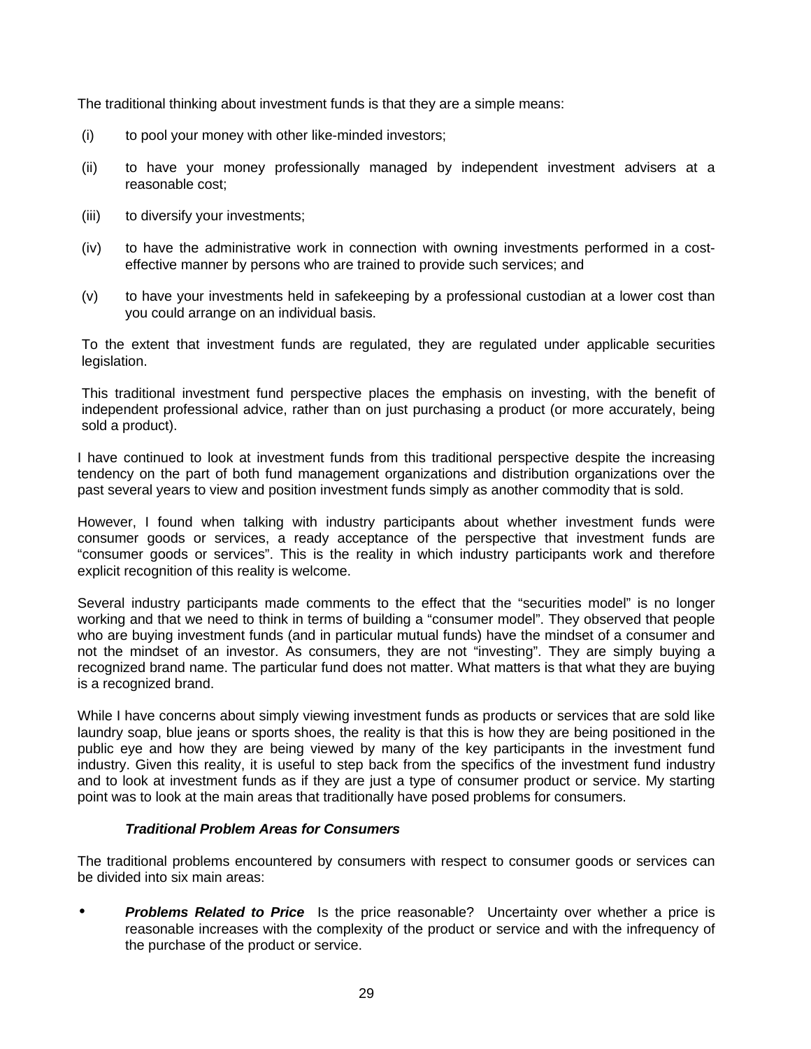The traditional thinking about investment funds is that they are a simple means:

(i) to pool your money with other like-minded investors;

(ii) to have your money professionally managed by independent investment advisers at a reasonable cost;

(iii) to diversify your investments;

(iv) to have the administrative work in connection with owning investments performed in a cost-effective manner by persons who are trained to provide such services; and

(v) to have your investments held in safekeeping by a professional custodian at a lower cost than you could arrange on an individual basis.

To the extent that investment funds are regulated, they are regulated under applicable securities legislation.

This traditional investment fund perspective places the emphasis on investing, with the benefit of independent professional advice, rather than on just purchasing a product (or more accurately, being sold a product).

I have continued to look at investment funds from this traditional perspective despite the increasing tendency on the part of both fund management organizations and distribution organizations over the past several years to view and position investment funds simply as another commodity that is sold.

However, I found when talking with industry participants about whether investment funds were consumer goods or services, a ready acceptance of the perspective that investment funds are "consumer goods or services". This is the reality in which industry participants work and therefore explicit recognition of this reality is welcome.

Several industry participants made comments to the effect that the "securities model" is no longer working and that we need to think in terms of building a "consumer model". They observed that people who are buying investment funds (and in particular mutual funds) have the mindset of a consumer and not the mindset of an investor. As consumers, they are not "investing". They are simply buying a recognized brand name. The particular fund does not matter. What matters is that what they are buying is a recognized brand.

While I have concerns about simply viewing investment funds as products or services that are sold like laundry soap, blue jeans or sports shoes, the reality is that this is how they are being positioned in the public eye and how they are being viewed by many of the key participants in the investment fund industry. Given this reality, it is useful to step back from the specifics of the investment fund industry and to look at investment funds as if they are just a type of consumer product or service. My starting point was to look at the main areas that traditionally have posed problems for consumers.

#### ***Traditional Problem Areas for Consumers***

The traditional problems encountered by consumers with respect to consumer goods or services can be divided into six main areas:

- ***Problems Related to Price*** Is the price reasonable? Uncertainty over whether a price is reasonable increases with the complexity of the product or service and with the infrequency of the purchase of the product or service.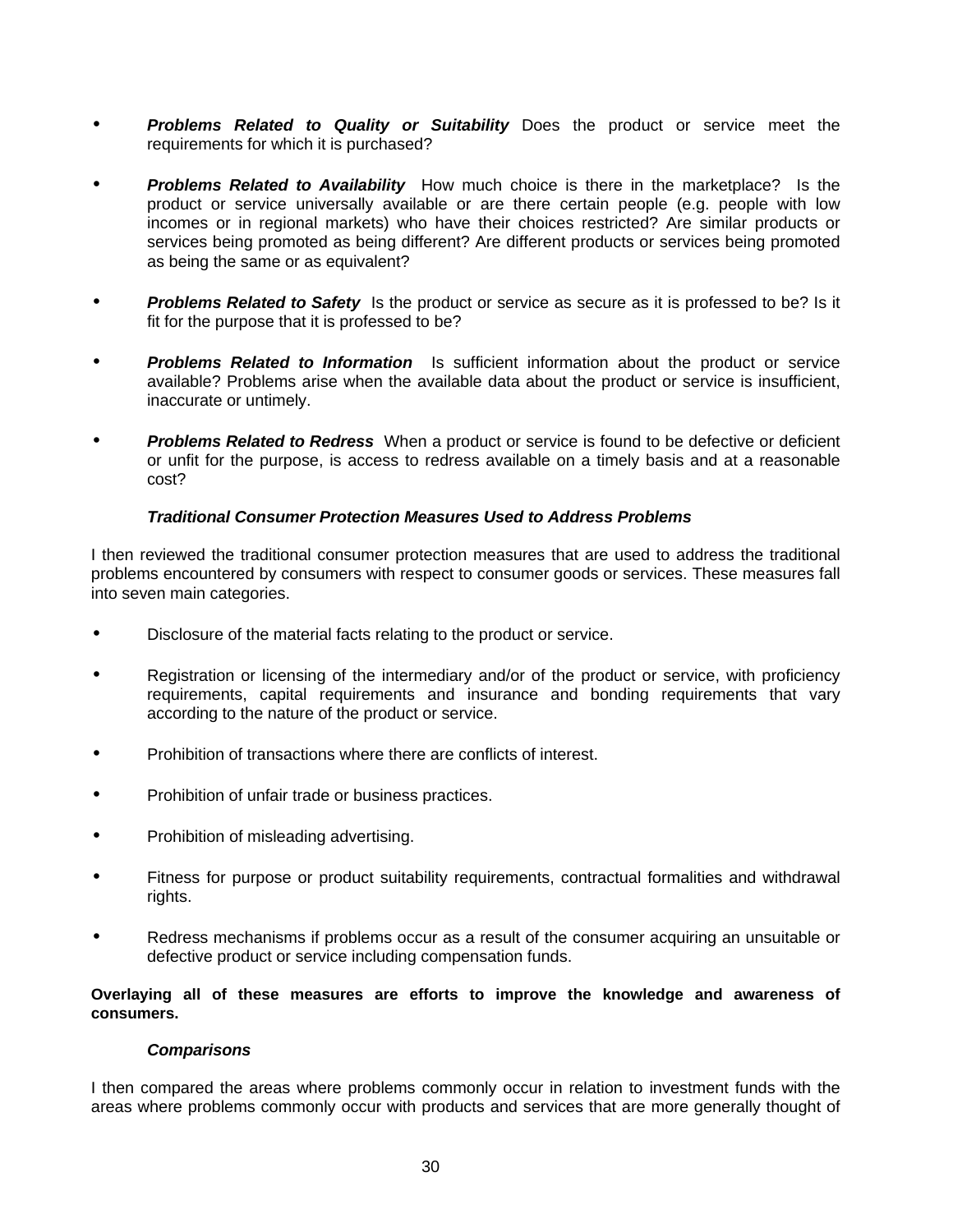- ***Problems Related to Quality or Suitability*** Does the product or service meet the requirements for which it is purchased?

- ***Problems Related to Availability*** How much choice is there in the marketplace? Is the product or service universally available or are there certain people (e.g. people with low incomes or in regional markets) who have their choices restricted? Are similar products or services being promoted as being different? Are different products or services being promoted as being the same or as equivalent?

- ***Problems Related to Safety*** Is the product or service as secure as it is professed to be? Is it fit for the purpose that it is professed to be?

- ***Problems Related to Information*** Is sufficient information about the product or service available? Problems arise when the available data about the product or service is insufficient, inaccurate or untimely.

- ***Problems Related to Redress*** When a product or service is found to be defective or deficient or unfit for the purpose, is access to redress available on a timely basis and at a reasonable cost?

***Traditional Consumer Protection Measures Used to Address Problems***

I then reviewed the traditional consumer protection measures that are used to address the traditional problems encountered by consumers with respect to consumer goods or services. These measures fall into seven main categories.

- Disclosure of the material facts relating to the product or service.

- Registration or licensing of the intermediary and/or of the product or service, with proficiency requirements, capital requirements and insurance and bonding requirements that vary according to the nature of the product or service.

- Prohibition of transactions where there are conflicts of interest.

- Prohibition of unfair trade or business practices.

- Prohibition of misleading advertising.

- Fitness for purpose or product suitability requirements, contractual formalities and withdrawal rights.

- Redress mechanisms if problems occur as a result of the consumer acquiring an unsuitable or defective product or service including compensation funds.

**Overlaying all of these measures are efforts to improve the knowledge and awareness of consumers.**

***Comparisons***

I then compared the areas where problems commonly occur in relation to investment funds with the areas where problems commonly occur with products and services that are more generally thought of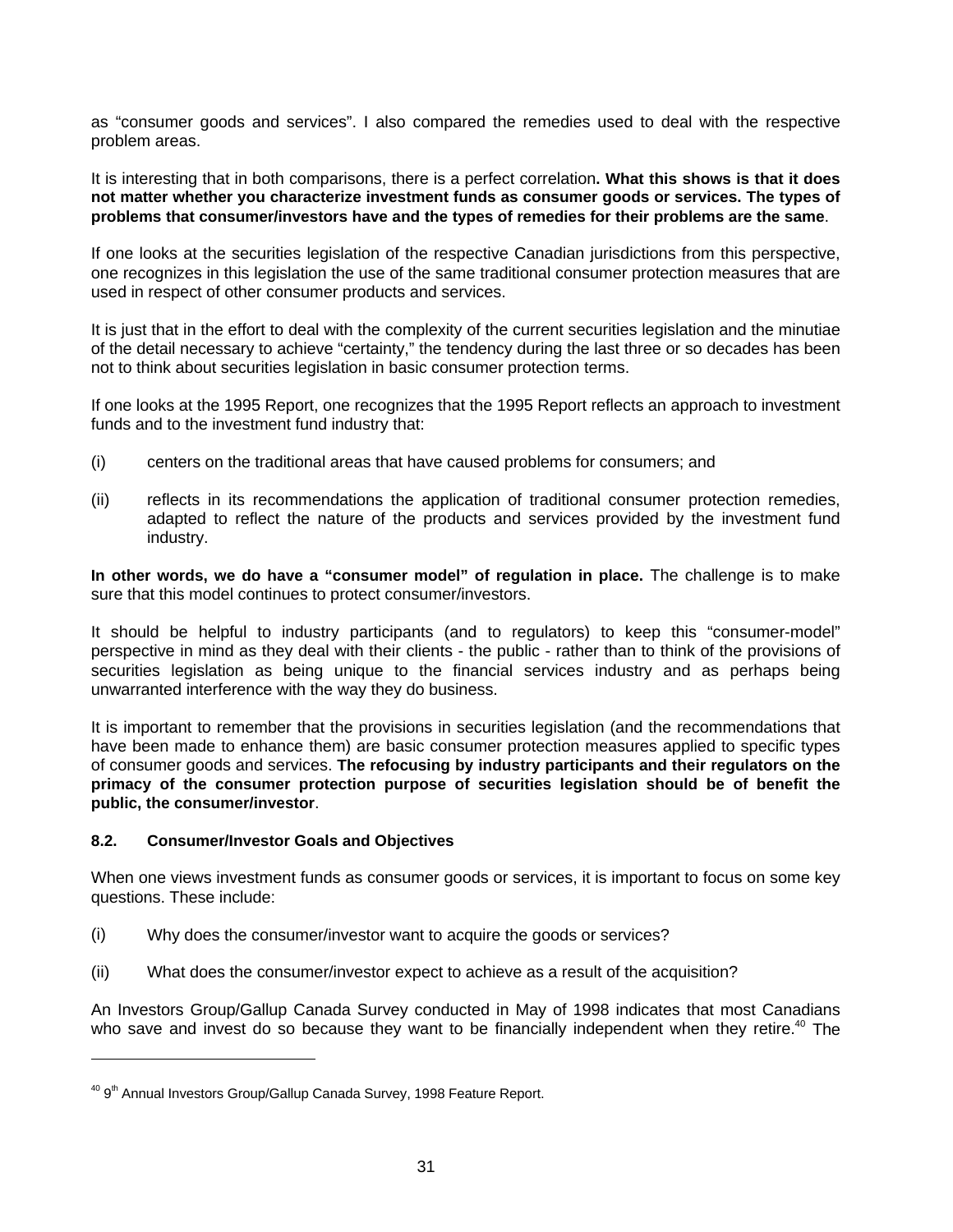as "consumer goods and services". I also compared the remedies used to deal with the respective problem areas.

It is interesting that in both comparisons, there is a perfect correlation**. What this shows is that it does not matter whether you characterize investment funds as consumer goods or services. The types of problems that consumer/investors have and the types of remedies for their problems are the same**.

If one looks at the securities legislation of the respective Canadian jurisdictions from this perspective, one recognizes in this legislation the use of the same traditional consumer protection measures that are used in respect of other consumer products and services.

It is just that in the effort to deal with the complexity of the current securities legislation and the minutiae of the detail necessary to achieve "certainty," the tendency during the last three or so decades has been not to think about securities legislation in basic consumer protection terms.

If one looks at the 1995 Report, one recognizes that the 1995 Report reflects an approach to investment funds and to the investment fund industry that:

(i) centers on the traditional areas that have caused problems for consumers; and

(ii) reflects in its recommendations the application of traditional consumer protection remedies, adapted to reflect the nature of the products and services provided by the investment fund industry.

**In other words, we do have a "consumer model" of regulation in place.** The challenge is to make sure that this model continues to protect consumer/investors.

It should be helpful to industry participants (and to regulators) to keep this "consumer-model" perspective in mind as they deal with their clients - the public - rather than to think of the provisions of securities legislation as being unique to the financial services industry and as perhaps being unwarranted interference with the way they do business.

It is important to remember that the provisions in securities legislation (and the recommendations that have been made to enhance them) are basic consumer protection measures applied to specific types of consumer goods and services. **The refocusing by industry participants and their regulators on the primacy of the consumer protection purpose of securities legislation should be of benefit the public, the consumer/investor**.

### 8.2. Consumer/Investor Goals and Objectives

When one views investment funds as consumer goods or services, it is important to focus on some key questions. These include:

(i) Why does the consumer/investor want to acquire the goods or services?

(ii) What does the consumer/investor expect to achieve as a result of the acquisition?

An Investors Group/Gallup Canada Survey conducted in May of 1998 indicates that most Canadians who save and invest do so because they want to be financially independent when they retire.[40] The

---

[40] 9th Annual Investors Group/Gallup Canada Survey, 1998 Feature Report.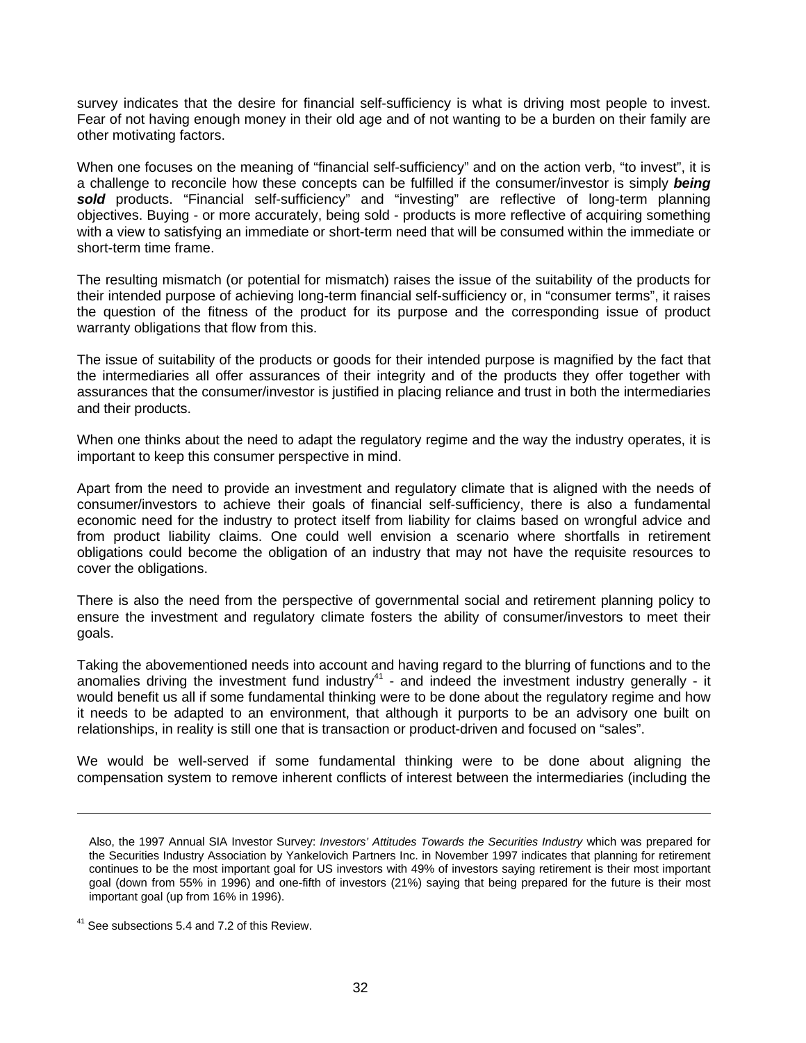survey indicates that the desire for financial self-sufficiency is what is driving most people to invest. Fear of not having enough money in their old age and of not wanting to be a burden on their family are other motivating factors.

When one focuses on the meaning of "financial self-sufficiency" and on the action verb, "to invest", it is a challenge to reconcile how these concepts can be fulfilled if the consumer/investor is simply ***being sold*** products. "Financial self-sufficiency" and "investing" are reflective of long-term planning objectives. Buying - or more accurately, being sold - products is more reflective of acquiring something with a view to satisfying an immediate or short-term need that will be consumed within the immediate or short-term time frame.

The resulting mismatch (or potential for mismatch) raises the issue of the suitability of the products for their intended purpose of achieving long-term financial self-sufficiency or, in "consumer terms", it raises the question of the fitness of the product for its purpose and the corresponding issue of product warranty obligations that flow from this.

The issue of suitability of the products or goods for their intended purpose is magnified by the fact that the intermediaries all offer assurances of their integrity and of the products they offer together with assurances that the consumer/investor is justified in placing reliance and trust in both the intermediaries and their products.

When one thinks about the need to adapt the regulatory regime and the way the industry operates, it is important to keep this consumer perspective in mind.

Apart from the need to provide an investment and regulatory climate that is aligned with the needs of consumer/investors to achieve their goals of financial self-sufficiency, there is also a fundamental economic need for the industry to protect itself from liability for claims based on wrongful advice and from product liability claims. One could well envision a scenario where shortfalls in retirement obligations could become the obligation of an industry that may not have the requisite resources to cover the obligations.

There is also the need from the perspective of governmental social and retirement planning policy to ensure the investment and regulatory climate fosters the ability of consumer/investors to meet their goals.

Taking the abovementioned needs into account and having regard to the blurring of functions and to the anomalies driving the investment fund industry[41] - and indeed the investment industry generally - it would benefit us all if some fundamental thinking were to be done about the regulatory regime and how it needs to be adapted to an environment, that although it purports to be an advisory one built on relationships, in reality is still one that is transaction or product-driven and focused on "sales".

We would be well-served if some fundamental thinking were to be done about aligning the compensation system to remove inherent conflicts of interest between the intermediaries (including the

---

Also, the 1997 Annual SIA Investor Survey: *Investors' Attitudes Towards the Securities Industry* which was prepared for the Securities Industry Association by Yankelovich Partners Inc. in November 1997 indicates that planning for retirement continues to be the most important goal for US investors with 49% of investors saying retirement is their most important goal (down from 55% in 1996) and one-fifth of investors (21%) saying that being prepared for the future is their most important goal (up from 16% in 1996).

[41] See subsections 5.4 and 7.2 of this Review.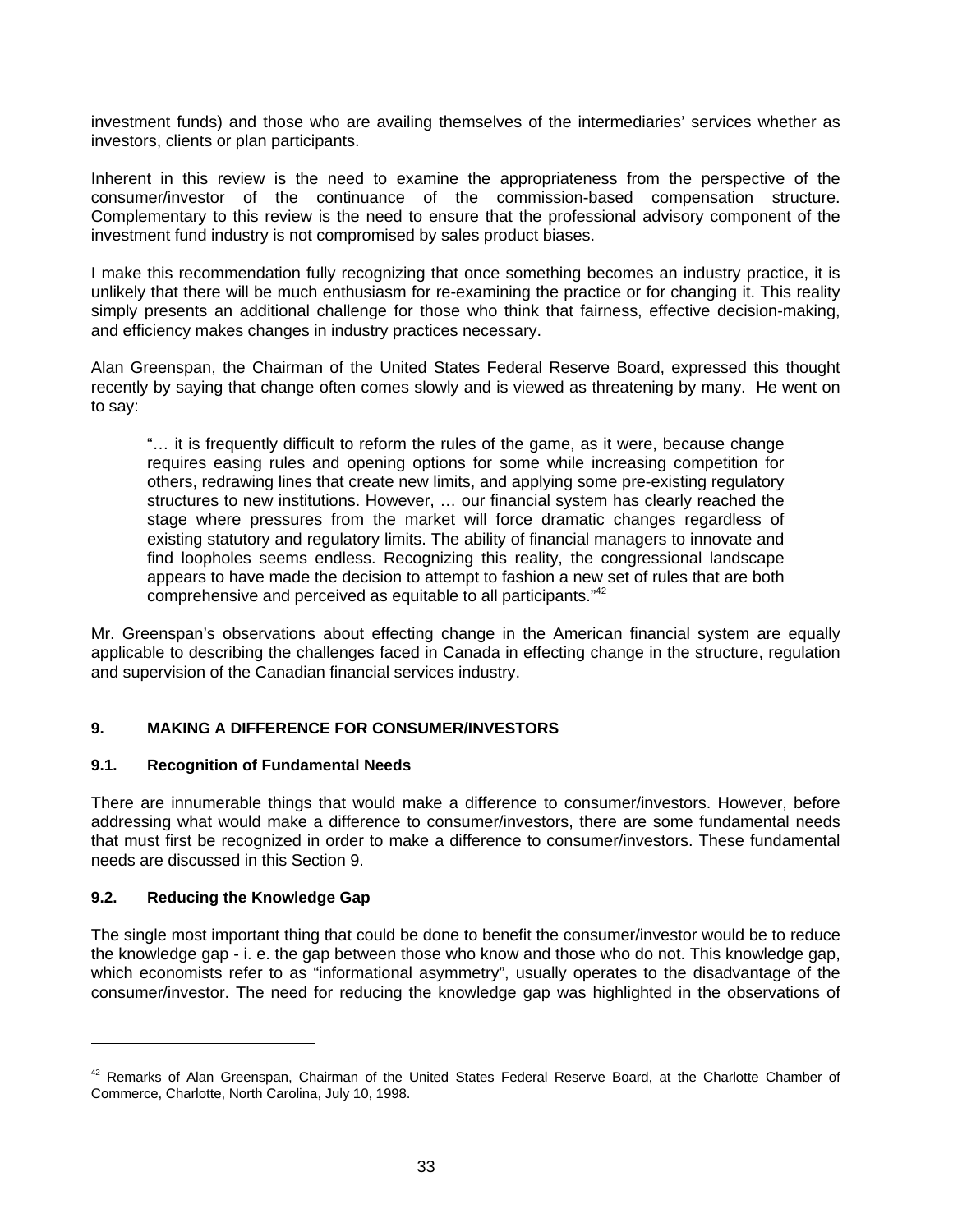investment funds) and those who are availing themselves of the intermediaries' services whether as investors, clients or plan participants.

Inherent in this review is the need to examine the appropriateness from the perspective of the consumer/investor of the continuance of the commission-based compensation structure. Complementary to this review is the need to ensure that the professional advisory component of the investment fund industry is not compromised by sales product biases.

I make this recommendation fully recognizing that once something becomes an industry practice, it is unlikely that there will be much enthusiasm for re-examining the practice or for changing it. This reality simply presents an additional challenge for those who think that fairness, effective decision-making, and efficiency makes changes in industry practices necessary.

Alan Greenspan, the Chairman of the United States Federal Reserve Board, expressed this thought recently by saying that change often comes slowly and is viewed as threatening by many. He went on to say:

> "… it is frequently difficult to reform the rules of the game, as it were, because change requires easing rules and opening options for some while increasing competition for others, redrawing lines that create new limits, and applying some pre-existing regulatory structures to new institutions. However, … our financial system has clearly reached the stage where pressures from the market will force dramatic changes regardless of existing statutory and regulatory limits. The ability of financial managers to innovate and find loopholes seems endless. Recognizing this reality, the congressional landscape appears to have made the decision to attempt to fashion a new set of rules that are both comprehensive and perceived as equitable to all participants."[42]

Mr. Greenspan's observations about effecting change in the American financial system are equally applicable to describing the challenges faced in Canada in effecting change in the structure, regulation and supervision of the Canadian financial services industry.

## 9. MAKING A DIFFERENCE FOR CONSUMER/INVESTORS

### 9.1. Recognition of Fundamental Needs

There are innumerable things that would make a difference to consumer/investors. However, before addressing what would make a difference to consumer/investors, there are some fundamental needs that must first be recognized in order to make a difference to consumer/investors. These fundamental needs are discussed in this Section 9.

### 9.2. Reducing the Knowledge Gap

The single most important thing that could be done to benefit the consumer/investor would be to reduce the knowledge gap - i. e. the gap between those who know and those who do not. This knowledge gap, which economists refer to as "informational asymmetry", usually operates to the disadvantage of the consumer/investor. The need for reducing the knowledge gap was highlighted in the observations of

---

[42] Remarks of Alan Greenspan, Chairman of the United States Federal Reserve Board, at the Charlotte Chamber of Commerce, Charlotte, North Carolina, July 10, 1998.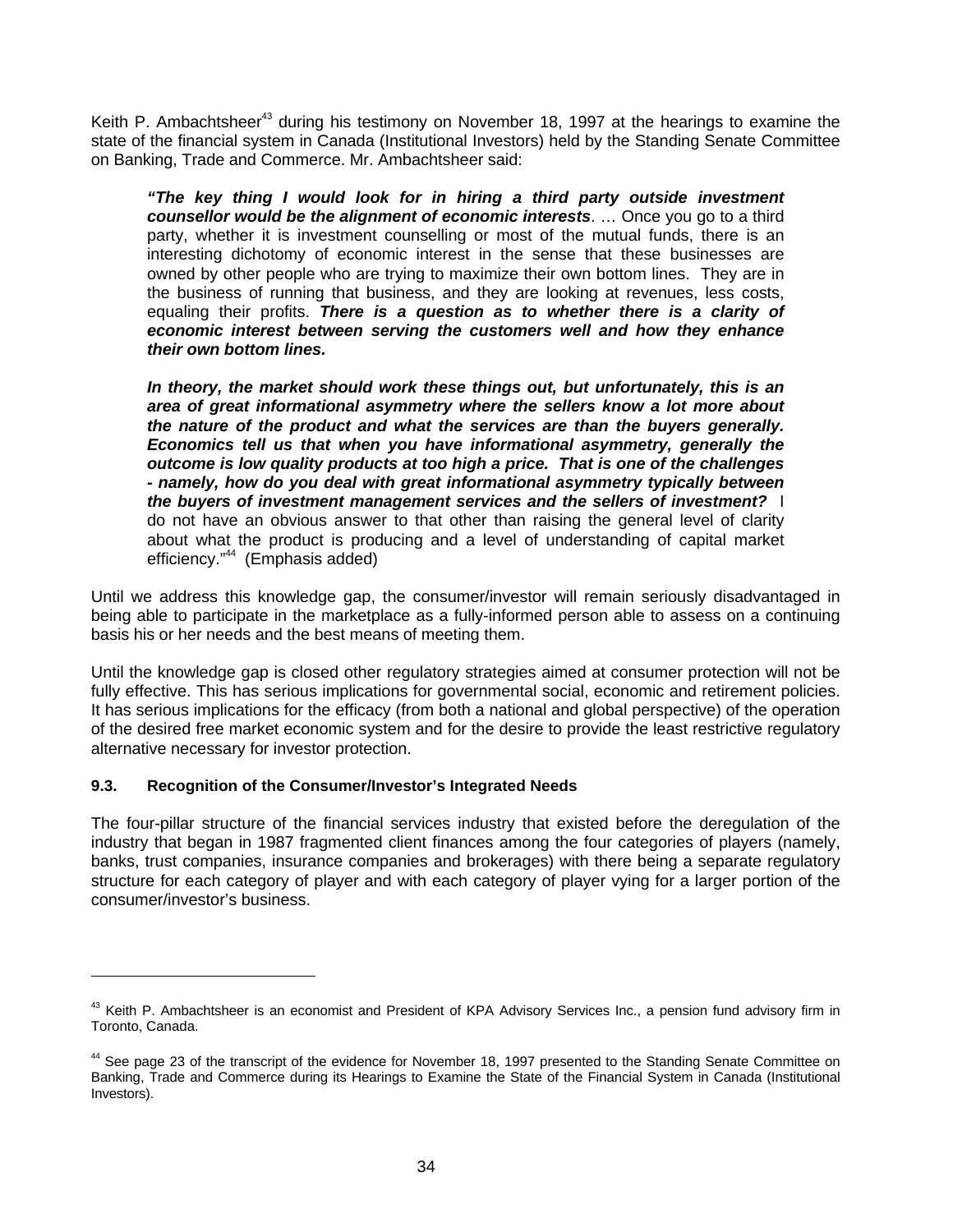Keith P. Ambachtsheer[43] during his testimony on November 18, 1997 at the hearings to examine the state of the financial system in Canada (Institutional Investors) held by the Standing Senate Committee on Banking, Trade and Commerce. Mr. Ambachtsheer said:

> ***"The key thing I would look for in hiring a third party outside investment counsellor would be the alignment of economic interests***. … Once you go to a third party, whether it is investment counselling or most of the mutual funds, there is an interesting dichotomy of economic interest in the sense that these businesses are owned by other people who are trying to maximize their own bottom lines. They are in the business of running that business, and they are looking at revenues, less costs, equaling their profits. ***There is a question as to whether there is a clarity of economic interest between serving the customers well and how they enhance their own bottom lines.***
>
> ***In theory, the market should work these things out, but unfortunately, this is an area of great informational asymmetry where the sellers know a lot more about the nature of the product and what the services are than the buyers generally. Economics tell us that when you have informational asymmetry, generally the outcome is low quality products at too high a price. That is one of the challenges - namely, how do you deal with great informational asymmetry typically between the buyers of investment management services and the sellers of investment?*** I do not have an obvious answer to that other than raising the general level of clarity about what the product is producing and a level of understanding of capital market efficiency."[44] (Emphasis added)

Until we address this knowledge gap, the consumer/investor will remain seriously disadvantaged in being able to participate in the marketplace as a fully-informed person able to assess on a continuing basis his or her needs and the best means of meeting them.

Until the knowledge gap is closed other regulatory strategies aimed at consumer protection will not be fully effective. This has serious implications for governmental social, economic and retirement policies. It has serious implications for the efficacy (from both a national and global perspective) of the operation of the desired free market economic system and for the desire to provide the least restrictive regulatory alternative necessary for investor protection.

### 9.3. Recognition of the Consumer/Investor's Integrated Needs

The four-pillar structure of the financial services industry that existed before the deregulation of the industry that began in 1987 fragmented client finances among the four categories of players (namely, banks, trust companies, insurance companies and brokerages) with there being a separate regulatory structure for each category of player and with each category of player vying for a larger portion of the consumer/investor's business.

---

[43] Keith P. Ambachtsheer is an economist and President of KPA Advisory Services Inc., a pension fund advisory firm in Toronto, Canada.

[44] See page 23 of the transcript of the evidence for November 18, 1997 presented to the Standing Senate Committee on Banking, Trade and Commerce during its Hearings to Examine the State of the Financial System in Canada (Institutional Investors).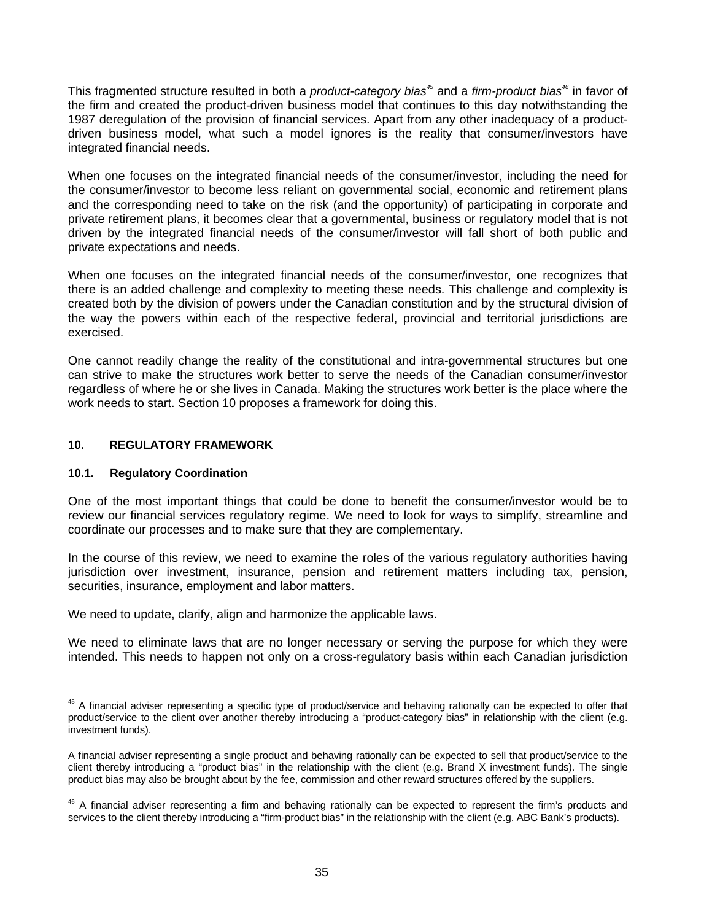This fragmented structure resulted in both a *product-category bias*[45] and a *firm-product bias*[46] in favor of the firm and created the product-driven business model that continues to this day notwithstanding the 1987 deregulation of the provision of financial services. Apart from any other inadequacy of a product-driven business model, what such a model ignores is the reality that consumer/investors have integrated financial needs.

When one focuses on the integrated financial needs of the consumer/investor, including the need for the consumer/investor to become less reliant on governmental social, economic and retirement plans and the corresponding need to take on the risk (and the opportunity) of participating in corporate and private retirement plans, it becomes clear that a governmental, business or regulatory model that is not driven by the integrated financial needs of the consumer/investor will fall short of both public and private expectations and needs.

When one focuses on the integrated financial needs of the consumer/investor, one recognizes that there is an added challenge and complexity to meeting these needs. This challenge and complexity is created both by the division of powers under the Canadian constitution and by the structural division of the way the powers within each of the respective federal, provincial and territorial jurisdictions are exercised.

One cannot readily change the reality of the constitutional and intra-governmental structures but one can strive to make the structures work better to serve the needs of the Canadian consumer/investor regardless of where he or she lives in Canada. Making the structures work better is the place where the work needs to start. Section 10 proposes a framework for doing this.

## 10. REGULATORY FRAMEWORK

### 10.1. Regulatory Coordination

One of the most important things that could be done to benefit the consumer/investor would be to review our financial services regulatory regime. We need to look for ways to simplify, streamline and coordinate our processes and to make sure that they are complementary.

In the course of this review, we need to examine the roles of the various regulatory authorities having jurisdiction over investment, insurance, pension and retirement matters including tax, pension, securities, insurance, employment and labor matters.

We need to update, clarify, align and harmonize the applicable laws.

We need to eliminate laws that are no longer necessary or serving the purpose for which they were intended. This needs to happen not only on a cross-regulatory basis within each Canadian jurisdiction

---

[45] A financial adviser representing a specific type of product/service and behaving rationally can be expected to offer that product/service to the client over another thereby introducing a "product-category bias" in relationship with the client (e.g. investment funds).

A financial adviser representing a single product and behaving rationally can be expected to sell that product/service to the client thereby introducing a "product bias" in the relationship with the client (e.g. Brand X investment funds). The single product bias may also be brought about by the fee, commission and other reward structures offered by the suppliers.

[46] A financial adviser representing a firm and behaving rationally can be expected to represent the firm's products and services to the client thereby introducing a "firm-product bias" in the relationship with the client (e.g. ABC Bank's products).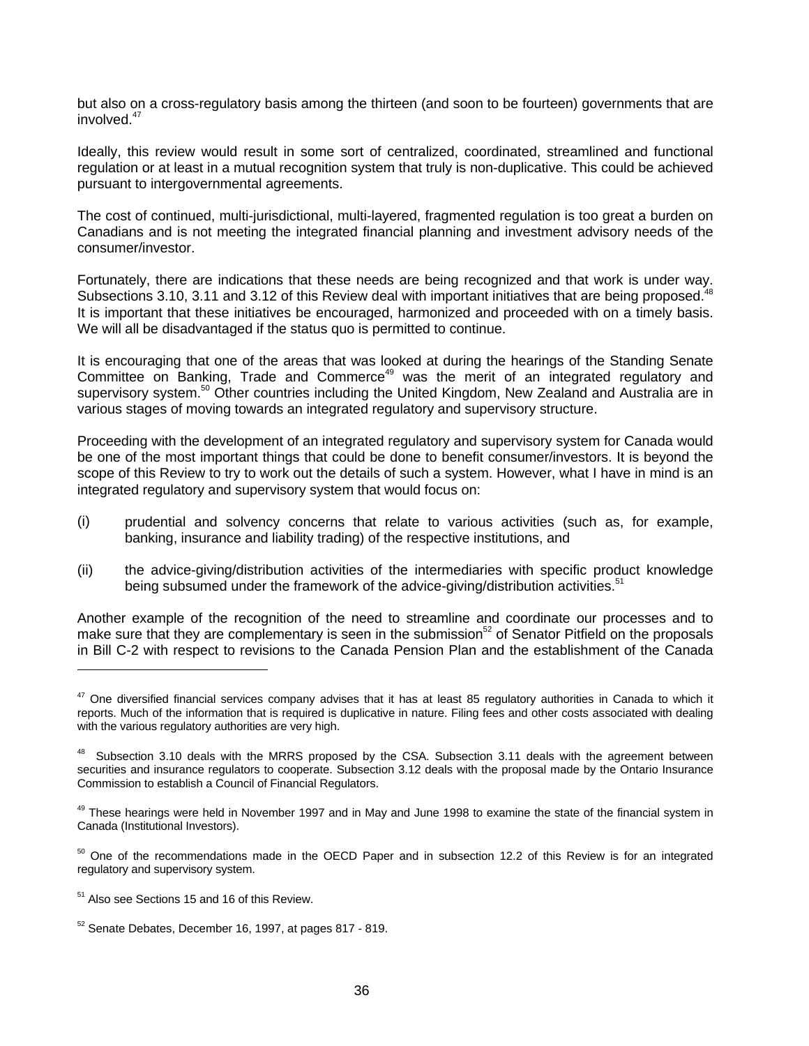but also on a cross-regulatory basis among the thirteen (and soon to be fourteen) governments that are involved.[47]

Ideally, this review would result in some sort of centralized, coordinated, streamlined and functional regulation or at least in a mutual recognition system that truly is non-duplicative. This could be achieved pursuant to intergovernmental agreements.

The cost of continued, multi-jurisdictional, multi-layered, fragmented regulation is too great a burden on Canadians and is not meeting the integrated financial planning and investment advisory needs of the consumer/investor.

Fortunately, there are indications that these needs are being recognized and that work is under way. Subsections 3.10, 3.11 and 3.12 of this Review deal with important initiatives that are being proposed.[48] It is important that these initiatives be encouraged, harmonized and proceeded with on a timely basis. We will all be disadvantaged if the status quo is permitted to continue.

It is encouraging that one of the areas that was looked at during the hearings of the Standing Senate Committee on Banking, Trade and Commerce[49] was the merit of an integrated regulatory and supervisory system.[50] Other countries including the United Kingdom, New Zealand and Australia are in various stages of moving towards an integrated regulatory and supervisory structure.

Proceeding with the development of an integrated regulatory and supervisory system for Canada would be one of the most important things that could be done to benefit consumer/investors. It is beyond the scope of this Review to try to work out the details of such a system. However, what I have in mind is an integrated regulatory and supervisory system that would focus on:

(i) prudential and solvency concerns that relate to various activities (such as, for example, banking, insurance and liability trading) of the respective institutions, and

(ii) the advice-giving/distribution activities of the intermediaries with specific product knowledge being subsumed under the framework of the advice-giving/distribution activities.[51]

Another example of the recognition of the need to streamline and coordinate our processes and to make sure that they are complementary is seen in the submission[52] of Senator Pitfield on the proposals in Bill C-2 with respect to revisions to the Canada Pension Plan and the establishment of the Canada

---

[47] One diversified financial services company advises that it has at least 85 regulatory authorities in Canada to which it reports. Much of the information that is required is duplicative in nature. Filing fees and other costs associated with dealing with the various regulatory authorities are very high.

[48] Subsection 3.10 deals with the MRRS proposed by the CSA. Subsection 3.11 deals with the agreement between securities and insurance regulators to cooperate. Subsection 3.12 deals with the proposal made by the Ontario Insurance Commission to establish a Council of Financial Regulators.

[49] These hearings were held in November 1997 and in May and June 1998 to examine the state of the financial system in Canada (Institutional Investors).

[50] One of the recommendations made in the OECD Paper and in subsection 12.2 of this Review is for an integrated regulatory and supervisory system.

[51] Also see Sections 15 and 16 of this Review.

[52] Senate Debates, December 16, 1997, at pages 817 - 819.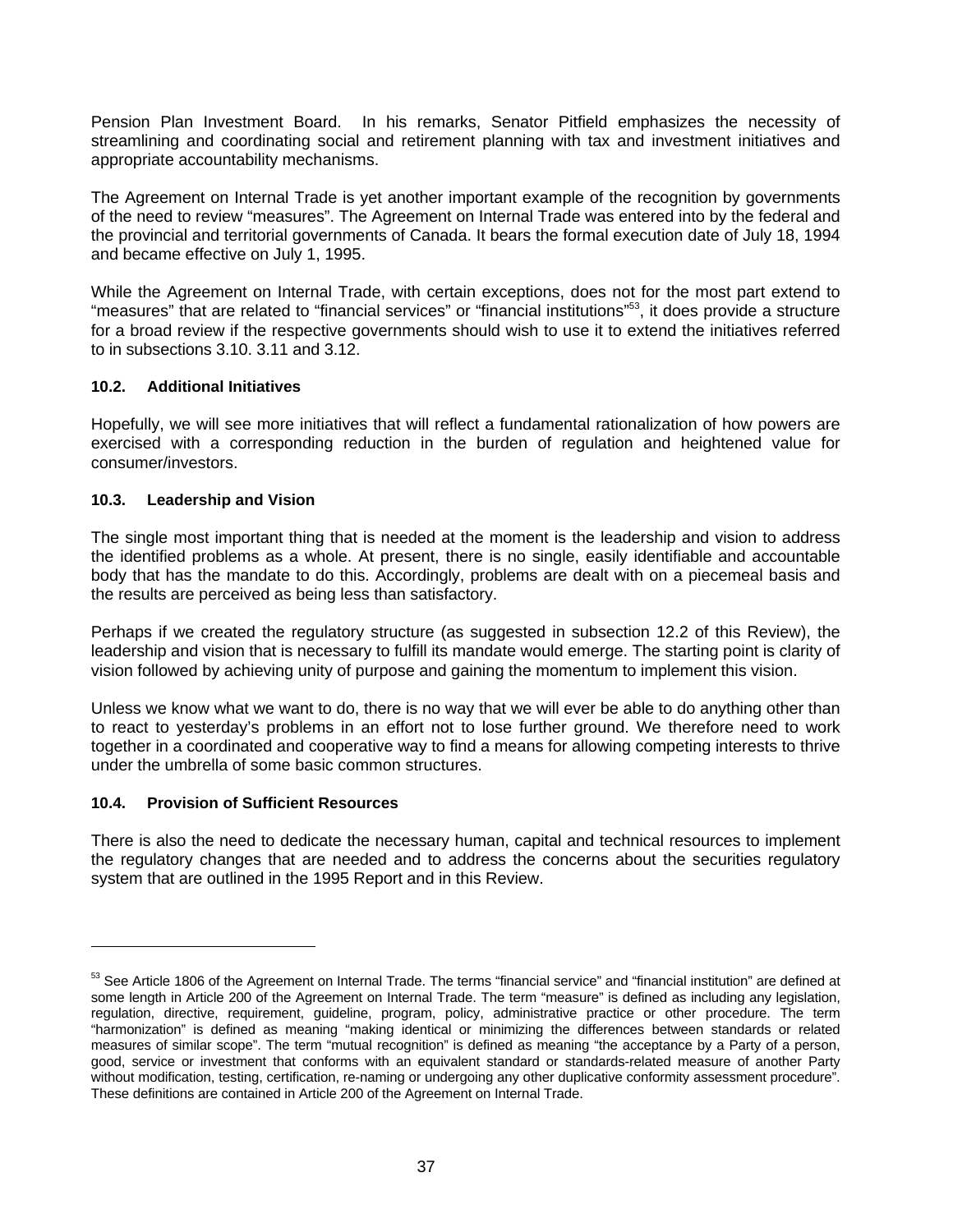Pension Plan Investment Board. In his remarks, Senator Pitfield emphasizes the necessity of streamlining and coordinating social and retirement planning with tax and investment initiatives and appropriate accountability mechanisms.

The Agreement on Internal Trade is yet another important example of the recognition by governments of the need to review "measures". The Agreement on Internal Trade was entered into by the federal and the provincial and territorial governments of Canada. It bears the formal execution date of July 18, 1994 and became effective on July 1, 1995.

While the Agreement on Internal Trade, with certain exceptions, does not for the most part extend to "measures" that are related to "financial services" or "financial institutions"[53], it does provide a structure for a broad review if the respective governments should wish to use it to extend the initiatives referred to in subsections 3.10. 3.11 and 3.12.

#### 10.2. Additional Initiatives

Hopefully, we will see more initiatives that will reflect a fundamental rationalization of how powers are exercised with a corresponding reduction in the burden of regulation and heightened value for consumer/investors.

#### 10.3. Leadership and Vision

The single most important thing that is needed at the moment is the leadership and vision to address the identified problems as a whole. At present, there is no single, easily identifiable and accountable body that has the mandate to do this. Accordingly, problems are dealt with on a piecemeal basis and the results are perceived as being less than satisfactory.

Perhaps if we created the regulatory structure (as suggested in subsection 12.2 of this Review), the leadership and vision that is necessary to fulfill its mandate would emerge. The starting point is clarity of vision followed by achieving unity of purpose and gaining the momentum to implement this vision.

Unless we know what we want to do, there is no way that we will ever be able to do anything other than to react to yesterday's problems in an effort not to lose further ground. We therefore need to work together in a coordinated and cooperative way to find a means for allowing competing interests to thrive under the umbrella of some basic common structures.

#### 10.4. Provision of Sufficient Resources

There is also the need to dedicate the necessary human, capital and technical resources to implement the regulatory changes that are needed and to address the concerns about the securities regulatory system that are outlined in the 1995 Report and in this Review.

---

[53] See Article 1806 of the Agreement on Internal Trade. The terms "financial service" and "financial institution" are defined at some length in Article 200 of the Agreement on Internal Trade. The term "measure" is defined as including any legislation, regulation, directive, requirement, guideline, program, policy, administrative practice or other procedure. The term "harmonization" is defined as meaning "making identical or minimizing the differences between standards or related measures of similar scope". The term "mutual recognition" is defined as meaning "the acceptance by a Party of a person, good, service or investment that conforms with an equivalent standard or standards-related measure of another Party without modification, testing, certification, re-naming or undergoing any other duplicative conformity assessment procedure". These definitions are contained in Article 200 of the Agreement on Internal Trade.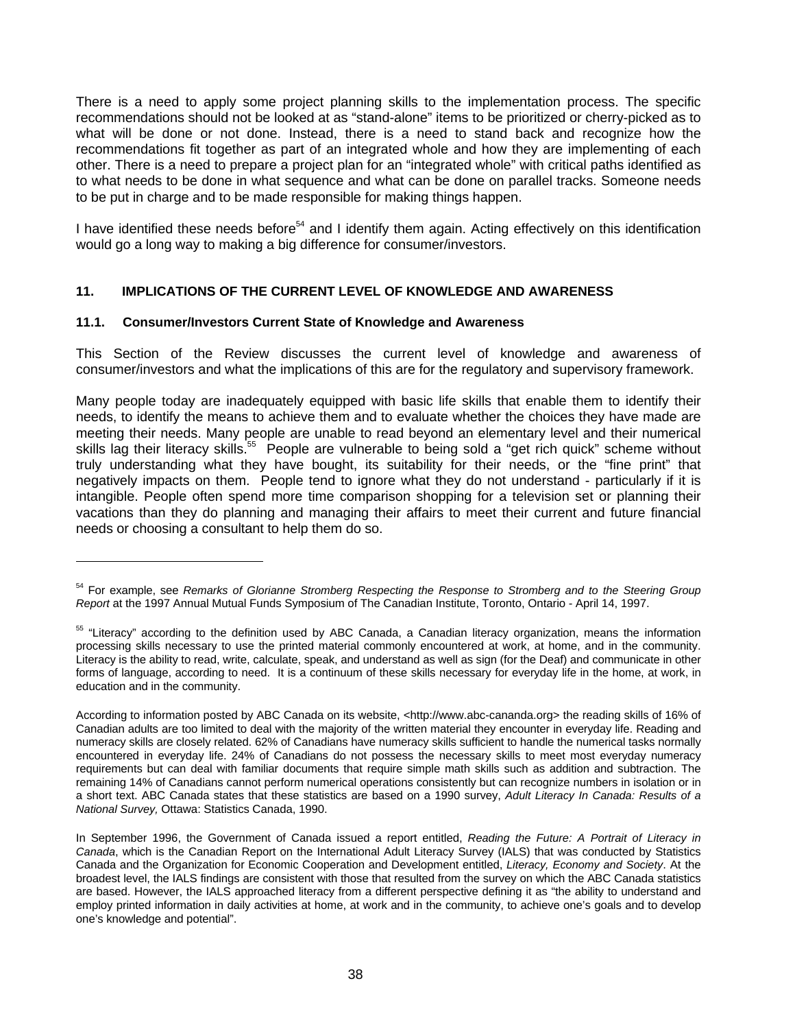There is a need to apply some project planning skills to the implementation process. The specific recommendations should not be looked at as "stand-alone" items to be prioritized or cherry-picked as to what will be done or not done. Instead, there is a need to stand back and recognize how the recommendations fit together as part of an integrated whole and how they are implementing of each other. There is a need to prepare a project plan for an "integrated whole" with critical paths identified as to what needs to be done in what sequence and what can be done on parallel tracks. Someone needs to be put in charge and to be made responsible for making things happen.

I have identified these needs before[54] and I identify them again. Acting effectively on this identification would go a long way to making a big difference for consumer/investors.

## 11. IMPLICATIONS OF THE CURRENT LEVEL OF KNOWLEDGE AND AWARENESS

### 11.1. Consumer/Investors Current State of Knowledge and Awareness

This Section of the Review discusses the current level of knowledge and awareness of consumer/investors and what the implications of this are for the regulatory and supervisory framework.

Many people today are inadequately equipped with basic life skills that enable them to identify their needs, to identify the means to achieve them and to evaluate whether the choices they have made are meeting their needs. Many people are unable to read beyond an elementary level and their numerical skills lag their literacy skills.[55] People are vulnerable to being sold a "get rich quick" scheme without truly understanding what they have bought, its suitability for their needs, or the "fine print" that negatively impacts on them. People tend to ignore what they do not understand - particularly if it is intangible. People often spend more time comparison shopping for a television set or planning their vacations than they do planning and managing their affairs to meet their current and future financial needs or choosing a consultant to help them do so.

---

[54] For example, see *Remarks of Glorianne Stromberg Respecting the Response to Stromberg and to the Steering Group Report* at the 1997 Annual Mutual Funds Symposium of The Canadian Institute, Toronto, Ontario - April 14, 1997.

[55] "Literacy" according to the definition used by ABC Canada, a Canadian literacy organization, means the information processing skills necessary to use the printed material commonly encountered at work, at home, and in the community. Literacy is the ability to read, write, calculate, speak, and understand as well as sign (for the Deaf) and communicate in other forms of language, according to need. It is a continuum of these skills necessary for everyday life in the home, at work, in education and in the community.

According to information posted by ABC Canada on its website, <http://www.abc-cananda.org> the reading skills of 16% of Canadian adults are too limited to deal with the majority of the written material they encounter in everyday life. Reading and numeracy skills are closely related. 62% of Canadians have numeracy skills sufficient to handle the numerical tasks normally encountered in everyday life. 24% of Canadians do not possess the necessary skills to meet most everyday numeracy requirements but can deal with familiar documents that require simple math skills such as addition and subtraction. The remaining 14% of Canadians cannot perform numerical operations consistently but can recognize numbers in isolation or in a short text. ABC Canada states that these statistics are based on a 1990 survey, *Adult Literacy In Canada: Results of a National Survey,* Ottawa: Statistics Canada, 1990.

In September 1996, the Government of Canada issued a report entitled, *Reading the Future: A Portrait of Literacy in Canada*, which is the Canadian Report on the International Adult Literacy Survey (IALS) that was conducted by Statistics Canada and the Organization for Economic Cooperation and Development entitled, *Literacy, Economy and Society*. At the broadest level, the IALS findings are consistent with those that resulted from the survey on which the ABC Canada statistics are based. However, the IALS approached literacy from a different perspective defining it as "the ability to understand and employ printed information in daily activities at home, at work and in the community, to achieve one's goals and to develop one's knowledge and potential".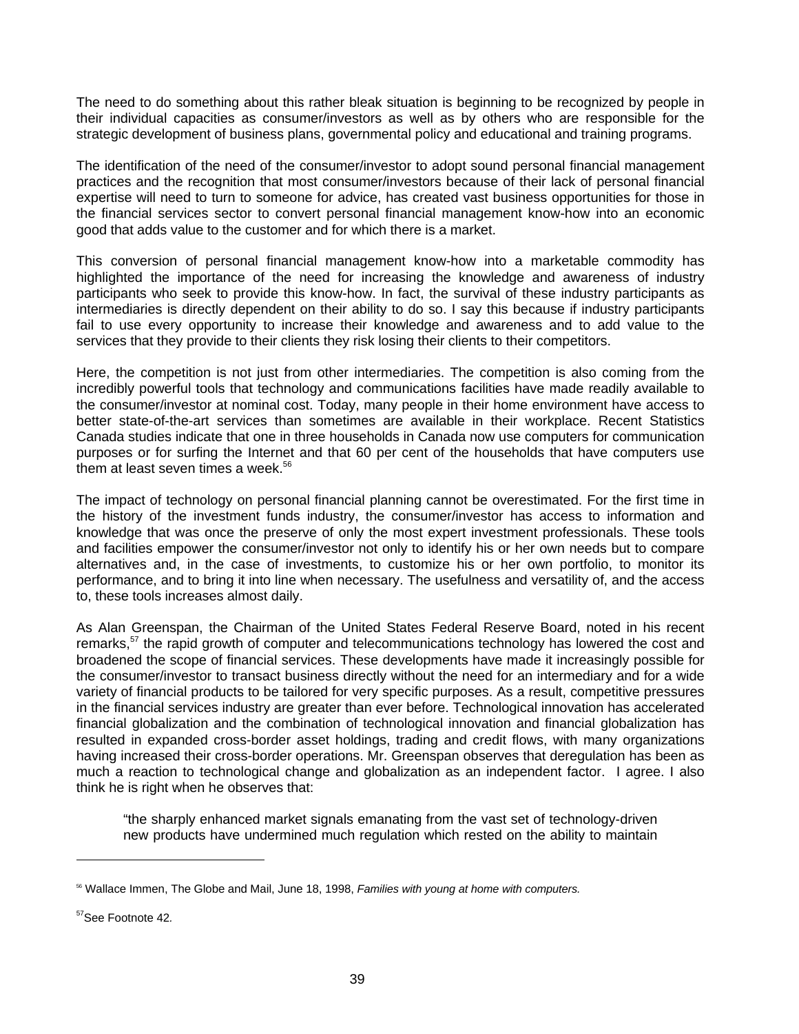The need to do something about this rather bleak situation is beginning to be recognized by people in their individual capacities as consumer/investors as well as by others who are responsible for the strategic development of business plans, governmental policy and educational and training programs.

The identification of the need of the consumer/investor to adopt sound personal financial management practices and the recognition that most consumer/investors because of their lack of personal financial expertise will need to turn to someone for advice, has created vast business opportunities for those in the financial services sector to convert personal financial management know-how into an economic good that adds value to the customer and for which there is a market.

This conversion of personal financial management know-how into a marketable commodity has highlighted the importance of the need for increasing the knowledge and awareness of industry participants who seek to provide this know-how. In fact, the survival of these industry participants as intermediaries is directly dependent on their ability to do so. I say this because if industry participants fail to use every opportunity to increase their knowledge and awareness and to add value to the services that they provide to their clients they risk losing their clients to their competitors.

Here, the competition is not just from other intermediaries. The competition is also coming from the incredibly powerful tools that technology and communications facilities have made readily available to the consumer/investor at nominal cost. Today, many people in their home environment have access to better state-of-the-art services than sometimes are available in their workplace. Recent Statistics Canada studies indicate that one in three households in Canada now use computers for communication purposes or for surfing the Internet and that 60 per cent of the households that have computers use them at least seven times a week.[56]

The impact of technology on personal financial planning cannot be overestimated. For the first time in the history of the investment funds industry, the consumer/investor has access to information and knowledge that was once the preserve of only the most expert investment professionals. These tools and facilities empower the consumer/investor not only to identify his or her own needs but to compare alternatives and, in the case of investments, to customize his or her own portfolio, to monitor its performance, and to bring it into line when necessary. The usefulness and versatility of, and the access to, these tools increases almost daily.

As Alan Greenspan, the Chairman of the United States Federal Reserve Board, noted in his recent remarks,[57] the rapid growth of computer and telecommunications technology has lowered the cost and broadened the scope of financial services. These developments have made it increasingly possible for the consumer/investor to transact business directly without the need for an intermediary and for a wide variety of financial products to be tailored for very specific purposes. As a result, competitive pressures in the financial services industry are greater than ever before. Technological innovation has accelerated financial globalization and the combination of technological innovation and financial globalization has resulted in expanded cross-border asset holdings, trading and credit flows, with many organizations having increased their cross-border operations. Mr. Greenspan observes that deregulation has been as much a reaction to technological change and globalization as an independent factor. I agree. I also think he is right when he observes that:

> "the sharply enhanced market signals emanating from the vast set of technology-driven new products have undermined much regulation which rested on the ability to maintain

---

[56] Wallace Immen, The Globe and Mail, June 18, 1998, *Families with young at home with computers.*

[57] See Footnote 42.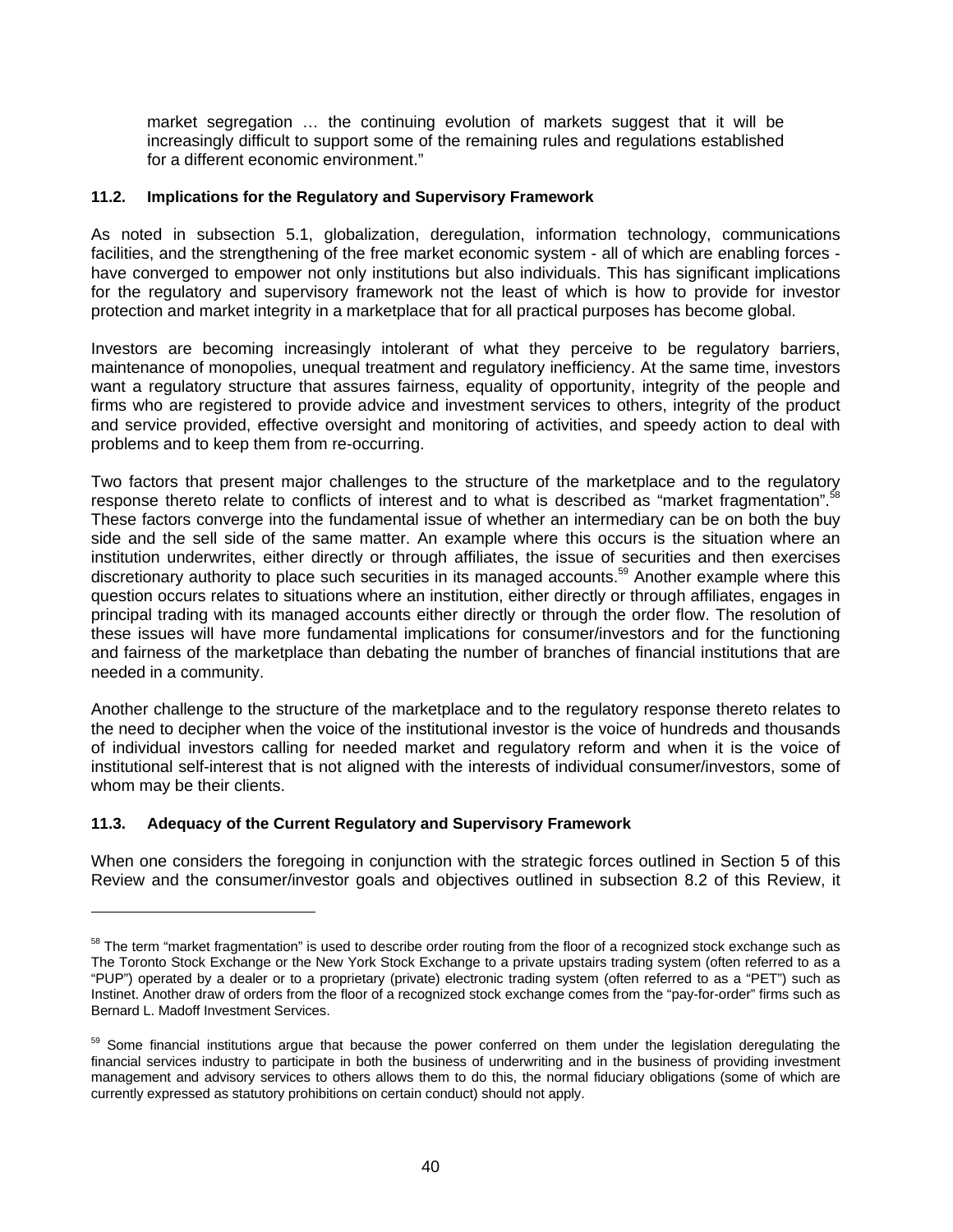market segregation … the continuing evolution of markets suggest that it will be increasingly difficult to support some of the remaining rules and regulations established for a different economic environment."

### 11.2. Implications for the Regulatory and Supervisory Framework

As noted in subsection 5.1, globalization, deregulation, information technology, communications facilities, and the strengthening of the free market economic system - all of which are enabling forces - have converged to empower not only institutions but also individuals. This has significant implications for the regulatory and supervisory framework not the least of which is how to provide for investor protection and market integrity in a marketplace that for all practical purposes has become global.

Investors are becoming increasingly intolerant of what they perceive to be regulatory barriers, maintenance of monopolies, unequal treatment and regulatory inefficiency. At the same time, investors want a regulatory structure that assures fairness, equality of opportunity, integrity of the people and firms who are registered to provide advice and investment services to others, integrity of the product and service provided, effective oversight and monitoring of activities, and speedy action to deal with problems and to keep them from re-occurring.

Two factors that present major challenges to the structure of the marketplace and to the regulatory response thereto relate to conflicts of interest and to what is described as "market fragmentation".[58] These factors converge into the fundamental issue of whether an intermediary can be on both the buy side and the sell side of the same matter. An example where this occurs is the situation where an institution underwrites, either directly or through affiliates, the issue of securities and then exercises discretionary authority to place such securities in its managed accounts.[59] Another example where this question occurs relates to situations where an institution, either directly or through affiliates, engages in principal trading with its managed accounts either directly or through the order flow. The resolution of these issues will have more fundamental implications for consumer/investors and for the functioning and fairness of the marketplace than debating the number of branches of financial institutions that are needed in a community.

Another challenge to the structure of the marketplace and to the regulatory response thereto relates to the need to decipher when the voice of the institutional investor is the voice of hundreds and thousands of individual investors calling for needed market and regulatory reform and when it is the voice of institutional self-interest that is not aligned with the interests of individual consumer/investors, some of whom may be their clients.

### 11.3. Adequacy of the Current Regulatory and Supervisory Framework

When one considers the foregoing in conjunction with the strategic forces outlined in Section 5 of this Review and the consumer/investor goals and objectives outlined in subsection 8.2 of this Review, it

---

[58] The term "market fragmentation" is used to describe order routing from the floor of a recognized stock exchange such as The Toronto Stock Exchange or the New York Stock Exchange to a private upstairs trading system (often referred to as a "PUP") operated by a dealer or to a proprietary (private) electronic trading system (often referred to as a "PET") such as Instinet. Another draw of orders from the floor of a recognized stock exchange comes from the "pay-for-order" firms such as Bernard L. Madoff Investment Services.

[59] Some financial institutions argue that because the power conferred on them under the legislation deregulating the financial services industry to participate in both the business of underwriting and in the business of providing investment management and advisory services to others allows them to do this, the normal fiduciary obligations (some of which are currently expressed as statutory prohibitions on certain conduct) should not apply.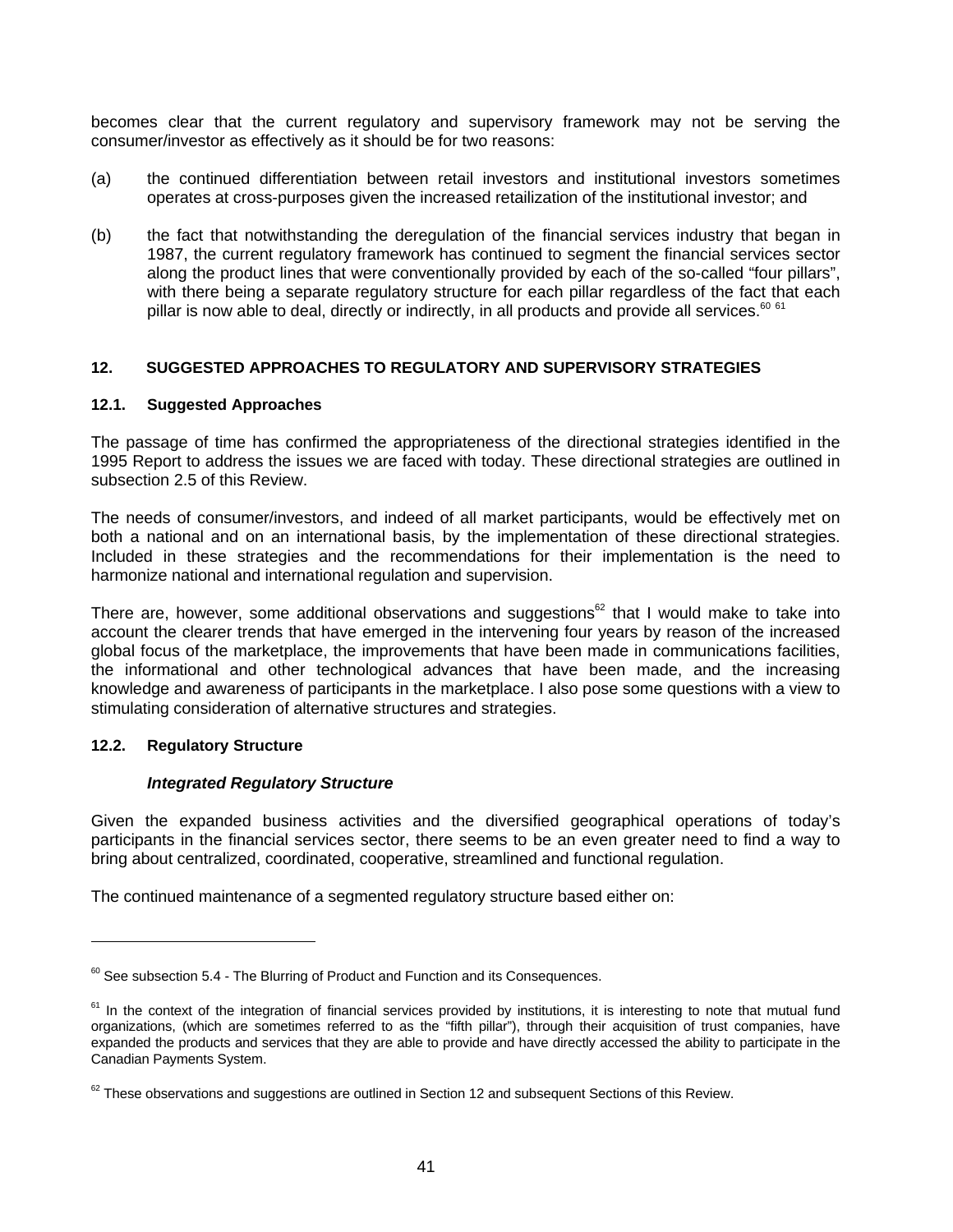becomes clear that the current regulatory and supervisory framework may not be serving the consumer/investor as effectively as it should be for two reasons:

(a) the continued differentiation between retail investors and institutional investors sometimes operates at cross-purposes given the increased retailization of the institutional investor; and

(b) the fact that notwithstanding the deregulation of the financial services industry that began in 1987, the current regulatory framework has continued to segment the financial services sector along the product lines that were conventionally provided by each of the so-called "four pillars", with there being a separate regulatory structure for each pillar regardless of the fact that each pillar is now able to deal, directly or indirectly, in all products and provide all services.[60] [61]

## 12. SUGGESTED APPROACHES TO REGULATORY AND SUPERVISORY STRATEGIES

### 12.1. Suggested Approaches

The passage of time has confirmed the appropriateness of the directional strategies identified in the 1995 Report to address the issues we are faced with today. These directional strategies are outlined in subsection 2.5 of this Review.

The needs of consumer/investors, and indeed of all market participants, would be effectively met on both a national and on an international basis, by the implementation of these directional strategies. Included in these strategies and the recommendations for their implementation is the need to harmonize national and international regulation and supervision.

There are, however, some additional observations and suggestions[62] that I would make to take into account the clearer trends that have emerged in the intervening four years by reason of the increased global focus of the marketplace, the improvements that have been made in communications facilities, the informational and other technological advances that have been made, and the increasing knowledge and awareness of participants in the marketplace. I also pose some questions with a view to stimulating consideration of alternative structures and strategies.

### 12.2. Regulatory Structure

***Integrated Regulatory Structure***

Given the expanded business activities and the diversified geographical operations of today's participants in the financial services sector, there seems to be an even greater need to find a way to bring about centralized, coordinated, cooperative, streamlined and functional regulation.

The continued maintenance of a segmented regulatory structure based either on:

---

[60] See subsection 5.4 - The Blurring of Product and Function and its Consequences.

[61] In the context of the integration of financial services provided by institutions, it is interesting to note that mutual fund organizations, (which are sometimes referred to as the "fifth pillar"), through their acquisition of trust companies, have expanded the products and services that they are able to provide and have directly accessed the ability to participate in the Canadian Payments System.

[62] These observations and suggestions are outlined in Section 12 and subsequent Sections of this Review.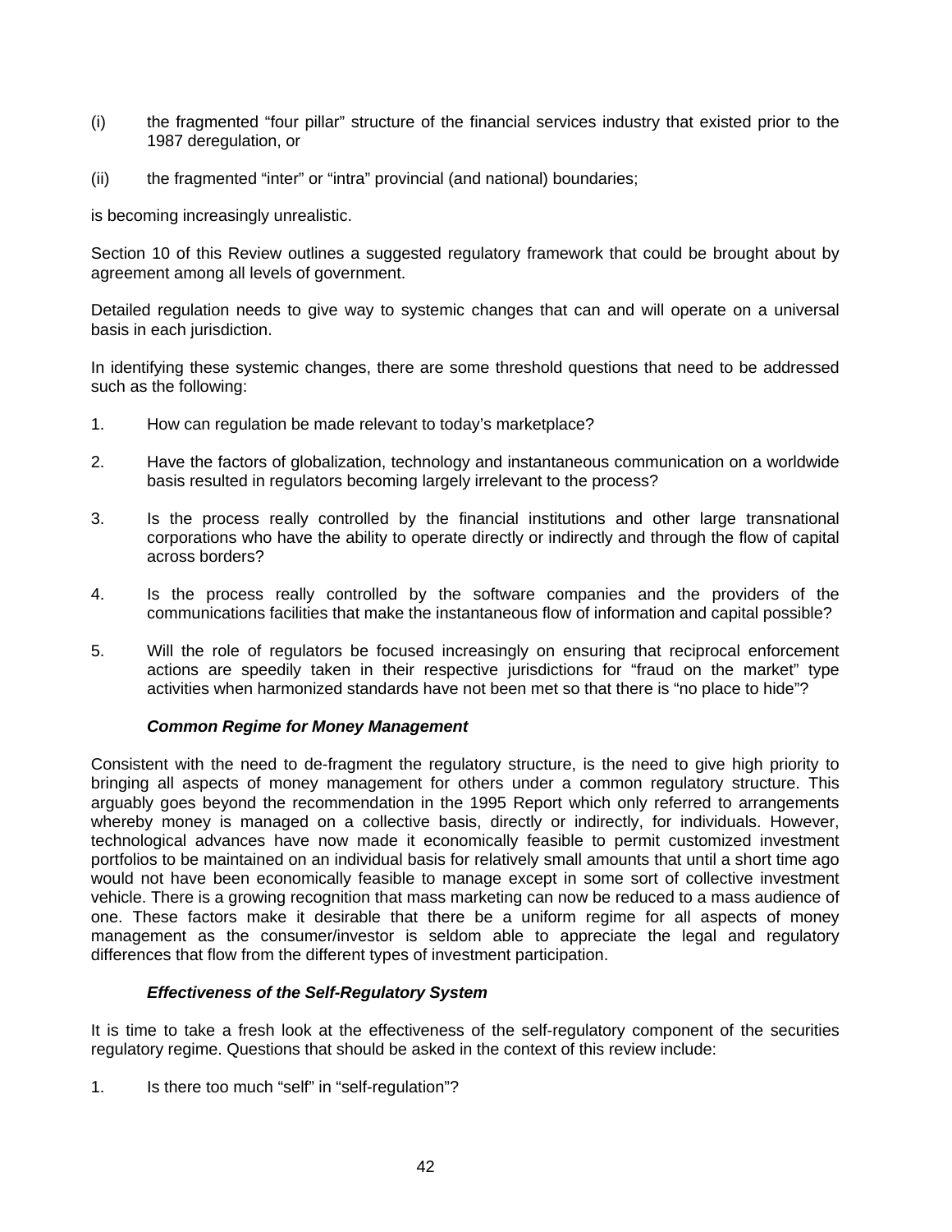(i) the fragmented "four pillar" structure of the financial services industry that existed prior to the 1987 deregulation, or

(ii) the fragmented "inter" or "intra" provincial (and national) boundaries;

is becoming increasingly unrealistic.

Section 10 of this Review outlines a suggested regulatory framework that could be brought about by agreement among all levels of government.

Detailed regulation needs to give way to systemic changes that can and will operate on a universal basis in each jurisdiction.

In identifying these systemic changes, there are some threshold questions that need to be addressed such as the following:

1. How can regulation be made relevant to today's marketplace?

2. Have the factors of globalization, technology and instantaneous communication on a worldwide basis resulted in regulators becoming largely irrelevant to the process?

3. Is the process really controlled by the financial institutions and other large transnational corporations who have the ability to operate directly or indirectly and through the flow of capital across borders?

4. Is the process really controlled by the software companies and the providers of the communications facilities that make the instantaneous flow of information and capital possible?

5. Will the role of regulators be focused increasingly on ensuring that reciprocal enforcement actions are speedily taken in their respective jurisdictions for "fraud on the market" type activities when harmonized standards have not been met so that there is "no place to hide"?

***Common Regime for Money Management***

Consistent with the need to de-fragment the regulatory structure, is the need to give high priority to bringing all aspects of money management for others under a common regulatory structure. This arguably goes beyond the recommendation in the 1995 Report which only referred to arrangements whereby money is managed on a collective basis, directly or indirectly, for individuals. However, technological advances have now made it economically feasible to permit customized investment portfolios to be maintained on an individual basis for relatively small amounts that until a short time ago would not have been economically feasible to manage except in some sort of collective investment vehicle. There is a growing recognition that mass marketing can now be reduced to a mass audience of one. These factors make it desirable that there be a uniform regime for all aspects of money management as the consumer/investor is seldom able to appreciate the legal and regulatory differences that flow from the different types of investment participation.

***Effectiveness of the Self-Regulatory System***

It is time to take a fresh look at the effectiveness of the self-regulatory component of the securities regulatory regime. Questions that should be asked in the context of this review include:

1. Is there too much "self" in "self-regulation"?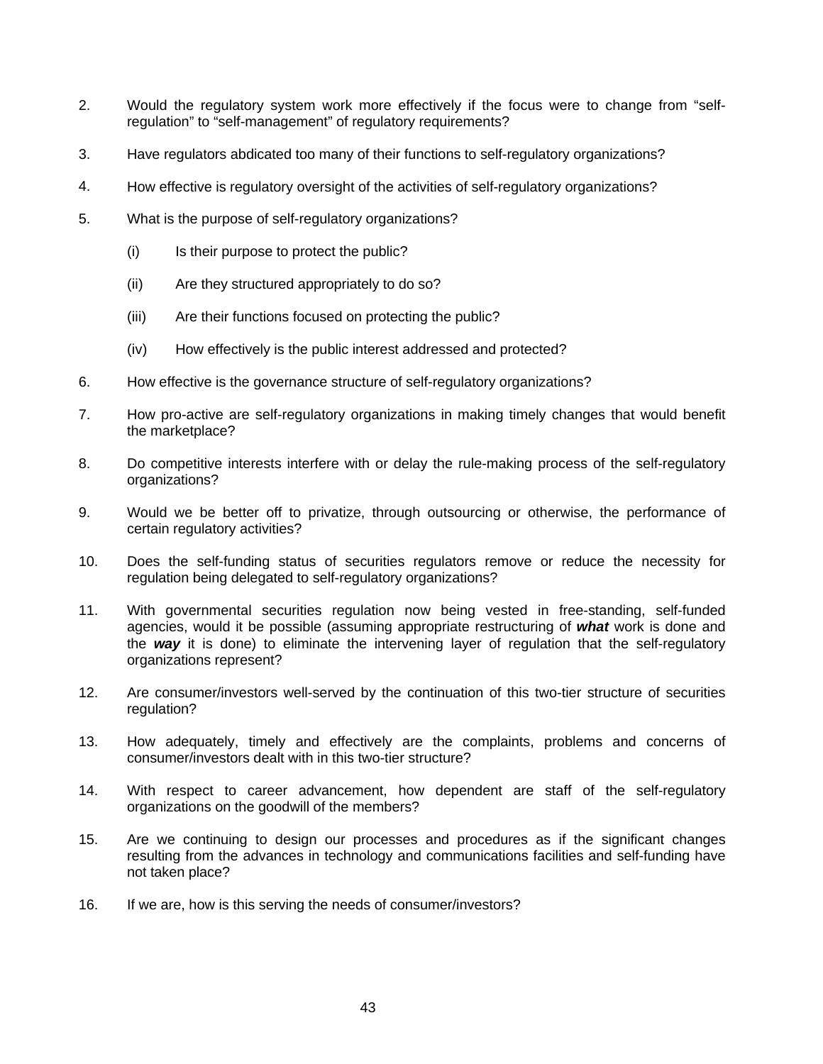2. Would the regulatory system work more effectively if the focus were to change from "self-regulation" to "self-management" of regulatory requirements?

3. Have regulators abdicated too many of their functions to self-regulatory organizations?

4. How effective is regulatory oversight of the activities of self-regulatory organizations?

5. What is the purpose of self-regulatory organizations?

   (i) Is their purpose to protect the public?

   (ii) Are they structured appropriately to do so?

   (iii) Are their functions focused on protecting the public?

   (iv) How effectively is the public interest addressed and protected?

6. How effective is the governance structure of self-regulatory organizations?

7. How pro-active are self-regulatory organizations in making timely changes that would benefit the marketplace?

8. Do competitive interests interfere with or delay the rule-making process of the self-regulatory organizations?

9. Would we be better off to privatize, through outsourcing or otherwise, the performance of certain regulatory activities?

10. Does the self-funding status of securities regulators remove or reduce the necessity for regulation being delegated to self-regulatory organizations?

11. With governmental securities regulation now being vested in free-standing, self-funded agencies, would it be possible (assuming appropriate restructuring of ***what*** work is done and the ***way*** it is done) to eliminate the intervening layer of regulation that the self-regulatory organizations represent?

12. Are consumer/investors well-served by the continuation of this two-tier structure of securities regulation?

13. How adequately, timely and effectively are the complaints, problems and concerns of consumer/investors dealt with in this two-tier structure?

14. With respect to career advancement, how dependent are staff of the self-regulatory organizations on the goodwill of the members?

15. Are we continuing to design our processes and procedures as if the significant changes resulting from the advances in technology and communications facilities and self-funding have not taken place?

16. If we are, how is this serving the needs of consumer/investors?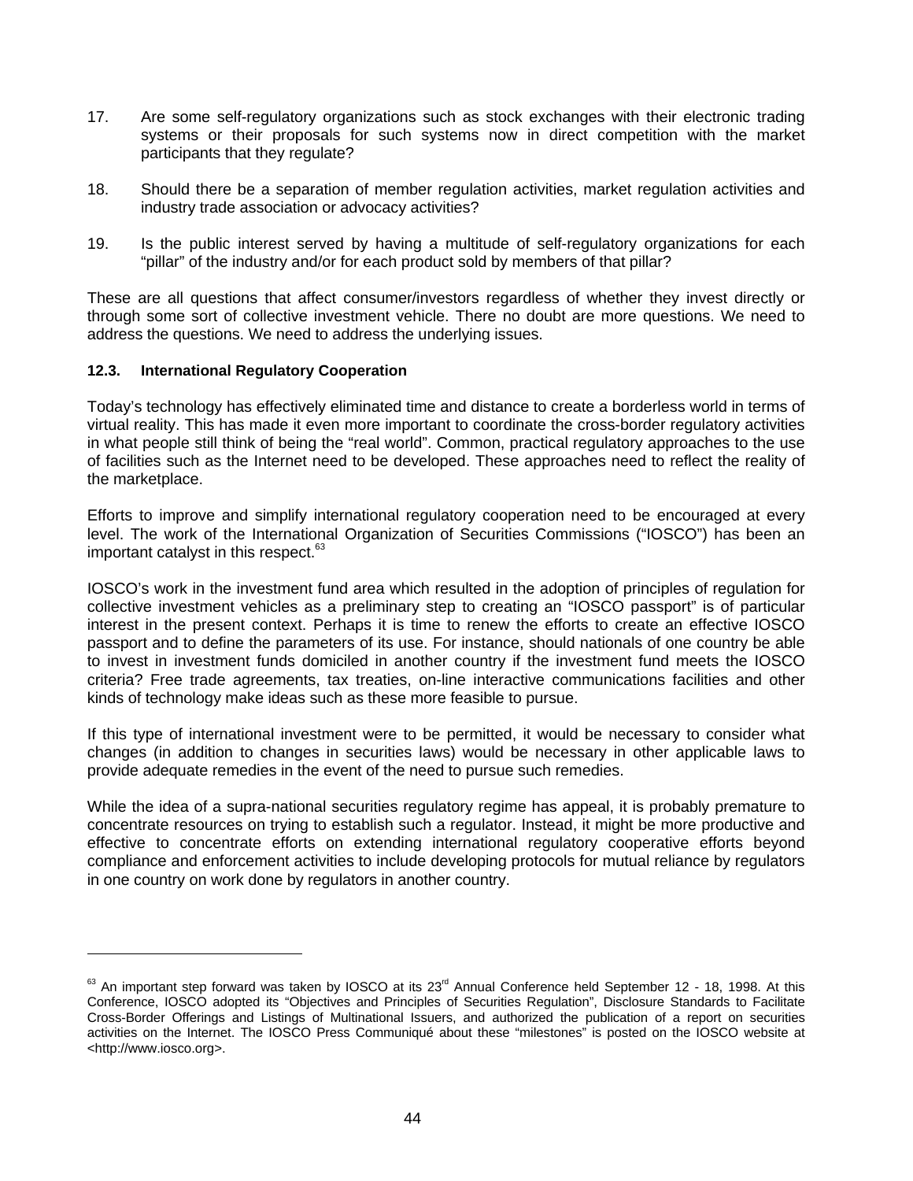17. Are some self-regulatory organizations such as stock exchanges with their electronic trading systems or their proposals for such systems now in direct competition with the market participants that they regulate?

18. Should there be a separation of member regulation activities, market regulation activities and industry trade association or advocacy activities?

19. Is the public interest served by having a multitude of self-regulatory organizations for each "pillar" of the industry and/or for each product sold by members of that pillar?

These are all questions that affect consumer/investors regardless of whether they invest directly or through some sort of collective investment vehicle. There no doubt are more questions. We need to address the questions. We need to address the underlying issues.

**12.3. International Regulatory Cooperation**

Today's technology has effectively eliminated time and distance to create a borderless world in terms of virtual reality. This has made it even more important to coordinate the cross-border regulatory activities in what people still think of being the "real world". Common, practical regulatory approaches to the use of facilities such as the Internet need to be developed. These approaches need to reflect the reality of the marketplace.

Efforts to improve and simplify international regulatory cooperation need to be encouraged at every level. The work of the International Organization of Securities Commissions ("IOSCO") has been an important catalyst in this respect.[63]

IOSCO's work in the investment fund area which resulted in the adoption of principles of regulation for collective investment vehicles as a preliminary step to creating an "IOSCO passport" is of particular interest in the present context. Perhaps it is time to renew the efforts to create an effective IOSCO passport and to define the parameters of its use. For instance, should nationals of one country be able to invest in investment funds domiciled in another country if the investment fund meets the IOSCO criteria? Free trade agreements, tax treaties, on-line interactive communications facilities and other kinds of technology make ideas such as these more feasible to pursue.

If this type of international investment were to be permitted, it would be necessary to consider what changes (in addition to changes in securities laws) would be necessary in other applicable laws to provide adequate remedies in the event of the need to pursue such remedies.

While the idea of a supra-national securities regulatory regime has appeal, it is probably premature to concentrate resources on trying to establish such a regulator. Instead, it might be more productive and effective to concentrate efforts on extending international regulatory cooperative efforts beyond compliance and enforcement activities to include developing protocols for mutual reliance by regulators in one country on work done by regulators in another country.

---

[63] An important step forward was taken by IOSCO at its 23rd Annual Conference held September 12 - 18, 1998. At this Conference, IOSCO adopted its "Objectives and Principles of Securities Regulation", Disclosure Standards to Facilitate Cross-Border Offerings and Listings of Multinational Issuers, and authorized the publication of a report on securities activities on the Internet. The IOSCO Press Communiqué about these "milestones" is posted on the IOSCO website at <http://www.iosco.org>.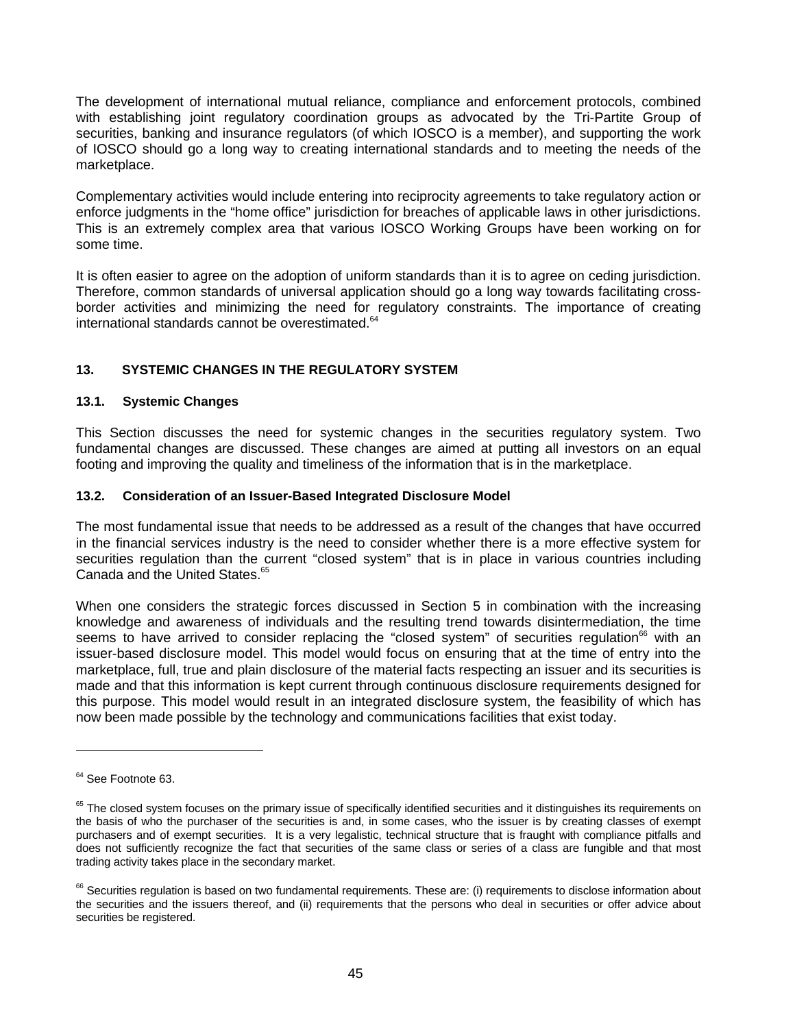The development of international mutual reliance, compliance and enforcement protocols, combined with establishing joint regulatory coordination groups as advocated by the Tri-Partite Group of securities, banking and insurance regulators (of which IOSCO is a member), and supporting the work of IOSCO should go a long way to creating international standards and to meeting the needs of the marketplace.

Complementary activities would include entering into reciprocity agreements to take regulatory action or enforce judgments in the "home office" jurisdiction for breaches of applicable laws in other jurisdictions. This is an extremely complex area that various IOSCO Working Groups have been working on for some time.

It is often easier to agree on the adoption of uniform standards than it is to agree on ceding jurisdiction. Therefore, common standards of universal application should go a long way towards facilitating cross-border activities and minimizing the need for regulatory constraints. The importance of creating international standards cannot be overestimated.[64]

## 13. SYSTEMIC CHANGES IN THE REGULATORY SYSTEM

### 13.1. Systemic Changes

This Section discusses the need for systemic changes in the securities regulatory system. Two fundamental changes are discussed. These changes are aimed at putting all investors on an equal footing and improving the quality and timeliness of the information that is in the marketplace.

### 13.2. Consideration of an Issuer-Based Integrated Disclosure Model

The most fundamental issue that needs to be addressed as a result of the changes that have occurred in the financial services industry is the need to consider whether there is a more effective system for securities regulation than the current "closed system" that is in place in various countries including Canada and the United States.[65]

When one considers the strategic forces discussed in Section 5 in combination with the increasing knowledge and awareness of individuals and the resulting trend towards disintermediation, the time seems to have arrived to consider replacing the "closed system" of securities regulation[66] with an issuer-based disclosure model. This model would focus on ensuring that at the time of entry into the marketplace, full, true and plain disclosure of the material facts respecting an issuer and its securities is made and that this information is kept current through continuous disclosure requirements designed for this purpose. This model would result in an integrated disclosure system, the feasibility of which has now been made possible by the technology and communications facilities that exist today.

---

[64] See Footnote 63.

[65] The closed system focuses on the primary issue of specifically identified securities and it distinguishes its requirements on the basis of who the purchaser of the securities is and, in some cases, who the issuer is by creating classes of exempt purchasers and of exempt securities. It is a very legalistic, technical structure that is fraught with compliance pitfalls and does not sufficiently recognize the fact that securities of the same class or series of a class are fungible and that most trading activity takes place in the secondary market.

[66] Securities regulation is based on two fundamental requirements. These are: (i) requirements to disclose information about the securities and the issuers thereof, and (ii) requirements that the persons who deal in securities or offer advice about securities be registered.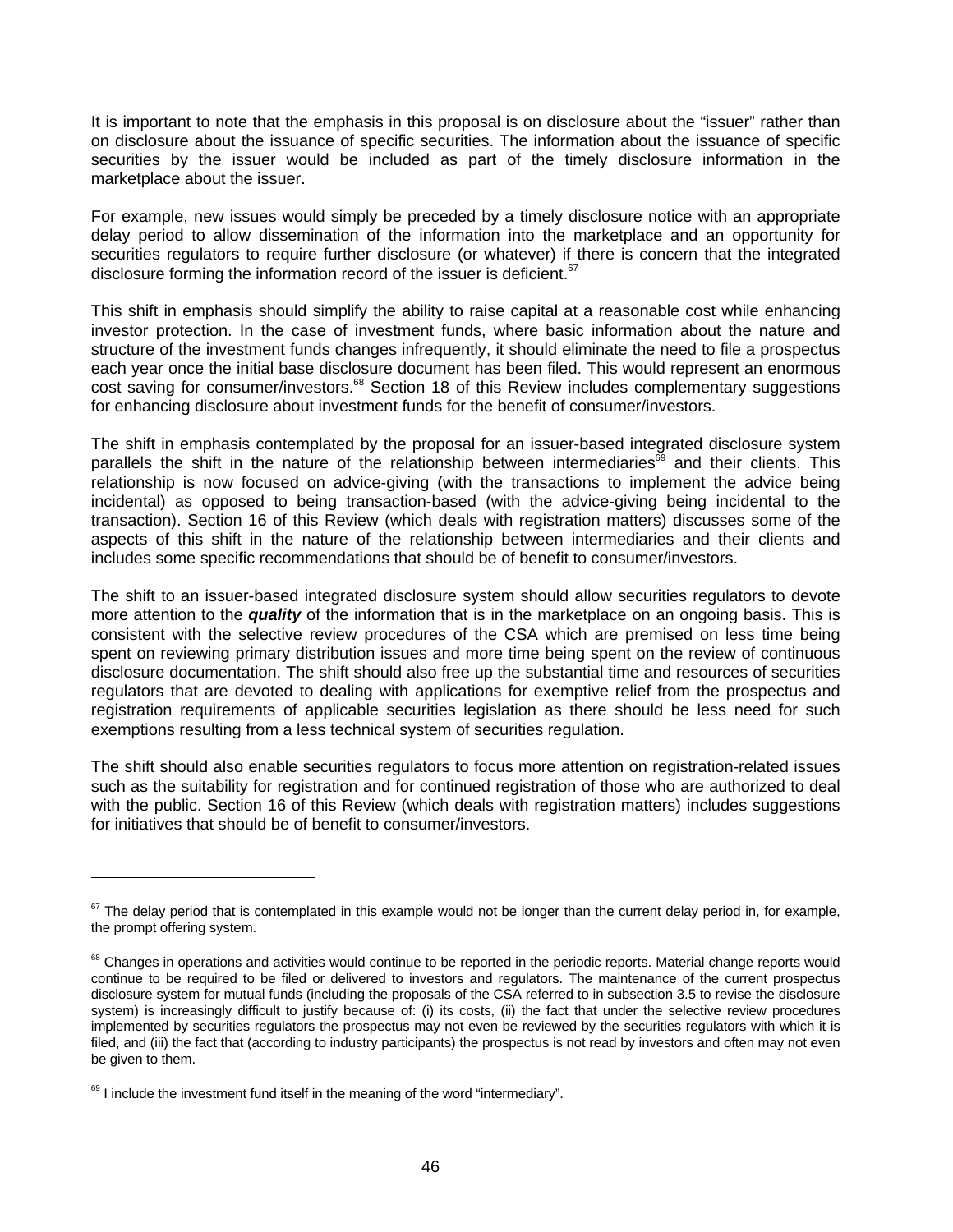It is important to note that the emphasis in this proposal is on disclosure about the "issuer" rather than on disclosure about the issuance of specific securities. The information about the issuance of specific securities by the issuer would be included as part of the timely disclosure information in the marketplace about the issuer.

For example, new issues would simply be preceded by a timely disclosure notice with an appropriate delay period to allow dissemination of the information into the marketplace and an opportunity for securities regulators to require further disclosure (or whatever) if there is concern that the integrated disclosure forming the information record of the issuer is deficient.[67]

This shift in emphasis should simplify the ability to raise capital at a reasonable cost while enhancing investor protection. In the case of investment funds, where basic information about the nature and structure of the investment funds changes infrequently, it should eliminate the need to file a prospectus each year once the initial base disclosure document has been filed. This would represent an enormous cost saving for consumer/investors.[68] Section 18 of this Review includes complementary suggestions for enhancing disclosure about investment funds for the benefit of consumer/investors.

The shift in emphasis contemplated by the proposal for an issuer-based integrated disclosure system parallels the shift in the nature of the relationship between intermediaries[69] and their clients. This relationship is now focused on advice-giving (with the transactions to implement the advice being incidental) as opposed to being transaction-based (with the advice-giving being incidental to the transaction). Section 16 of this Review (which deals with registration matters) discusses some of the aspects of this shift in the nature of the relationship between intermediaries and their clients and includes some specific recommendations that should be of benefit to consumer/investors.

The shift to an issuer-based integrated disclosure system should allow securities regulators to devote more attention to the ***quality*** of the information that is in the marketplace on an ongoing basis. This is consistent with the selective review procedures of the CSA which are premised on less time being spent on reviewing primary distribution issues and more time being spent on the review of continuous disclosure documentation. The shift should also free up the substantial time and resources of securities regulators that are devoted to dealing with applications for exemptive relief from the prospectus and registration requirements of applicable securities legislation as there should be less need for such exemptions resulting from a less technical system of securities regulation.

The shift should also enable securities regulators to focus more attention on registration-related issues such as the suitability for registration and for continued registration of those who are authorized to deal with the public. Section 16 of this Review (which deals with registration matters) includes suggestions for initiatives that should be of benefit to consumer/investors.

---

[67] The delay period that is contemplated in this example would not be longer than the current delay period in, for example, the prompt offering system.

[68] Changes in operations and activities would continue to be reported in the periodic reports. Material change reports would continue to be required to be filed or delivered to investors and regulators. The maintenance of the current prospectus disclosure system for mutual funds (including the proposals of the CSA referred to in subsection 3.5 to revise the disclosure system) is increasingly difficult to justify because of: (i) its costs, (ii) the fact that under the selective review procedures implemented by securities regulators the prospectus may not even be reviewed by the securities regulators with which it is filed, and (iii) the fact that (according to industry participants) the prospectus is not read by investors and often may not even be given to them.

[69] I include the investment fund itself in the meaning of the word "intermediary".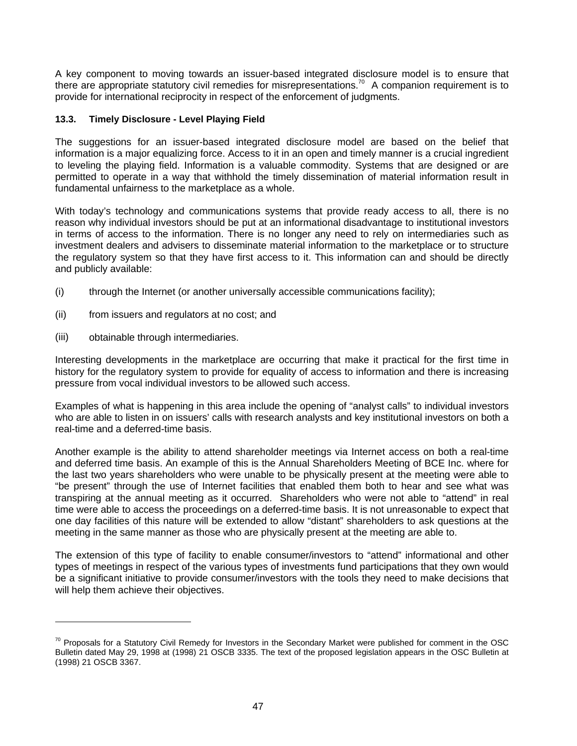A key component to moving towards an issuer-based integrated disclosure model is to ensure that there are appropriate statutory civil remedies for misrepresentations.[70] A companion requirement is to provide for international reciprocity in respect of the enforcement of judgments.

### 13.3. Timely Disclosure - Level Playing Field

The suggestions for an issuer-based integrated disclosure model are based on the belief that information is a major equalizing force. Access to it in an open and timely manner is a crucial ingredient to leveling the playing field. Information is a valuable commodity. Systems that are designed or are permitted to operate in a way that withhold the timely dissemination of material information result in fundamental unfairness to the marketplace as a whole.

With today's technology and communications systems that provide ready access to all, there is no reason why individual investors should be put at an informational disadvantage to institutional investors in terms of access to the information. There is no longer any need to rely on intermediaries such as investment dealers and advisers to disseminate material information to the marketplace or to structure the regulatory system so that they have first access to it. This information can and should be directly and publicly available:

(i) through the Internet (or another universally accessible communications facility);

(ii) from issuers and regulators at no cost; and

(iii) obtainable through intermediaries.

Interesting developments in the marketplace are occurring that make it practical for the first time in history for the regulatory system to provide for equality of access to information and there is increasing pressure from vocal individual investors to be allowed such access.

Examples of what is happening in this area include the opening of "analyst calls" to individual investors who are able to listen in on issuers' calls with research analysts and key institutional investors on both a real-time and a deferred-time basis.

Another example is the ability to attend shareholder meetings via Internet access on both a real-time and deferred time basis. An example of this is the Annual Shareholders Meeting of BCE Inc. where for the last two years shareholders who were unable to be physically present at the meeting were able to "be present" through the use of Internet facilities that enabled them both to hear and see what was transpiring at the annual meeting as it occurred. Shareholders who were not able to "attend" in real time were able to access the proceedings on a deferred-time basis. It is not unreasonable to expect that one day facilities of this nature will be extended to allow "distant" shareholders to ask questions at the meeting in the same manner as those who are physically present at the meeting are able to.

The extension of this type of facility to enable consumer/investors to "attend" informational and other types of meetings in respect of the various types of investments fund participations that they own would be a significant initiative to provide consumer/investors with the tools they need to make decisions that will help them achieve their objectives.

---

[70] Proposals for a Statutory Civil Remedy for Investors in the Secondary Market were published for comment in the OSC Bulletin dated May 29, 1998 at (1998) 21 OSCB 3335. The text of the proposed legislation appears in the OSC Bulletin at (1998) 21 OSCB 3367.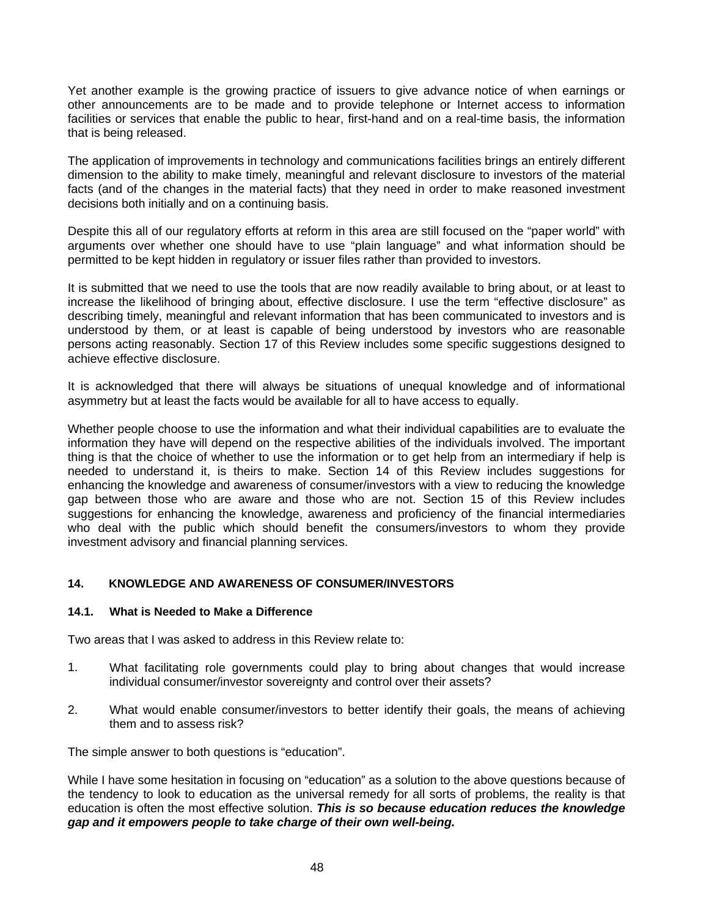Yet another example is the growing practice of issuers to give advance notice of when earnings or other announcements are to be made and to provide telephone or Internet access to information facilities or services that enable the public to hear, first-hand and on a real-time basis, the information that is being released.

The application of improvements in technology and communications facilities brings an entirely different dimension to the ability to make timely, meaningful and relevant disclosure to investors of the material facts (and of the changes in the material facts) that they need in order to make reasoned investment decisions both initially and on a continuing basis.

Despite this all of our regulatory efforts at reform in this area are still focused on the "paper world" with arguments over whether one should have to use "plain language" and what information should be permitted to be kept hidden in regulatory or issuer files rather than provided to investors.

It is submitted that we need to use the tools that are now readily available to bring about, or at least to increase the likelihood of bringing about, effective disclosure. I use the term "effective disclosure" as describing timely, meaningful and relevant information that has been communicated to investors and is understood by them, or at least is capable of being understood by investors who are reasonable persons acting reasonably. Section 17 of this Review includes some specific suggestions designed to achieve effective disclosure.

It is acknowledged that there will always be situations of unequal knowledge and of informational asymmetry but at least the facts would be available for all to have access to equally.

Whether people choose to use the information and what their individual capabilities are to evaluate the information they have will depend on the respective abilities of the individuals involved. The important thing is that the choice of whether to use the information or to get help from an intermediary if help is needed to understand it, is theirs to make. Section 14 of this Review includes suggestions for enhancing the knowledge and awareness of consumer/investors with a view to reducing the knowledge gap between those who are aware and those who are not. Section 15 of this Review includes suggestions for enhancing the knowledge, awareness and proficiency of the financial intermediaries who deal with the public which should benefit the consumers/investors to whom they provide investment advisory and financial planning services.

## 14. KNOWLEDGE AND AWARENESS OF CONSUMER/INVESTORS

### 14.1. What is Needed to Make a Difference

Two areas that I was asked to address in this Review relate to:

1. What facilitating role governments could play to bring about changes that would increase individual consumer/investor sovereignty and control over their assets?

2. What would enable consumer/investors to better identify their goals, the means of achieving them and to assess risk?

The simple answer to both questions is "education".

While I have some hesitation in focusing on "education" as a solution to the above questions because of the tendency to look to education as the universal remedy for all sorts of problems, the reality is that education is often the most effective solution. ***This is so because education reduces the knowledge gap and it empowers people to take charge of their own well-being.***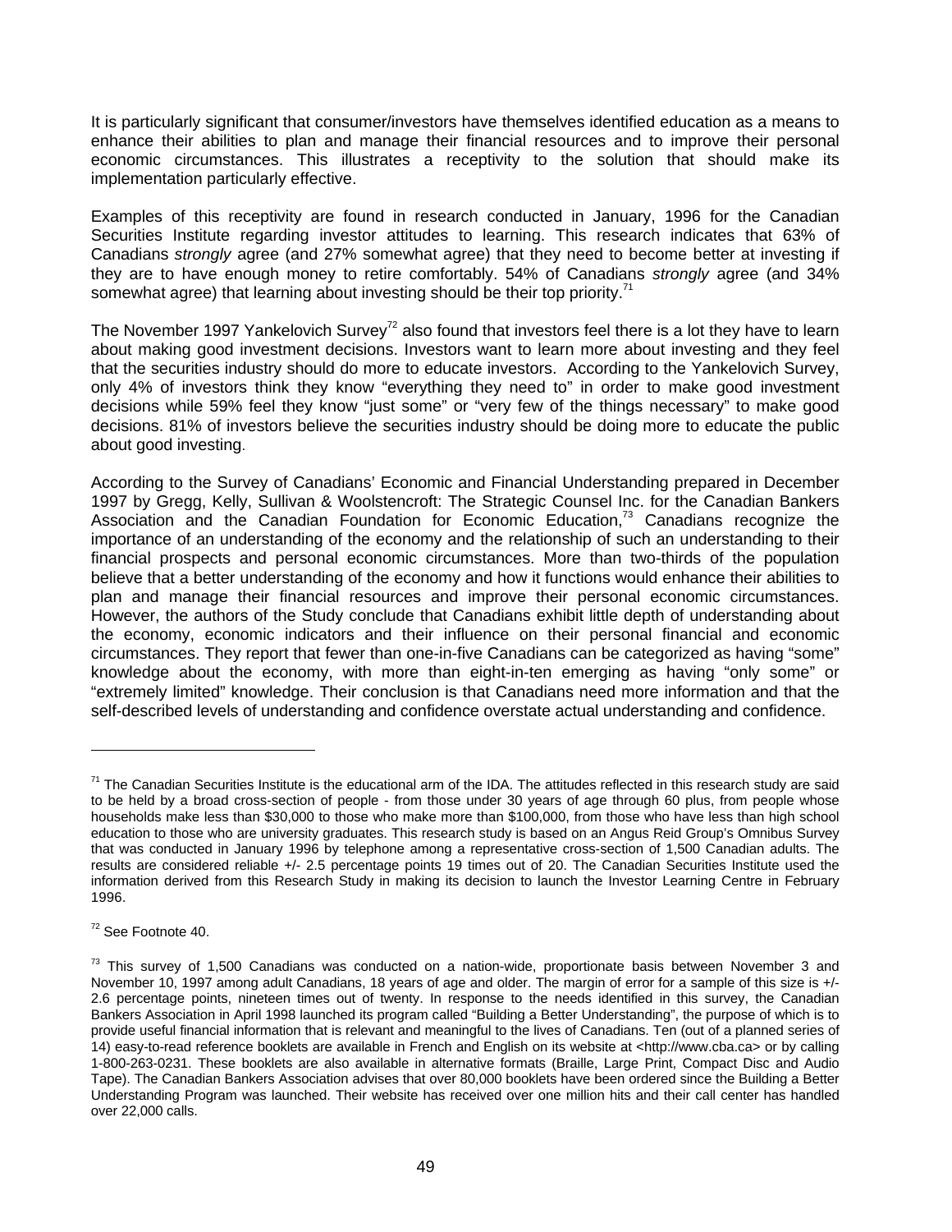It is particularly significant that consumer/investors have themselves identified education as a means to enhance their abilities to plan and manage their financial resources and to improve their personal economic circumstances. This illustrates a receptivity to the solution that should make its implementation particularly effective.

Examples of this receptivity are found in research conducted in January, 1996 for the Canadian Securities Institute regarding investor attitudes to learning. This research indicates that 63% of Canadians *strongly* agree (and 27% somewhat agree) that they need to become better at investing if they are to have enough money to retire comfortably. 54% of Canadians *strongly* agree (and 34% somewhat agree) that learning about investing should be their top priority.[71]

The November 1997 Yankelovich Survey[72] also found that investors feel there is a lot they have to learn about making good investment decisions. Investors want to learn more about investing and they feel that the securities industry should do more to educate investors. According to the Yankelovich Survey, only 4% of investors think they know "everything they need to" in order to make good investment decisions while 59% feel they know "just some" or "very few of the things necessary" to make good decisions. 81% of investors believe the securities industry should be doing more to educate the public about good investing.

According to the Survey of Canadians' Economic and Financial Understanding prepared in December 1997 by Gregg, Kelly, Sullivan & Woolstencroft: The Strategic Counsel Inc. for the Canadian Bankers Association and the Canadian Foundation for Economic Education,[73] Canadians recognize the importance of an understanding of the economy and the relationship of such an understanding to their financial prospects and personal economic circumstances. More than two-thirds of the population believe that a better understanding of the economy and how it functions would enhance their abilities to plan and manage their financial resources and improve their personal economic circumstances. However, the authors of the Study conclude that Canadians exhibit little depth of understanding about the economy, economic indicators and their influence on their personal financial and economic circumstances. They report that fewer than one-in-five Canadians can be categorized as having "some" knowledge about the economy, with more than eight-in-ten emerging as having "only some" or "extremely limited" knowledge. Their conclusion is that Canadians need more information and that the self-described levels of understanding and confidence overstate actual understanding and confidence.

---

[71] The Canadian Securities Institute is the educational arm of the IDA. The attitudes reflected in this research study are said to be held by a broad cross-section of people - from those under 30 years of age through 60 plus, from people whose households make less than $30,000 to those who make more than $100,000, from those who have less than high school education to those who are university graduates. This research study is based on an Angus Reid Group's Omnibus Survey that was conducted in January 1996 by telephone among a representative cross-section of 1,500 Canadian adults. The results are considered reliable +/- 2.5 percentage points 19 times out of 20. The Canadian Securities Institute used the information derived from this Research Study in making its decision to launch the Investor Learning Centre in February 1996.

[72] See Footnote 40.

[73] This survey of 1,500 Canadians was conducted on a nation-wide, proportionate basis between November 3 and November 10, 1997 among adult Canadians, 18 years of age and older. The margin of error for a sample of this size is +/- 2.6 percentage points, nineteen times out of twenty. In response to the needs identified in this survey, the Canadian Bankers Association in April 1998 launched its program called "Building a Better Understanding", the purpose of which is to provide useful financial information that is relevant and meaningful to the lives of Canadians. Ten (out of a planned series of 14) easy-to-read reference booklets are available in French and English on its website at <http://www.cba.ca> or by calling 1-800-263-0231. These booklets are also available in alternative formats (Braille, Large Print, Compact Disc and Audio Tape). The Canadian Bankers Association advises that over 80,000 booklets have been ordered since the Building a Better Understanding Program was launched. Their website has received over one million hits and their call center has handled over 22,000 calls.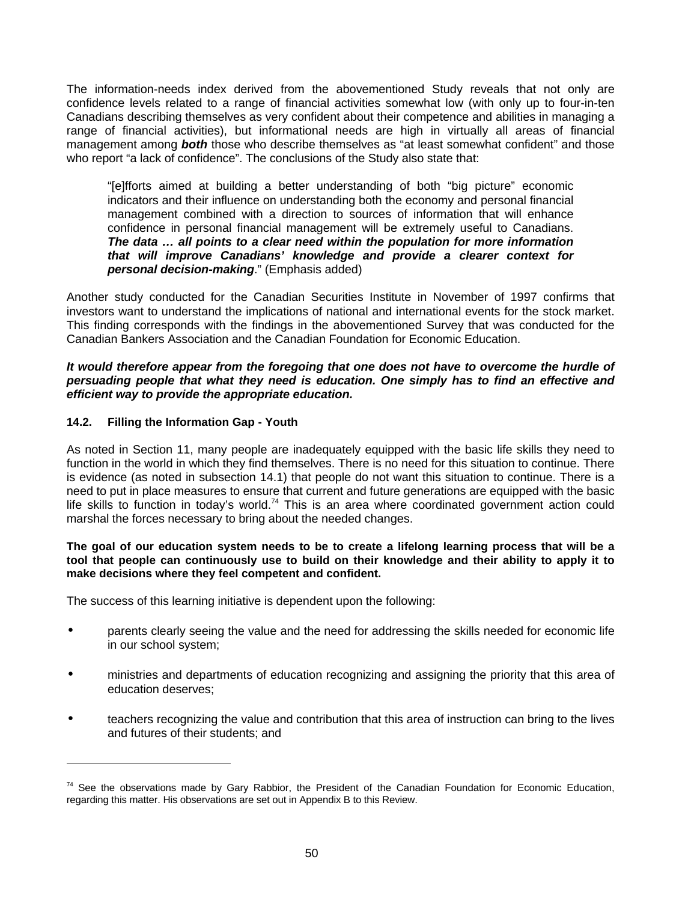The information-needs index derived from the abovementioned Study reveals that not only are confidence levels related to a range of financial activities somewhat low (with only up to four-in-ten Canadians describing themselves as very confident about their competence and abilities in managing a range of financial activities), but informational needs are high in virtually all areas of financial management among ***both*** those who describe themselves as "at least somewhat confident" and those who report "a lack of confidence". The conclusions of the Study also state that:

> "[e]fforts aimed at building a better understanding of both "big picture" economic indicators and their influence on understanding both the economy and personal financial management combined with a direction to sources of information that will enhance confidence in personal financial management will be extremely useful to Canadians. ***The data … all points to a clear need within the population for more information that will improve Canadians' knowledge and provide a clearer context for personal decision-making***." (Emphasis added)

Another study conducted for the Canadian Securities Institute in November of 1997 confirms that investors want to understand the implications of national and international events for the stock market. This finding corresponds with the findings in the abovementioned Survey that was conducted for the Canadian Bankers Association and the Canadian Foundation for Economic Education.

***It would therefore appear from the foregoing that one does not have to overcome the hurdle of persuading people that what they need is education. One simply has to find an effective and efficient way to provide the appropriate education.***

### 14.2. Filling the Information Gap - Youth

As noted in Section 11, many people are inadequately equipped with the basic life skills they need to function in the world in which they find themselves. There is no need for this situation to continue. There is evidence (as noted in subsection 14.1) that people do not want this situation to continue. There is a need to put in place measures to ensure that current and future generations are equipped with the basic life skills to function in today's world.[74] This is an area where coordinated government action could marshal the forces necessary to bring about the needed changes.

**The goal of our education system needs to be to create a lifelong learning process that will be a tool that people can continuously use to build on their knowledge and their ability to apply it to make decisions where they feel competent and confident.**

The success of this learning initiative is dependent upon the following:

- parents clearly seeing the value and the need for addressing the skills needed for economic life in our school system;
- ministries and departments of education recognizing and assigning the priority that this area of education deserves;
- teachers recognizing the value and contribution that this area of instruction can bring to the lives and futures of their students; and

---

[74] See the observations made by Gary Rabbior, the President of the Canadian Foundation for Economic Education, regarding this matter. His observations are set out in Appendix B to this Review.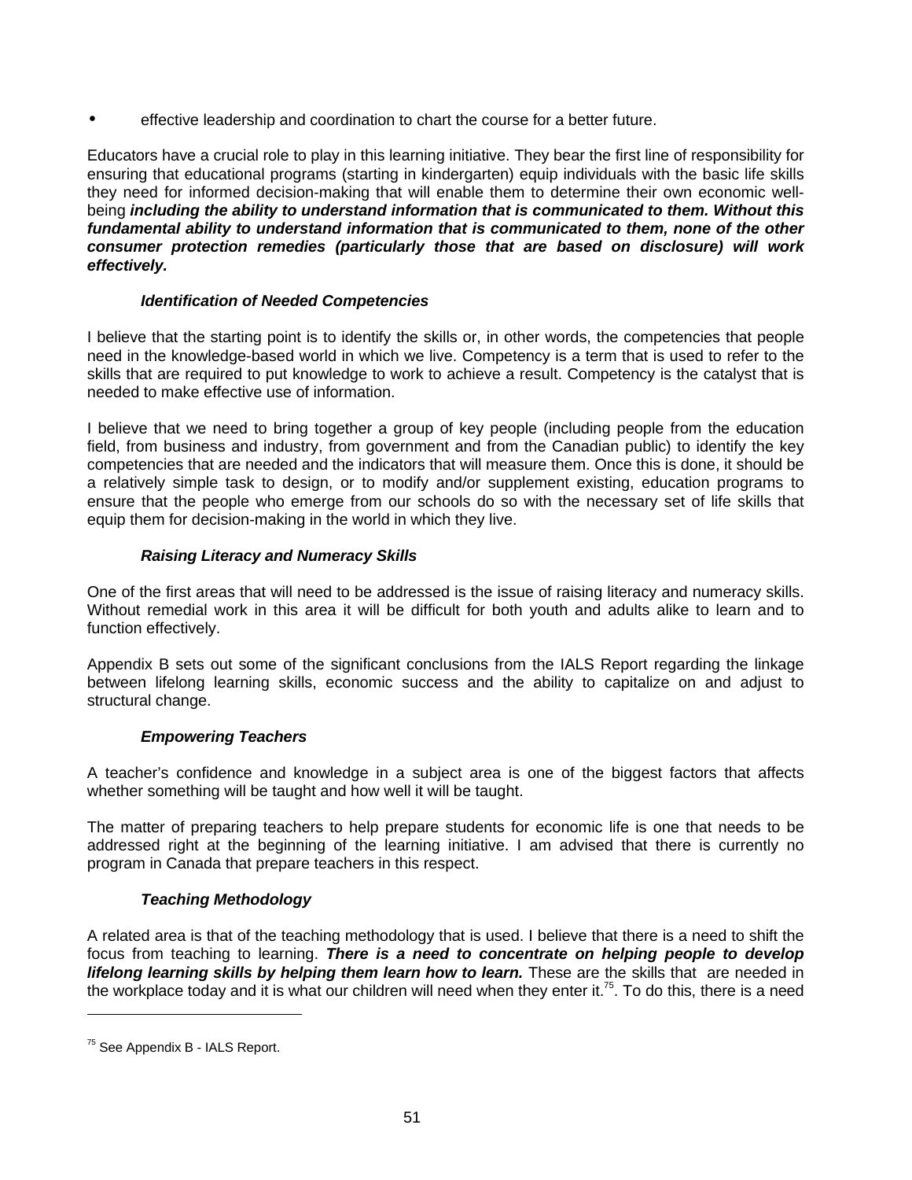- effective leadership and coordination to chart the course for a better future.

Educators have a crucial role to play in this learning initiative. They bear the first line of responsibility for ensuring that educational programs (starting in kindergarten) equip individuals with the basic life skills they need for informed decision-making that will enable them to determine their own economic well-being ***including the ability to understand information that is communicated to them. Without this fundamental ability to understand information that is communicated to them, none of the other consumer protection remedies (particularly those that are based on disclosure) will work effectively.***

#### *Identification of Needed Competencies*

I believe that the starting point is to identify the skills or, in other words, the competencies that people need in the knowledge-based world in which we live. Competency is a term that is used to refer to the skills that are required to put knowledge to work to achieve a result. Competency is the catalyst that is needed to make effective use of information.

I believe that we need to bring together a group of key people (including people from the education field, from business and industry, from government and from the Canadian public) to identify the key competencies that are needed and the indicators that will measure them. Once this is done, it should be a relatively simple task to design, or to modify and/or supplement existing, education programs to ensure that the people who emerge from our schools do so with the necessary set of life skills that equip them for decision-making in the world in which they live.

#### *Raising Literacy and Numeracy Skills*

One of the first areas that will need to be addressed is the issue of raising literacy and numeracy skills. Without remedial work in this area it will be difficult for both youth and adults alike to learn and to function effectively.

Appendix B sets out some of the significant conclusions from the IALS Report regarding the linkage between lifelong learning skills, economic success and the ability to capitalize on and adjust to structural change.

#### *Empowering Teachers*

A teacher's confidence and knowledge in a subject area is one of the biggest factors that affects whether something will be taught and how well it will be taught.

The matter of preparing teachers to help prepare students for economic life is one that needs to be addressed right at the beginning of the learning initiative. I am advised that there is currently no program in Canada that prepare teachers in this respect.

#### *Teaching Methodology*

A related area is that of the teaching methodology that is used. I believe that there is a need to shift the focus from teaching to learning. ***There is a need to concentrate on helping people to develop lifelong learning skills by helping them learn how to learn.*** These are the skills that are needed in the workplace today and it is what our children will need when they enter it.[75]. To do this, there is a need

[75] See Appendix B - IALS Report.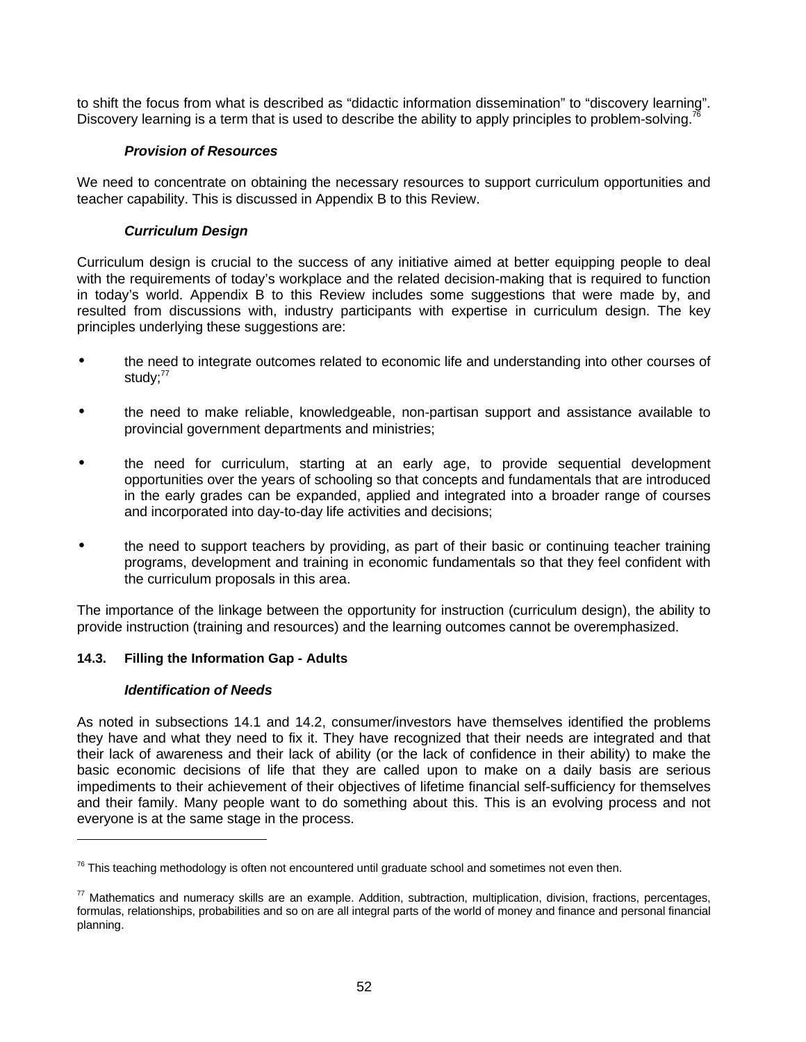to shift the focus from what is described as "didactic information dissemination" to "discovery learning". Discovery learning is a term that is used to describe the ability to apply principles to problem-solving.[76]

***Provision of Resources***

We need to concentrate on obtaining the necessary resources to support curriculum opportunities and teacher capability. This is discussed in Appendix B to this Review.

***Curriculum Design***

Curriculum design is crucial to the success of any initiative aimed at better equipping people to deal with the requirements of today's workplace and the related decision-making that is required to function in today's world. Appendix B to this Review includes some suggestions that were made by, and resulted from discussions with, industry participants with expertise in curriculum design. The key principles underlying these suggestions are:

- the need to integrate outcomes related to economic life and understanding into other courses of study;[77]
- the need to make reliable, knowledgeable, non-partisan support and assistance available to provincial government departments and ministries;
- the need for curriculum, starting at an early age, to provide sequential development opportunities over the years of schooling so that concepts and fundamentals that are introduced in the early grades can be expanded, applied and integrated into a broader range of courses and incorporated into day-to-day life activities and decisions;
- the need to support teachers by providing, as part of their basic or continuing teacher training programs, development and training in economic fundamentals so that they feel confident with the curriculum proposals in this area.

The importance of the linkage between the opportunity for instruction (curriculum design), the ability to provide instruction (training and resources) and the learning outcomes cannot be overemphasized.

### 14.3. Filling the Information Gap - Adults

***Identification of Needs***

As noted in subsections 14.1 and 14.2, consumer/investors have themselves identified the problems they have and what they need to fix it. They have recognized that their needs are integrated and that their lack of awareness and their lack of ability (or the lack of confidence in their ability) to make the basic economic decisions of life that they are called upon to make on a daily basis are serious impediments to their achievement of their objectives of lifetime financial self-sufficiency for themselves and their family. Many people want to do something about this. This is an evolving process and not everyone is at the same stage in the process.

---

[76] This teaching methodology is often not encountered until graduate school and sometimes not even then.

[77] Mathematics and numeracy skills are an example. Addition, subtraction, multiplication, division, fractions, percentages, formulas, relationships, probabilities and so on are all integral parts of the world of money and finance and personal financial planning.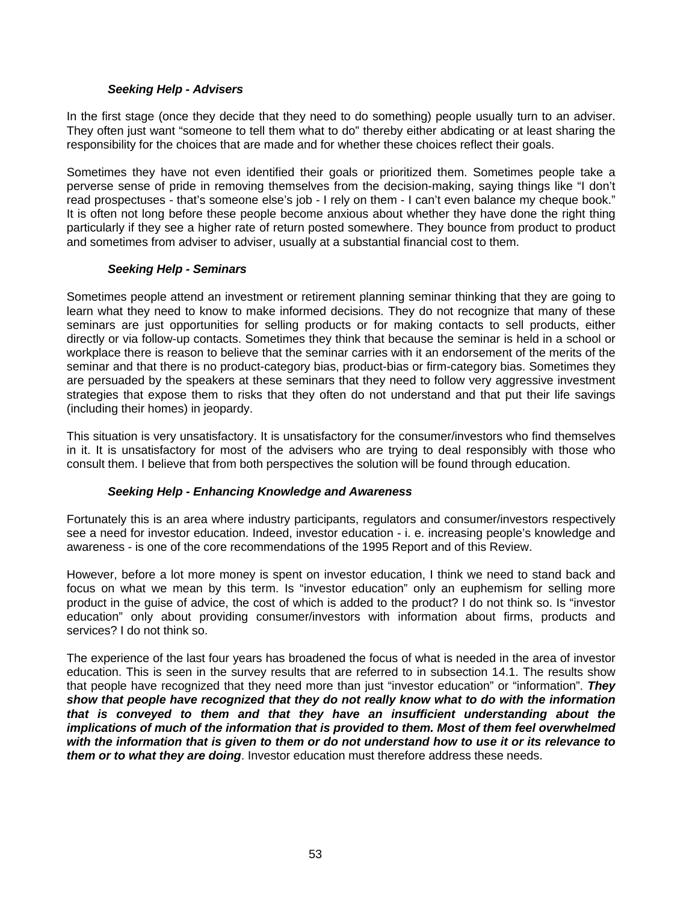***Seeking Help - Advisers***

In the first stage (once they decide that they need to do something) people usually turn to an adviser. They often just want "someone to tell them what to do" thereby either abdicating or at least sharing the responsibility for the choices that are made and for whether these choices reflect their goals.

Sometimes they have not even identified their goals or prioritized them. Sometimes people take a perverse sense of pride in removing themselves from the decision-making, saying things like "I don't read prospectuses - that's someone else's job - I rely on them - I can't even balance my cheque book." It is often not long before these people become anxious about whether they have done the right thing particularly if they see a higher rate of return posted somewhere. They bounce from product to product and sometimes from adviser to adviser, usually at a substantial financial cost to them.

***Seeking Help - Seminars***

Sometimes people attend an investment or retirement planning seminar thinking that they are going to learn what they need to know to make informed decisions. They do not recognize that many of these seminars are just opportunities for selling products or for making contacts to sell products, either directly or via follow-up contacts. Sometimes they think that because the seminar is held in a school or workplace there is reason to believe that the seminar carries with it an endorsement of the merits of the seminar and that there is no product-category bias, product-bias or firm-category bias. Sometimes they are persuaded by the speakers at these seminars that they need to follow very aggressive investment strategies that expose them to risks that they often do not understand and that put their life savings (including their homes) in jeopardy.

This situation is very unsatisfactory. It is unsatisfactory for the consumer/investors who find themselves in it. It is unsatisfactory for most of the advisers who are trying to deal responsibly with those who consult them. I believe that from both perspectives the solution will be found through education.

***Seeking Help - Enhancing Knowledge and Awareness***

Fortunately this is an area where industry participants, regulators and consumer/investors respectively see a need for investor education. Indeed, investor education - i. e. increasing people's knowledge and awareness - is one of the core recommendations of the 1995 Report and of this Review.

However, before a lot more money is spent on investor education, I think we need to stand back and focus on what we mean by this term. Is "investor education" only an euphemism for selling more product in the guise of advice, the cost of which is added to the product? I do not think so. Is "investor education" only about providing consumer/investors with information about firms, products and services? I do not think so.

The experience of the last four years has broadened the focus of what is needed in the area of investor education. This is seen in the survey results that are referred to in subsection 14.1. The results show that people have recognized that they need more than just "investor education" or "information". ***They show that people have recognized that they do not really know what to do with the information that is conveyed to them and that they have an insufficient understanding about the implications of much of the information that is provided to them. Most of them feel overwhelmed with the information that is given to them or do not understand how to use it or its relevance to them or to what they are doing***. Investor education must therefore address these needs.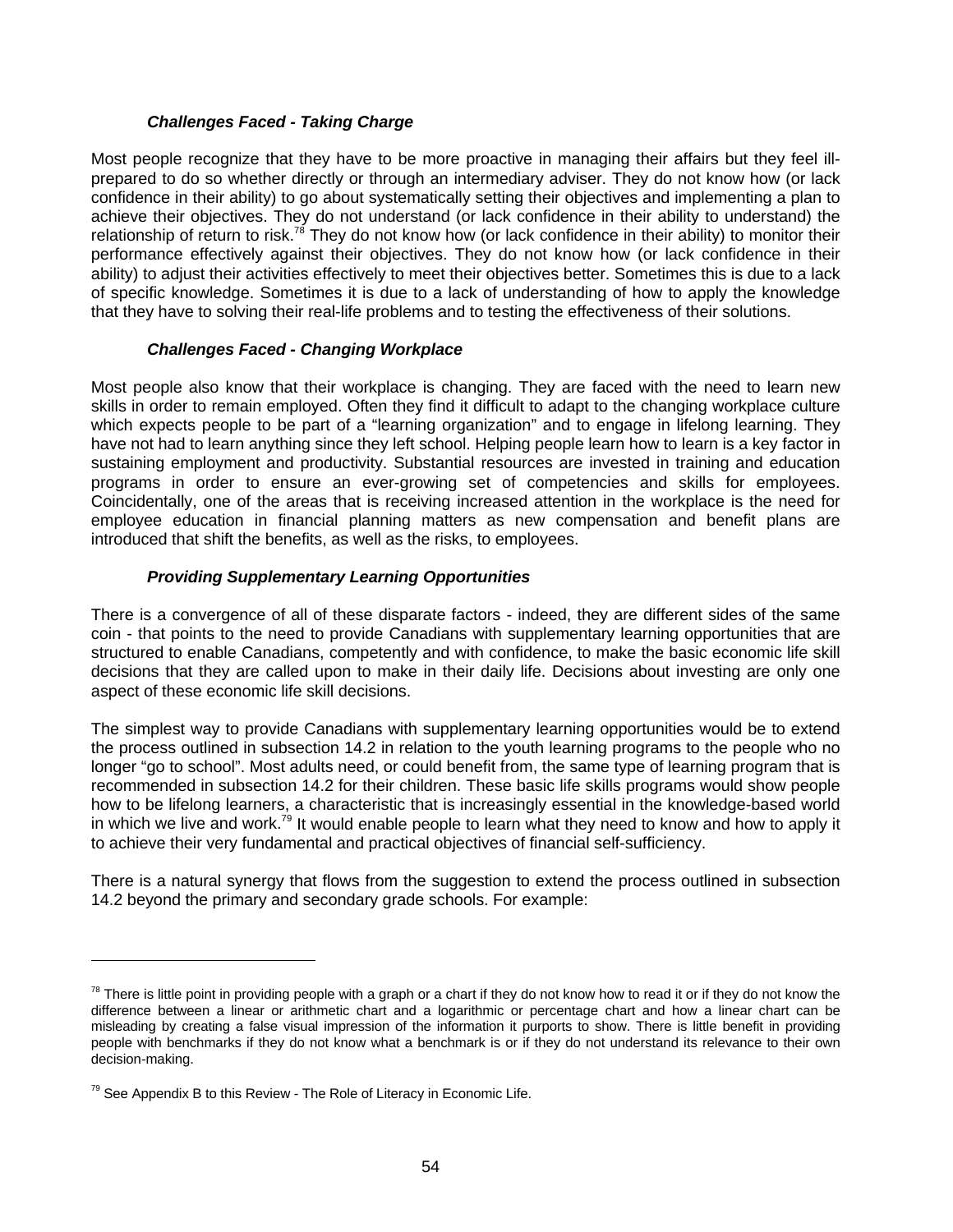### *Challenges Faced - Taking Charge*

Most people recognize that they have to be more proactive in managing their affairs but they feel ill-prepared to do so whether directly or through an intermediary adviser. They do not know how (or lack confidence in their ability) to go about systematically setting their objectives and implementing a plan to achieve their objectives. They do not understand (or lack confidence in their ability to understand) the relationship of return to risk.[78] They do not know how (or lack confidence in their ability) to monitor their performance effectively against their objectives. They do not know how (or lack confidence in their ability) to adjust their activities effectively to meet their objectives better. Sometimes this is due to a lack of specific knowledge. Sometimes it is due to a lack of understanding of how to apply the knowledge that they have to solving their real-life problems and to testing the effectiveness of their solutions.

### *Challenges Faced - Changing Workplace*

Most people also know that their workplace is changing. They are faced with the need to learn new skills in order to remain employed. Often they find it difficult to adapt to the changing workplace culture which expects people to be part of a "learning organization" and to engage in lifelong learning. They have not had to learn anything since they left school. Helping people learn how to learn is a key factor in sustaining employment and productivity. Substantial resources are invested in training and education programs in order to ensure an ever-growing set of competencies and skills for employees. Coincidentally, one of the areas that is receiving increased attention in the workplace is the need for employee education in financial planning matters as new compensation and benefit plans are introduced that shift the benefits, as well as the risks, to employees.

### *Providing Supplementary Learning Opportunities*

There is a convergence of all of these disparate factors - indeed, they are different sides of the same coin - that points to the need to provide Canadians with supplementary learning opportunities that are structured to enable Canadians, competently and with confidence, to make the basic economic life skill decisions that they are called upon to make in their daily life. Decisions about investing are only one aspect of these economic life skill decisions.

The simplest way to provide Canadians with supplementary learning opportunities would be to extend the process outlined in subsection 14.2 in relation to the youth learning programs to the people who no longer "go to school". Most adults need, or could benefit from, the same type of learning program that is recommended in subsection 14.2 for their children. These basic life skills programs would show people how to be lifelong learners, a characteristic that is increasingly essential in the knowledge-based world in which we live and work.[79] It would enable people to learn what they need to know and how to apply it to achieve their very fundamental and practical objectives of financial self-sufficiency.

There is a natural synergy that flows from the suggestion to extend the process outlined in subsection 14.2 beyond the primary and secondary grade schools. For example:

---

[78] There is little point in providing people with a graph or a chart if they do not know how to read it or if they do not know the difference between a linear or arithmetic chart and a logarithmic or percentage chart and how a linear chart can be misleading by creating a false visual impression of the information it purports to show. There is little benefit in providing people with benchmarks if they do not know what a benchmark is or if they do not understand its relevance to their own decision-making.

[79] See Appendix B to this Review - The Role of Literacy in Economic Life.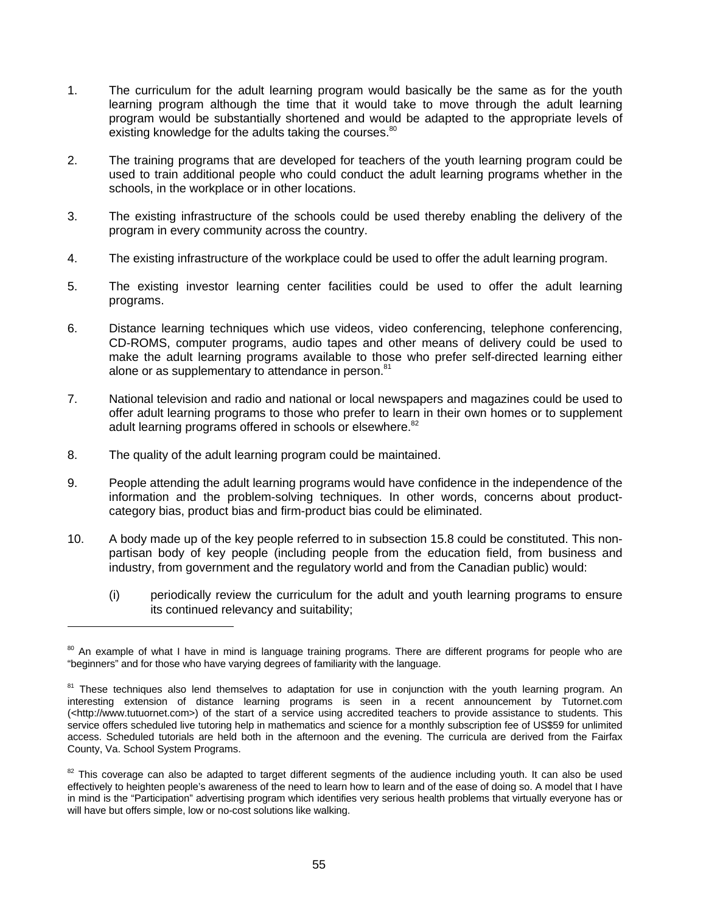1. The curriculum for the adult learning program would basically be the same as for the youth learning program although the time that it would take to move through the adult learning program would be substantially shortened and would be adapted to the appropriate levels of existing knowledge for the adults taking the courses.[80]

2. The training programs that are developed for teachers of the youth learning program could be used to train additional people who could conduct the adult learning programs whether in the schools, in the workplace or in other locations.

3. The existing infrastructure of the schools could be used thereby enabling the delivery of the program in every community across the country.

4. The existing infrastructure of the workplace could be used to offer the adult learning program.

5. The existing investor learning center facilities could be used to offer the adult learning programs.

6. Distance learning techniques which use videos, video conferencing, telephone conferencing, CD-ROMS, computer programs, audio tapes and other means of delivery could be used to make the adult learning programs available to those who prefer self-directed learning either alone or as supplementary to attendance in person.[81]

7. National television and radio and national or local newspapers and magazines could be used to offer adult learning programs to those who prefer to learn in their own homes or to supplement adult learning programs offered in schools or elsewhere.[82]

8. The quality of the adult learning program could be maintained.

9. People attending the adult learning programs would have confidence in the independence of the information and the problem-solving techniques. In other words, concerns about product-category bias, product bias and firm-product bias could be eliminated.

10. A body made up of the key people referred to in subsection 15.8 could be constituted. This non-partisan body of key people (including people from the education field, from business and industry, from government and the regulatory world and from the Canadian public) would:

    (i) periodically review the curriculum for the adult and youth learning programs to ensure its continued relevancy and suitability;

---

[80] An example of what I have in mind is language training programs. There are different programs for people who are "beginners" and for those who have varying degrees of familiarity with the language.

[81] These techniques also lend themselves to adaptation for use in conjunction with the youth learning program. An interesting extension of distance learning programs is seen in a recent announcement by Tutornet.com (<http://www.tutuornet.com>) of the start of a service using accredited teachers to provide assistance to students. This service offers scheduled live tutoring help in mathematics and science for a monthly subscription fee of US$59 for unlimited access. Scheduled tutorials are held both in the afternoon and the evening. The curricula are derived from the Fairfax County, Va. School System Programs.

[82] This coverage can also be adapted to target different segments of the audience including youth. It can also be used effectively to heighten people's awareness of the need to learn how to learn and of the ease of doing so. A model that I have in mind is the "Participation" advertising program which identifies very serious health problems that virtually everyone has or will have but offers simple, low or no-cost solutions like walking.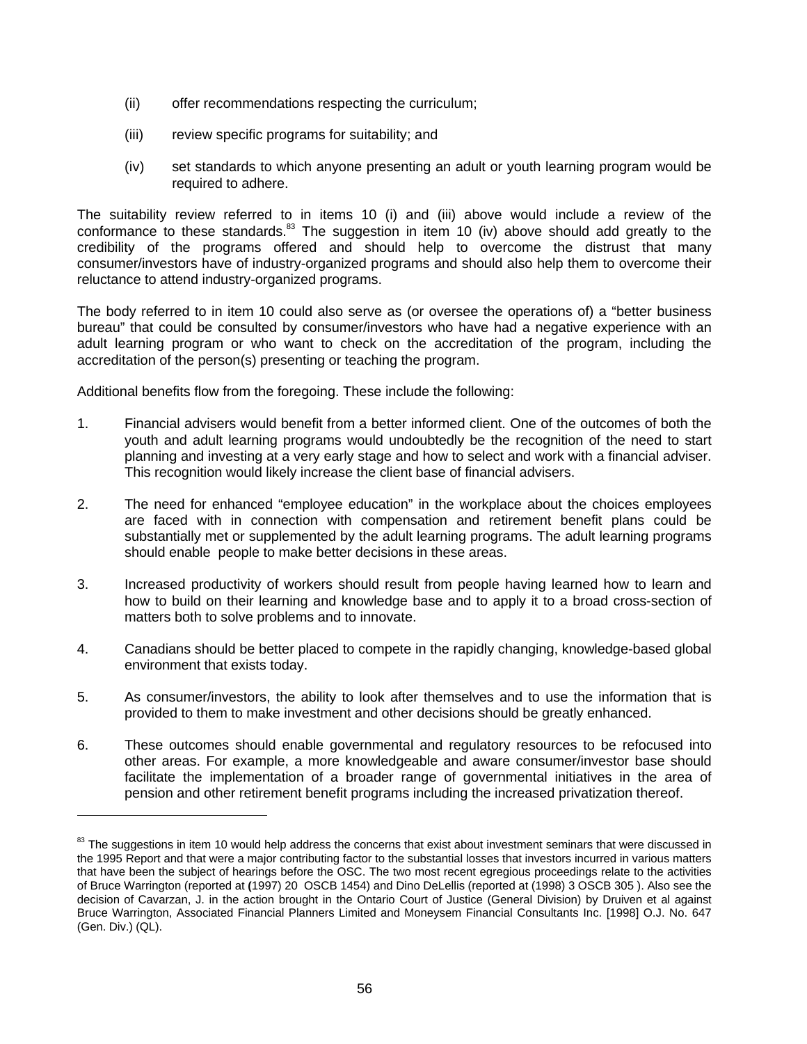(ii) offer recommendations respecting the curriculum;

(iii) review specific programs for suitability; and

(iv) set standards to which anyone presenting an adult or youth learning program would be required to adhere.

The suitability review referred to in items 10 (i) and (iii) above would include a review of the conformance to these standards.[83] The suggestion in item 10 (iv) above should add greatly to the credibility of the programs offered and should help to overcome the distrust that many consumer/investors have of industry-organized programs and should also help them to overcome their reluctance to attend industry-organized programs.

The body referred to in item 10 could also serve as (or oversee the operations of) a "better business bureau" that could be consulted by consumer/investors who have had a negative experience with an adult learning program or who want to check on the accreditation of the program, including the accreditation of the person(s) presenting or teaching the program.

Additional benefits flow from the foregoing. These include the following:

1. Financial advisers would benefit from a better informed client. One of the outcomes of both the youth and adult learning programs would undoubtedly be the recognition of the need to start planning and investing at a very early stage and how to select and work with a financial adviser. This recognition would likely increase the client base of financial advisers.

2. The need for enhanced "employee education" in the workplace about the choices employees are faced with in connection with compensation and retirement benefit plans could be substantially met or supplemented by the adult learning programs. The adult learning programs should enable people to make better decisions in these areas.

3. Increased productivity of workers should result from people having learned how to learn and how to build on their learning and knowledge base and to apply it to a broad cross-section of matters both to solve problems and to innovate.

4. Canadians should be better placed to compete in the rapidly changing, knowledge-based global environment that exists today.

5. As consumer/investors, the ability to look after themselves and to use the information that is provided to them to make investment and other decisions should be greatly enhanced.

6. These outcomes should enable governmental and regulatory resources to be refocused into other areas. For example, a more knowledgeable and aware consumer/investor base should facilitate the implementation of a broader range of governmental initiatives in the area of pension and other retirement benefit programs including the increased privatization thereof.

---

[83] The suggestions in item 10 would help address the concerns that exist about investment seminars that were discussed in the 1995 Report and that were a major contributing factor to the substantial losses that investors incurred in various matters that have been the subject of hearings before the OSC. The two most recent egregious proceedings relate to the activities of Bruce Warrington (reported at (1997) 20 OSCB 1454) and Dino DeLellis (reported at (1998) 3 OSCB 305 ). Also see the decision of Cavarzan, J. in the action brought in the Ontario Court of Justice (General Division) by Druiven et al against Bruce Warrington, Associated Financial Planners Limited and Moneysem Financial Consultants Inc. [1998] O.J. No. 647 (Gen. Div.) (QL).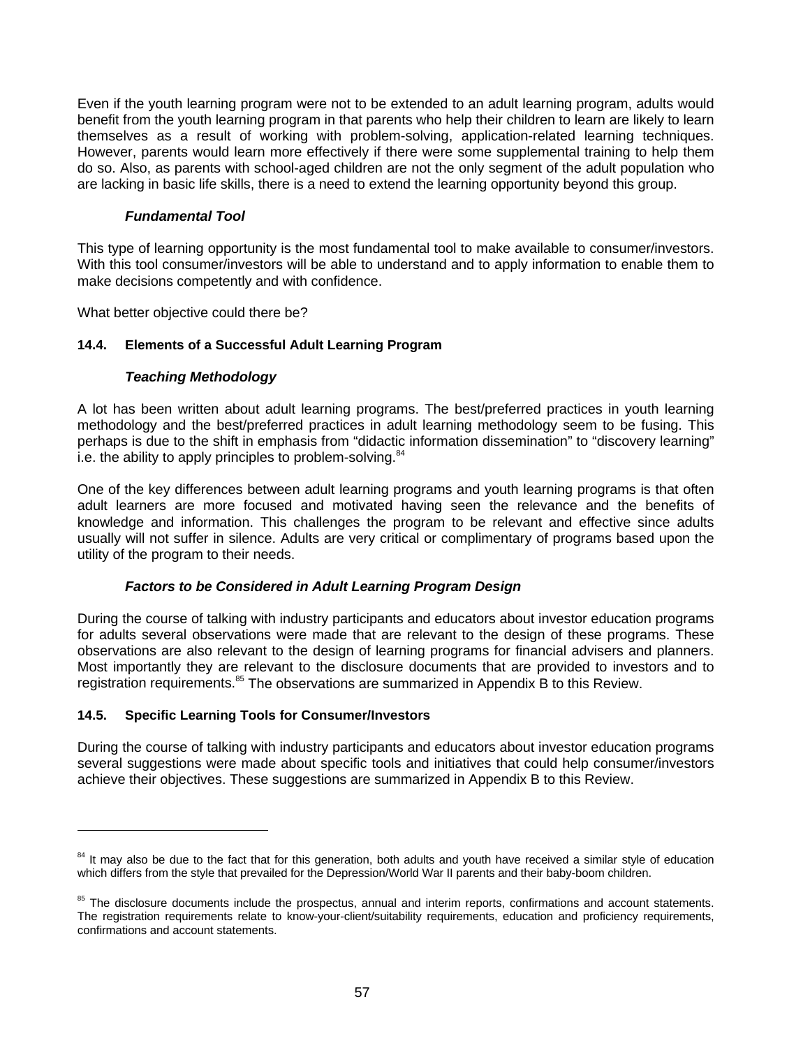Even if the youth learning program were not to be extended to an adult learning program, adults would benefit from the youth learning program in that parents who help their children to learn are likely to learn themselves as a result of working with problem-solving, application-related learning techniques. However, parents would learn more effectively if there were some supplemental training to help them do so. Also, as parents with school-aged children are not the only segment of the adult population who are lacking in basic life skills, there is a need to extend the learning opportunity beyond this group.

***Fundamental Tool***

This type of learning opportunity is the most fundamental tool to make available to consumer/investors. With this tool consumer/investors will be able to understand and to apply information to enable them to make decisions competently and with confidence.

What better objective could there be?

### 14.4. Elements of a Successful Adult Learning Program

***Teaching Methodology***

A lot has been written about adult learning programs. The best/preferred practices in youth learning methodology and the best/preferred practices in adult learning methodology seem to be fusing. This perhaps is due to the shift in emphasis from "didactic information dissemination" to "discovery learning" i.e. the ability to apply principles to problem-solving.[84]

One of the key differences between adult learning programs and youth learning programs is that often adult learners are more focused and motivated having seen the relevance and the benefits of knowledge and information. This challenges the program to be relevant and effective since adults usually will not suffer in silence. Adults are very critical or complimentary of programs based upon the utility of the program to their needs.

***Factors to be Considered in Adult Learning Program Design***

During the course of talking with industry participants and educators about investor education programs for adults several observations were made that are relevant to the design of these programs. These observations are also relevant to the design of learning programs for financial advisers and planners. Most importantly they are relevant to the disclosure documents that are provided to investors and to registration requirements.[85] The observations are summarized in Appendix B to this Review.

### 14.5. Specific Learning Tools for Consumer/Investors

During the course of talking with industry participants and educators about investor education programs several suggestions were made about specific tools and initiatives that could help consumer/investors achieve their objectives. These suggestions are summarized in Appendix B to this Review.

---

[84] It may also be due to the fact that for this generation, both adults and youth have received a similar style of education which differs from the style that prevailed for the Depression/World War II parents and their baby-boom children.

[85] The disclosure documents include the prospectus, annual and interim reports, confirmations and account statements. The registration requirements relate to know-your-client/suitability requirements, education and proficiency requirements, confirmations and account statements.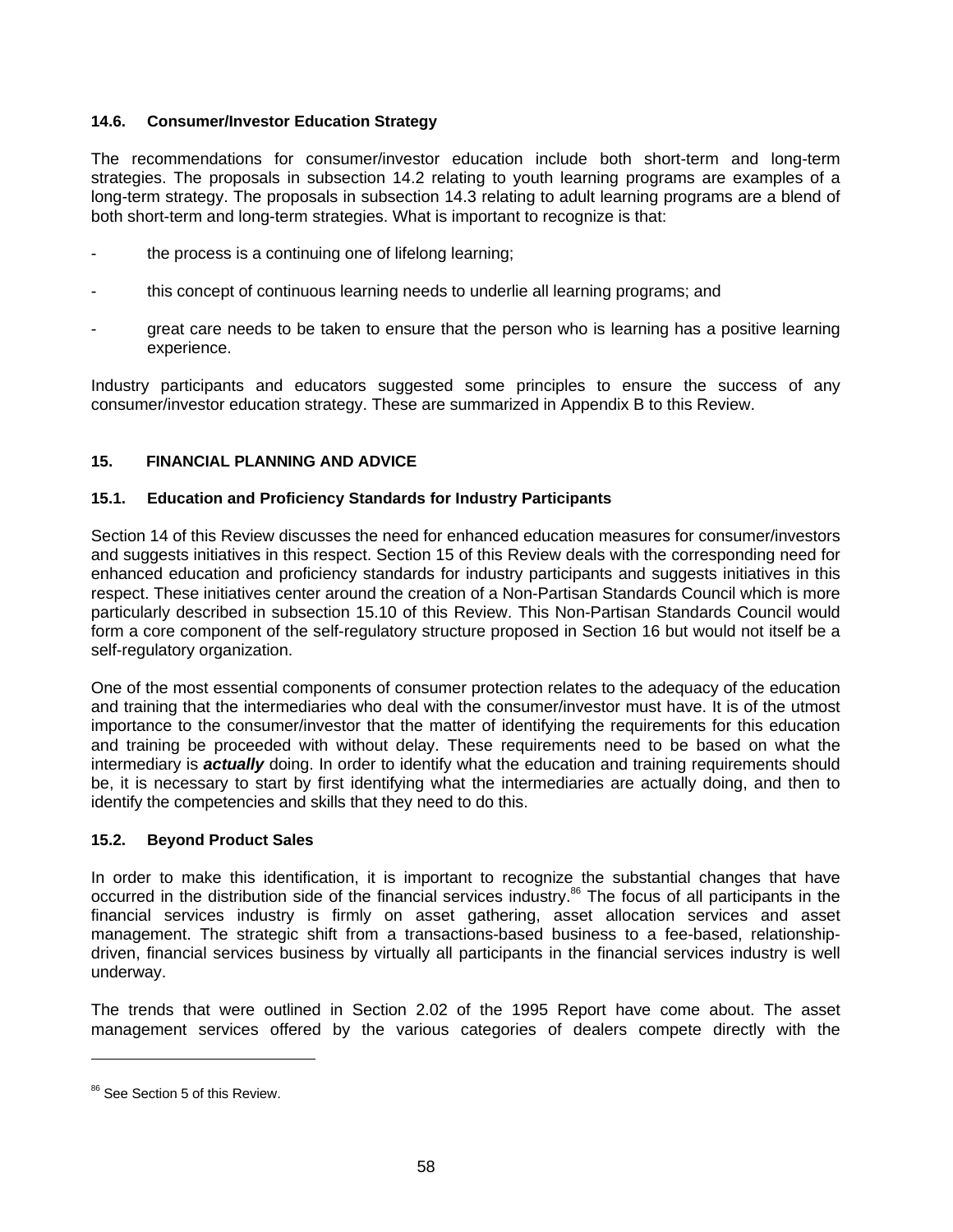### 14.6. Consumer/Investor Education Strategy

The recommendations for consumer/investor education include both short-term and long-term strategies. The proposals in subsection 14.2 relating to youth learning programs are examples of a long-term strategy. The proposals in subsection 14.3 relating to adult learning programs are a blend of both short-term and long-term strategies. What is important to recognize is that:

- the process is a continuing one of lifelong learning;
- this concept of continuous learning needs to underlie all learning programs; and
- great care needs to be taken to ensure that the person who is learning has a positive learning experience.

Industry participants and educators suggested some principles to ensure the success of any consumer/investor education strategy. These are summarized in Appendix B to this Review.

## 15. FINANCIAL PLANNING AND ADVICE

### 15.1. Education and Proficiency Standards for Industry Participants

Section 14 of this Review discusses the need for enhanced education measures for consumer/investors and suggests initiatives in this respect. Section 15 of this Review deals with the corresponding need for enhanced education and proficiency standards for industry participants and suggests initiatives in this respect. These initiatives center around the creation of a Non-Partisan Standards Council which is more particularly described in subsection 15.10 of this Review. This Non-Partisan Standards Council would form a core component of the self-regulatory structure proposed in Section 16 but would not itself be a self-regulatory organization.

One of the most essential components of consumer protection relates to the adequacy of the education and training that the intermediaries who deal with the consumer/investor must have. It is of the utmost importance to the consumer/investor that the matter of identifying the requirements for this education and training be proceeded with without delay. These requirements need to be based on what the intermediary is ***actually*** doing. In order to identify what the education and training requirements should be, it is necessary to start by first identifying what the intermediaries are actually doing, and then to identify the competencies and skills that they need to do this.

### 15.2. Beyond Product Sales

In order to make this identification, it is important to recognize the substantial changes that have occurred in the distribution side of the financial services industry.[86] The focus of all participants in the financial services industry is firmly on asset gathering, asset allocation services and asset management. The strategic shift from a transactions-based business to a fee-based, relationship-driven, financial services business by virtually all participants in the financial services industry is well underway.

The trends that were outlined in Section 2.02 of the 1995 Report have come about. The asset management services offered by the various categories of dealers compete directly with the

---

[86] See Section 5 of this Review.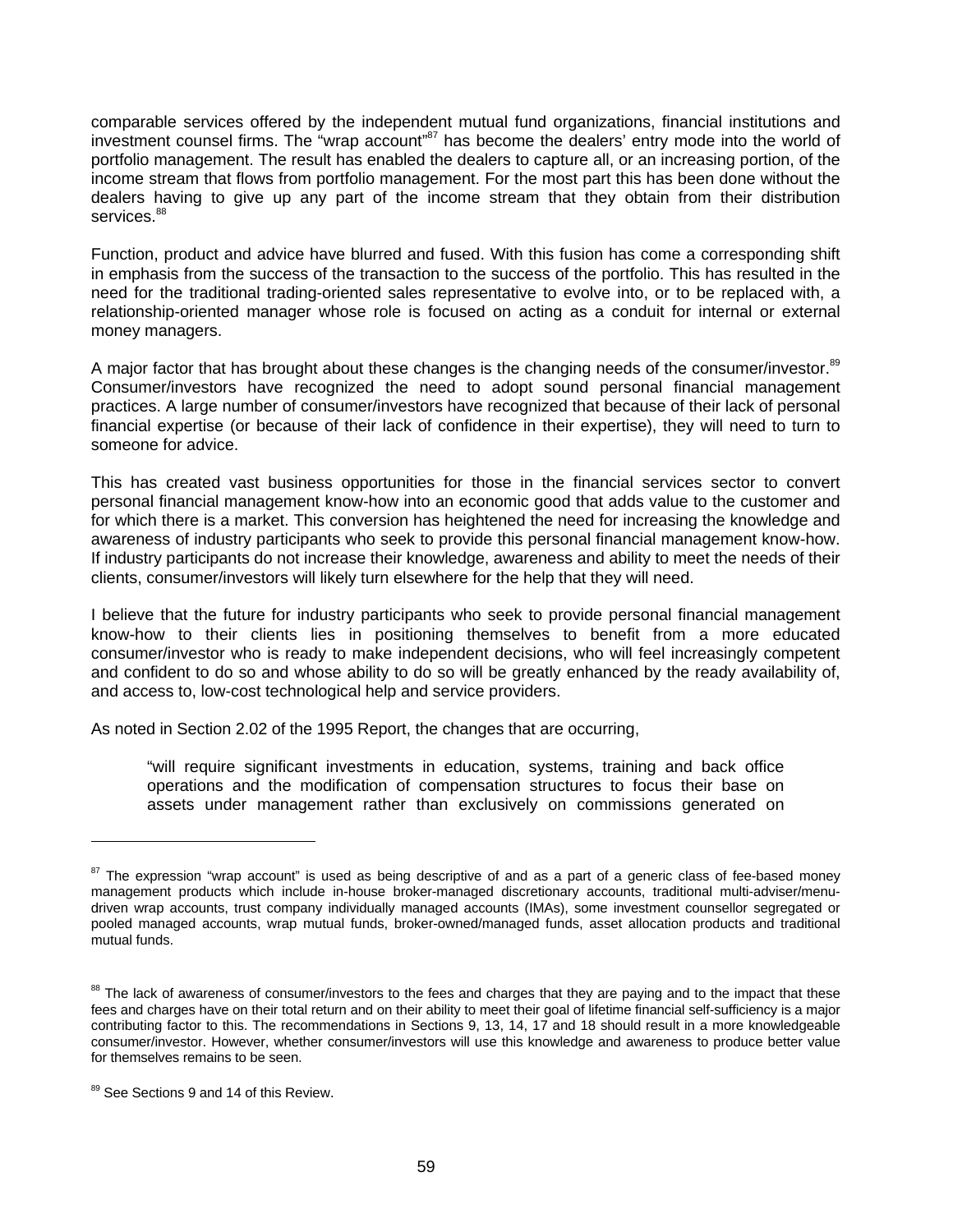comparable services offered by the independent mutual fund organizations, financial institutions and investment counsel firms. The "wrap account"[87] has become the dealers' entry mode into the world of portfolio management. The result has enabled the dealers to capture all, or an increasing portion, of the income stream that flows from portfolio management. For the most part this has been done without the dealers having to give up any part of the income stream that they obtain from their distribution services.[88]

Function, product and advice have blurred and fused. With this fusion has come a corresponding shift in emphasis from the success of the transaction to the success of the portfolio. This has resulted in the need for the traditional trading-oriented sales representative to evolve into, or to be replaced with, a relationship-oriented manager whose role is focused on acting as a conduit for internal or external money managers.

A major factor that has brought about these changes is the changing needs of the consumer/investor.[89] Consumer/investors have recognized the need to adopt sound personal financial management practices. A large number of consumer/investors have recognized that because of their lack of personal financial expertise (or because of their lack of confidence in their expertise), they will need to turn to someone for advice.

This has created vast business opportunities for those in the financial services sector to convert personal financial management know-how into an economic good that adds value to the customer and for which there is a market. This conversion has heightened the need for increasing the knowledge and awareness of industry participants who seek to provide this personal financial management know-how. If industry participants do not increase their knowledge, awareness and ability to meet the needs of their clients, consumer/investors will likely turn elsewhere for the help that they will need.

I believe that the future for industry participants who seek to provide personal financial management know-how to their clients lies in positioning themselves to benefit from a more educated consumer/investor who is ready to make independent decisions, who will feel increasingly competent and confident to do so and whose ability to do so will be greatly enhanced by the ready availability of, and access to, low-cost technological help and service providers.

As noted in Section 2.02 of the 1995 Report, the changes that are occurring,

> "will require significant investments in education, systems, training and back office operations and the modification of compensation structures to focus their base on assets under management rather than exclusively on commissions generated on

---

[87] The expression "wrap account" is used as being descriptive of and as a part of a generic class of fee-based money management products which include in-house broker-managed discretionary accounts, traditional multi-adviser/menu-driven wrap accounts, trust company individually managed accounts (IMAs), some investment counsellor segregated or pooled managed accounts, wrap mutual funds, broker-owned/managed funds, asset allocation products and traditional mutual funds.

[88] The lack of awareness of consumer/investors to the fees and charges that they are paying and to the impact that these fees and charges have on their total return and on their ability to meet their goal of lifetime financial self-sufficiency is a major contributing factor to this. The recommendations in Sections 9, 13, 14, 17 and 18 should result in a more knowledgeable consumer/investor. However, whether consumer/investors will use this knowledge and awareness to produce better value for themselves remains to be seen.

[89] See Sections 9 and 14 of this Review.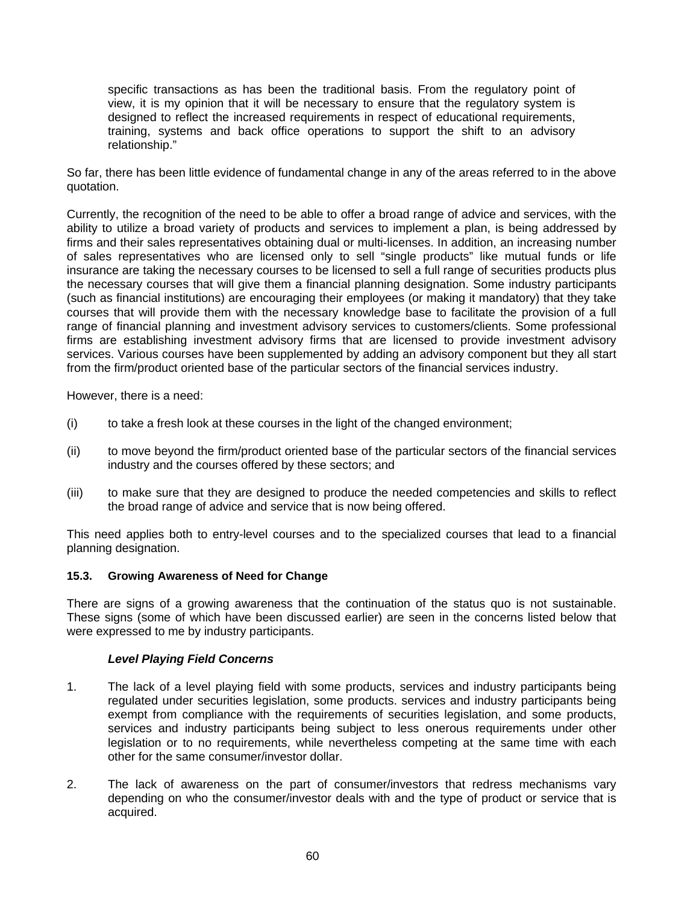> specific transactions as has been the traditional basis. From the regulatory point of view, it is my opinion that it will be necessary to ensure that the regulatory system is designed to reflect the increased requirements in respect of educational requirements, training, systems and back office operations to support the shift to an advisory relationship."

So far, there has been little evidence of fundamental change in any of the areas referred to in the above quotation.

Currently, the recognition of the need to be able to offer a broad range of advice and services, with the ability to utilize a broad variety of products and services to implement a plan, is being addressed by firms and their sales representatives obtaining dual or multi-licenses. In addition, an increasing number of sales representatives who are licensed only to sell "single products" like mutual funds or life insurance are taking the necessary courses to be licensed to sell a full range of securities products plus the necessary courses that will give them a financial planning designation. Some industry participants (such as financial institutions) are encouraging their employees (or making it mandatory) that they take courses that will provide them with the necessary knowledge base to facilitate the provision of a full range of financial planning and investment advisory services to customers/clients. Some professional firms are establishing investment advisory firms that are licensed to provide investment advisory services. Various courses have been supplemented by adding an advisory component but they all start from the firm/product oriented base of the particular sectors of the financial services industry.

However, there is a need:

(i) to take a fresh look at these courses in the light of the changed environment;

(ii) to move beyond the firm/product oriented base of the particular sectors of the financial services industry and the courses offered by these sectors; and

(iii) to make sure that they are designed to produce the needed competencies and skills to reflect the broad range of advice and service that is now being offered.

This need applies both to entry-level courses and to the specialized courses that lead to a financial planning designation.

### 15.3. Growing Awareness of Need for Change

There are signs of a growing awareness that the continuation of the status quo is not sustainable. These signs (some of which have been discussed earlier) are seen in the concerns listed below that were expressed to me by industry participants.

***Level Playing Field Concerns***

1. The lack of a level playing field with some products, services and industry participants being regulated under securities legislation, some products. services and industry participants being exempt from compliance with the requirements of securities legislation, and some products, services and industry participants being subject to less onerous requirements under other legislation or to no requirements, while nevertheless competing at the same time with each other for the same consumer/investor dollar.

2. The lack of awareness on the part of consumer/investors that redress mechanisms vary depending on who the consumer/investor deals with and the type of product or service that is acquired.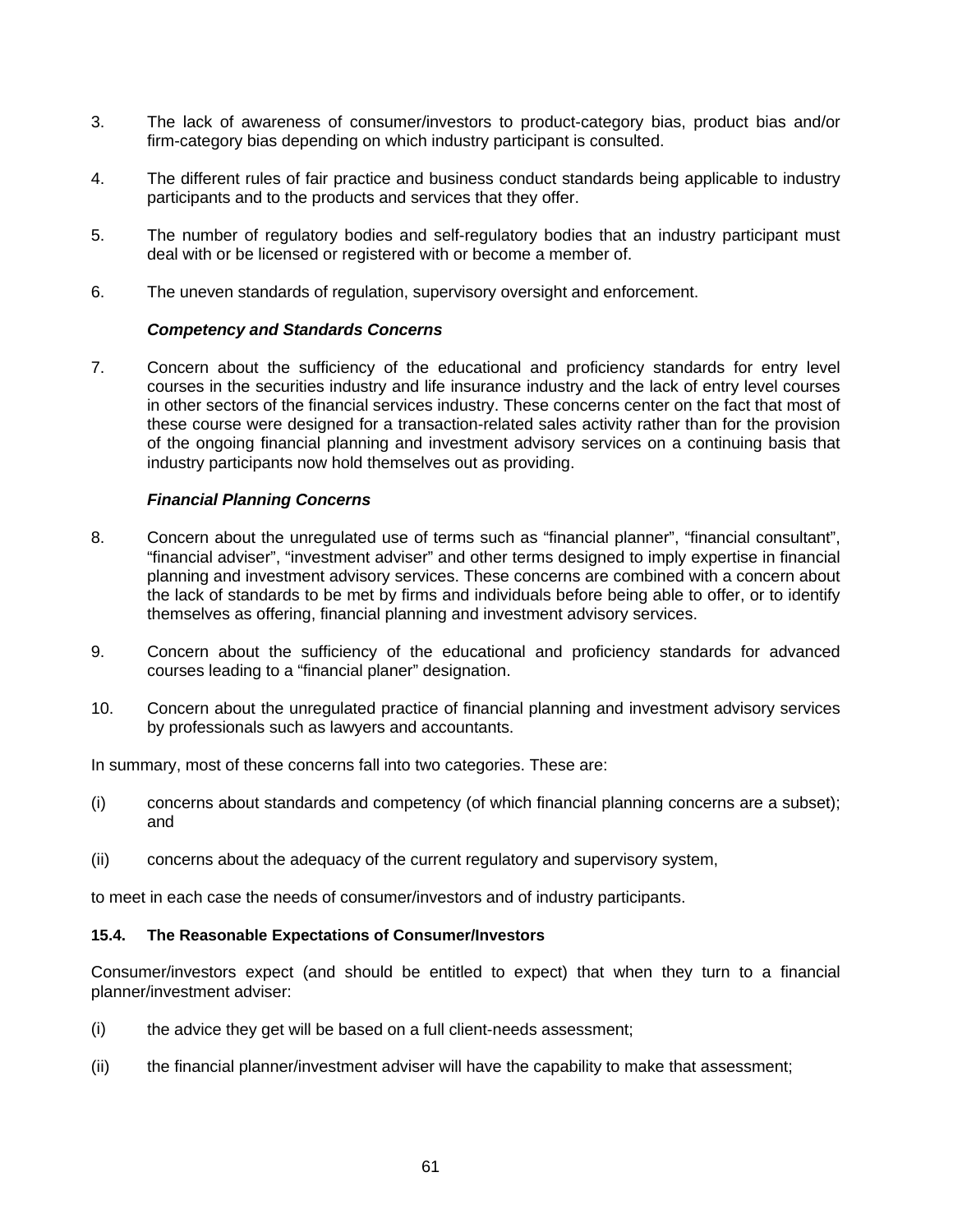3. The lack of awareness of consumer/investors to product-category bias, product bias and/or firm-category bias depending on which industry participant is consulted.

4. The different rules of fair practice and business conduct standards being applicable to industry participants and to the products and services that they offer.

5. The number of regulatory bodies and self-regulatory bodies that an industry participant must deal with or be licensed or registered with or become a member of.

6. The uneven standards of regulation, supervisory oversight and enforcement.

***Competency and Standards Concerns***

7. Concern about the sufficiency of the educational and proficiency standards for entry level courses in the securities industry and life insurance industry and the lack of entry level courses in other sectors of the financial services industry. These concerns center on the fact that most of these course were designed for a transaction-related sales activity rather than for the provision of the ongoing financial planning and investment advisory services on a continuing basis that industry participants now hold themselves out as providing.

***Financial Planning Concerns***

8. Concern about the unregulated use of terms such as "financial planner", "financial consultant", "financial adviser", "investment adviser" and other terms designed to imply expertise in financial planning and investment advisory services. These concerns are combined with a concern about the lack of standards to be met by firms and individuals before being able to offer, or to identify themselves as offering, financial planning and investment advisory services.

9. Concern about the sufficiency of the educational and proficiency standards for advanced courses leading to a "financial planer" designation.

10. Concern about the unregulated practice of financial planning and investment advisory services by professionals such as lawyers and accountants.

In summary, most of these concerns fall into two categories. These are:

(i) concerns about standards and competency (of which financial planning concerns are a subset); and

(ii) concerns about the adequacy of the current regulatory and supervisory system,

to meet in each case the needs of consumer/investors and of industry participants.

**15.4. The Reasonable Expectations of Consumer/Investors**

Consumer/investors expect (and should be entitled to expect) that when they turn to a financial planner/investment adviser:

(i) the advice they get will be based on a full client-needs assessment;

(ii) the financial planner/investment adviser will have the capability to make that assessment;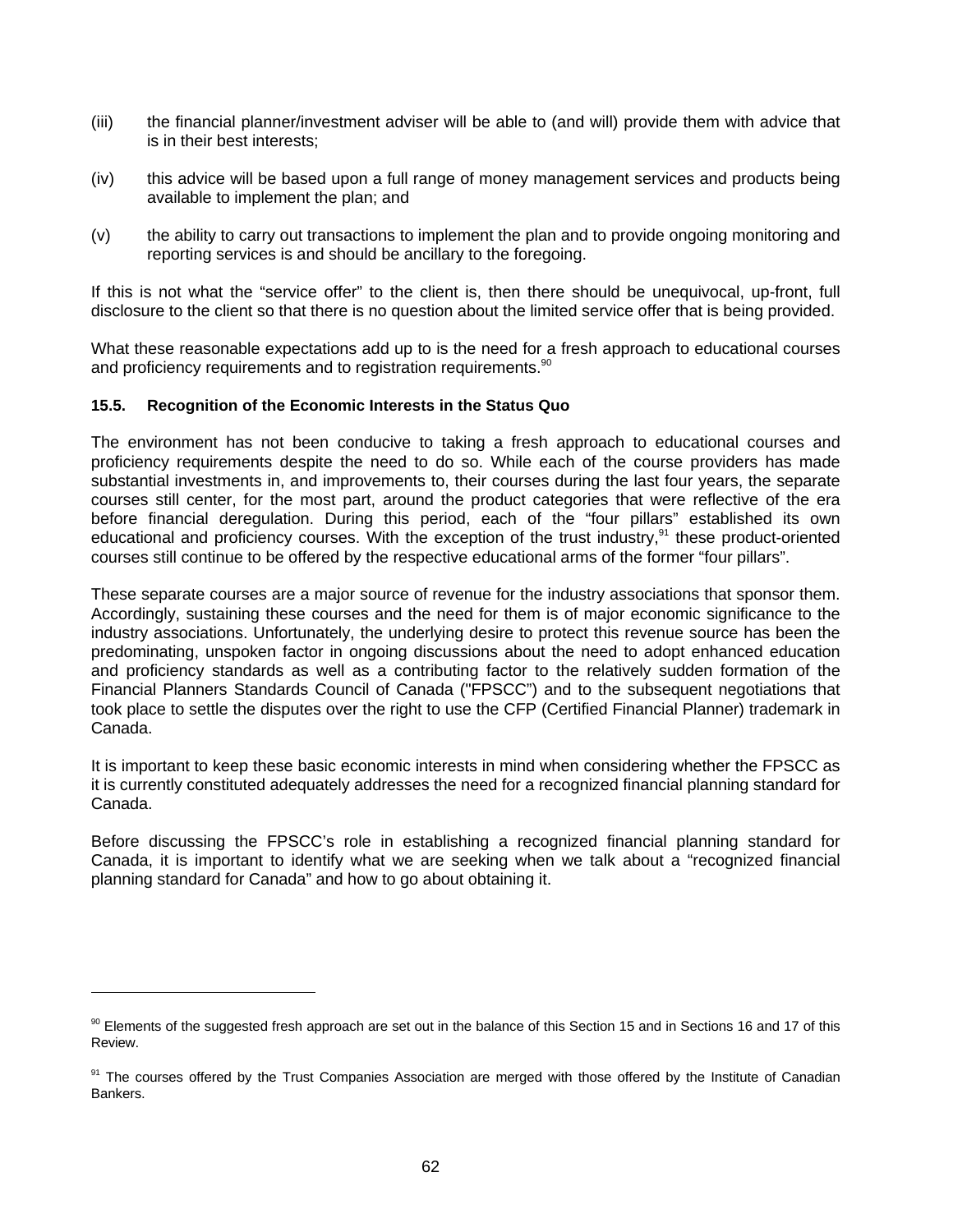(iii) the financial planner/investment adviser will be able to (and will) provide them with advice that is in their best interests;

(iv) this advice will be based upon a full range of money management services and products being available to implement the plan; and

(v) the ability to carry out transactions to implement the plan and to provide ongoing monitoring and reporting services is and should be ancillary to the foregoing.

If this is not what the "service offer" to the client is, then there should be unequivocal, up-front, full disclosure to the client so that there is no question about the limited service offer that is being provided.

What these reasonable expectations add up to is the need for a fresh approach to educational courses and proficiency requirements and to registration requirements.[90]

**15.5. Recognition of the Economic Interests in the Status Quo**

The environment has not been conducive to taking a fresh approach to educational courses and proficiency requirements despite the need to do so. While each of the course providers has made substantial investments in, and improvements to, their courses during the last four years, the separate courses still center, for the most part, around the product categories that were reflective of the era before financial deregulation. During this period, each of the "four pillars" established its own educational and proficiency courses. With the exception of the trust industry,[91] these product-oriented courses still continue to be offered by the respective educational arms of the former "four pillars".

These separate courses are a major source of revenue for the industry associations that sponsor them. Accordingly, sustaining these courses and the need for them is of major economic significance to the industry associations. Unfortunately, the underlying desire to protect this revenue source has been the predominating, unspoken factor in ongoing discussions about the need to adopt enhanced education and proficiency standards as well as a contributing factor to the relatively sudden formation of the Financial Planners Standards Council of Canada ("FPSCC") and to the subsequent negotiations that took place to settle the disputes over the right to use the CFP (Certified Financial Planner) trademark in Canada.

It is important to keep these basic economic interests in mind when considering whether the FPSCC as it is currently constituted adequately addresses the need for a recognized financial planning standard for Canada.

Before discussing the FPSCC's role in establishing a recognized financial planning standard for Canada, it is important to identify what we are seeking when we talk about a "recognized financial planning standard for Canada" and how to go about obtaining it.

[90] Elements of the suggested fresh approach are set out in the balance of this Section 15 and in Sections 16 and 17 of this Review.

[91] The courses offered by the Trust Companies Association are merged with those offered by the Institute of Canadian Bankers.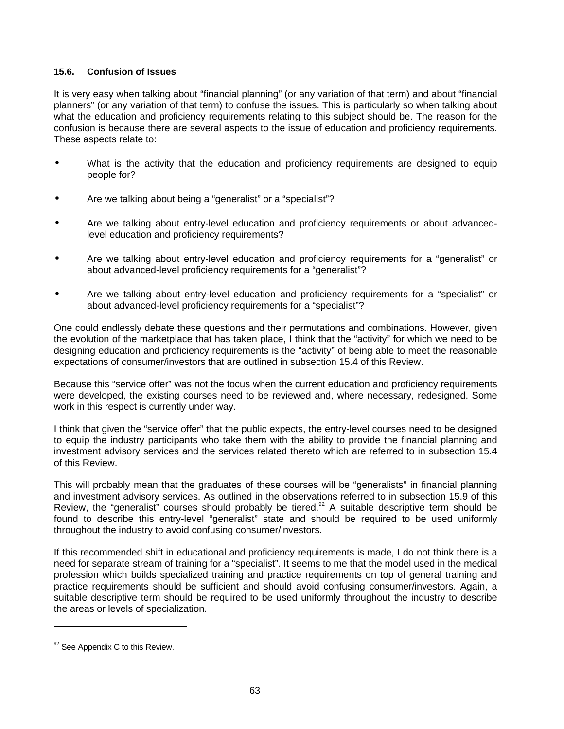### 15.6. Confusion of Issues

It is very easy when talking about “financial planning” (or any variation of that term) and about “financial planners” (or any variation of that term) to confuse the issues. This is particularly so when talking about what the education and proficiency requirements relating to this subject should be. The reason for the confusion is because there are several aspects to the issue of education and proficiency requirements. These aspects relate to:

- What is the activity that the education and proficiency requirements are designed to equip people for?
- Are we talking about being a “generalist” or a “specialist”?
- Are we talking about entry-level education and proficiency requirements or about advanced-level education and proficiency requirements?
- Are we talking about entry-level education and proficiency requirements for a “generalist” or about advanced-level proficiency requirements for a “generalist”?
- Are we talking about entry-level education and proficiency requirements for a “specialist” or about advanced-level proficiency requirements for a “specialist”?

One could endlessly debate these questions and their permutations and combinations. However, given the evolution of the marketplace that has taken place, I think that the “activity” for which we need to be designing education and proficiency requirements is the “activity” of being able to meet the reasonable expectations of consumer/investors that are outlined in subsection 15.4 of this Review.

Because this “service offer” was not the focus when the current education and proficiency requirements were developed, the existing courses need to be reviewed and, where necessary, redesigned. Some work in this respect is currently under way.

I think that given the “service offer” that the public expects, the entry-level courses need to be designed to equip the industry participants who take them with the ability to provide the financial planning and investment advisory services and the services related thereto which are referred to in subsection 15.4 of this Review.

This will probably mean that the graduates of these courses will be “generalists” in financial planning and investment advisory services. As outlined in the observations referred to in subsection 15.9 of this Review, the “generalist” courses should probably be tiered.[92] A suitable descriptive term should be found to describe this entry-level “generalist” state and should be required to be used uniformly throughout the industry to avoid confusing consumer/investors.

If this recommended shift in educational and proficiency requirements is made, I do not think there is a need for separate stream of training for a “specialist”. It seems to me that the model used in the medical profession which builds specialized training and practice requirements on top of general training and practice requirements should be sufficient and should avoid confusing consumer/investors. Again, a suitable descriptive term should be required to be used uniformly throughout the industry to describe the areas or levels of specialization.

---

[92] See Appendix C to this Review.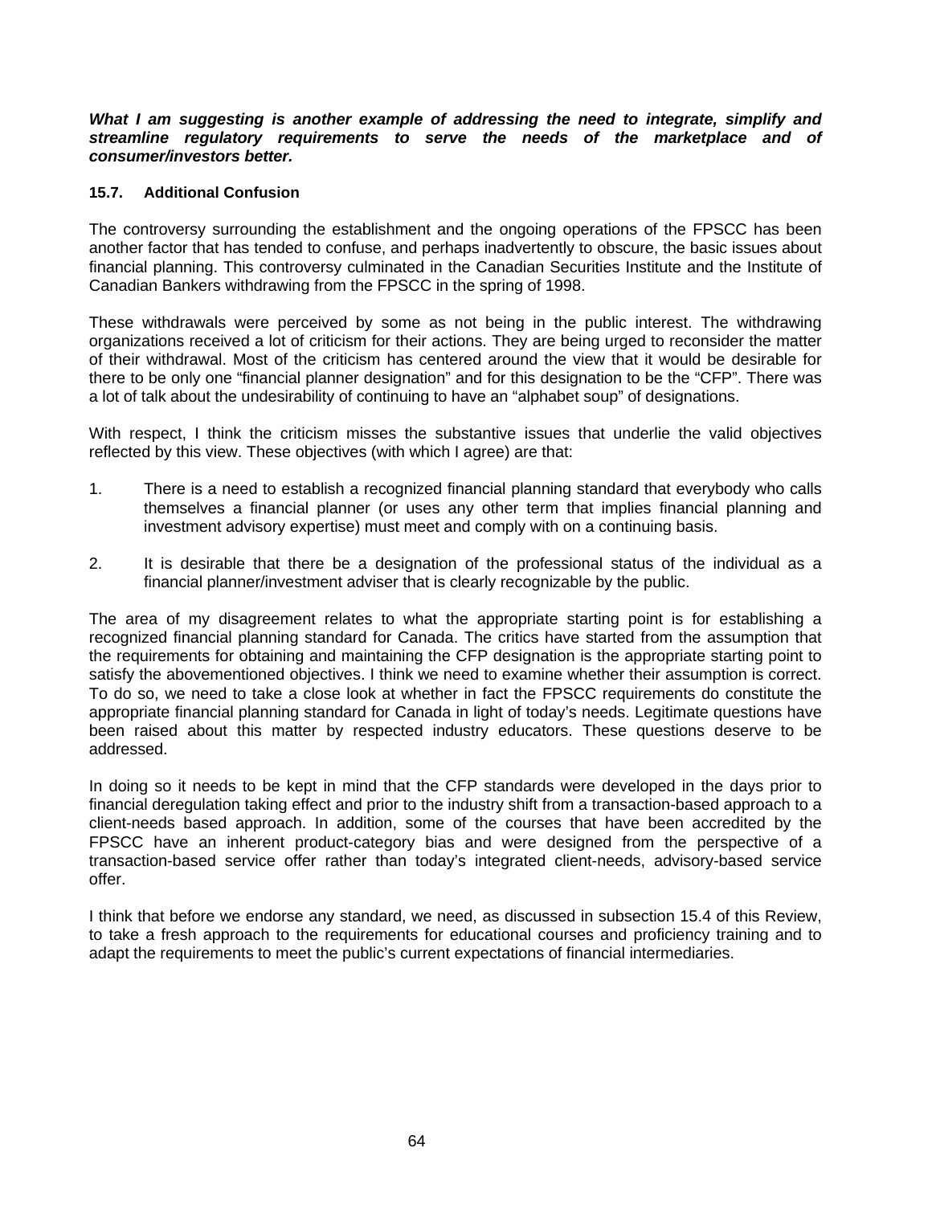***What I am suggesting is another example of addressing the need to integrate, simplify and streamline regulatory requirements to serve the needs of the marketplace and of consumer/investors better.***

### 15.7. Additional Confusion

The controversy surrounding the establishment and the ongoing operations of the FPSCC has been another factor that has tended to confuse, and perhaps inadvertently to obscure, the basic issues about financial planning. This controversy culminated in the Canadian Securities Institute and the Institute of Canadian Bankers withdrawing from the FPSCC in the spring of 1998.

These withdrawals were perceived by some as not being in the public interest. The withdrawing organizations received a lot of criticism for their actions. They are being urged to reconsider the matter of their withdrawal. Most of the criticism has centered around the view that it would be desirable for there to be only one "financial planner designation" and for this designation to be the "CFP". There was a lot of talk about the undesirability of continuing to have an "alphabet soup" of designations.

With respect, I think the criticism misses the substantive issues that underlie the valid objectives reflected by this view. These objectives (with which I agree) are that:

1. There is a need to establish a recognized financial planning standard that everybody who calls themselves a financial planner (or uses any other term that implies financial planning and investment advisory expertise) must meet and comply with on a continuing basis.

2. It is desirable that there be a designation of the professional status of the individual as a financial planner/investment adviser that is clearly recognizable by the public.

The area of my disagreement relates to what the appropriate starting point is for establishing a recognized financial planning standard for Canada. The critics have started from the assumption that the requirements for obtaining and maintaining the CFP designation is the appropriate starting point to satisfy the abovementioned objectives. I think we need to examine whether their assumption is correct. To do so, we need to take a close look at whether in fact the FPSCC requirements do constitute the appropriate financial planning standard for Canada in light of today's needs. Legitimate questions have been raised about this matter by respected industry educators. These questions deserve to be addressed.

In doing so it needs to be kept in mind that the CFP standards were developed in the days prior to financial deregulation taking effect and prior to the industry shift from a transaction-based approach to a client-needs based approach. In addition, some of the courses that have been accredited by the FPSCC have an inherent product-category bias and were designed from the perspective of a transaction-based service offer rather than today's integrated client-needs, advisory-based service offer.

I think that before we endorse any standard, we need, as discussed in subsection 15.4 of this Review, to take a fresh approach to the requirements for educational courses and proficiency training and to adapt the requirements to meet the public's current expectations of financial intermediaries.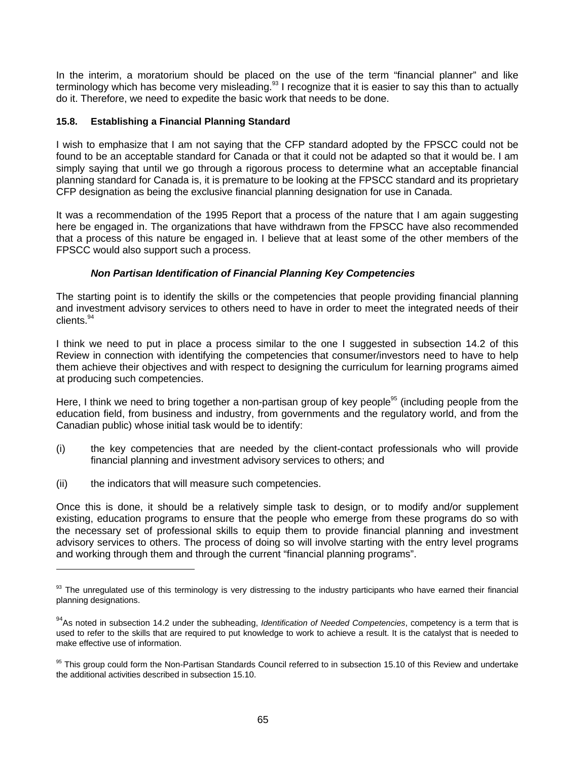In the interim, a moratorium should be placed on the use of the term "financial planner" and like terminology which has become very misleading.[93] I recognize that it is easier to say this than to actually do it. Therefore, we need to expedite the basic work that needs to be done.

### 15.8. Establishing a Financial Planning Standard

I wish to emphasize that I am not saying that the CFP standard adopted by the FPSCC could not be found to be an acceptable standard for Canada or that it could not be adapted so that it would be. I am simply saying that until we go through a rigorous process to determine what an acceptable financial planning standard for Canada is, it is premature to be looking at the FPSCC standard and its proprietary CFP designation as being the exclusive financial planning designation for use in Canada.

It was a recommendation of the 1995 Report that a process of the nature that I am again suggesting here be engaged in. The organizations that have withdrawn from the FPSCC have also recommended that a process of this nature be engaged in. I believe that at least some of the other members of the FPSCC would also support such a process.

***Non Partisan Identification of Financial Planning Key Competencies***

The starting point is to identify the skills or the competencies that people providing financial planning and investment advisory services to others need to have in order to meet the integrated needs of their clients.[94]

I think we need to put in place a process similar to the one I suggested in subsection 14.2 of this Review in connection with identifying the competencies that consumer/investors need to have to help them achieve their objectives and with respect to designing the curriculum for learning programs aimed at producing such competencies.

Here, I think we need to bring together a non-partisan group of key people[95] (including people from the education field, from business and industry, from governments and the regulatory world, and from the Canadian public) whose initial task would be to identify:

(i) the key competencies that are needed by the client-contact professionals who will provide financial planning and investment advisory services to others; and

(ii) the indicators that will measure such competencies.

Once this is done, it should be a relatively simple task to design, or to modify and/or supplement existing, education programs to ensure that the people who emerge from these programs do so with the necessary set of professional skills to equip them to provide financial planning and investment advisory services to others. The process of doing so will involve starting with the entry level programs and working through them and through the current "financial planning programs".

---

[93] The unregulated use of this terminology is very distressing to the industry participants who have earned their financial planning designations.

[94] As noted in subsection 14.2 under the subheading, *Identification of Needed Competencies*, competency is a term that is used to refer to the skills that are required to put knowledge to work to achieve a result. It is the catalyst that is needed to make effective use of information.

[95] This group could form the Non-Partisan Standards Council referred to in subsection 15.10 of this Review and undertake the additional activities described in subsection 15.10.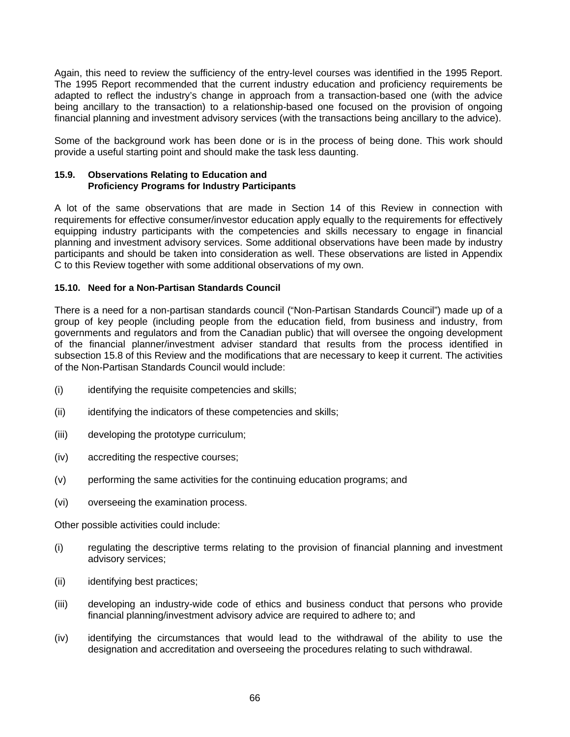Again, this need to review the sufficiency of the entry-level courses was identified in the 1995 Report. The 1995 Report recommended that the current industry education and proficiency requirements be adapted to reflect the industry's change in approach from a transaction-based one (with the advice being ancillary to the transaction) to a relationship-based one focused on the provision of ongoing financial planning and investment advisory services (with the transactions being ancillary to the advice).

Some of the background work has been done or is in the process of being done. This work should provide a useful starting point and should make the task less daunting.

#### 15.9. Observations Relating to Education and Proficiency Programs for Industry Participants

A lot of the same observations that are made in Section 14 of this Review in connection with requirements for effective consumer/investor education apply equally to the requirements for effectively equipping industry participants with the competencies and skills necessary to engage in financial planning and investment advisory services. Some additional observations have been made by industry participants and should be taken into consideration as well. These observations are listed in Appendix C to this Review together with some additional observations of my own.

#### 15.10. Need for a Non-Partisan Standards Council

There is a need for a non-partisan standards council ("Non-Partisan Standards Council") made up of a group of key people (including people from the education field, from business and industry, from governments and regulators and from the Canadian public) that will oversee the ongoing development of the financial planner/investment adviser standard that results from the process identified in subsection 15.8 of this Review and the modifications that are necessary to keep it current. The activities of the Non-Partisan Standards Council would include:

(i) identifying the requisite competencies and skills;

(ii) identifying the indicators of these competencies and skills;

(iii) developing the prototype curriculum;

(iv) accrediting the respective courses;

(v) performing the same activities for the continuing education programs; and

(vi) overseeing the examination process.

Other possible activities could include:

(i) regulating the descriptive terms relating to the provision of financial planning and investment advisory services;

(ii) identifying best practices;

(iii) developing an industry-wide code of ethics and business conduct that persons who provide financial planning/investment advisory advice are required to adhere to; and

(iv) identifying the circumstances that would lead to the withdrawal of the ability to use the designation and accreditation and overseeing the procedures relating to such withdrawal.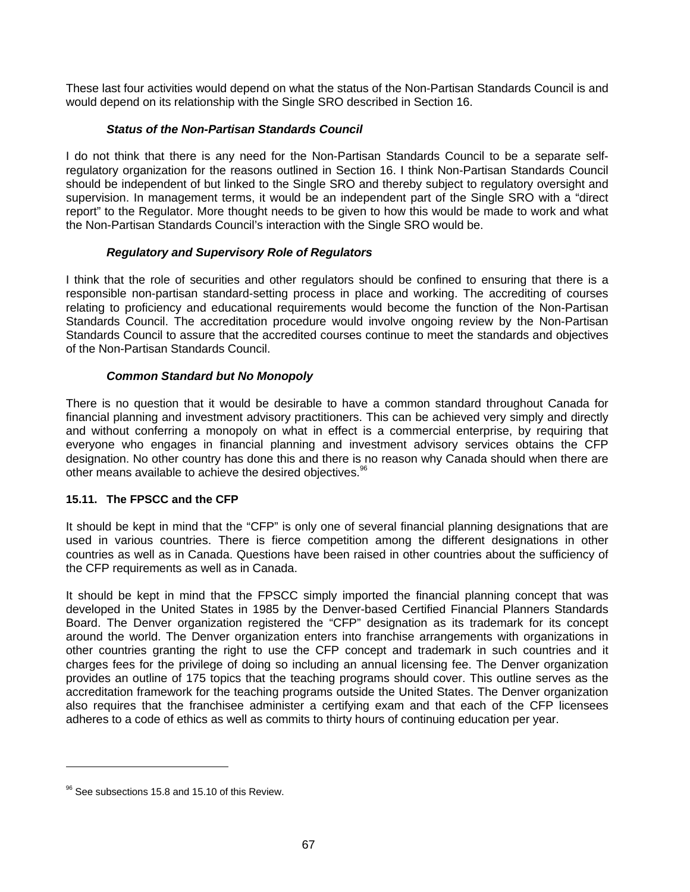These last four activities would depend on what the status of the Non-Partisan Standards Council is and would depend on its relationship with the Single SRO described in Section 16.

***Status of the Non-Partisan Standards Council***

I do not think that there is any need for the Non-Partisan Standards Council to be a separate self-regulatory organization for the reasons outlined in Section 16. I think Non-Partisan Standards Council should be independent of but linked to the Single SRO and thereby subject to regulatory oversight and supervision. In management terms, it would be an independent part of the Single SRO with a "direct report" to the Regulator. More thought needs to be given to how this would be made to work and what the Non-Partisan Standards Council's interaction with the Single SRO would be.

***Regulatory and Supervisory Role of Regulators***

I think that the role of securities and other regulators should be confined to ensuring that there is a responsible non-partisan standard-setting process in place and working. The accrediting of courses relating to proficiency and educational requirements would become the function of the Non-Partisan Standards Council. The accreditation procedure would involve ongoing review by the Non-Partisan Standards Council to assure that the accredited courses continue to meet the standards and objectives of the Non-Partisan Standards Council.

***Common Standard but No Monopoly***

There is no question that it would be desirable to have a common standard throughout Canada for financial planning and investment advisory practitioners. This can be achieved very simply and directly and without conferring a monopoly on what in effect is a commercial enterprise, by requiring that everyone who engages in financial planning and investment advisory services obtains the CFP designation. No other country has done this and there is no reason why Canada should when there are other means available to achieve the desired objectives.[96]

**15.11. The FPSCC and the CFP**

It should be kept in mind that the "CFP" is only one of several financial planning designations that are used in various countries. There is fierce competition among the different designations in other countries as well as in Canada. Questions have been raised in other countries about the sufficiency of the CFP requirements as well as in Canada.

It should be kept in mind that the FPSCC simply imported the financial planning concept that was developed in the United States in 1985 by the Denver-based Certified Financial Planners Standards Board. The Denver organization registered the "CFP" designation as its trademark for its concept around the world. The Denver organization enters into franchise arrangements with organizations in other countries granting the right to use the CFP concept and trademark in such countries and it charges fees for the privilege of doing so including an annual licensing fee. The Denver organization provides an outline of 175 topics that the teaching programs should cover. This outline serves as the accreditation framework for the teaching programs outside the United States. The Denver organization also requires that the franchisee administer a certifying exam and that each of the CFP licensees adheres to a code of ethics as well as commits to thirty hours of continuing education per year.

[96] See subsections 15.8 and 15.10 of this Review.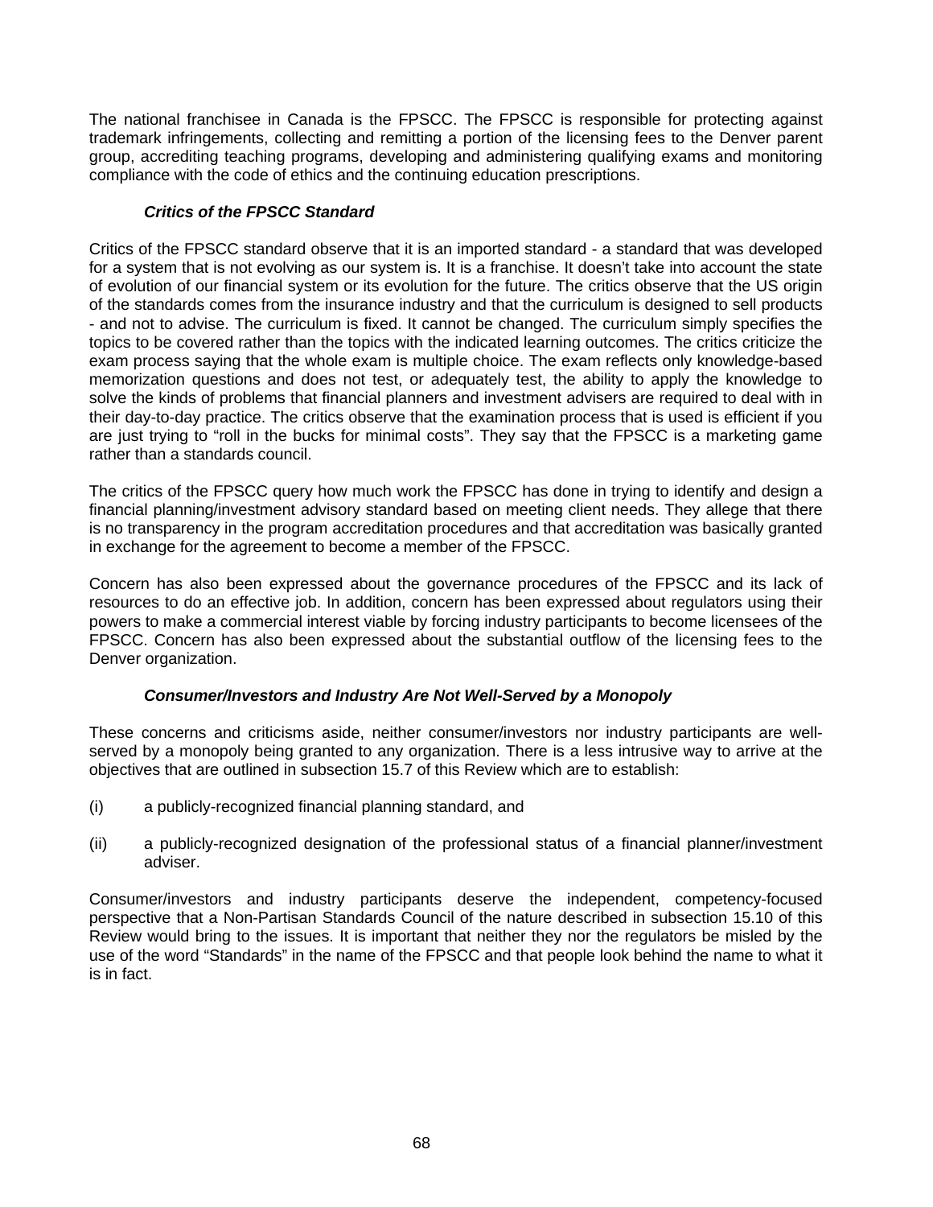The national franchisee in Canada is the FPSCC. The FPSCC is responsible for protecting against trademark infringements, collecting and remitting a portion of the licensing fees to the Denver parent group, accrediting teaching programs, developing and administering qualifying exams and monitoring compliance with the code of ethics and the continuing education prescriptions.

***Critics of the FPSCC Standard***

Critics of the FPSCC standard observe that it is an imported standard - a standard that was developed for a system that is not evolving as our system is. It is a franchise. It doesn't take into account the state of evolution of our financial system or its evolution for the future. The critics observe that the US origin of the standards comes from the insurance industry and that the curriculum is designed to sell products - and not to advise. The curriculum is fixed. It cannot be changed. The curriculum simply specifies the topics to be covered rather than the topics with the indicated learning outcomes. The critics criticize the exam process saying that the whole exam is multiple choice. The exam reflects only knowledge-based memorization questions and does not test, or adequately test, the ability to apply the knowledge to solve the kinds of problems that financial planners and investment advisers are required to deal with in their day-to-day practice. The critics observe that the examination process that is used is efficient if you are just trying to "roll in the bucks for minimal costs". They say that the FPSCC is a marketing game rather than a standards council.

The critics of the FPSCC query how much work the FPSCC has done in trying to identify and design a financial planning/investment advisory standard based on meeting client needs. They allege that there is no transparency in the program accreditation procedures and that accreditation was basically granted in exchange for the agreement to become a member of the FPSCC.

Concern has also been expressed about the governance procedures of the FPSCC and its lack of resources to do an effective job. In addition, concern has been expressed about regulators using their powers to make a commercial interest viable by forcing industry participants to become licensees of the FPSCC. Concern has also been expressed about the substantial outflow of the licensing fees to the Denver organization.

***Consumer/Investors and Industry Are Not Well-Served by a Monopoly***

These concerns and criticisms aside, neither consumer/investors nor industry participants are well-served by a monopoly being granted to any organization. There is a less intrusive way to arrive at the objectives that are outlined in subsection 15.7 of this Review which are to establish:

(i) a publicly-recognized financial planning standard, and

(ii) a publicly-recognized designation of the professional status of a financial planner/investment adviser.

Consumer/investors and industry participants deserve the independent, competency-focused perspective that a Non-Partisan Standards Council of the nature described in subsection 15.10 of this Review would bring to the issues. It is important that neither they nor the regulators be misled by the use of the word "Standards" in the name of the FPSCC and that people look behind the name to what it is in fact.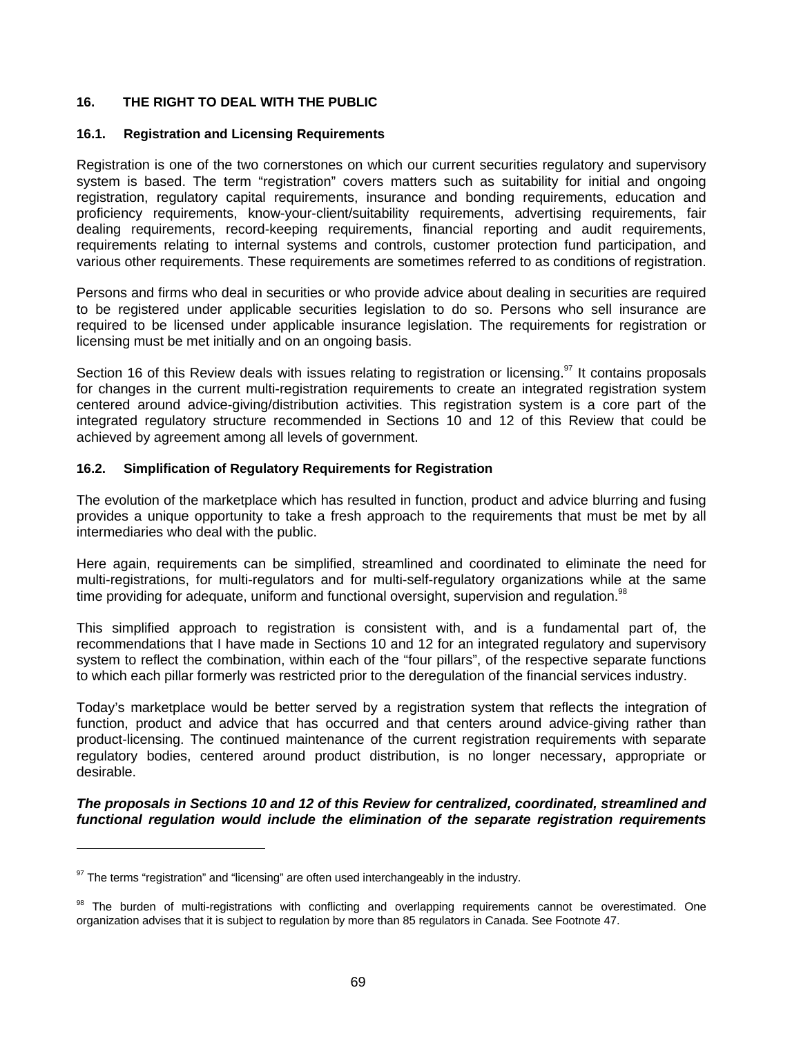## 16. THE RIGHT TO DEAL WITH THE PUBLIC

### 16.1. Registration and Licensing Requirements

Registration is one of the two cornerstones on which our current securities regulatory and supervisory system is based. The term "registration" covers matters such as suitability for initial and ongoing registration, regulatory capital requirements, insurance and bonding requirements, education and proficiency requirements, know-your-client/suitability requirements, advertising requirements, fair dealing requirements, record-keeping requirements, financial reporting and audit requirements, requirements relating to internal systems and controls, customer protection fund participation, and various other requirements. These requirements are sometimes referred to as conditions of registration.

Persons and firms who deal in securities or who provide advice about dealing in securities are required to be registered under applicable securities legislation to do so. Persons who sell insurance are required to be licensed under applicable insurance legislation. The requirements for registration or licensing must be met initially and on an ongoing basis.

Section 16 of this Review deals with issues relating to registration or licensing.[97] It contains proposals for changes in the current multi-registration requirements to create an integrated registration system centered around advice-giving/distribution activities. This registration system is a core part of the integrated regulatory structure recommended in Sections 10 and 12 of this Review that could be achieved by agreement among all levels of government.

### 16.2. Simplification of Regulatory Requirements for Registration

The evolution of the marketplace which has resulted in function, product and advice blurring and fusing provides a unique opportunity to take a fresh approach to the requirements that must be met by all intermediaries who deal with the public.

Here again, requirements can be simplified, streamlined and coordinated to eliminate the need for multi-registrations, for multi-regulators and for multi-self-regulatory organizations while at the same time providing for adequate, uniform and functional oversight, supervision and regulation.[98]

This simplified approach to registration is consistent with, and is a fundamental part of, the recommendations that I have made in Sections 10 and 12 for an integrated regulatory and supervisory system to reflect the combination, within each of the "four pillars", of the respective separate functions to which each pillar formerly was restricted prior to the deregulation of the financial services industry.

Today's marketplace would be better served by a registration system that reflects the integration of function, product and advice that has occurred and that centers around advice-giving rather than product-licensing. The continued maintenance of the current registration requirements with separate regulatory bodies, centered around product distribution, is no longer necessary, appropriate or desirable.

***The proposals in Sections 10 and 12 of this Review for centralized, coordinated, streamlined and functional regulation would include the elimination of the separate registration requirements***

---

[97] The terms "registration" and "licensing" are often used interchangeably in the industry.

[98] The burden of multi-registrations with conflicting and overlapping requirements cannot be overestimated. One organization advises that it is subject to regulation by more than 85 regulators in Canada. See Footnote 47.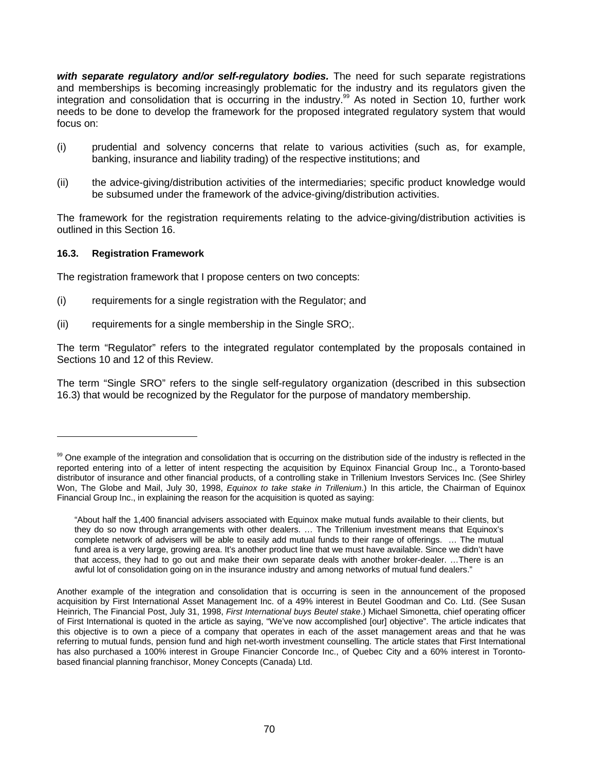***with separate regulatory and/or self-regulatory bodies.*** The need for such separate registrations and memberships is becoming increasingly problematic for the industry and its regulators given the integration and consolidation that is occurring in the industry.[99] As noted in Section 10, further work needs to be done to develop the framework for the proposed integrated regulatory system that would focus on:

(i) prudential and solvency concerns that relate to various activities (such as, for example, banking, insurance and liability trading) of the respective institutions; and

(ii) the advice-giving/distribution activities of the intermediaries; specific product knowledge would be subsumed under the framework of the advice-giving/distribution activities.

The framework for the registration requirements relating to the advice-giving/distribution activities is outlined in this Section 16.

#### 16.3. Registration Framework

The registration framework that I propose centers on two concepts:

(i) requirements for a single registration with the Regulator; and

(ii) requirements for a single membership in the Single SRO;.

The term "Regulator" refers to the integrated regulator contemplated by the proposals contained in Sections 10 and 12 of this Review.

The term "Single SRO" refers to the single self-regulatory organization (described in this subsection 16.3) that would be recognized by the Regulator for the purpose of mandatory membership.

---

[99] One example of the integration and consolidation that is occurring on the distribution side of the industry is reflected in the reported entering into of a letter of intent respecting the acquisition by Equinox Financial Group Inc., a Toronto-based distributor of insurance and other financial products, of a controlling stake in Trillenium Investors Services Inc. (See Shirley Won, The Globe and Mail, July 30, 1998, *Equinox to take stake in Trillenium*.) In this article, the Chairman of Equinox Financial Group Inc., in explaining the reason for the acquisition is quoted as saying:

> "About half the 1,400 financial advisers associated with Equinox make mutual funds available to their clients, but they do so now through arrangements with other dealers. … The Trillenium investment means that Equinox's complete network of advisers will be able to easily add mutual funds to their range of offerings. … The mutual fund area is a very large, growing area. It's another product line that we must have available. Since we didn't have that access, they had to go out and make their own separate deals with another broker-dealer. …There is an awful lot of consolidation going on in the insurance industry and among networks of mutual fund dealers."

Another example of the integration and consolidation that is occurring is seen in the announcement of the proposed acquisition by First International Asset Management Inc. of a 49% interest in Beutel Goodman and Co. Ltd. (See Susan Heinrich, The Financial Post, July 31, 1998, *First International buys Beutel stake*.) Michael Simonetta, chief operating officer of First International is quoted in the article as saying, "We've now accomplished [our] objective". The article indicates that this objective is to own a piece of a company that operates in each of the asset management areas and that he was referring to mutual funds, pension fund and high net-worth investment counselling. The article states that First International has also purchased a 100% interest in Groupe Financier Concorde Inc., of Quebec City and a 60% interest in Toronto-based financial planning franchisor, Money Concepts (Canada) Ltd.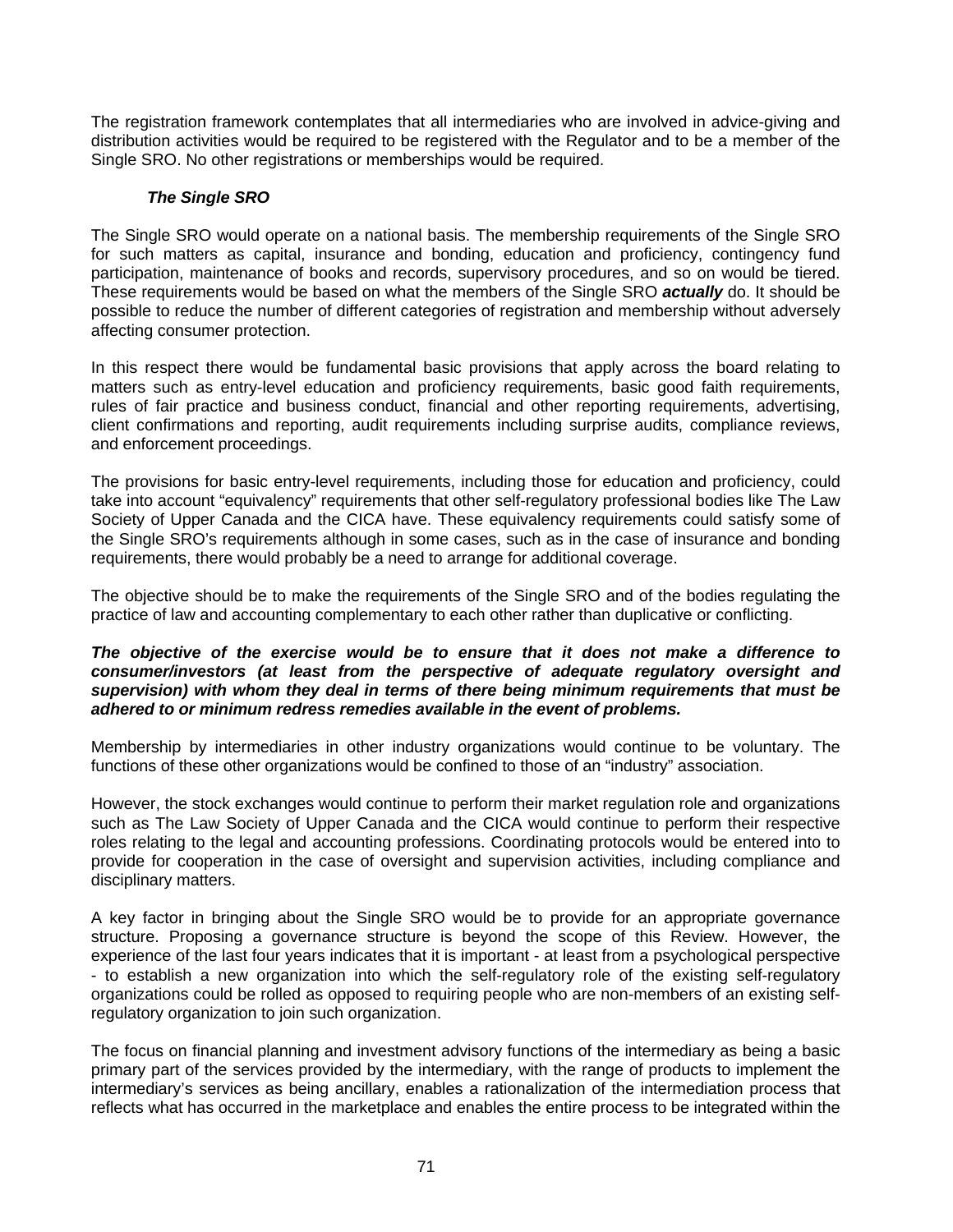The registration framework contemplates that all intermediaries who are involved in advice-giving and distribution activities would be required to be registered with the Regulator and to be a member of the Single SRO. No other registrations or memberships would be required.

### *The Single SRO*

The Single SRO would operate on a national basis. The membership requirements of the Single SRO for such matters as capital, insurance and bonding, education and proficiency, contingency fund participation, maintenance of books and records, supervisory procedures, and so on would be tiered. These requirements would be based on what the members of the Single SRO ***actually*** do. It should be possible to reduce the number of different categories of registration and membership without adversely affecting consumer protection.

In this respect there would be fundamental basic provisions that apply across the board relating to matters such as entry-level education and proficiency requirements, basic good faith requirements, rules of fair practice and business conduct, financial and other reporting requirements, advertising, client confirmations and reporting, audit requirements including surprise audits, compliance reviews, and enforcement proceedings.

The provisions for basic entry-level requirements, including those for education and proficiency, could take into account "equivalency" requirements that other self-regulatory professional bodies like The Law Society of Upper Canada and the CICA have. These equivalency requirements could satisfy some of the Single SRO's requirements although in some cases, such as in the case of insurance and bonding requirements, there would probably be a need to arrange for additional coverage.

The objective should be to make the requirements of the Single SRO and of the bodies regulating the practice of law and accounting complementary to each other rather than duplicative or conflicting.

***The objective of the exercise would be to ensure that it does not make a difference to consumer/investors (at least from the perspective of adequate regulatory oversight and supervision) with whom they deal in terms of there being minimum requirements that must be adhered to or minimum redress remedies available in the event of problems.***

Membership by intermediaries in other industry organizations would continue to be voluntary. The functions of these other organizations would be confined to those of an "industry" association.

However, the stock exchanges would continue to perform their market regulation role and organizations such as The Law Society of Upper Canada and the CICA would continue to perform their respective roles relating to the legal and accounting professions. Coordinating protocols would be entered into to provide for cooperation in the case of oversight and supervision activities, including compliance and disciplinary matters.

A key factor in bringing about the Single SRO would be to provide for an appropriate governance structure. Proposing a governance structure is beyond the scope of this Review. However, the experience of the last four years indicates that it is important - at least from a psychological perspective - to establish a new organization into which the self-regulatory role of the existing self-regulatory organizations could be rolled as opposed to requiring people who are non-members of an existing self-regulatory organization to join such organization.

The focus on financial planning and investment advisory functions of the intermediary as being a basic primary part of the services provided by the intermediary, with the range of products to implement the intermediary's services as being ancillary, enables a rationalization of the intermediation process that reflects what has occurred in the marketplace and enables the entire process to be integrated within the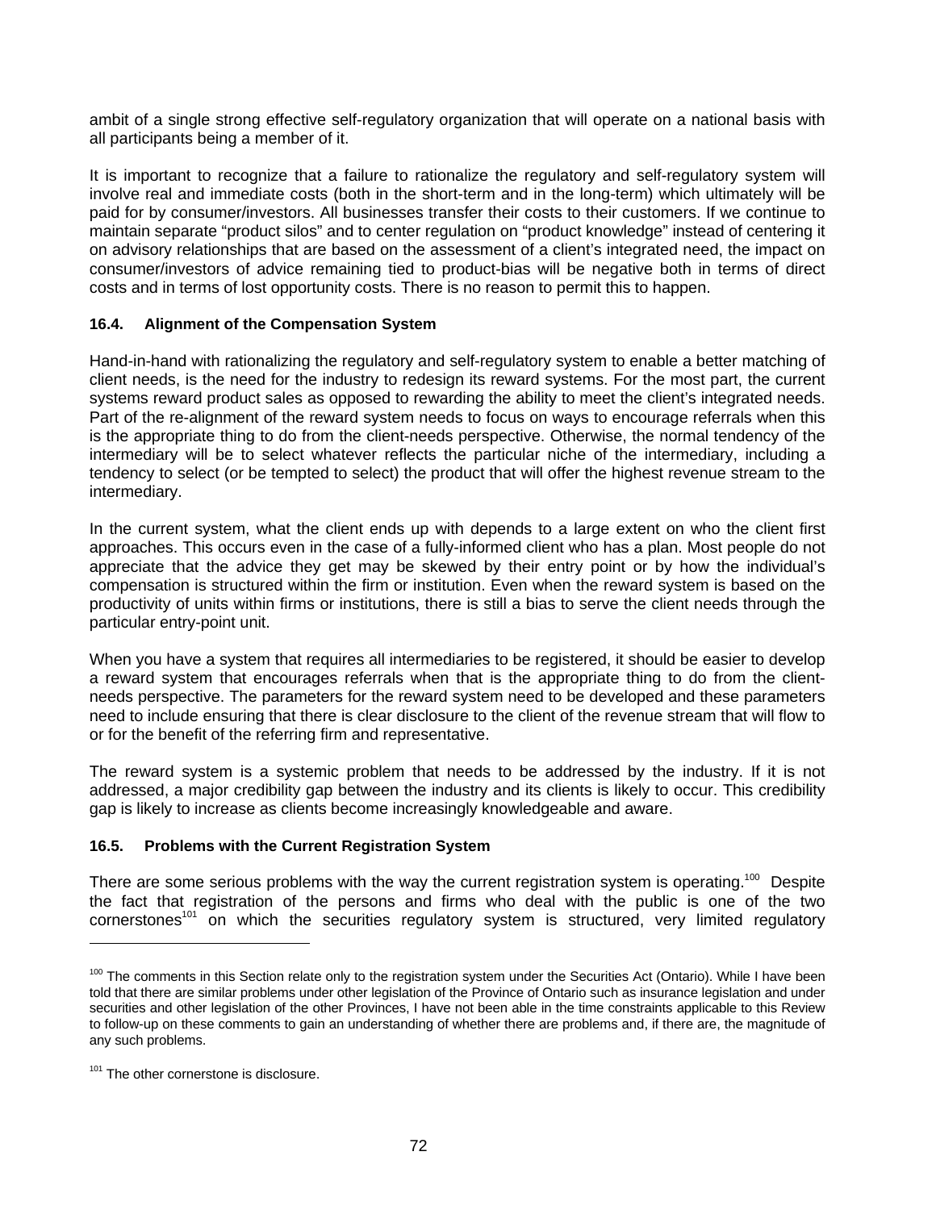ambit of a single strong effective self-regulatory organization that will operate on a national basis with all participants being a member of it.

It is important to recognize that a failure to rationalize the regulatory and self-regulatory system will involve real and immediate costs (both in the short-term and in the long-term) which ultimately will be paid for by consumer/investors. All businesses transfer their costs to their customers. If we continue to maintain separate "product silos" and to center regulation on "product knowledge" instead of centering it on advisory relationships that are based on the assessment of a client's integrated need, the impact on consumer/investors of advice remaining tied to product-bias will be negative both in terms of direct costs and in terms of lost opportunity costs. There is no reason to permit this to happen.

### 16.4. Alignment of the Compensation System

Hand-in-hand with rationalizing the regulatory and self-regulatory system to enable a better matching of client needs, is the need for the industry to redesign its reward systems. For the most part, the current systems reward product sales as opposed to rewarding the ability to meet the client's integrated needs. Part of the re-alignment of the reward system needs to focus on ways to encourage referrals when this is the appropriate thing to do from the client-needs perspective. Otherwise, the normal tendency of the intermediary will be to select whatever reflects the particular niche of the intermediary, including a tendency to select (or be tempted to select) the product that will offer the highest revenue stream to the intermediary.

In the current system, what the client ends up with depends to a large extent on who the client first approaches. This occurs even in the case of a fully-informed client who has a plan. Most people do not appreciate that the advice they get may be skewed by their entry point or by how the individual's compensation is structured within the firm or institution. Even when the reward system is based on the productivity of units within firms or institutions, there is still a bias to serve the client needs through the particular entry-point unit.

When you have a system that requires all intermediaries to be registered, it should be easier to develop a reward system that encourages referrals when that is the appropriate thing to do from the client-needs perspective. The parameters for the reward system need to be developed and these parameters need to include ensuring that there is clear disclosure to the client of the revenue stream that will flow to or for the benefit of the referring firm and representative.

The reward system is a systemic problem that needs to be addressed by the industry. If it is not addressed, a major credibility gap between the industry and its clients is likely to occur. This credibility gap is likely to increase as clients become increasingly knowledgeable and aware.

### 16.5. Problems with the Current Registration System

There are some serious problems with the way the current registration system is operating.[100] Despite the fact that registration of the persons and firms who deal with the public is one of the two cornerstones[101] on which the securities regulatory system is structured, very limited regulatory

[100] The comments in this Section relate only to the registration system under the Securities Act (Ontario). While I have been told that there are similar problems under other legislation of the Province of Ontario such as insurance legislation and under securities and other legislation of the other Provinces, I have not been able in the time constraints applicable to this Review to follow-up on these comments to gain an understanding of whether there are problems and, if there are, the magnitude of any such problems.

[101] The other cornerstone is disclosure.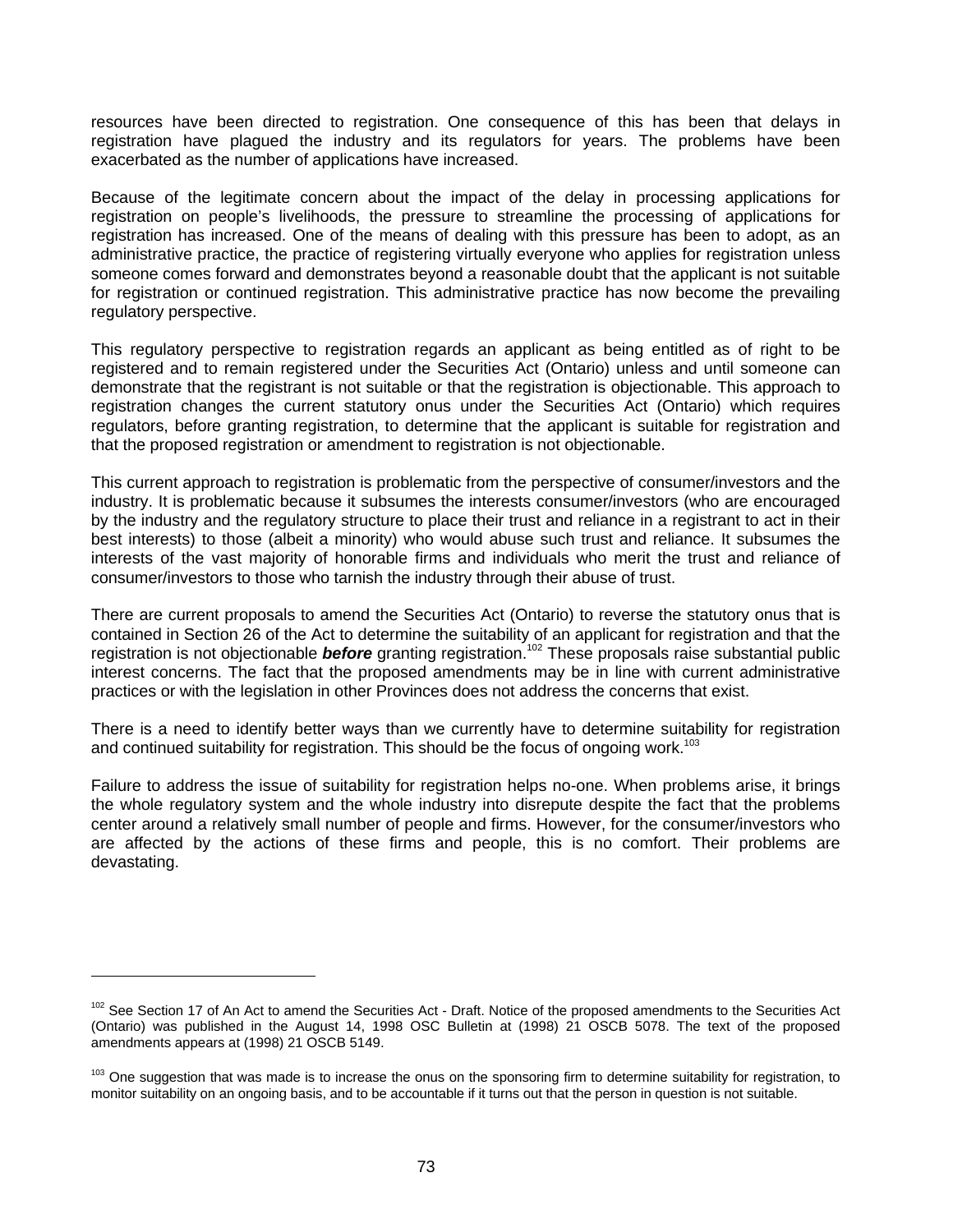resources have been directed to registration. One consequence of this has been that delays in registration have plagued the industry and its regulators for years. The problems have been exacerbated as the number of applications have increased.

Because of the legitimate concern about the impact of the delay in processing applications for registration on people's livelihoods, the pressure to streamline the processing of applications for registration has increased. One of the means of dealing with this pressure has been to adopt, as an administrative practice, the practice of registering virtually everyone who applies for registration unless someone comes forward and demonstrates beyond a reasonable doubt that the applicant is not suitable for registration or continued registration. This administrative practice has now become the prevailing regulatory perspective.

This regulatory perspective to registration regards an applicant as being entitled as of right to be registered and to remain registered under the Securities Act (Ontario) unless and until someone can demonstrate that the registrant is not suitable or that the registration is objectionable. This approach to registration changes the current statutory onus under the Securities Act (Ontario) which requires regulators, before granting registration, to determine that the applicant is suitable for registration and that the proposed registration or amendment to registration is not objectionable.

This current approach to registration is problematic from the perspective of consumer/investors and the industry. It is problematic because it subsumes the interests consumer/investors (who are encouraged by the industry and the regulatory structure to place their trust and reliance in a registrant to act in their best interests) to those (albeit a minority) who would abuse such trust and reliance. It subsumes the interests of the vast majority of honorable firms and individuals who merit the trust and reliance of consumer/investors to those who tarnish the industry through their abuse of trust.

There are current proposals to amend the Securities Act (Ontario) to reverse the statutory onus that is contained in Section 26 of the Act to determine the suitability of an applicant for registration and that the registration is not objectionable ***before*** granting registration.[102] These proposals raise substantial public interest concerns. The fact that the proposed amendments may be in line with current administrative practices or with the legislation in other Provinces does not address the concerns that exist.

There is a need to identify better ways than we currently have to determine suitability for registration and continued suitability for registration. This should be the focus of ongoing work.[103]

Failure to address the issue of suitability for registration helps no-one. When problems arise, it brings the whole regulatory system and the whole industry into disrepute despite the fact that the problems center around a relatively small number of people and firms. However, for the consumer/investors who are affected by the actions of these firms and people, this is no comfort. Their problems are devastating.

---

[102] See Section 17 of An Act to amend the Securities Act - Draft. Notice of the proposed amendments to the Securities Act (Ontario) was published in the August 14, 1998 OSC Bulletin at (1998) 21 OSCB 5078. The text of the proposed amendments appears at (1998) 21 OSCB 5149.

[103] One suggestion that was made is to increase the onus on the sponsoring firm to determine suitability for registration, to monitor suitability on an ongoing basis, and to be accountable if it turns out that the person in question is not suitable.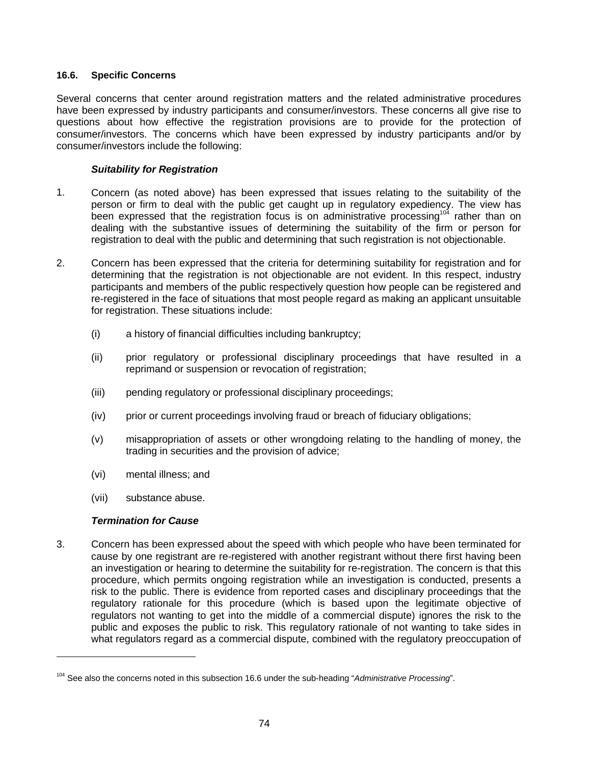### 16.6. Specific Concerns

Several concerns that center around registration matters and the related administrative procedures have been expressed by industry participants and consumer/investors. These concerns all give rise to questions about how effective the registration provisions are to provide for the protection of consumer/investors. The concerns which have been expressed by industry participants and/or by consumer/investors include the following:

***Suitability for Registration***

1. Concern (as noted above) has been expressed that issues relating to the suitability of the person or firm to deal with the public get caught up in regulatory expediency. The view has been expressed that the registration focus is on administrative processing[104] rather than on dealing with the substantive issues of determining the suitability of the firm or person for registration to deal with the public and determining that such registration is not objectionable.

2. Concern has been expressed that the criteria for determining suitability for registration and for determining that the registration is not objectionable are not evident. In this respect, industry participants and members of the public respectively question how people can be registered and re-registered in the face of situations that most people regard as making an applicant unsuitable for registration. These situations include:

   (i) a history of financial difficulties including bankruptcy;

   (ii) prior regulatory or professional disciplinary proceedings that have resulted in a reprimand or suspension or revocation of registration;

   (iii) pending regulatory or professional disciplinary proceedings;

   (iv) prior or current proceedings involving fraud or breach of fiduciary obligations;

   (v) misappropriation of assets or other wrongdoing relating to the handling of money, the trading in securities and the provision of advice;

   (vi) mental illness; and

   (vii) substance abuse.

***Termination for Cause***

3. Concern has been expressed about the speed with which people who have been terminated for cause by one registrant are re-registered with another registrant without there first having been an investigation or hearing to determine the suitability for re-registration. The concern is that this procedure, which permits ongoing registration while an investigation is conducted, presents a risk to the public. There is evidence from reported cases and disciplinary proceedings that the regulatory rationale for this procedure (which is based upon the legitimate objective of regulators not wanting to get into the middle of a commercial dispute) ignores the risk to the public and exposes the public to risk. This regulatory rationale of not wanting to take sides in what regulators regard as a commercial dispute, combined with the regulatory preoccupation of

---

[104] See also the concerns noted in this subsection 16.6 under the sub-heading "*Administrative Processing*".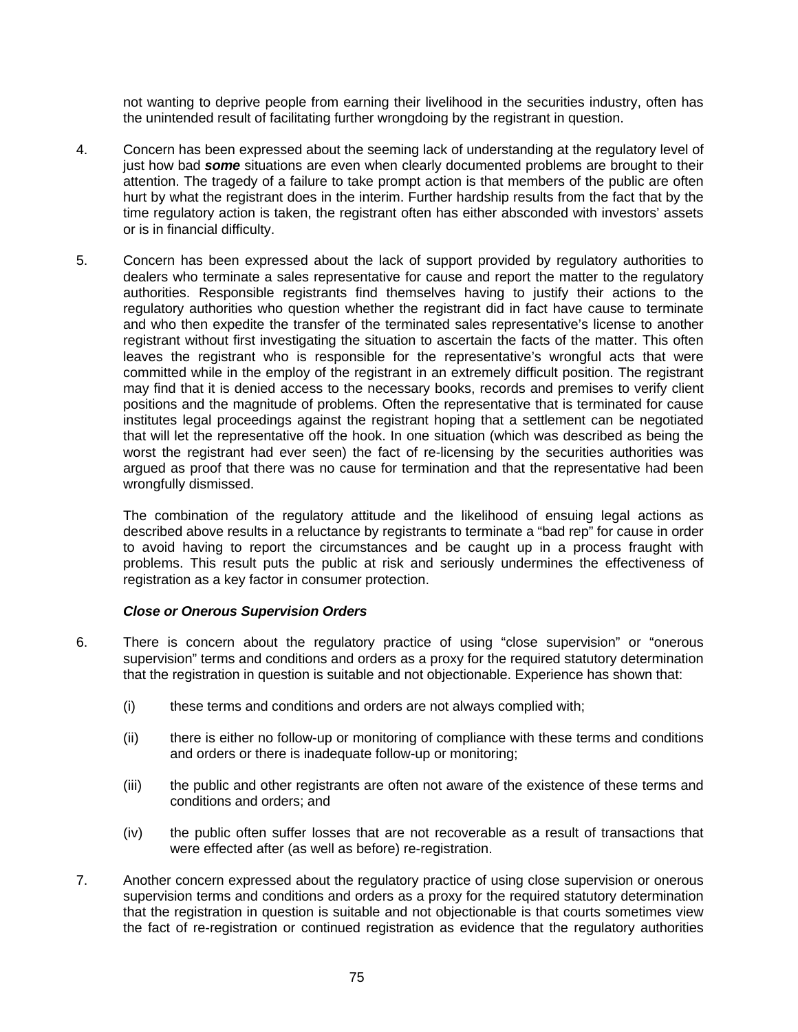not wanting to deprive people from earning their livelihood in the securities industry, often has the unintended result of facilitating further wrongdoing by the registrant in question.

4. Concern has been expressed about the seeming lack of understanding at the regulatory level of just how bad ***some*** situations are even when clearly documented problems are brought to their attention. The tragedy of a failure to take prompt action is that members of the public are often hurt by what the registrant does in the interim. Further hardship results from the fact that by the time regulatory action is taken, the registrant often has either absconded with investors' assets or is in financial difficulty.

5. Concern has been expressed about the lack of support provided by regulatory authorities to dealers who terminate a sales representative for cause and report the matter to the regulatory authorities. Responsible registrants find themselves having to justify their actions to the regulatory authorities who question whether the registrant did in fact have cause to terminate and who then expedite the transfer of the terminated sales representative's license to another registrant without first investigating the situation to ascertain the facts of the matter. This often leaves the registrant who is responsible for the representative's wrongful acts that were committed while in the employ of the registrant in an extremely difficult position. The registrant may find that it is denied access to the necessary books, records and premises to verify client positions and the magnitude of problems. Often the representative that is terminated for cause institutes legal proceedings against the registrant hoping that a settlement can be negotiated that will let the representative off the hook. In one situation (which was described as being the worst the registrant had ever seen) the fact of re-licensing by the securities authorities was argued as proof that there was no cause for termination and that the representative had been wrongfully dismissed.

   The combination of the regulatory attitude and the likelihood of ensuing legal actions as described above results in a reluctance by registrants to terminate a "bad rep" for cause in order to avoid having to report the circumstances and be caught up in a process fraught with problems. This result puts the public at risk and seriously undermines the effectiveness of registration as a key factor in consumer protection.

***Close or Onerous Supervision Orders***

6. There is concern about the regulatory practice of using "close supervision" or "onerous supervision" terms and conditions and orders as a proxy for the required statutory determination that the registration in question is suitable and not objectionable. Experience has shown that:

   (i) these terms and conditions and orders are not always complied with;

   (ii) there is either no follow-up or monitoring of compliance with these terms and conditions and orders or there is inadequate follow-up or monitoring;

   (iii) the public and other registrants are often not aware of the existence of these terms and conditions and orders; and

   (iv) the public often suffer losses that are not recoverable as a result of transactions that were effected after (as well as before) re-registration.

7. Another concern expressed about the regulatory practice of using close supervision or onerous supervision terms and conditions and orders as a proxy for the required statutory determination that the registration in question is suitable and not objectionable is that courts sometimes view the fact of re-registration or continued registration as evidence that the regulatory authorities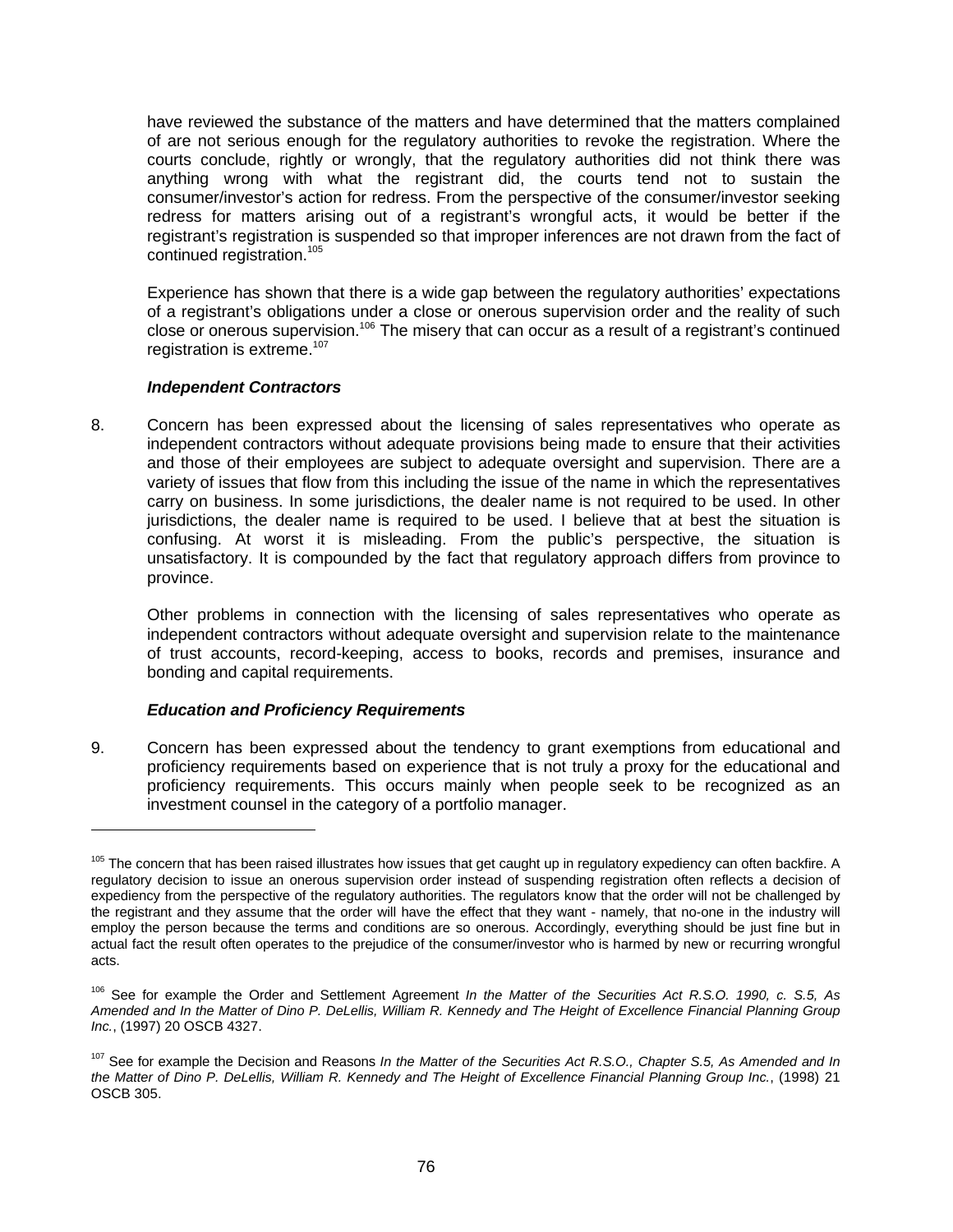have reviewed the substance of the matters and have determined that the matters complained of are not serious enough for the regulatory authorities to revoke the registration. Where the courts conclude, rightly or wrongly, that the regulatory authorities did not think there was anything wrong with what the registrant did, the courts tend not to sustain the consumer/investor's action for redress. From the perspective of the consumer/investor seeking redress for matters arising out of a registrant's wrongful acts, it would be better if the registrant's registration is suspended so that improper inferences are not drawn from the fact of continued registration.[105]

Experience has shown that there is a wide gap between the regulatory authorities' expectations of a registrant's obligations under a close or onerous supervision order and the reality of such close or onerous supervision.[106] The misery that can occur as a result of a registrant's continued registration is extreme.[107]

***Independent Contractors***

8. Concern has been expressed about the licensing of sales representatives who operate as independent contractors without adequate provisions being made to ensure that their activities and those of their employees are subject to adequate oversight and supervision. There are a variety of issues that flow from this including the issue of the name in which the representatives carry on business. In some jurisdictions, the dealer name is not required to be used. In other jurisdictions, the dealer name is required to be used. I believe that at best the situation is confusing. At worst it is misleading. From the public's perspective, the situation is unsatisfactory. It is compounded by the fact that regulatory approach differs from province to province.

   Other problems in connection with the licensing of sales representatives who operate as independent contractors without adequate oversight and supervision relate to the maintenance of trust accounts, record-keeping, access to books, records and premises, insurance and bonding and capital requirements.

***Education and Proficiency Requirements***

9. Concern has been expressed about the tendency to grant exemptions from educational and proficiency requirements based on experience that is not truly a proxy for the educational and proficiency requirements. This occurs mainly when people seek to be recognized as an investment counsel in the category of a portfolio manager.

---

[105] The concern that has been raised illustrates how issues that get caught up in regulatory expediency can often backfire. A regulatory decision to issue an onerous supervision order instead of suspending registration often reflects a decision of expediency from the perspective of the regulatory authorities. The regulators know that the order will not be challenged by the registrant and they assume that the order will have the effect that they want - namely, that no-one in the industry will employ the person because the terms and conditions are so onerous. Accordingly, everything should be just fine but in actual fact the result often operates to the prejudice of the consumer/investor who is harmed by new or recurring wrongful acts.

[106] See for example the Order and Settlement Agreement *In the Matter of the Securities Act R.S.O. 1990, c. S.5, As Amended and In the Matter of Dino P. DeLellis, William R. Kennedy and The Height of Excellence Financial Planning Group Inc.*, (1997) 20 OSCB 4327.

[107] See for example the Decision and Reasons *In the Matter of the Securities Act R.S.O., Chapter S.5, As Amended and In the Matter of Dino P. DeLellis, William R. Kennedy and The Height of Excellence Financial Planning Group Inc.*, (1998) 21 OSCB 305.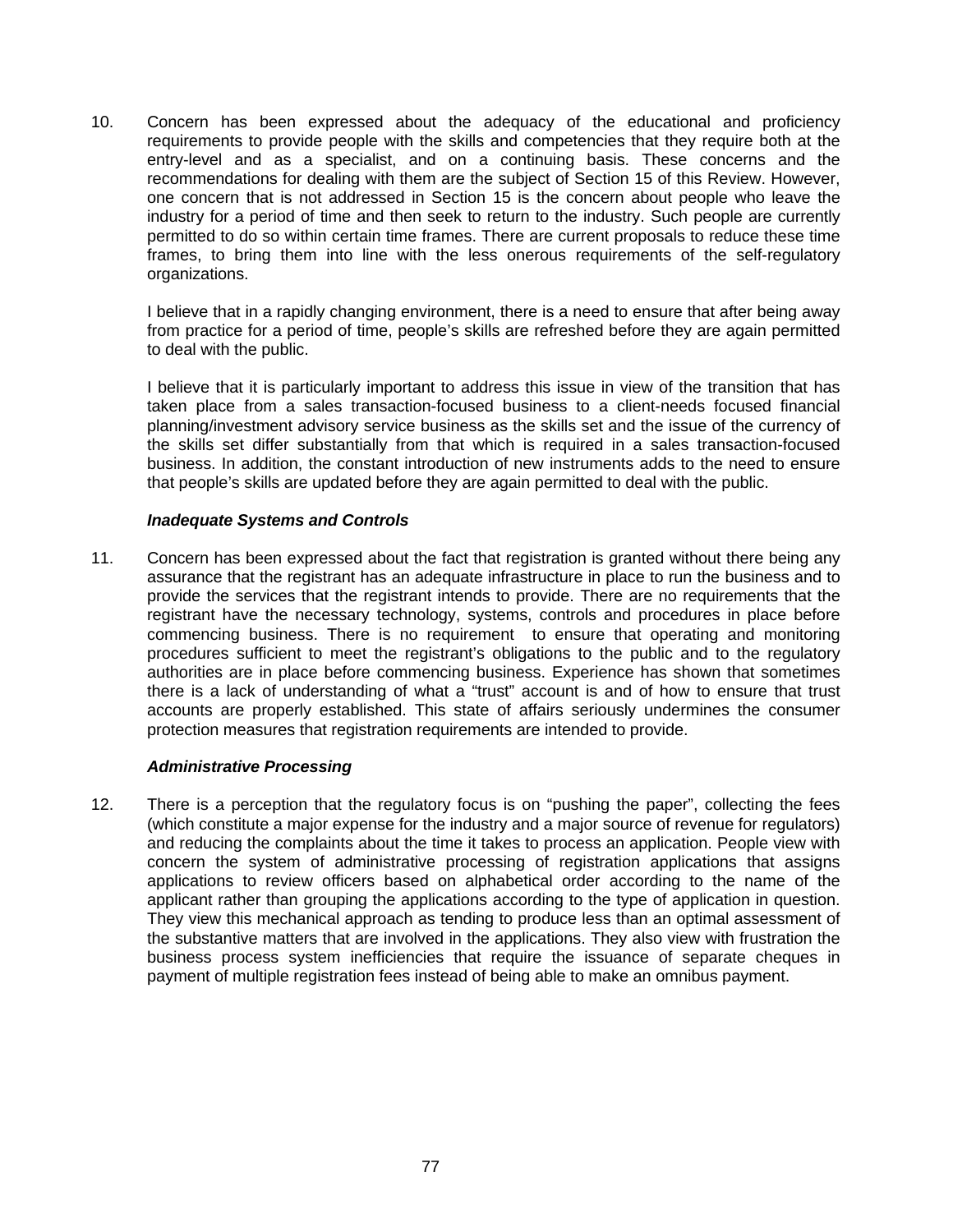10. Concern has been expressed about the adequacy of the educational and proficiency requirements to provide people with the skills and competencies that they require both at the entry-level and as a specialist, and on a continuing basis. These concerns and the recommendations for dealing with them are the subject of Section 15 of this Review. However, one concern that is not addressed in Section 15 is the concern about people who leave the industry for a period of time and then seek to return to the industry. Such people are currently permitted to do so within certain time frames. There are current proposals to reduce these time frames, to bring them into line with the less onerous requirements of the self-regulatory organizations.

    I believe that in a rapidly changing environment, there is a need to ensure that after being away from practice for a period of time, people's skills are refreshed before they are again permitted to deal with the public.

    I believe that it is particularly important to address this issue in view of the transition that has taken place from a sales transaction-focused business to a client-needs focused financial planning/investment advisory service business as the skills set and the issue of the currency of the skills set differ substantially from that which is required in a sales transaction-focused business. In addition, the constant introduction of new instruments adds to the need to ensure that people's skills are updated before they are again permitted to deal with the public.

### *Inadequate Systems and Controls*

11. Concern has been expressed about the fact that registration is granted without there being any assurance that the registrant has an adequate infrastructure in place to run the business and to provide the services that the registrant intends to provide. There are no requirements that the registrant have the necessary technology, systems, controls and procedures in place before commencing business. There is no requirement to ensure that operating and monitoring procedures sufficient to meet the registrant's obligations to the public and to the regulatory authorities are in place before commencing business. Experience has shown that sometimes there is a lack of understanding of what a "trust" account is and of how to ensure that trust accounts are properly established. This state of affairs seriously undermines the consumer protection measures that registration requirements are intended to provide.

### *Administrative Processing*

12. There is a perception that the regulatory focus is on "pushing the paper", collecting the fees (which constitute a major expense for the industry and a major source of revenue for regulators) and reducing the complaints about the time it takes to process an application. People view with concern the system of administrative processing of registration applications that assigns applications to review officers based on alphabetical order according to the name of the applicant rather than grouping the applications according to the type of application in question. They view this mechanical approach as tending to produce less than an optimal assessment of the substantive matters that are involved in the applications. They also view with frustration the business process system inefficiencies that require the issuance of separate cheques in payment of multiple registration fees instead of being able to make an omnibus payment.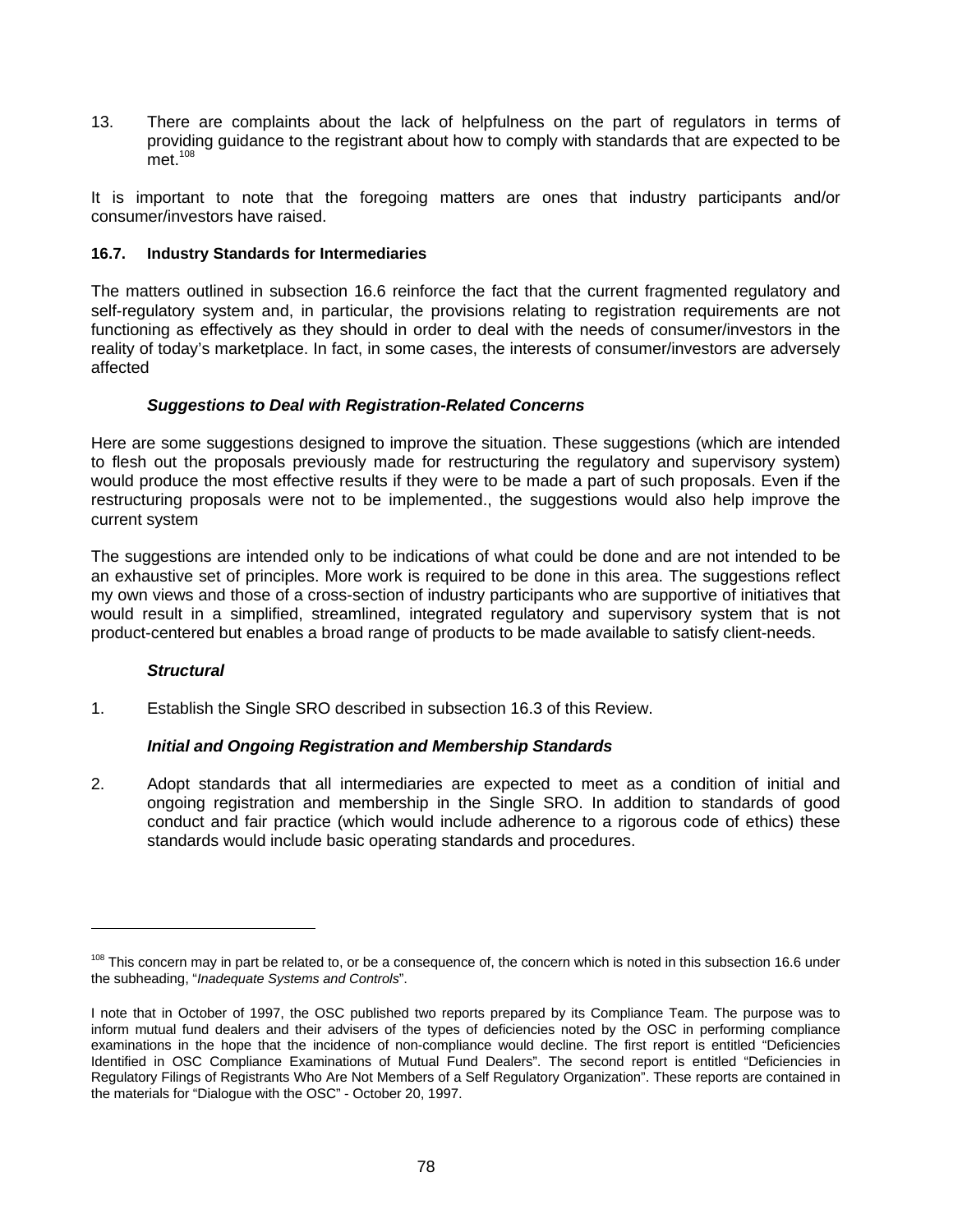13. There are complaints about the lack of helpfulness on the part of regulators in terms of providing guidance to the registrant about how to comply with standards that are expected to be met.[108]

It is important to note that the foregoing matters are ones that industry participants and/or consumer/investors have raised.

**16.7. Industry Standards for Intermediaries**

The matters outlined in subsection 16.6 reinforce the fact that the current fragmented regulatory and self-regulatory system and, in particular, the provisions relating to registration requirements are not functioning as effectively as they should in order to deal with the needs of consumer/investors in the reality of today's marketplace. In fact, in some cases, the interests of consumer/investors are adversely affected

***Suggestions to Deal with Registration-Related Concerns***

Here are some suggestions designed to improve the situation. These suggestions (which are intended to flesh out the proposals previously made for restructuring the regulatory and supervisory system) would produce the most effective results if they were to be made a part of such proposals. Even if the restructuring proposals were not to be implemented., the suggestions would also help improve the current system

The suggestions are intended only to be indications of what could be done and are not intended to be an exhaustive set of principles. More work is required to be done in this area. The suggestions reflect my own views and those of a cross-section of industry participants who are supportive of initiatives that would result in a simplified, streamlined, integrated regulatory and supervisory system that is not product-centered but enables a broad range of products to be made available to satisfy client-needs.

***Structural***

1. Establish the Single SRO described in subsection 16.3 of this Review.

***Initial and Ongoing Registration and Membership Standards***

2. Adopt standards that all intermediaries are expected to meet as a condition of initial and ongoing registration and membership in the Single SRO. In addition to standards of good conduct and fair practice (which would include adherence to a rigorous code of ethics) these standards would include basic operating standards and procedures.

---

[108] This concern may in part be related to, or be a consequence of, the concern which is noted in this subsection 16.6 under the subheading, "*Inadequate Systems and Controls*".

I note that in October of 1997, the OSC published two reports prepared by its Compliance Team. The purpose was to inform mutual fund dealers and their advisers of the types of deficiencies noted by the OSC in performing compliance examinations in the hope that the incidence of non-compliance would decline. The first report is entitled "Deficiencies Identified in OSC Compliance Examinations of Mutual Fund Dealers". The second report is entitled "Deficiencies in Regulatory Filings of Registrants Who Are Not Members of a Self Regulatory Organization". These reports are contained in the materials for "Dialogue with the OSC" - October 20, 1997.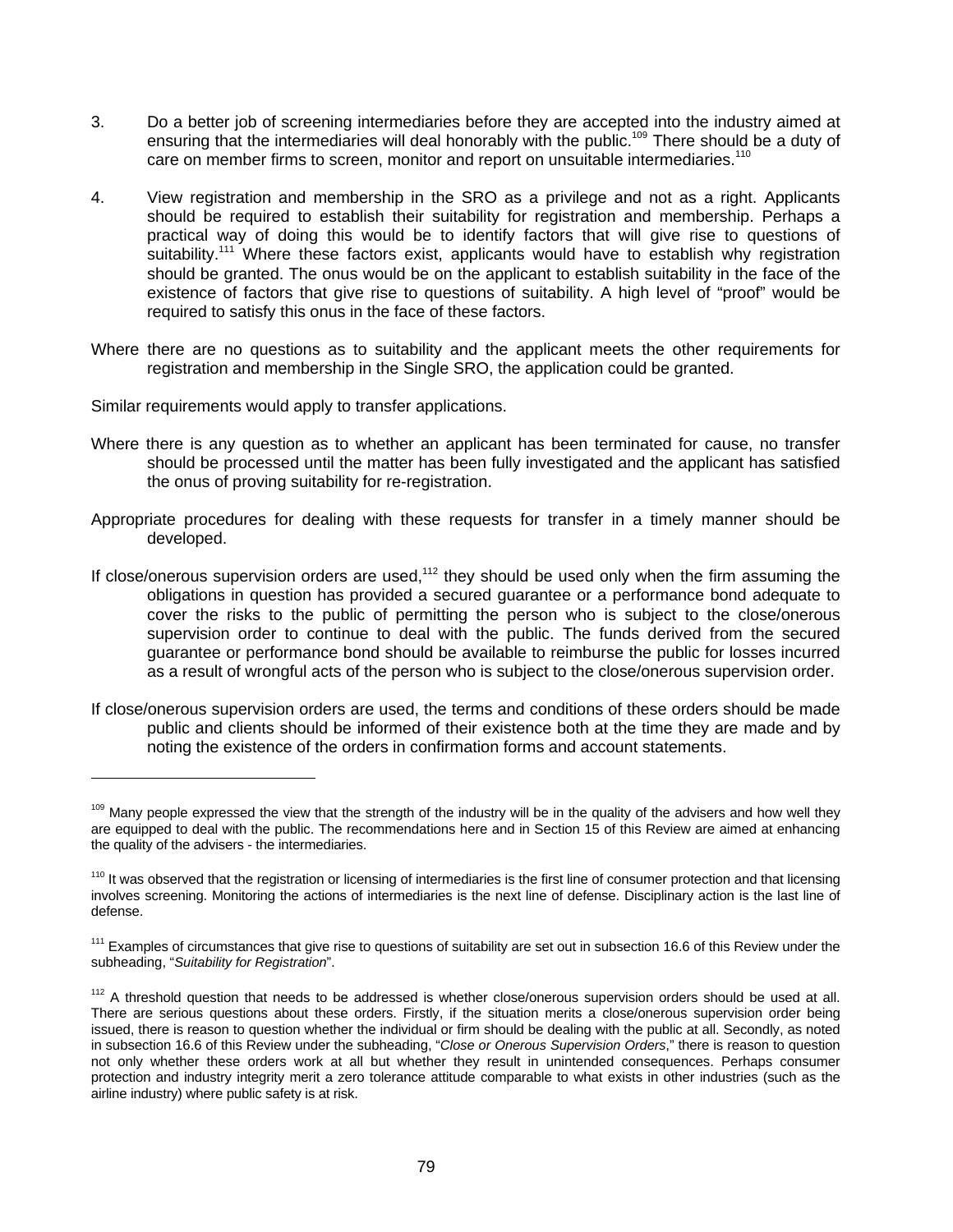3. Do a better job of screening intermediaries before they are accepted into the industry aimed at ensuring that the intermediaries will deal honorably with the public.[109] There should be a duty of care on member firms to screen, monitor and report on unsuitable intermediaries.[110]

4. View registration and membership in the SRO as a privilege and not as a right. Applicants should be required to establish their suitability for registration and membership. Perhaps a practical way of doing this would be to identify factors that will give rise to questions of suitability.[111] Where these factors exist, applicants would have to establish why registration should be granted. The onus would be on the applicant to establish suitability in the face of the existence of factors that give rise to questions of suitability. A high level of "proof" would be required to satisfy this onus in the face of these factors.

Where there are no questions as to suitability and the applicant meets the other requirements for registration and membership in the Single SRO, the application could be granted.

Similar requirements would apply to transfer applications.

Where there is any question as to whether an applicant has been terminated for cause, no transfer should be processed until the matter has been fully investigated and the applicant has satisfied the onus of proving suitability for re-registration.

Appropriate procedures for dealing with these requests for transfer in a timely manner should be developed.

If close/onerous supervision orders are used,[112] they should be used only when the firm assuming the obligations in question has provided a secured guarantee or a performance bond adequate to cover the risks to the public of permitting the person who is subject to the close/onerous supervision order to continue to deal with the public. The funds derived from the secured guarantee or performance bond should be available to reimburse the public for losses incurred as a result of wrongful acts of the person who is subject to the close/onerous supervision order.

If close/onerous supervision orders are used, the terms and conditions of these orders should be made public and clients should be informed of their existence both at the time they are made and by noting the existence of the orders in confirmation forms and account statements.

---

[109] Many people expressed the view that the strength of the industry will be in the quality of the advisers and how well they are equipped to deal with the public. The recommendations here and in Section 15 of this Review are aimed at enhancing the quality of the advisers - the intermediaries.

[110] It was observed that the registration or licensing of intermediaries is the first line of consumer protection and that licensing involves screening. Monitoring the actions of intermediaries is the next line of defense. Disciplinary action is the last line of defense.

[111] Examples of circumstances that give rise to questions of suitability are set out in subsection 16.6 of this Review under the subheading, "*Suitability for Registration*".

[112] A threshold question that needs to be addressed is whether close/onerous supervision orders should be used at all. There are serious questions about these orders. Firstly, if the situation merits a close/onerous supervision order being issued, there is reason to question whether the individual or firm should be dealing with the public at all. Secondly, as noted in subsection 16.6 of this Review under the subheading, "*Close or Onerous Supervision Orders*," there is reason to question not only whether these orders work at all but whether they result in unintended consequences. Perhaps consumer protection and industry integrity merit a zero tolerance attitude comparable to what exists in other industries (such as the airline industry) where public safety is at risk.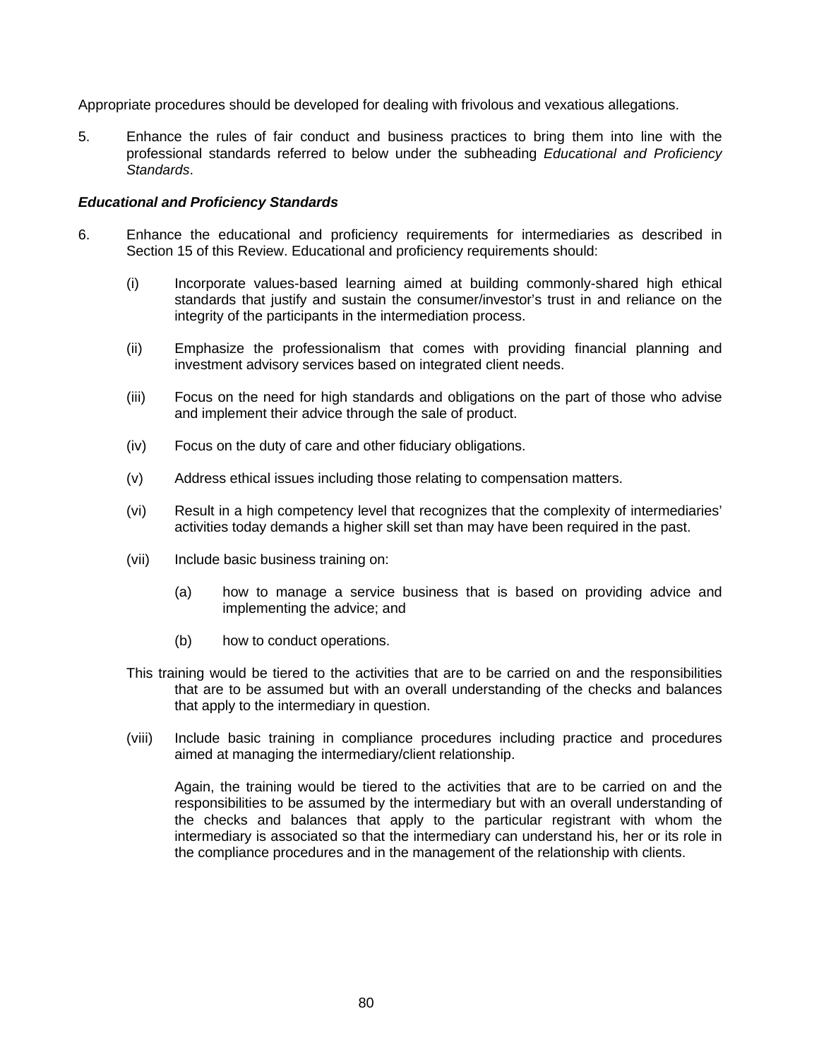Appropriate procedures should be developed for dealing with frivolous and vexatious allegations.

5. Enhance the rules of fair conduct and business practices to bring them into line with the professional standards referred to below under the subheading *Educational and Proficiency Standards*.

***Educational and Proficiency Standards***

6. Enhance the educational and proficiency requirements for intermediaries as described in Section 15 of this Review. Educational and proficiency requirements should:

   (i) Incorporate values-based learning aimed at building commonly-shared high ethical standards that justify and sustain the consumer/investor's trust in and reliance on the integrity of the participants in the intermediation process.

   (ii) Emphasize the professionalism that comes with providing financial planning and investment advisory services based on integrated client needs.

   (iii) Focus on the need for high standards and obligations on the part of those who advise and implement their advice through the sale of product.

   (iv) Focus on the duty of care and other fiduciary obligations.

   (v) Address ethical issues including those relating to compensation matters.

   (vi) Result in a high competency level that recognizes that the complexity of intermediaries' activities today demands a higher skill set than may have been required in the past.

   (vii) Include basic business training on:

      (a) how to manage a service business that is based on providing advice and implementing the advice; and

      (b) how to conduct operations.

   This training would be tiered to the activities that are to be carried on and the responsibilities that are to be assumed but with an overall understanding of the checks and balances that apply to the intermediary in question.

   (viii) Include basic training in compliance procedures including practice and procedures aimed at managing the intermediary/client relationship.

   Again, the training would be tiered to the activities that are to be carried on and the responsibilities to be assumed by the intermediary but with an overall understanding of the checks and balances that apply to the particular registrant with whom the intermediary is associated so that the intermediary can understand his, her or its role in the compliance procedures and in the management of the relationship with clients.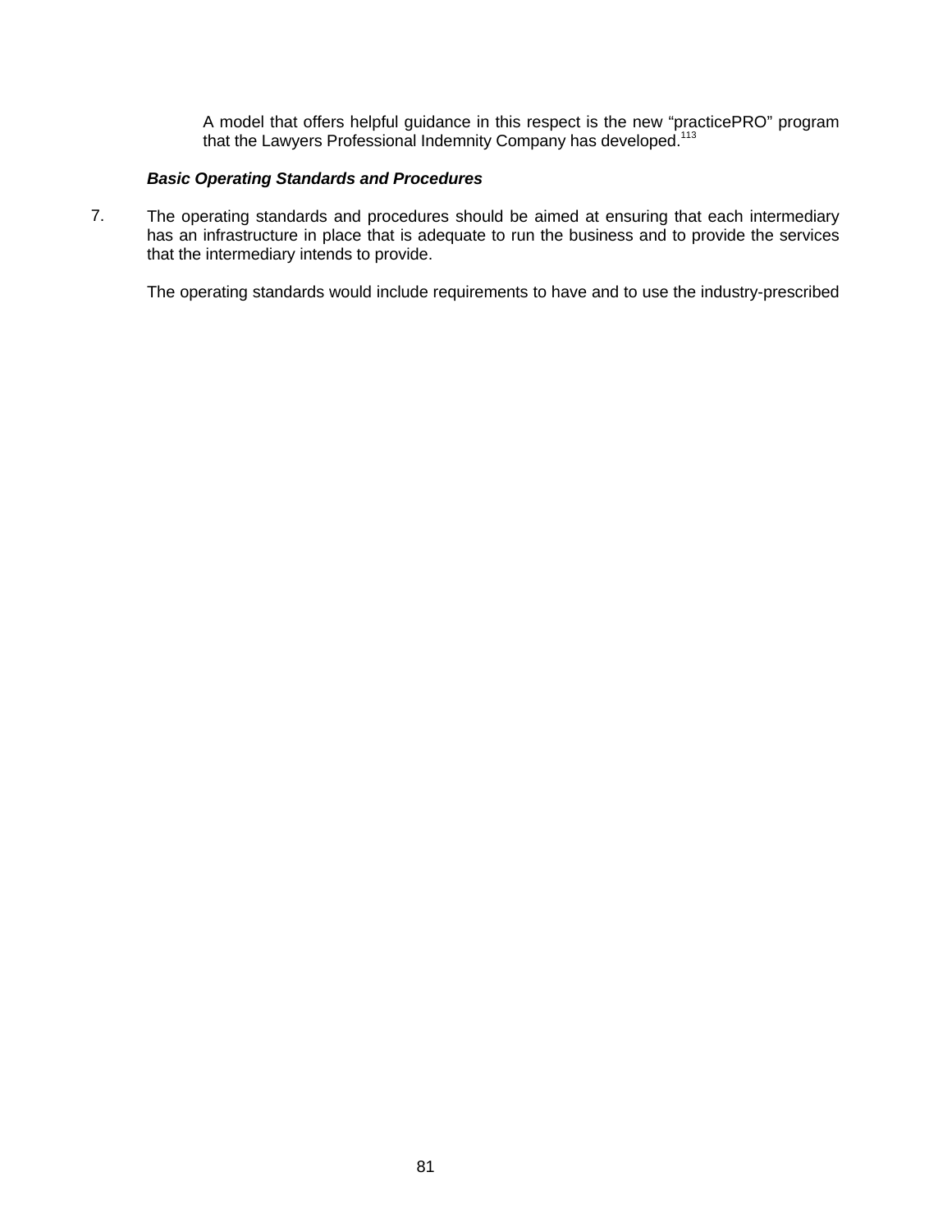A model that offers helpful guidance in this respect is the new "practicePRO" program that the Lawyers Professional Indemnity Company has developed.[113]

***Basic Operating Standards and Procedures***

7. The operating standards and procedures should be aimed at ensuring that each intermediary has an infrastructure in place that is adequate to run the business and to provide the services that the intermediary intends to provide.

The operating standards would include requirements to have and to use the industry-prescribed